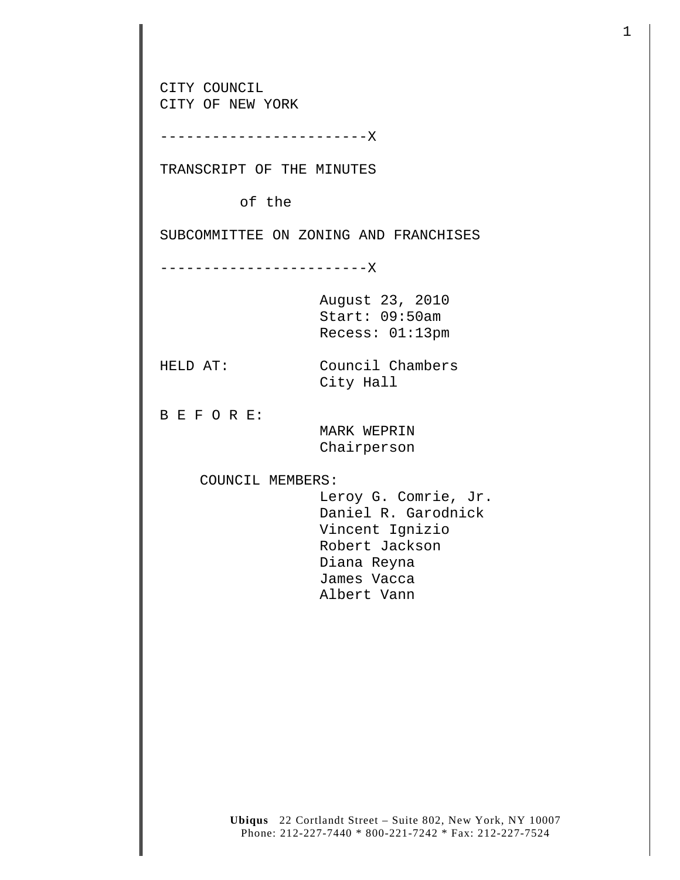CITY COUNCIL
CITY OF NEW YORK

------------------------X

TRANSCRIPT OF THE MINUTES

of the

SUBCOMMITTEE ON ZONING AND FRANCHISES

------------------------X

August 23, 2010
Start: 09:50am
Recess: 01:13pm

HELD AT: Council Chambers
City Hall

B E F O R E:
MARK WEPRIN
Chairperson

COUNCIL MEMBERS:
Leroy G. Comrie, Jr.
Daniel R. Garodnick
Vincent Ignizio
Robert Jackson
Diana Reyna
James Vacca
Albert Vann

**Ubiqus** 22 Cortlandt Street – Suite 802, New York, NY 10007
Phone: 212-227-7440 * 800-221-7242 * Fax: 212-227-7524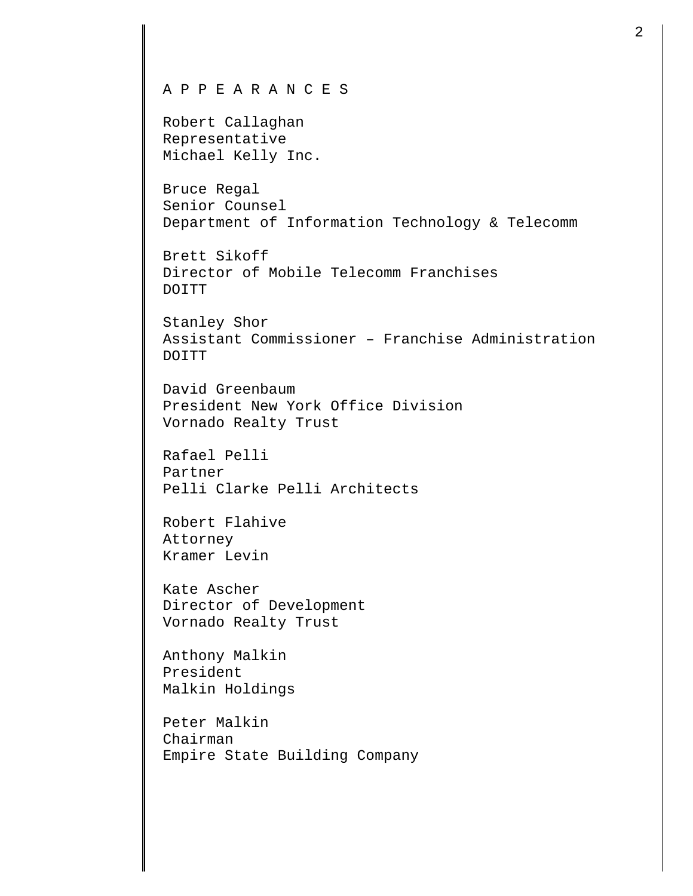A P P E A R A N C E S

Robert Callaghan
Representative
Michael Kelly Inc.

Bruce Regal
Senior Counsel
Department of Information Technology & Telecomm

Brett Sikoff
Director of Mobile Telecomm Franchises
DOITT

Stanley Shor
Assistant Commissioner – Franchise Administration
DOITT

David Greenbaum
President New York Office Division
Vornado Realty Trust

Rafael Pelli
Partner
Pelli Clarke Pelli Architects

Robert Flahive
Attorney
Kramer Levin

Kate Ascher
Director of Development
Vornado Realty Trust

Anthony Malkin
President
Malkin Holdings

Peter Malkin
Chairman
Empire State Building Company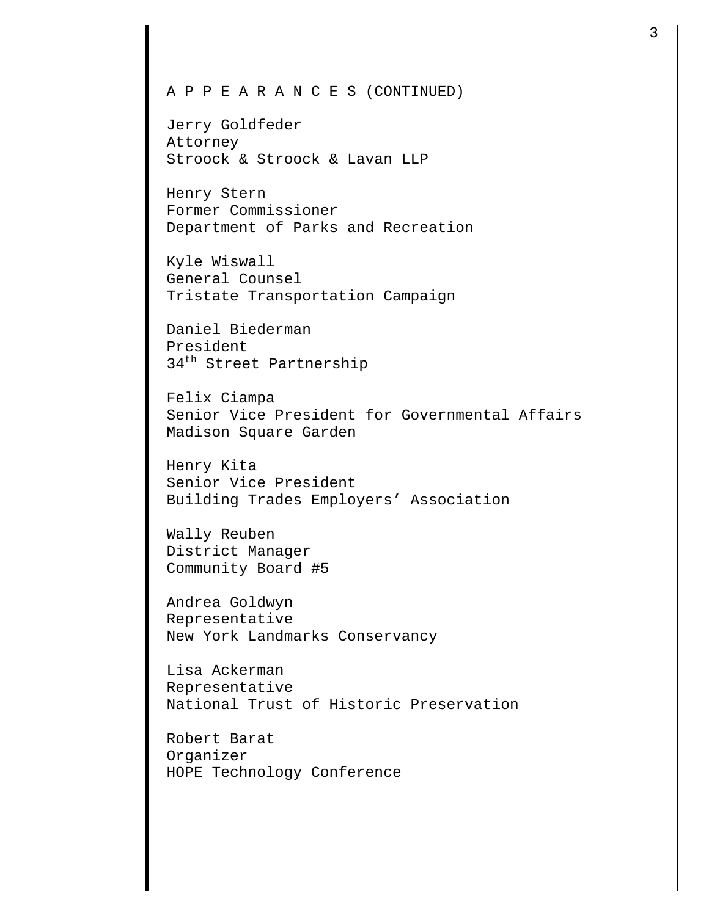A P P E A R A N C E S (CONTINUED)

Jerry Goldfeder
Attorney
Stroock & Stroock & Lavan LLP

Henry Stern
Former Commissioner
Department of Parks and Recreation

Kyle Wiswall
General Counsel
Tristate Transportation Campaign

Daniel Biederman
President
34th Street Partnership

Felix Ciampa
Senior Vice President for Governmental Affairs
Madison Square Garden

Henry Kita
Senior Vice President
Building Trades Employers' Association

Wally Reuben
District Manager
Community Board #5

Andrea Goldwyn
Representative
New York Landmarks Conservancy

Lisa Ackerman
Representative
National Trust of Historic Preservation

Robert Barat
Organizer
HOPE Technology Conference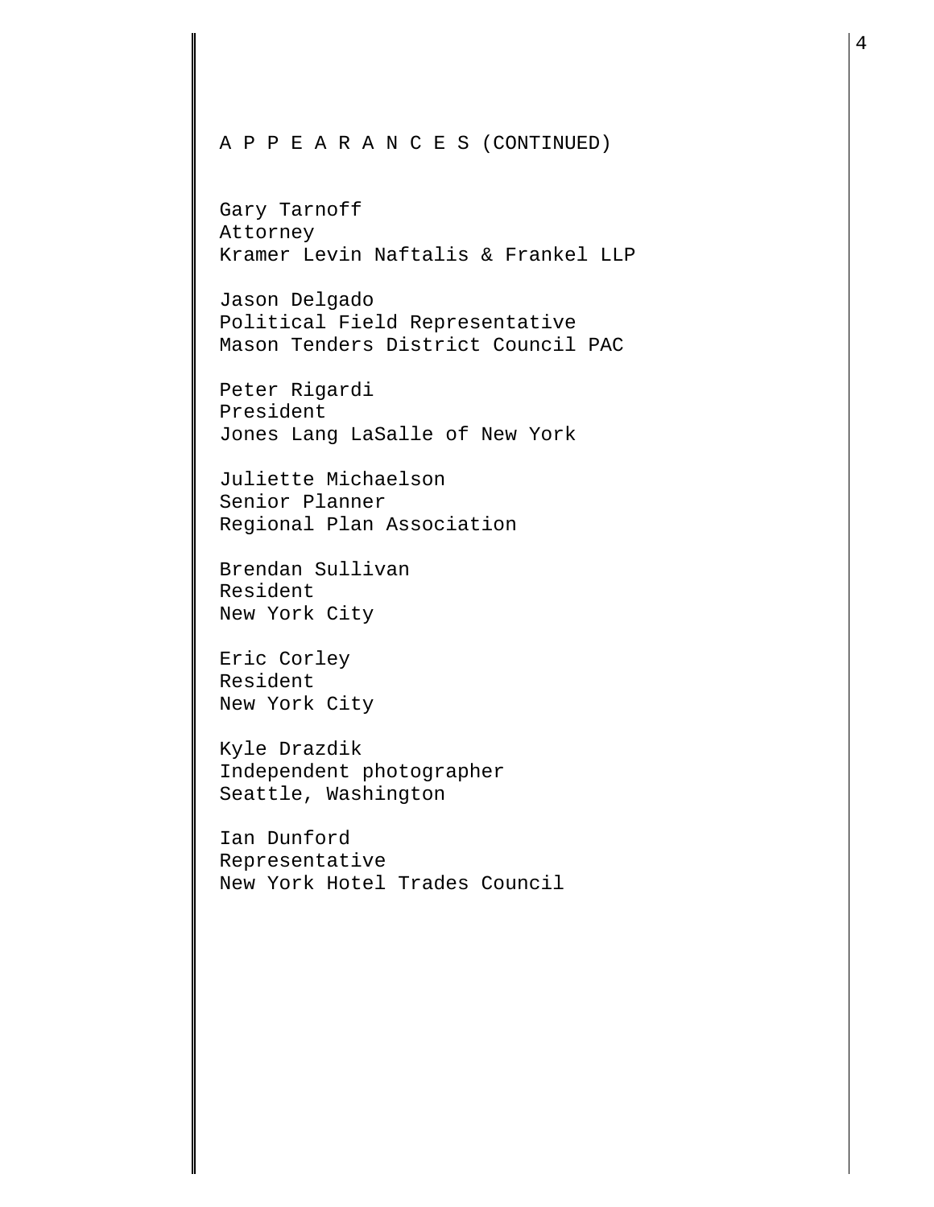A P P E A R A N C E S (CONTINUED)

Gary Tarnoff
Attorney
Kramer Levin Naftalis & Frankel LLP

Jason Delgado
Political Field Representative
Mason Tenders District Council PAC

Peter Rigardi
President
Jones Lang LaSalle of New York

Juliette Michaelson
Senior Planner
Regional Plan Association

Brendan Sullivan
Resident
New York City

Eric Corley
Resident
New York City

Kyle Drazdik
Independent photographer
Seattle, Washington

Ian Dunford
Representative
New York Hotel Trades Council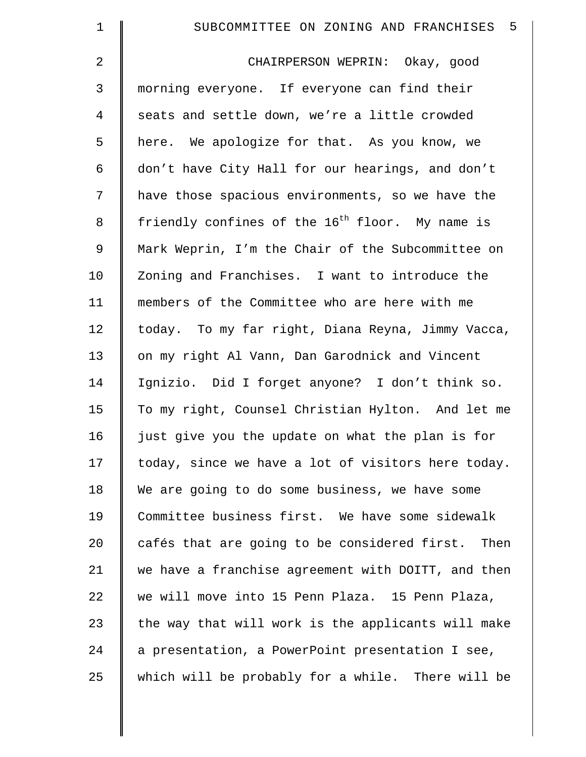CHAIRPERSON WEPRIN: Okay, good morning everyone. If everyone can find their seats and settle down, we're a little crowded here. We apologize for that. As you know, we don't have City Hall for our hearings, and don't have those spacious environments, so we have the friendly confines of the 16th floor. My name is Mark Weprin, I'm the Chair of the Subcommittee on Zoning and Franchises. I want to introduce the members of the Committee who are here with me today. To my far right, Diana Reyna, Jimmy Vacca, on my right Al Vann, Dan Garodnick and Vincent Ignizio. Did I forget anyone? I don't think so. To my right, Counsel Christian Hylton. And let me just give you the update on what the plan is for today, since we have a lot of visitors here today. We are going to do some business, we have some Committee business first. We have some sidewalk cafés that are going to be considered first. Then we have a franchise agreement with DOITT, and then we will move into 15 Penn Plaza. 15 Penn Plaza, the way that will work is the applicants will make a presentation, a PowerPoint presentation I see, which will be probably for a while. There will be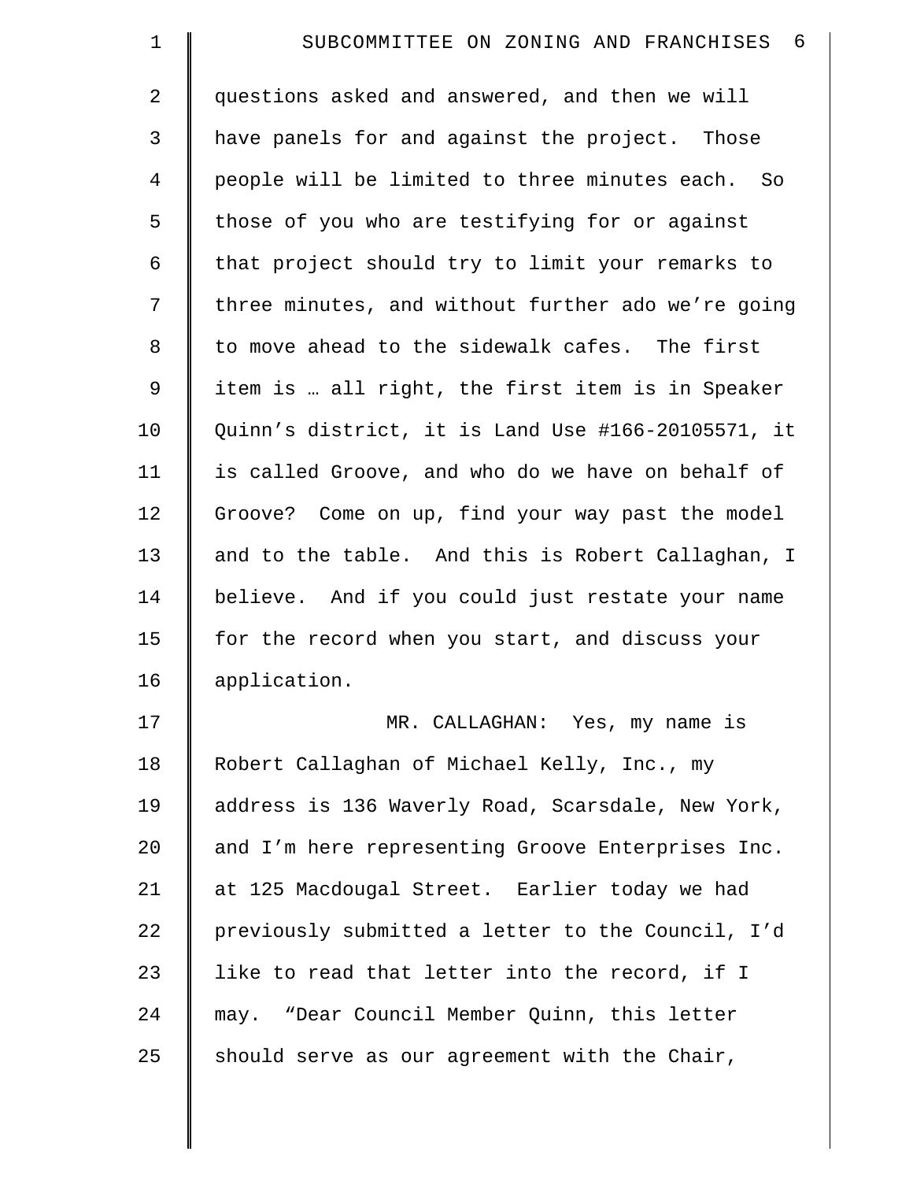questions asked and answered, and then we will have panels for and against the project. Those people will be limited to three minutes each. So those of you who are testifying for or against that project should try to limit your remarks to three minutes, and without further ado we're going to move ahead to the sidewalk cafes. The first item is … all right, the first item is in Speaker Quinn's district, it is Land Use #166-20105571, it is called Groove, and who do we have on behalf of Groove? Come on up, find your way past the model and to the table. And this is Robert Callaghan, I believe. And if you could just restate your name for the record when you start, and discuss your application.

MR. CALLAGHAN: Yes, my name is Robert Callaghan of Michael Kelly, Inc., my address is 136 Waverly Road, Scarsdale, New York, and I'm here representing Groove Enterprises Inc. at 125 Macdougal Street. Earlier today we had previously submitted a letter to the Council, I'd like to read that letter into the record, if I may. "Dear Council Member Quinn, this letter should serve as our agreement with the Chair,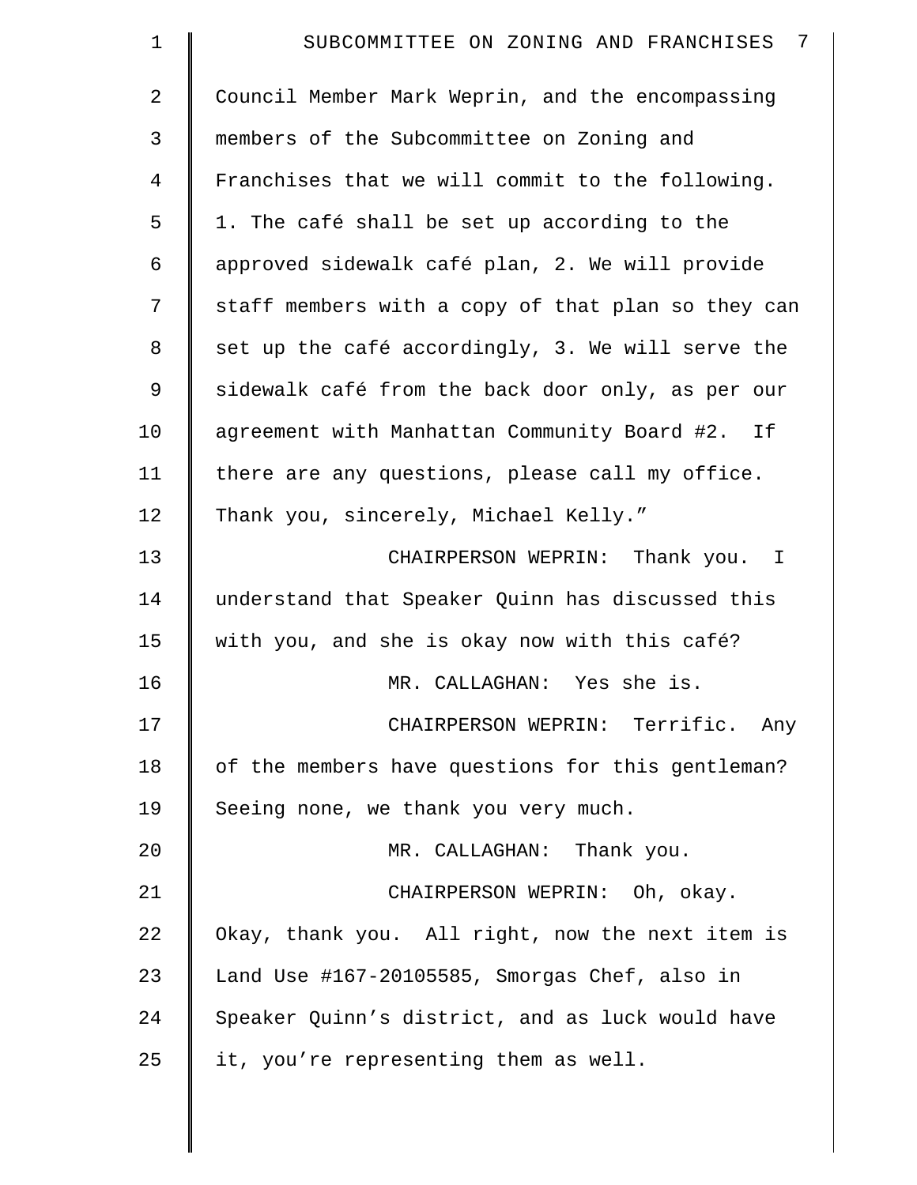Council Member Mark Weprin, and the encompassing members of the Subcommittee on Zoning and Franchises that we will commit to the following. 1. The café shall be set up according to the approved sidewalk café plan, 2. We will provide staff members with a copy of that plan so they can set up the café accordingly, 3. We will serve the sidewalk café from the back door only, as per our agreement with Manhattan Community Board #2. If there are any questions, please call my office. Thank you, sincerely, Michael Kelly."

CHAIRPERSON WEPRIN: Thank you. I understand that Speaker Quinn has discussed this with you, and she is okay now with this café?

MR. CALLAGHAN: Yes she is.

CHAIRPERSON WEPRIN: Terrific. Any of the members have questions for this gentleman? Seeing none, we thank you very much.

MR. CALLAGHAN: Thank you.

CHAIRPERSON WEPRIN: Oh, okay. Okay, thank you. All right, now the next item is Land Use #167-20105585, Smorgas Chef, also in Speaker Quinn's district, and as luck would have it, you're representing them as well.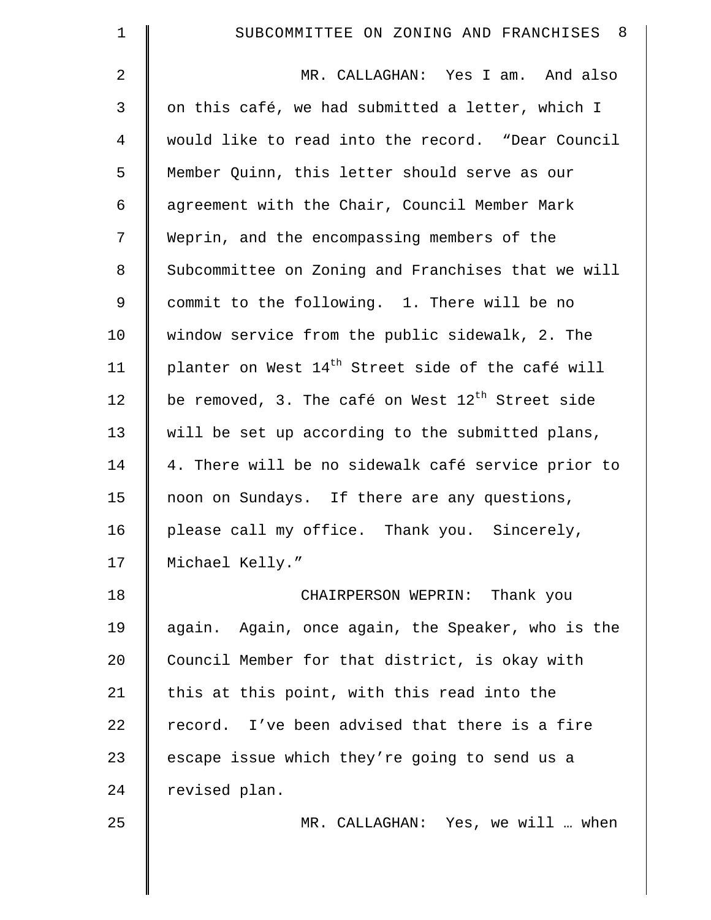MR. CALLAGHAN: Yes I am. And also on this café, we had submitted a letter, which I would like to read into the record. "Dear Council Member Quinn, this letter should serve as our agreement with the Chair, Council Member Mark Weprin, and the encompassing members of the Subcommittee on Zoning and Franchises that we will commit to the following. 1. There will be no window service from the public sidewalk, 2. The planter on West 14th Street side of the café will be removed, 3. The café on West 12th Street side will be set up according to the submitted plans, 4. There will be no sidewalk café service prior to noon on Sundays. If there are any questions, please call my office. Thank you. Sincerely, Michael Kelly."

CHAIRPERSON WEPRIN: Thank you again. Again, once again, the Speaker, who is the Council Member for that district, is okay with this at this point, with this read into the record. I've been advised that there is a fire escape issue which they're going to send us a revised plan.

MR. CALLAGHAN: Yes, we will … when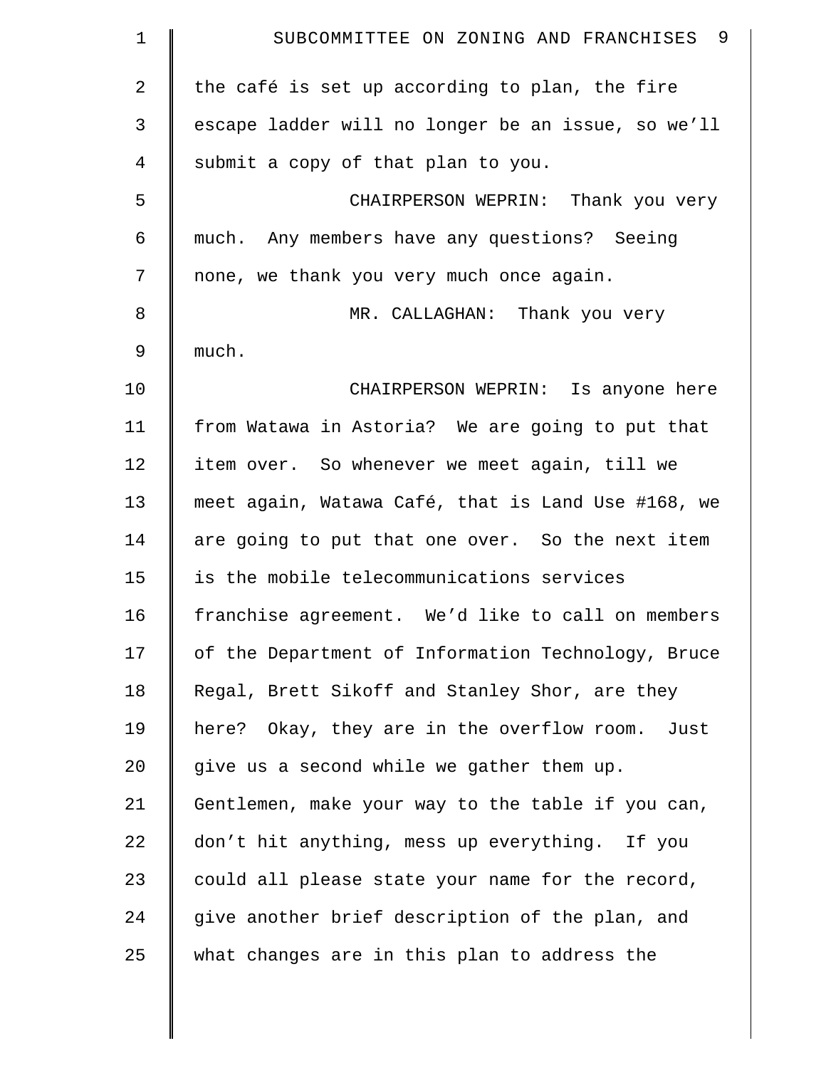the café is set up according to plan, the fire escape ladder will no longer be an issue, so we'll submit a copy of that plan to you.

CHAIRPERSON WEPRIN: Thank you very much. Any members have any questions? Seeing none, we thank you very much once again.

MR. CALLAGHAN: Thank you very much.

CHAIRPERSON WEPRIN: Is anyone here from Watawa in Astoria? We are going to put that item over. So whenever we meet again, till we meet again, Watawa Café, that is Land Use #168, we are going to put that one over. So the next item is the mobile telecommunications services franchise agreement. We'd like to call on members of the Department of Information Technology, Bruce Regal, Brett Sikoff and Stanley Shor, are they here? Okay, they are in the overflow room. Just give us a second while we gather them up. Gentlemen, make your way to the table if you can, don't hit anything, mess up everything. If you could all please state your name for the record, give another brief description of the plan, and what changes are in this plan to address the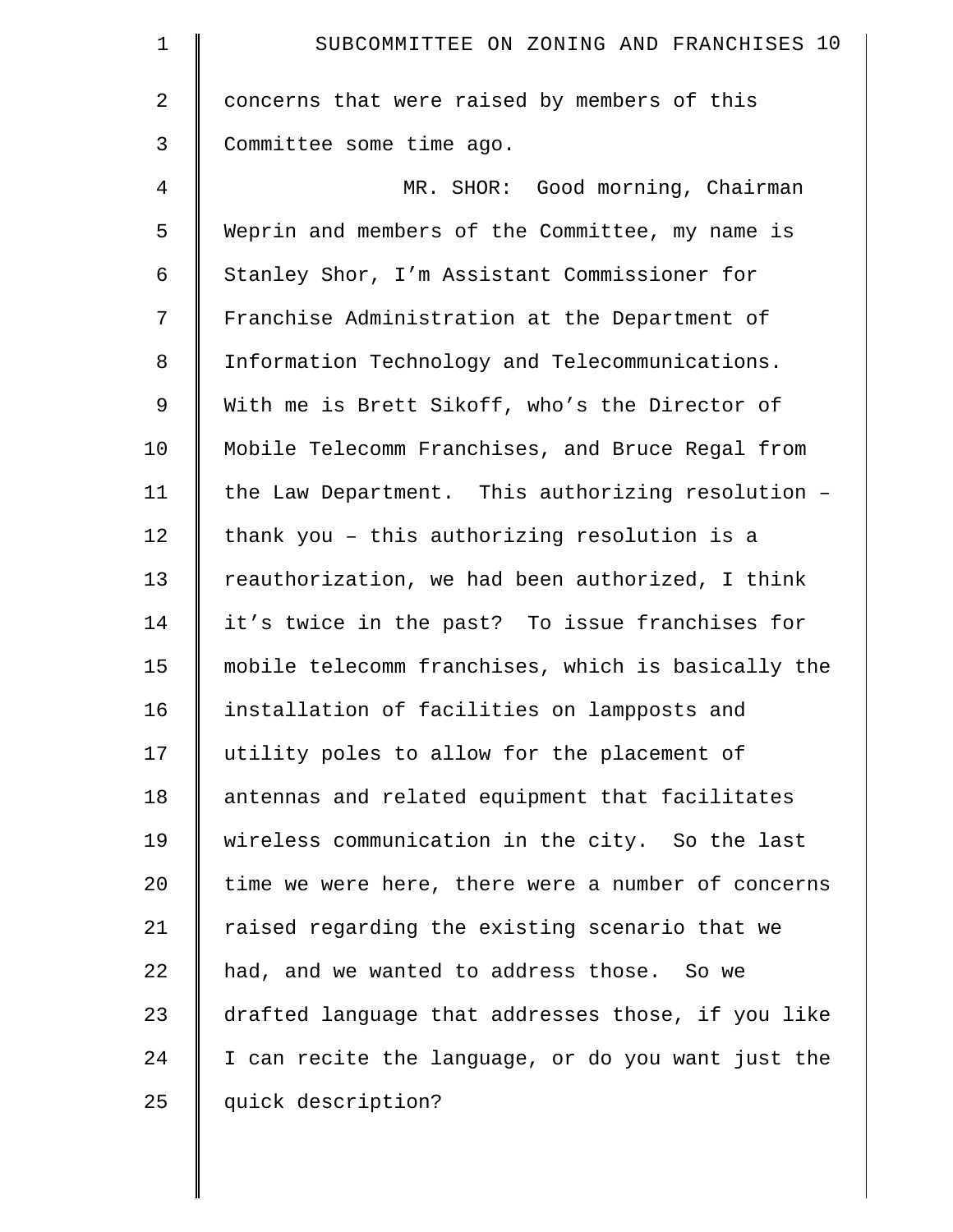concerns that were raised by members of this Committee some time ago.

MR. SHOR: Good morning, Chairman Weprin and members of the Committee, my name is Stanley Shor, I'm Assistant Commissioner for Franchise Administration at the Department of Information Technology and Telecommunications. With me is Brett Sikoff, who's the Director of Mobile Telecomm Franchises, and Bruce Regal from the Law Department. This authorizing resolution – thank you – this authorizing resolution is a reauthorization, we had been authorized, I think it's twice in the past? To issue franchises for mobile telecomm franchises, which is basically the installation of facilities on lampposts and utility poles to allow for the placement of antennas and related equipment that facilitates wireless communication in the city. So the last time we were here, there were a number of concerns raised regarding the existing scenario that we had, and we wanted to address those. So we drafted language that addresses those, if you like I can recite the language, or do you want just the quick description?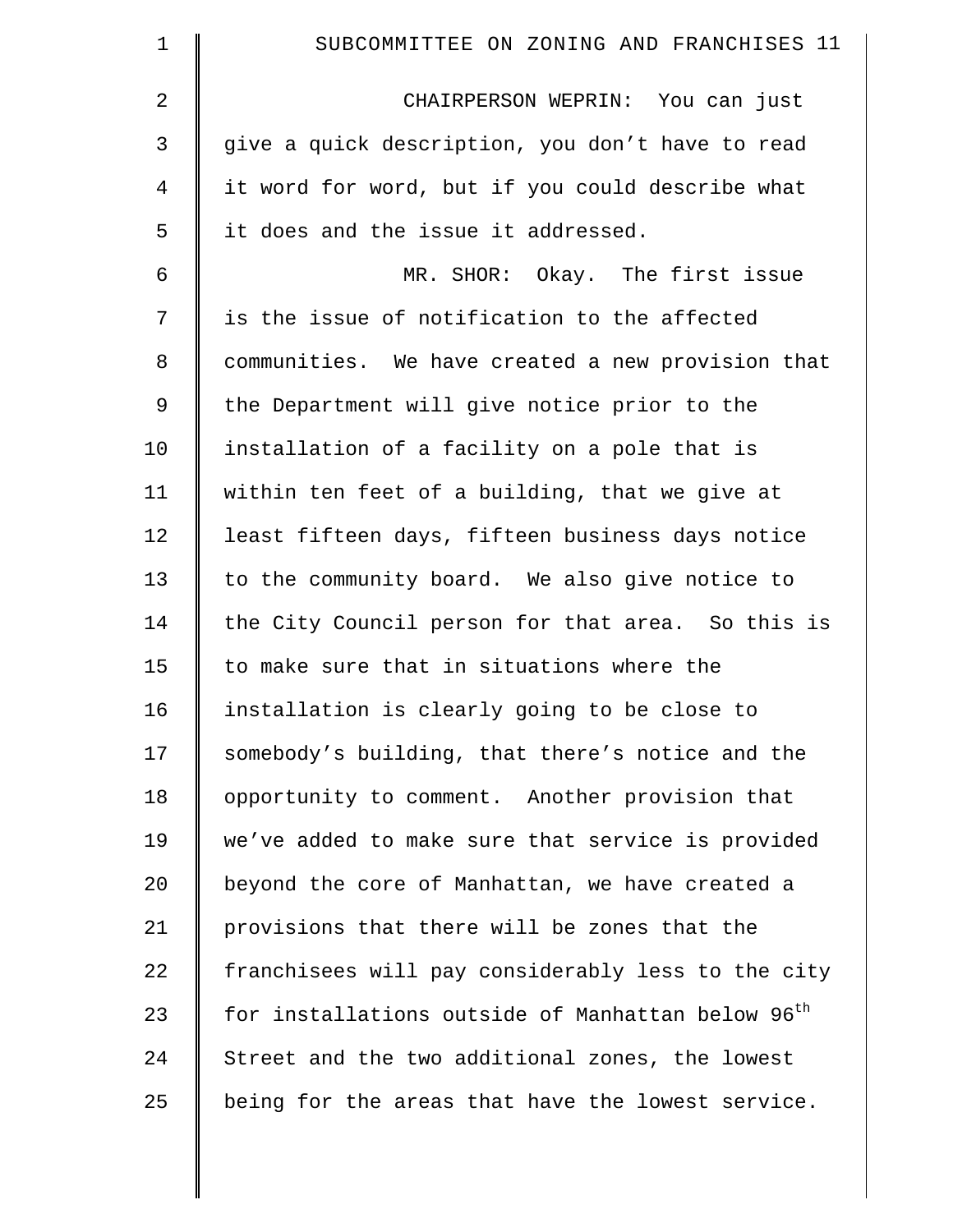CHAIRPERSON WEPRIN: You can just give a quick description, you don't have to read it word for word, but if you could describe what it does and the issue it addressed.

MR. SHOR: Okay. The first issue is the issue of notification to the affected communities. We have created a new provision that the Department will give notice prior to the installation of a facility on a pole that is within ten feet of a building, that we give at least fifteen days, fifteen business days notice to the community board. We also give notice to the City Council person for that area. So this is to make sure that in situations where the installation is clearly going to be close to somebody's building, that there's notice and the opportunity to comment. Another provision that we've added to make sure that service is provided beyond the core of Manhattan, we have created a provisions that there will be zones that the franchisees will pay considerably less to the city for installations outside of Manhattan below 96th Street and the two additional zones, the lowest being for the areas that have the lowest service.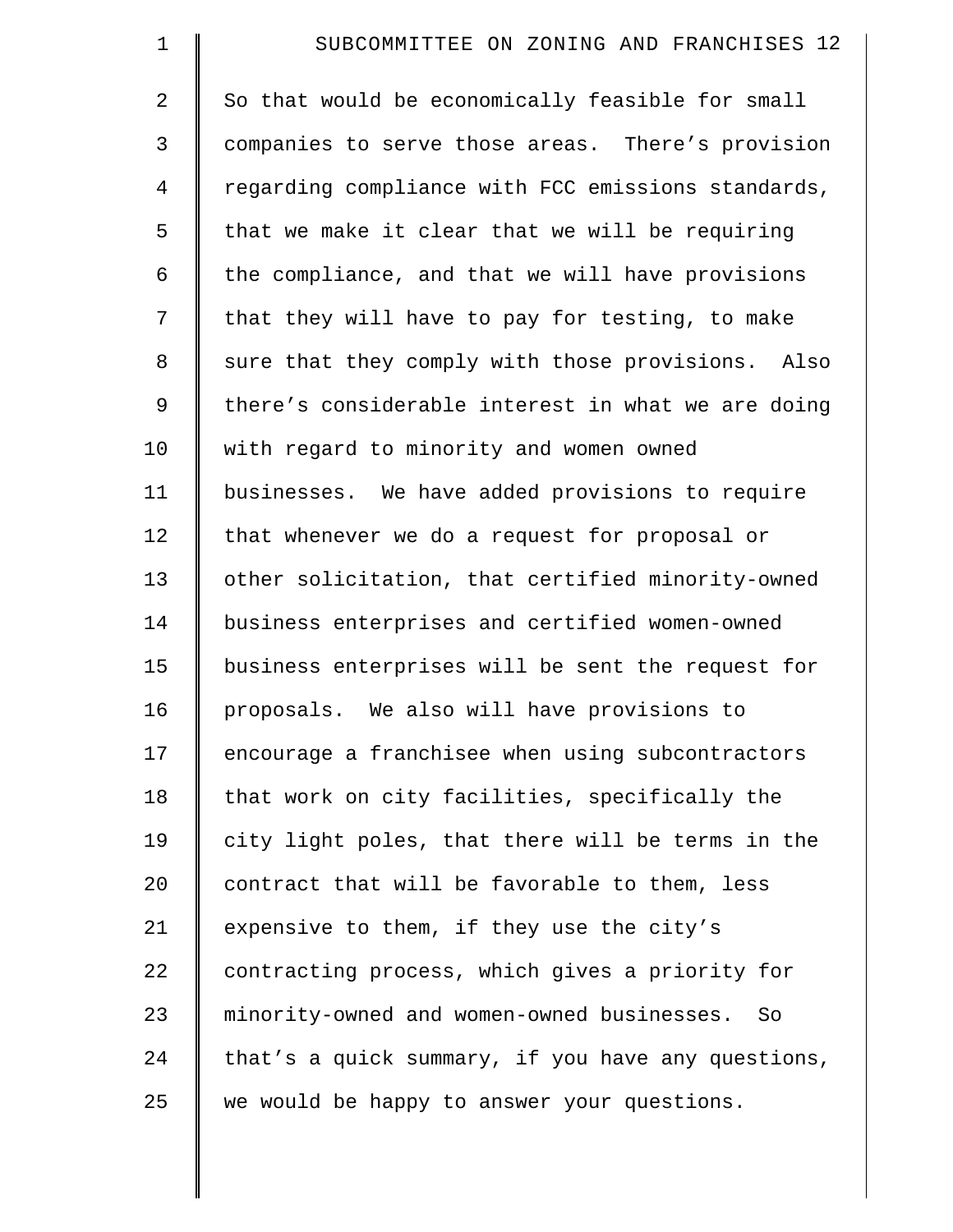So that would be economically feasible for small companies to serve those areas. There's provision regarding compliance with FCC emissions standards, that we make it clear that we will be requiring the compliance, and that we will have provisions that they will have to pay for testing, to make sure that they comply with those provisions. Also there's considerable interest in what we are doing with regard to minority and women owned businesses. We have added provisions to require that whenever we do a request for proposal or other solicitation, that certified minority-owned business enterprises and certified women-owned business enterprises will be sent the request for proposals. We also will have provisions to encourage a franchisee when using subcontractors that work on city facilities, specifically the city light poles, that there will be terms in the contract that will be favorable to them, less expensive to them, if they use the city's contracting process, which gives a priority for minority-owned and women-owned businesses. So that's a quick summary, if you have any questions, we would be happy to answer your questions.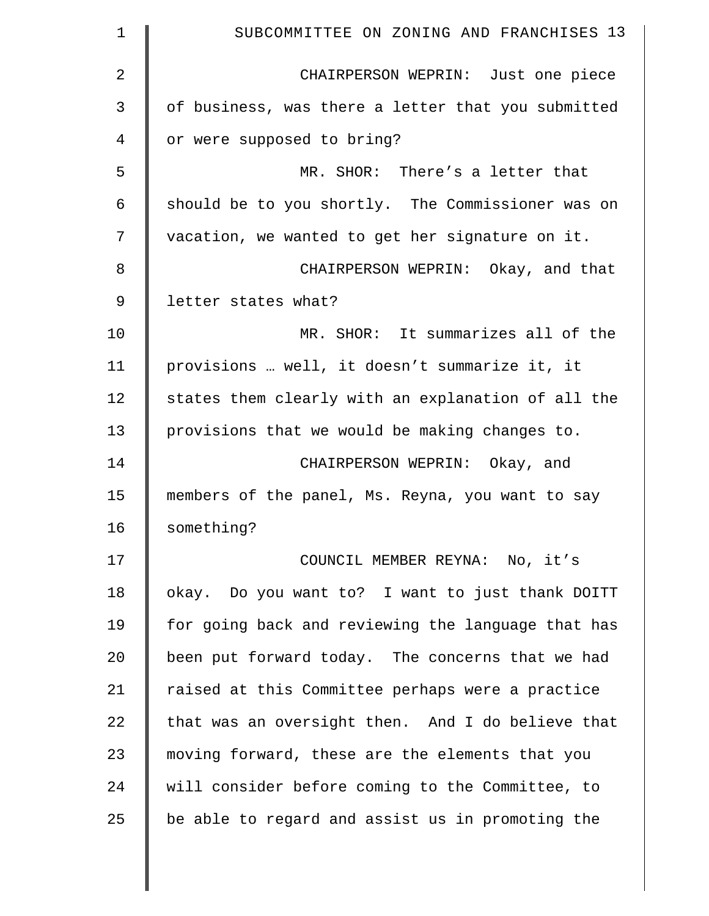CHAIRPERSON WEPRIN: Just one piece of business, was there a letter that you submitted or were supposed to bring?

MR. SHOR: There's a letter that should be to you shortly. The Commissioner was on vacation, we wanted to get her signature on it.

CHAIRPERSON WEPRIN: Okay, and that letter states what?

MR. SHOR: It summarizes all of the provisions … well, it doesn't summarize it, it states them clearly with an explanation of all the provisions that we would be making changes to.

CHAIRPERSON WEPRIN: Okay, and members of the panel, Ms. Reyna, you want to say something?

COUNCIL MEMBER REYNA: No, it's okay. Do you want to? I want to just thank DOITT for going back and reviewing the language that has been put forward today. The concerns that we had raised at this Committee perhaps were a practice that was an oversight then. And I do believe that moving forward, these are the elements that you will consider before coming to the Committee, to be able to regard and assist us in promoting the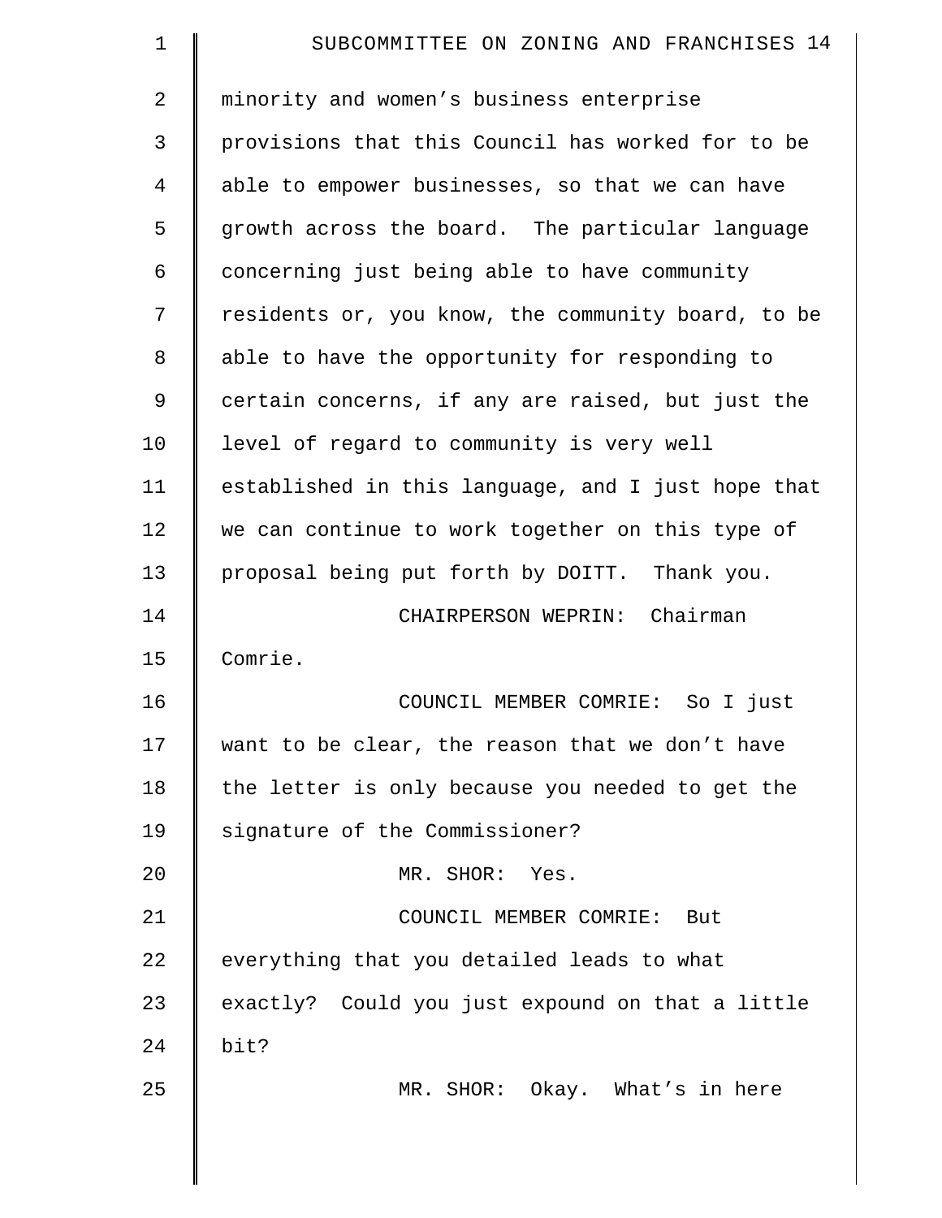minority and women's business enterprise provisions that this Council has worked for to be able to empower businesses, so that we can have growth across the board. The particular language concerning just being able to have community residents or, you know, the community board, to be able to have the opportunity for responding to certain concerns, if any are raised, but just the level of regard to community is very well established in this language, and I just hope that we can continue to work together on this type of proposal being put forth by DOITT. Thank you.

CHAIRPERSON WEPRIN: Chairman Comrie.

COUNCIL MEMBER COMRIE: So I just want to be clear, the reason that we don't have the letter is only because you needed to get the signature of the Commissioner?

MR. SHOR: Yes.

COUNCIL MEMBER COMRIE: But everything that you detailed leads to what exactly? Could you just expound on that a little bit?

MR. SHOR: Okay. What's in here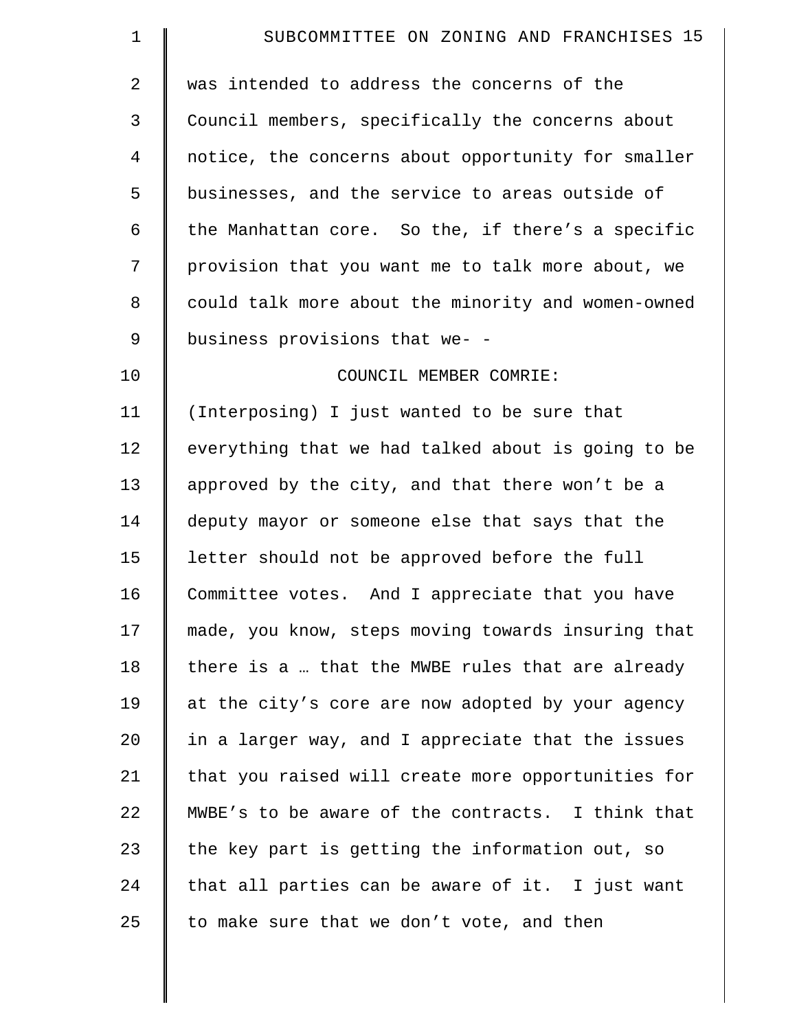was intended to address the concerns of the Council members, specifically the concerns about notice, the concerns about opportunity for smaller businesses, and the service to areas outside of the Manhattan core. So the, if there's a specific provision that you want me to talk more about, we could talk more about the minority and women-owned business provisions that we- -

COUNCIL MEMBER COMRIE:

(Interposing) I just wanted to be sure that everything that we had talked about is going to be approved by the city, and that there won't be a deputy mayor or someone else that says that the letter should not be approved before the full Committee votes. And I appreciate that you have made, you know, steps moving towards insuring that there is a … that the MWBE rules that are already at the city's core are now adopted by your agency in a larger way, and I appreciate that the issues that you raised will create more opportunities for MWBE's to be aware of the contracts. I think that the key part is getting the information out, so that all parties can be aware of it. I just want to make sure that we don't vote, and then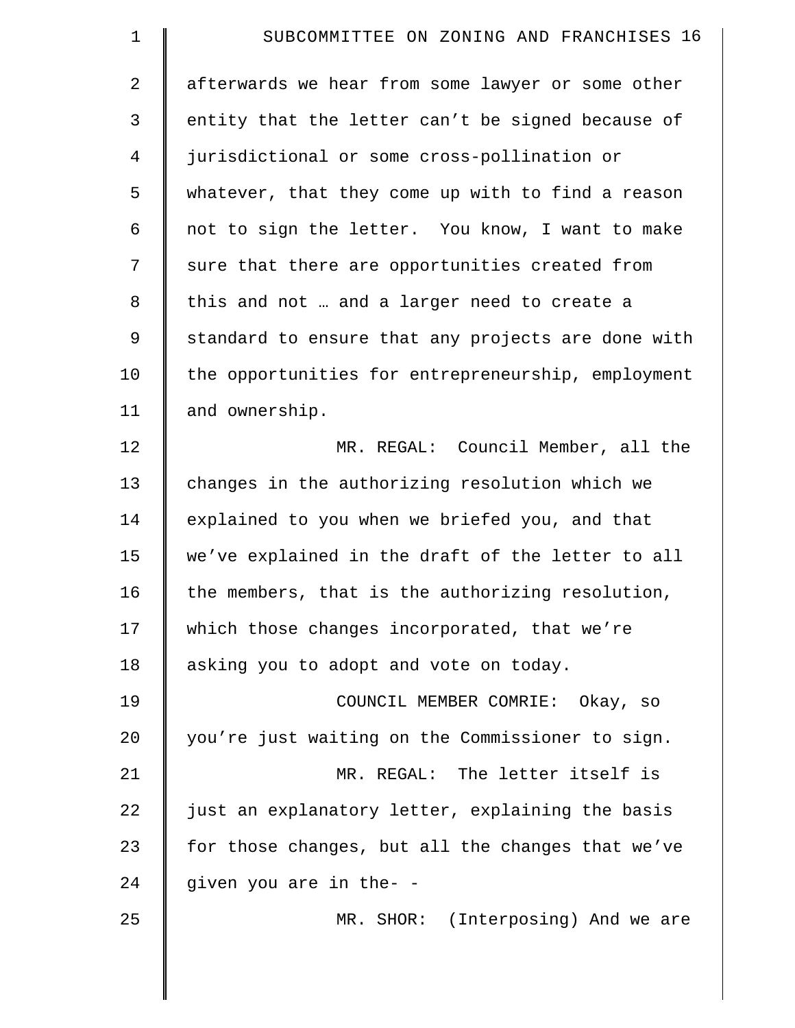afterwards we hear from some lawyer or some other entity that the letter can't be signed because of jurisdictional or some cross-pollination or whatever, that they come up with to find a reason not to sign the letter. You know, I want to make sure that there are opportunities created from this and not … and a larger need to create a standard to ensure that any projects are done with the opportunities for entrepreneurship, employment and ownership.

MR. REGAL: Council Member, all the changes in the authorizing resolution which we explained to you when we briefed you, and that we've explained in the draft of the letter to all the members, that is the authorizing resolution, which those changes incorporated, that we're asking you to adopt and vote on today.

COUNCIL MEMBER COMRIE: Okay, so you're just waiting on the Commissioner to sign.

MR. REGAL: The letter itself is just an explanatory letter, explaining the basis for those changes, but all the changes that we've given you are in the- -

MR. SHOR: (Interposing) And we are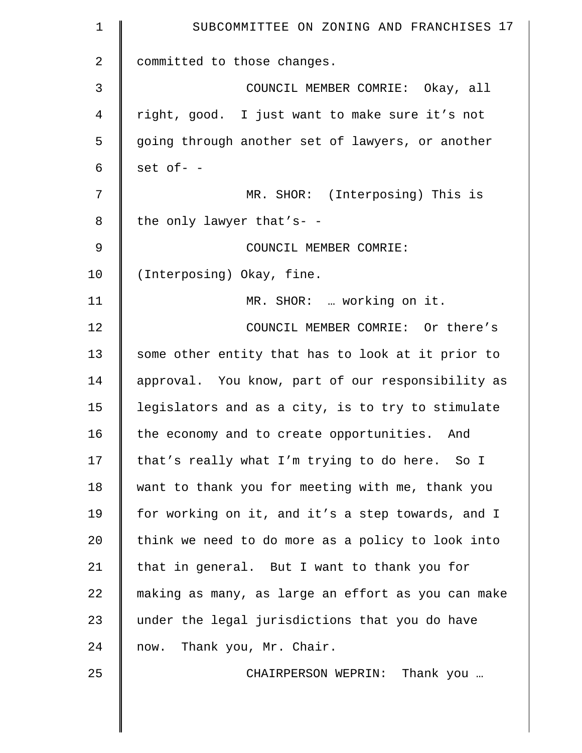committed to those changes.

COUNCIL MEMBER COMRIE: Okay, all right, good. I just want to make sure it's not going through another set of lawyers, or another set of- -

MR. SHOR: (Interposing) This is the only lawyer that's- -

COUNCIL MEMBER COMRIE: (Interposing) Okay, fine.

MR. SHOR: … working on it.

COUNCIL MEMBER COMRIE: Or there's some other entity that has to look at it prior to approval. You know, part of our responsibility as legislators and as a city, is to try to stimulate the economy and to create opportunities. And that's really what I'm trying to do here. So I want to thank you for meeting with me, thank you for working on it, and it's a step towards, and I think we need to do more as a policy to look into that in general. But I want to thank you for making as many, as large an effort as you can make under the legal jurisdictions that you do have now. Thank you, Mr. Chair.

CHAIRPERSON WEPRIN: Thank you …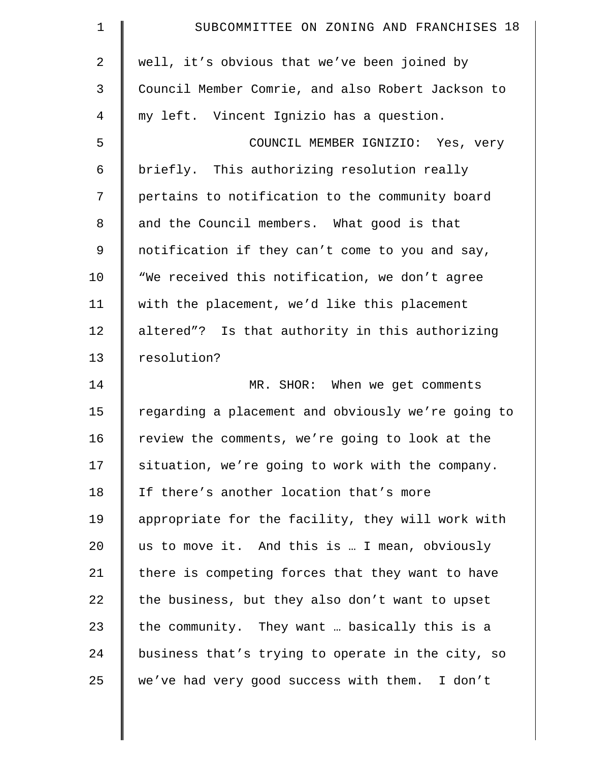well, it's obvious that we've been joined by Council Member Comrie, and also Robert Jackson to my left. Vincent Ignizio has a question.

COUNCIL MEMBER IGNIZIO: Yes, very briefly. This authorizing resolution really pertains to notification to the community board and the Council members. What good is that notification if they can't come to you and say, "We received this notification, we don't agree with the placement, we'd like this placement altered"? Is that authority in this authorizing resolution?

MR. SHOR: When we get comments regarding a placement and obviously we're going to review the comments, we're going to look at the situation, we're going to work with the company. If there's another location that's more appropriate for the facility, they will work with us to move it. And this is … I mean, obviously there is competing forces that they want to have the business, but they also don't want to upset the community. They want … basically this is a business that's trying to operate in the city, so we've had very good success with them. I don't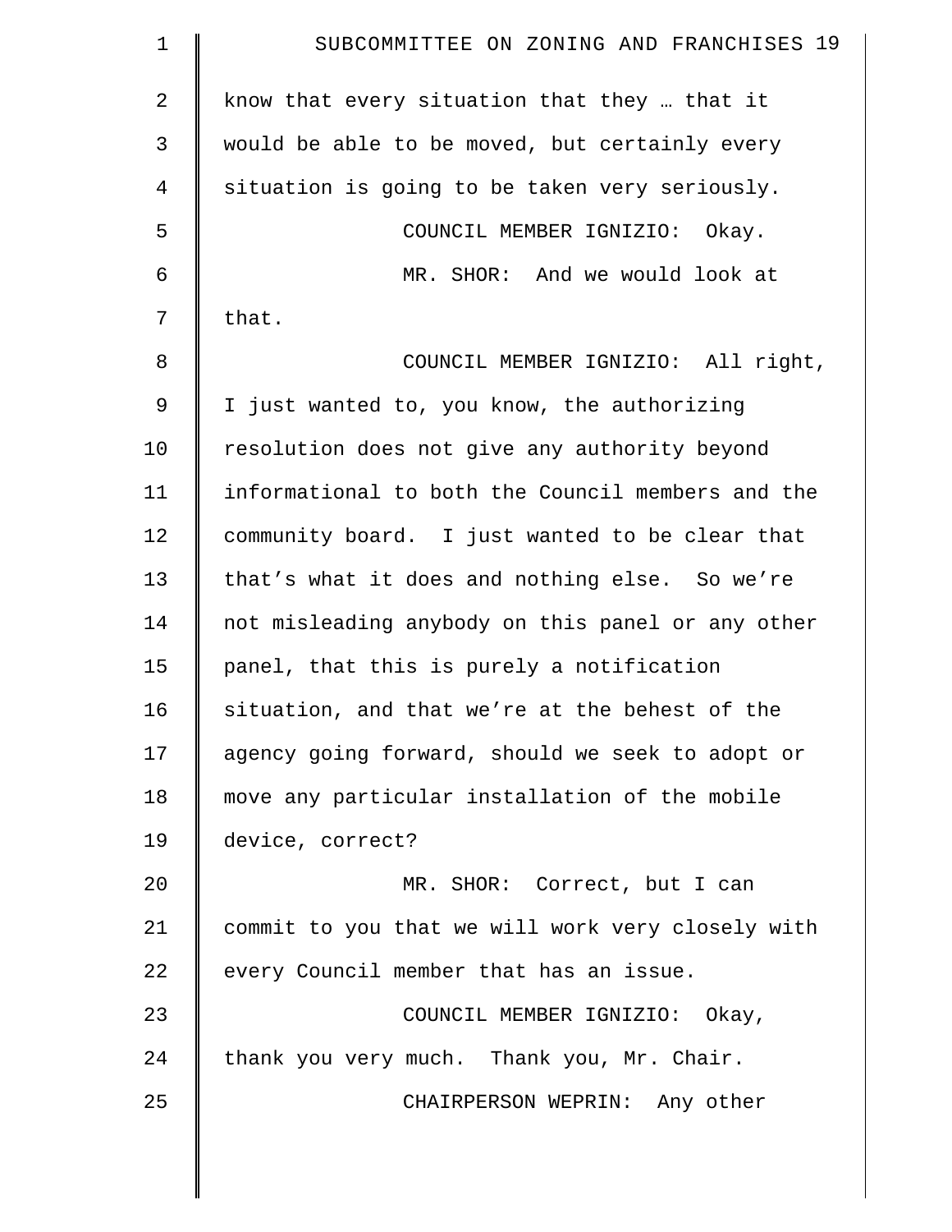know that every situation that they … that it would be able to be moved, but certainly every situation is going to be taken very seriously.

COUNCIL MEMBER IGNIZIO: Okay.

MR. SHOR: And we would look at that.

COUNCIL MEMBER IGNIZIO: All right, I just wanted to, you know, the authorizing resolution does not give any authority beyond informational to both the Council members and the community board. I just wanted to be clear that that's what it does and nothing else. So we're not misleading anybody on this panel or any other panel, that this is purely a notification situation, and that we're at the behest of the agency going forward, should we seek to adopt or move any particular installation of the mobile device, correct?

MR. SHOR: Correct, but I can commit to you that we will work very closely with every Council member that has an issue.

COUNCIL MEMBER IGNIZIO: Okay, thank you very much. Thank you, Mr. Chair.

CHAIRPERSON WEPRIN: Any other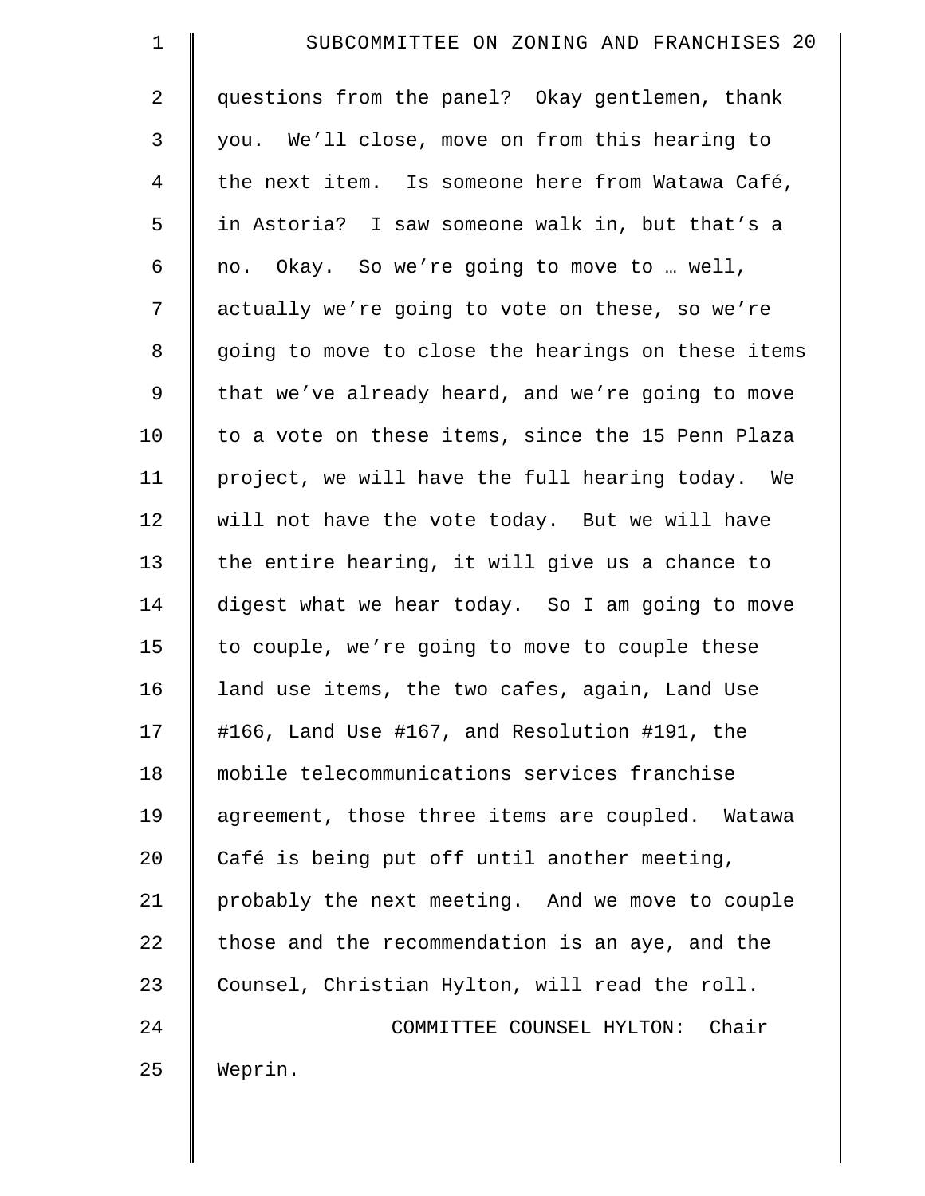questions from the panel? Okay gentlemen, thank you. We'll close, move on from this hearing to the next item. Is someone here from Watawa Café, in Astoria? I saw someone walk in, but that's a no. Okay. So we're going to move to … well, actually we're going to vote on these, so we're going to move to close the hearings on these items that we've already heard, and we're going to move to a vote on these items, since the 15 Penn Plaza project, we will have the full hearing today. We will not have the vote today. But we will have the entire hearing, it will give us a chance to digest what we hear today. So I am going to move to couple, we're going to move to couple these land use items, the two cafes, again, Land Use #166, Land Use #167, and Resolution #191, the mobile telecommunications services franchise agreement, those three items are coupled. Watawa Café is being put off until another meeting, probably the next meeting. And we move to couple those and the recommendation is an aye, and the Counsel, Christian Hylton, will read the roll.

COMMITTEE COUNSEL HYLTON: Chair Weprin.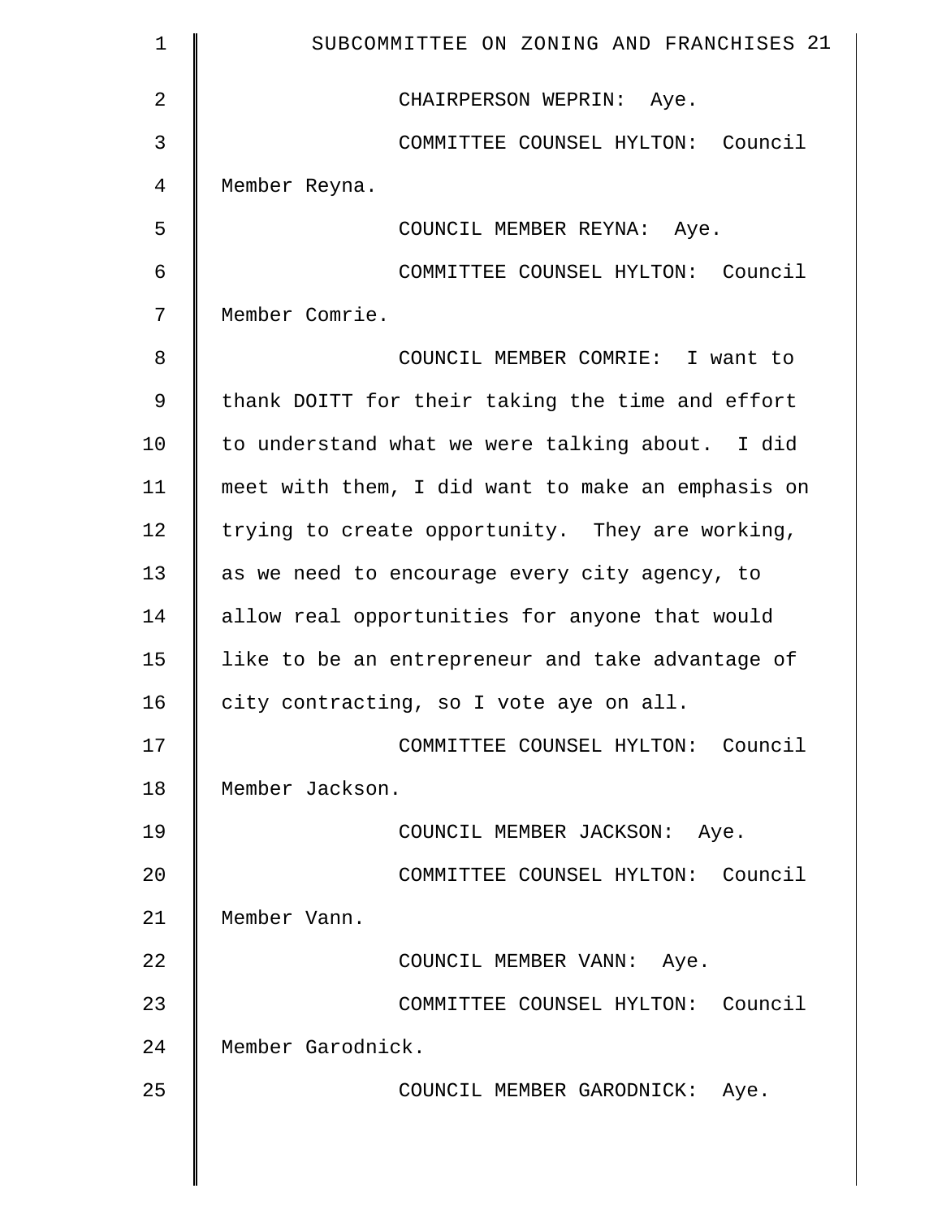CHAIRPERSON WEPRIN: Aye.

COMMITTEE COUNSEL HYLTON: Council Member Reyna.

COUNCIL MEMBER REYNA: Aye.

COMMITTEE COUNSEL HYLTON: Council Member Comrie.

COUNCIL MEMBER COMRIE: I want to thank DOITT for their taking the time and effort to understand what we were talking about. I did meet with them, I did want to make an emphasis on trying to create opportunity. They are working, as we need to encourage every city agency, to allow real opportunities for anyone that would like to be an entrepreneur and take advantage of city contracting, so I vote aye on all.

COMMITTEE COUNSEL HYLTON: Council Member Jackson.

COUNCIL MEMBER JACKSON: Aye.

COMMITTEE COUNSEL HYLTON: Council Member Vann.

COUNCIL MEMBER VANN: Aye.

COMMITTEE COUNSEL HYLTON: Council Member Garodnick.

COUNCIL MEMBER GARODNICK: Aye.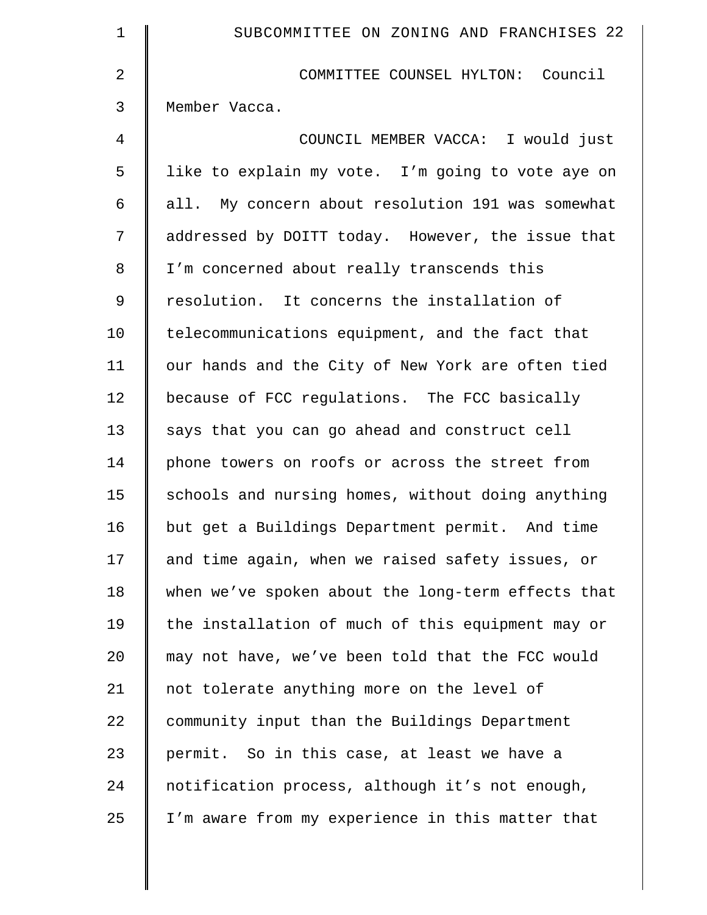COMMITTEE COUNSEL HYLTON: Council Member Vacca.

COUNCIL MEMBER VACCA: I would just like to explain my vote. I'm going to vote aye on all. My concern about resolution 191 was somewhat addressed by DOITT today. However, the issue that I'm concerned about really transcends this resolution. It concerns the installation of telecommunications equipment, and the fact that our hands and the City of New York are often tied because of FCC regulations. The FCC basically says that you can go ahead and construct cell phone towers on roofs or across the street from schools and nursing homes, without doing anything but get a Buildings Department permit. And time and time again, when we raised safety issues, or when we've spoken about the long-term effects that the installation of much of this equipment may or may not have, we've been told that the FCC would not tolerate anything more on the level of community input than the Buildings Department permit. So in this case, at least we have a notification process, although it's not enough, I'm aware from my experience in this matter that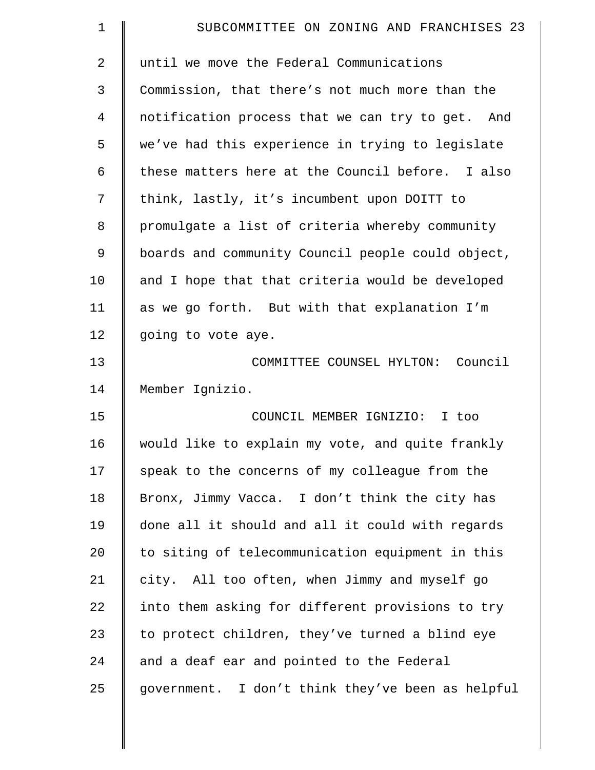until we move the Federal Communications Commission, that there's not much more than the notification process that we can try to get. And we've had this experience in trying to legislate these matters here at the Council before. I also think, lastly, it's incumbent upon DOITT to promulgate a list of criteria whereby community boards and community Council people could object, and I hope that that criteria would be developed as we go forth. But with that explanation I'm going to vote aye.

COMMITTEE COUNSEL HYLTON: Council Member Ignizio.

COUNCIL MEMBER IGNIZIO: I too would like to explain my vote, and quite frankly speak to the concerns of my colleague from the Bronx, Jimmy Vacca. I don't think the city has done all it should and all it could with regards to siting of telecommunication equipment in this city. All too often, when Jimmy and myself go into them asking for different provisions to try to protect children, they've turned a blind eye and a deaf ear and pointed to the Federal government. I don't think they've been as helpful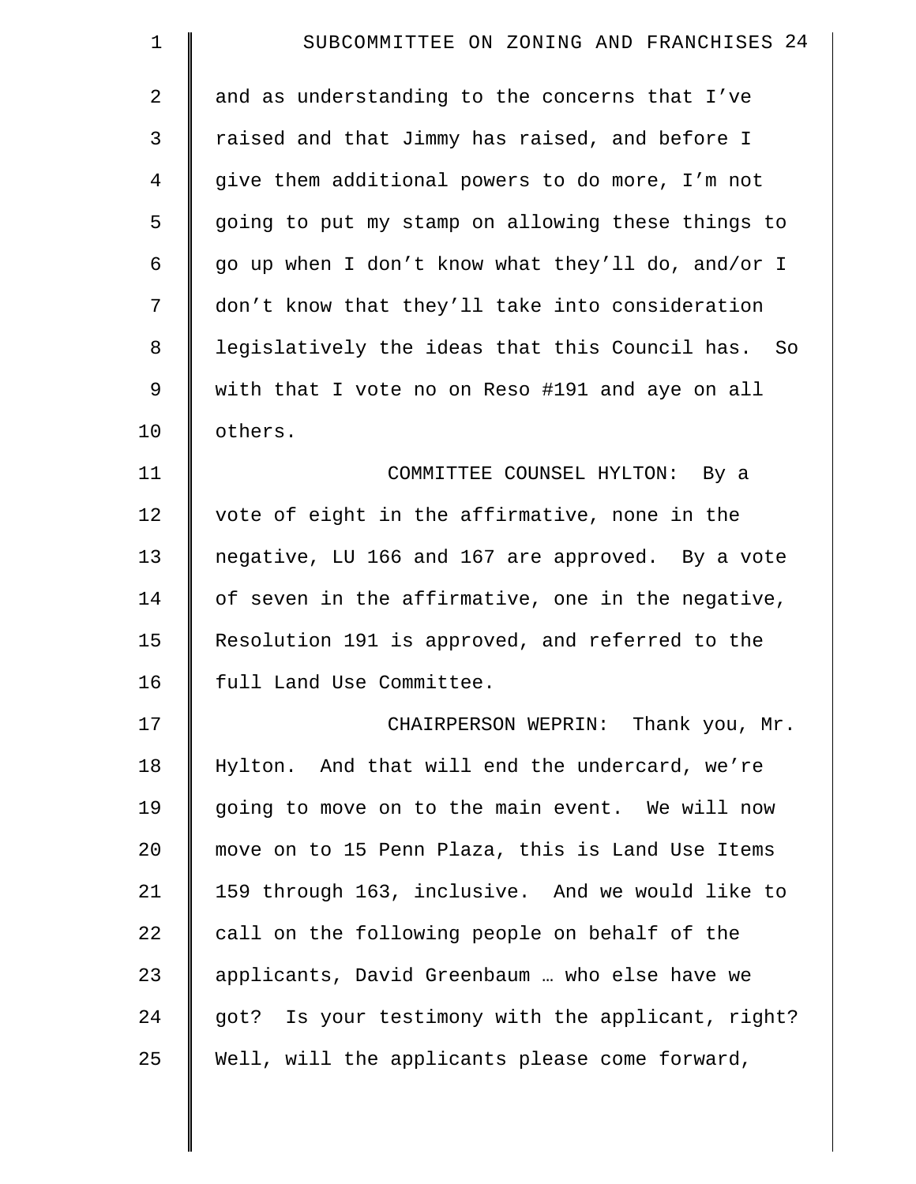and as understanding to the concerns that I've raised and that Jimmy has raised, and before I give them additional powers to do more, I'm not going to put my stamp on allowing these things to go up when I don't know what they'll do, and/or I don't know that they'll take into consideration legislatively the ideas that this Council has. So with that I vote no on Reso #191 and aye on all others.

COMMITTEE COUNSEL HYLTON: By a vote of eight in the affirmative, none in the negative, LU 166 and 167 are approved. By a vote of seven in the affirmative, one in the negative, Resolution 191 is approved, and referred to the full Land Use Committee.

CHAIRPERSON WEPRIN: Thank you, Mr. Hylton. And that will end the undercard, we're going to move on to the main event. We will now move on to 15 Penn Plaza, this is Land Use Items 159 through 163, inclusive. And we would like to call on the following people on behalf of the applicants, David Greenbaum … who else have we got? Is your testimony with the applicant, right? Well, will the applicants please come forward,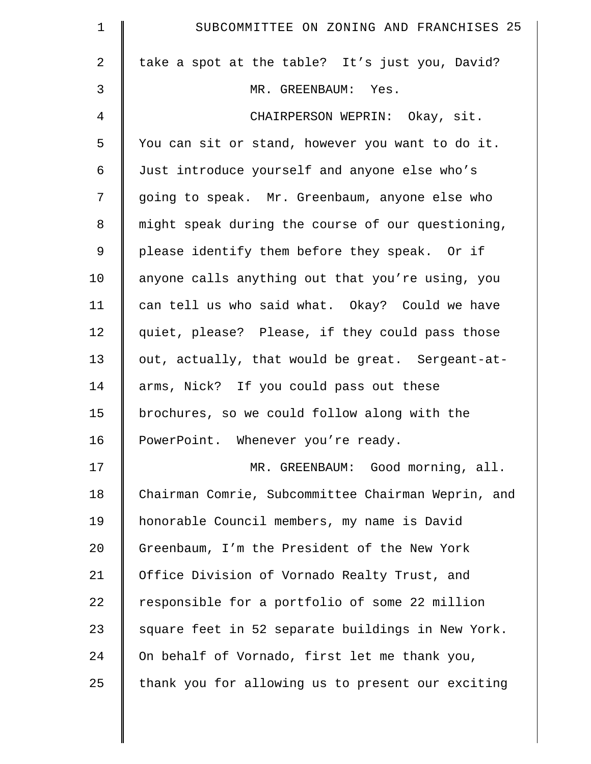take a spot at the table? It's just you, David?

MR. GREENBAUM: Yes.

CHAIRPERSON WEPRIN: Okay, sit. You can sit or stand, however you want to do it. Just introduce yourself and anyone else who's going to speak. Mr. Greenbaum, anyone else who might speak during the course of our questioning, please identify them before they speak. Or if anyone calls anything out that you're using, you can tell us who said what. Okay? Could we have quiet, please? Please, if they could pass those out, actually, that would be great. Sergeant-at-arms, Nick? If you could pass out these brochures, so we could follow along with the PowerPoint. Whenever you're ready.

MR. GREENBAUM: Good morning, all. Chairman Comrie, Subcommittee Chairman Weprin, and honorable Council members, my name is David Greenbaum, I'm the President of the New York Office Division of Vornado Realty Trust, and responsible for a portfolio of some 22 million square feet in 52 separate buildings in New York. On behalf of Vornado, first let me thank you, thank you for allowing us to present our exciting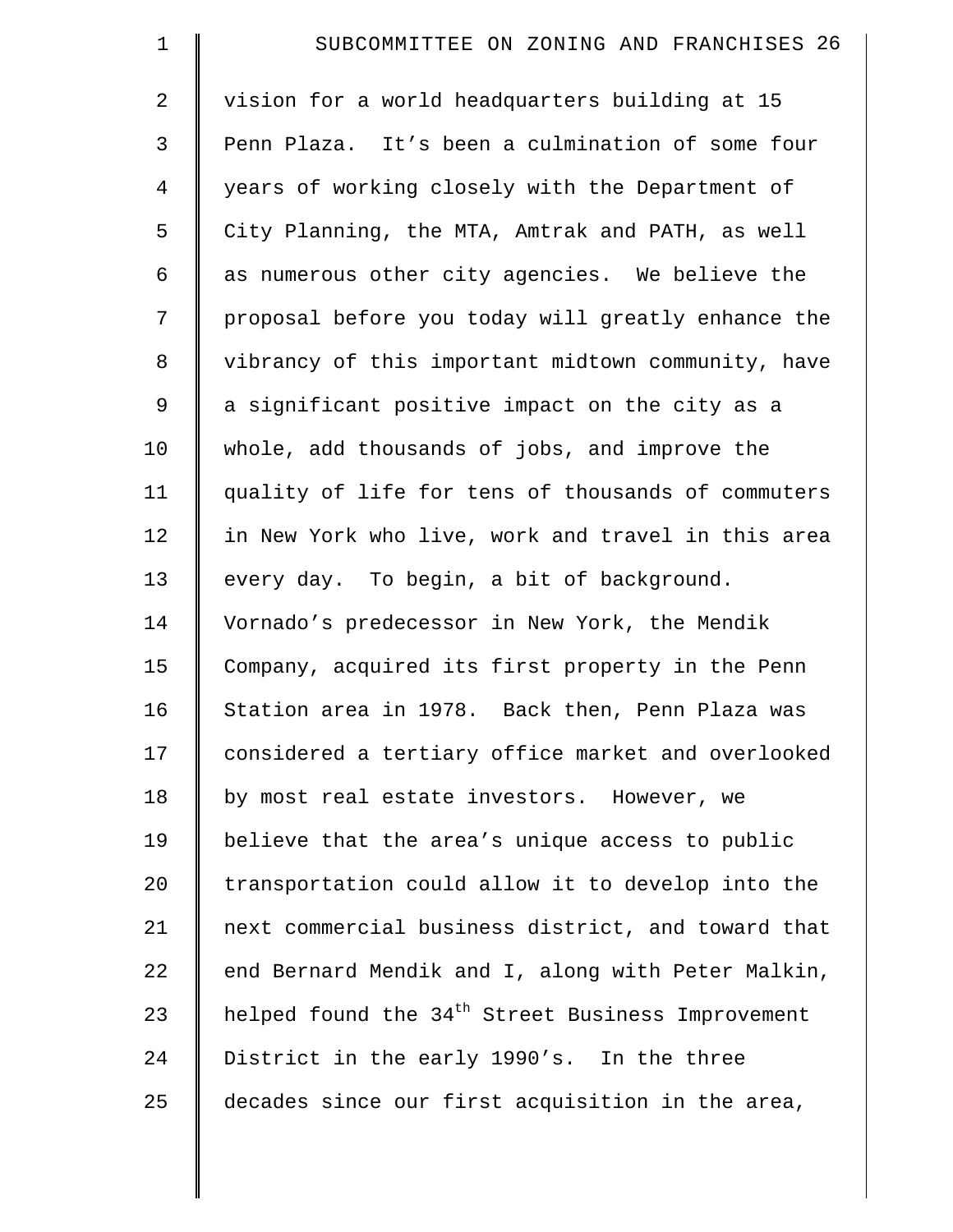vision for a world headquarters building at 15 Penn Plaza. It's been a culmination of some four years of working closely with the Department of City Planning, the MTA, Amtrak and PATH, as well as numerous other city agencies. We believe the proposal before you today will greatly enhance the vibrancy of this important midtown community, have a significant positive impact on the city as a whole, add thousands of jobs, and improve the quality of life for tens of thousands of commuters in New York who live, work and travel in this area every day. To begin, a bit of background. Vornado's predecessor in New York, the Mendik Company, acquired its first property in the Penn Station area in 1978. Back then, Penn Plaza was considered a tertiary office market and overlooked by most real estate investors. However, we believe that the area's unique access to public transportation could allow it to develop into the next commercial business district, and toward that end Bernard Mendik and I, along with Peter Malkin, helped found the 34th Street Business Improvement District in the early 1990's. In the three decades since our first acquisition in the area,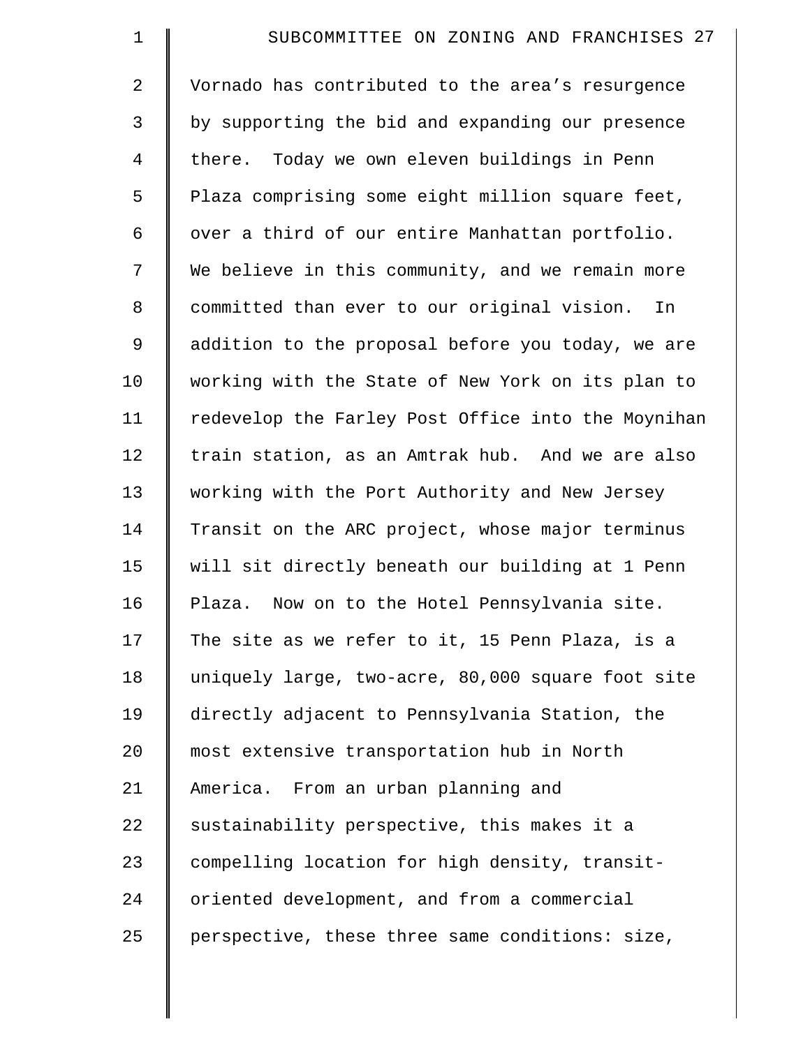Vornado has contributed to the area's resurgence by supporting the bid and expanding our presence there. Today we own eleven buildings in Penn Plaza comprising some eight million square feet, over a third of our entire Manhattan portfolio. We believe in this community, and we remain more committed than ever to our original vision. In addition to the proposal before you today, we are working with the State of New York on its plan to redevelop the Farley Post Office into the Moynihan train station, as an Amtrak hub. And we are also working with the Port Authority and New Jersey Transit on the ARC project, whose major terminus will sit directly beneath our building at 1 Penn Plaza. Now on to the Hotel Pennsylvania site. The site as we refer to it, 15 Penn Plaza, is a uniquely large, two-acre, 80,000 square foot site directly adjacent to Pennsylvania Station, the most extensive transportation hub in North America. From an urban planning and sustainability perspective, this makes it a compelling location for high density, transit-oriented development, and from a commercial perspective, these three same conditions: size,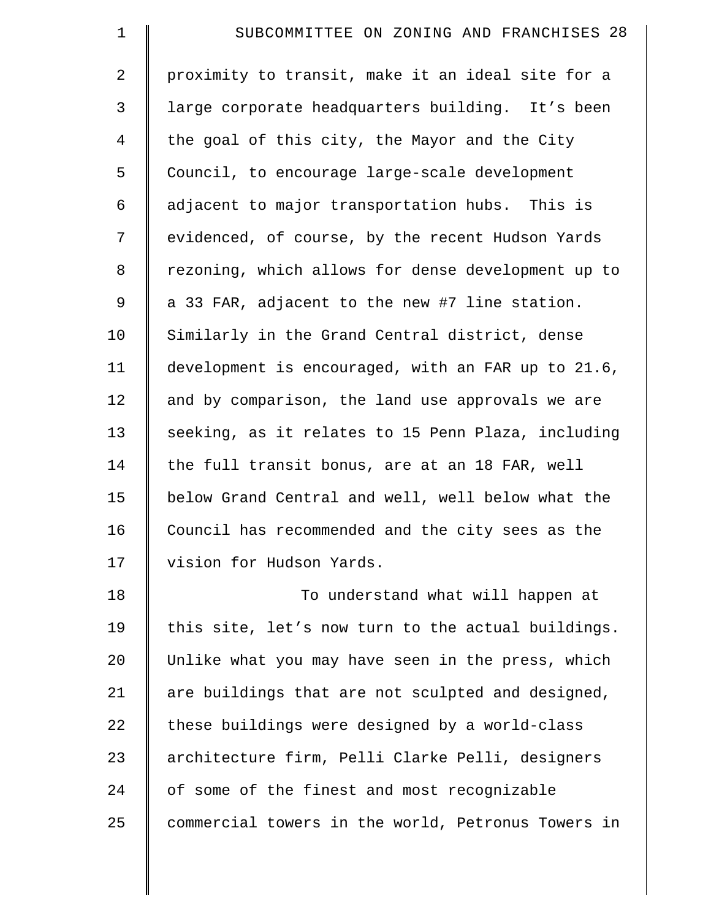proximity to transit, make it an ideal site for a large corporate headquarters building. It's been the goal of this city, the Mayor and the City Council, to encourage large-scale development adjacent to major transportation hubs. This is evidenced, of course, by the recent Hudson Yards rezoning, which allows for dense development up to a 33 FAR, adjacent to the new #7 line station. Similarly in the Grand Central district, dense development is encouraged, with an FAR up to 21.6, and by comparison, the land use approvals we are seeking, as it relates to 15 Penn Plaza, including the full transit bonus, are at an 18 FAR, well below Grand Central and well, well below what the Council has recommended and the city sees as the vision for Hudson Yards.

To understand what will happen at this site, let's now turn to the actual buildings. Unlike what you may have seen in the press, which are buildings that are not sculpted and designed, these buildings were designed by a world-class architecture firm, Pelli Clarke Pelli, designers of some of the finest and most recognizable commercial towers in the world, Petronus Towers in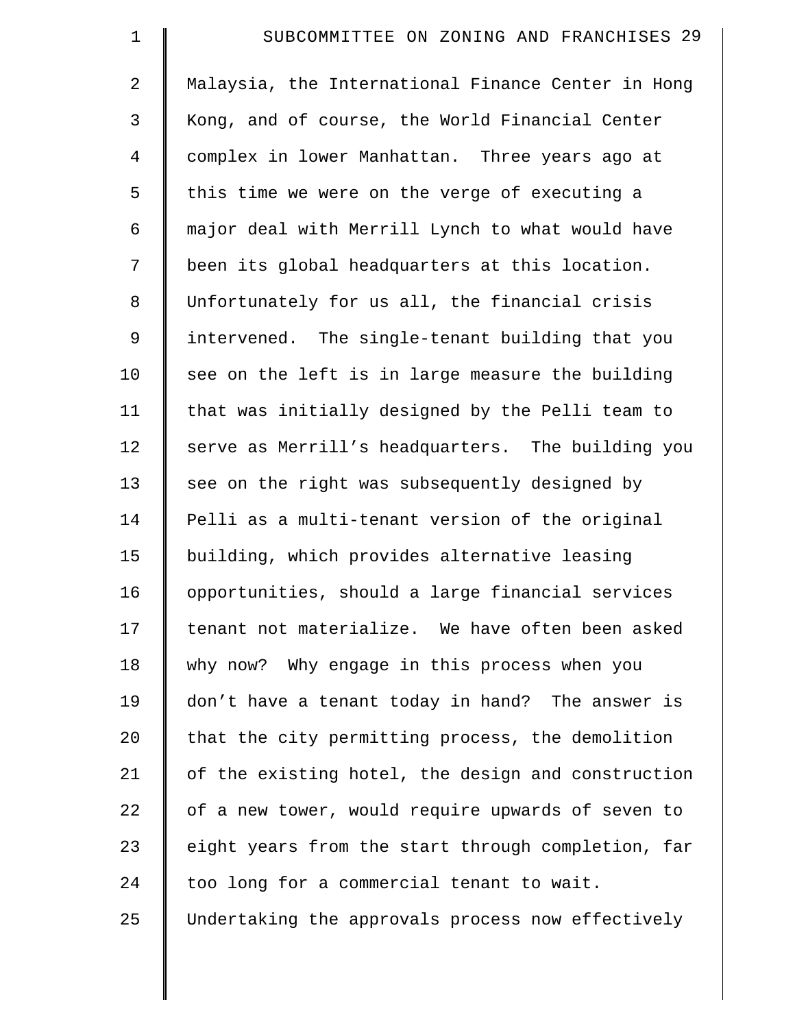Malaysia, the International Finance Center in Hong Kong, and of course, the World Financial Center complex in lower Manhattan. Three years ago at this time we were on the verge of executing a major deal with Merrill Lynch to what would have been its global headquarters at this location. Unfortunately for us all, the financial crisis intervened. The single-tenant building that you see on the left is in large measure the building that was initially designed by the Pelli team to serve as Merrill's headquarters. The building you see on the right was subsequently designed by Pelli as a multi-tenant version of the original building, which provides alternative leasing opportunities, should a large financial services tenant not materialize. We have often been asked why now? Why engage in this process when you don't have a tenant today in hand? The answer is that the city permitting process, the demolition of the existing hotel, the design and construction of a new tower, would require upwards of seven to eight years from the start through completion, far too long for a commercial tenant to wait. Undertaking the approvals process now effectively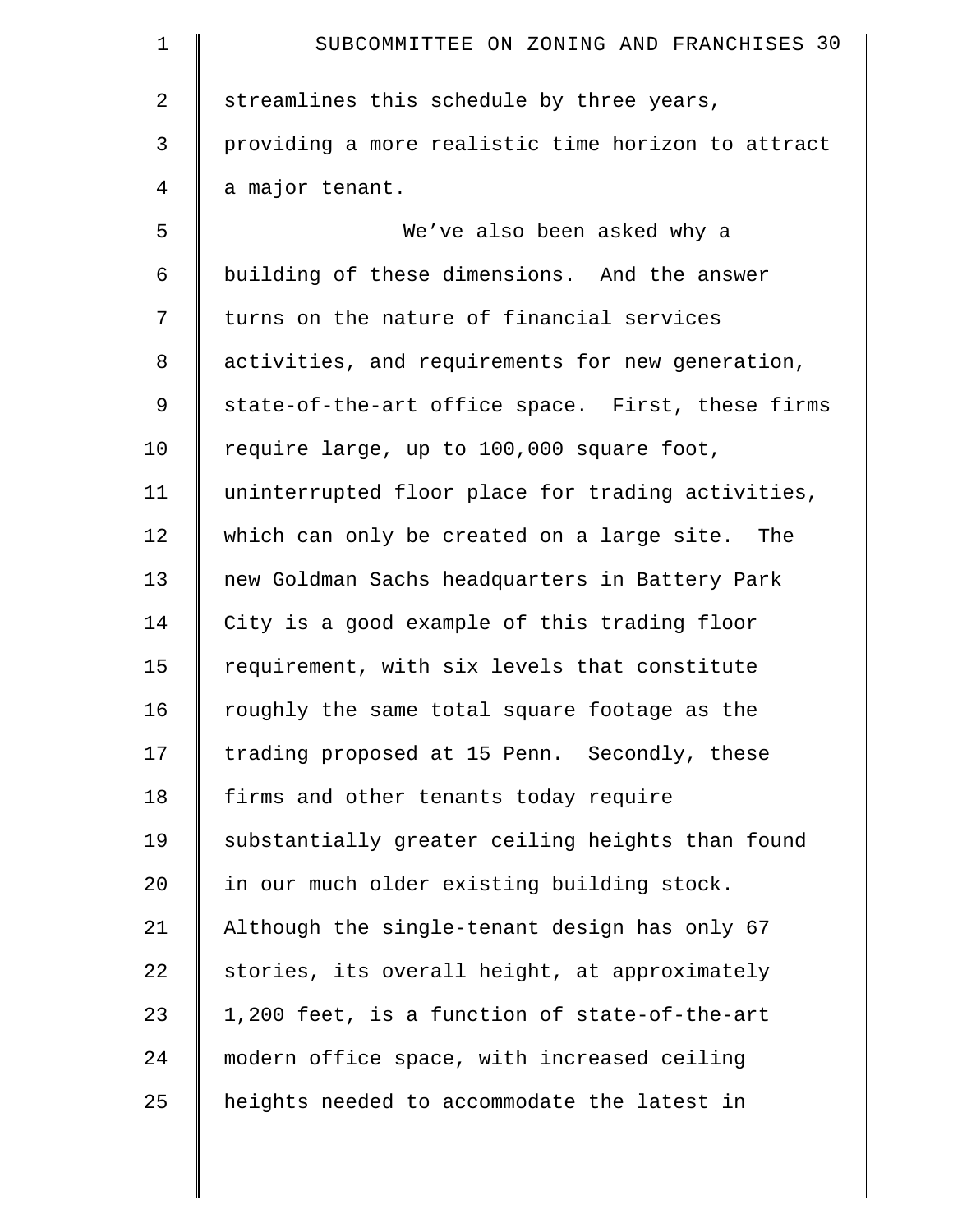streamlines this schedule by three years, providing a more realistic time horizon to attract a major tenant.

We’ve also been asked why a building of these dimensions. And the answer turns on the nature of financial services activities, and requirements for new generation, state-of-the-art office space. First, these firms require large, up to 100,000 square foot, uninterrupted floor place for trading activities, which can only be created on a large site. The new Goldman Sachs headquarters in Battery Park City is a good example of this trading floor requirement, with six levels that constitute roughly the same total square footage as the trading proposed at 15 Penn. Secondly, these firms and other tenants today require substantially greater ceiling heights than found in our much older existing building stock. Although the single-tenant design has only 67 stories, its overall height, at approximately 1,200 feet, is a function of state-of-the-art modern office space, with increased ceiling heights needed to accommodate the latest in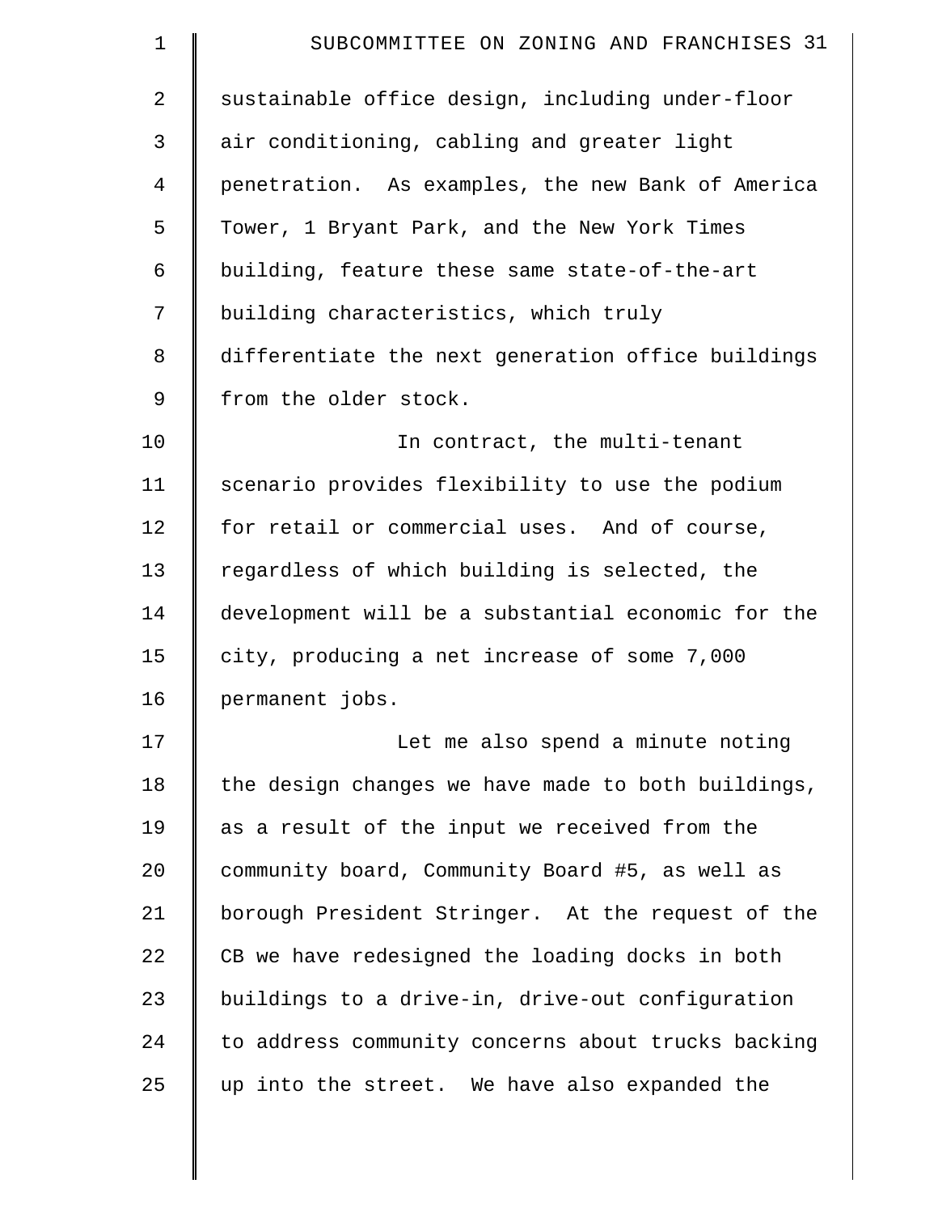sustainable office design, including under-floor air conditioning, cabling and greater light penetration. As examples, the new Bank of America Tower, 1 Bryant Park, and the New York Times building, feature these same state-of-the-art building characteristics, which truly differentiate the next generation office buildings from the older stock.

In contract, the multi-tenant scenario provides flexibility to use the podium for retail or commercial uses. And of course, regardless of which building is selected, the development will be a substantial economic for the city, producing a net increase of some 7,000 permanent jobs.

Let me also spend a minute noting the design changes we have made to both buildings, as a result of the input we received from the community board, Community Board #5, as well as borough President Stringer. At the request of the CB we have redesigned the loading docks in both buildings to a drive-in, drive-out configuration to address community concerns about trucks backing up into the street. We have also expanded the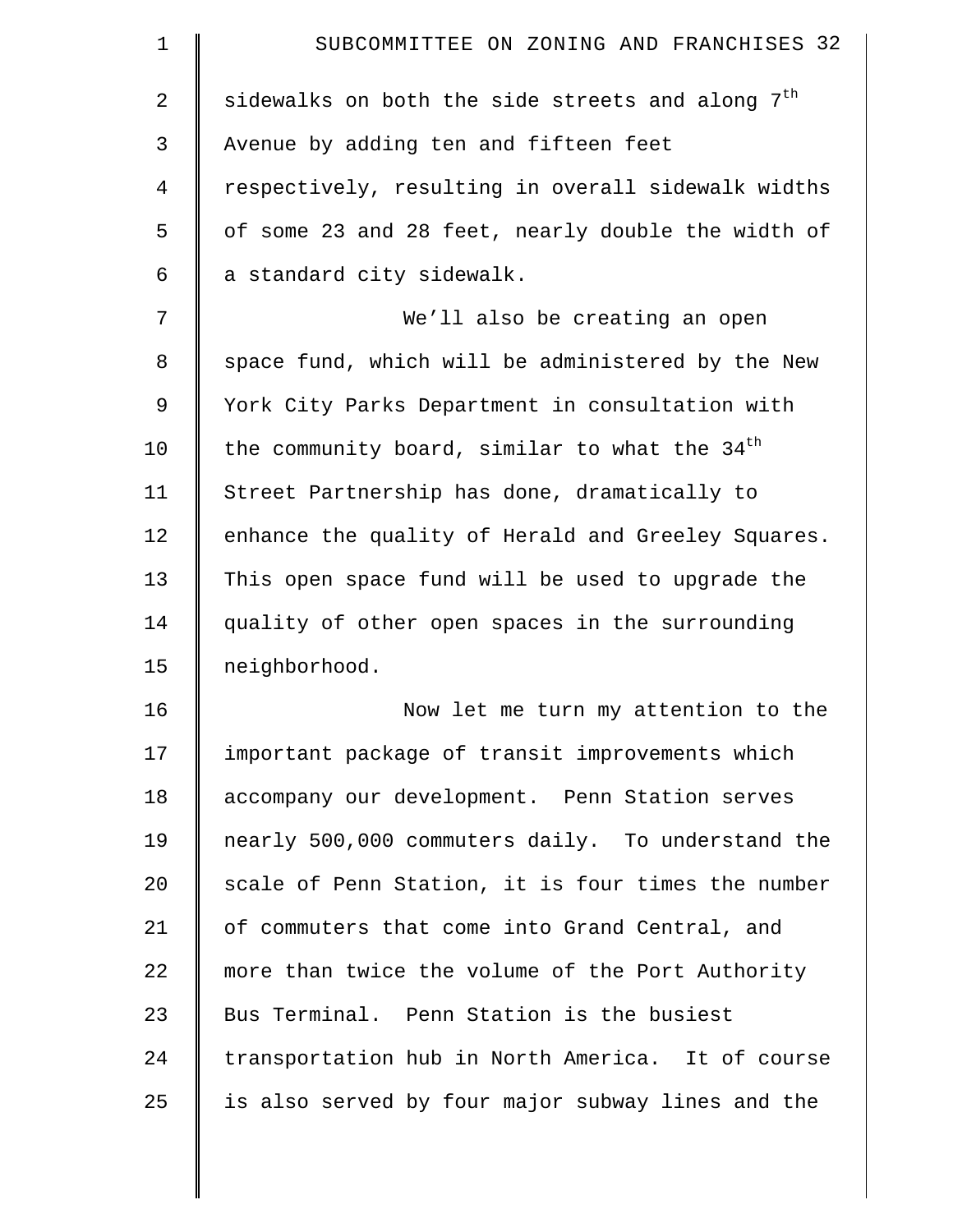sidewalks on both the side streets and along 7th Avenue by adding ten and fifteen feet respectively, resulting in overall sidewalk widths of some 23 and 28 feet, nearly double the width of a standard city sidewalk.

We'll also be creating an open space fund, which will be administered by the New York City Parks Department in consultation with the community board, similar to what the 34th Street Partnership has done, dramatically to enhance the quality of Herald and Greeley Squares. This open space fund will be used to upgrade the quality of other open spaces in the surrounding neighborhood.

Now let me turn my attention to the important package of transit improvements which accompany our development. Penn Station serves nearly 500,000 commuters daily. To understand the scale of Penn Station, it is four times the number of commuters that come into Grand Central, and more than twice the volume of the Port Authority Bus Terminal. Penn Station is the busiest transportation hub in North America. It of course is also served by four major subway lines and the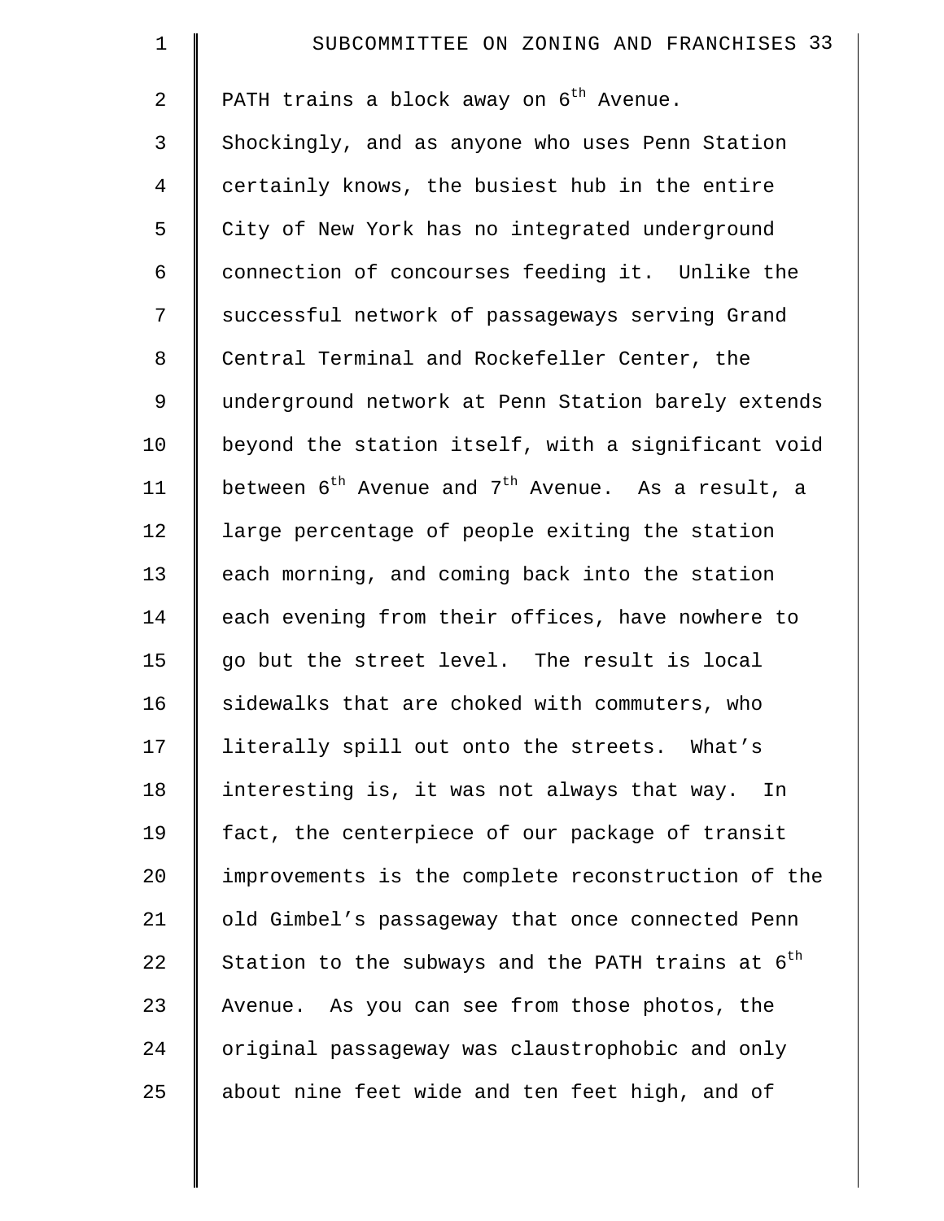PATH trains a block away on 6th Avenue. Shockingly, and as anyone who uses Penn Station certainly knows, the busiest hub in the entire City of New York has no integrated underground connection of concourses feeding it. Unlike the successful network of passageways serving Grand Central Terminal and Rockefeller Center, the underground network at Penn Station barely extends beyond the station itself, with a significant void between 6th Avenue and 7th Avenue. As a result, a large percentage of people exiting the station each morning, and coming back into the station each evening from their offices, have nowhere to go but the street level. The result is local sidewalks that are choked with commuters, who literally spill out onto the streets. What's interesting is, it was not always that way. In fact, the centerpiece of our package of transit improvements is the complete reconstruction of the old Gimbel's passageway that once connected Penn Station to the subways and the PATH trains at 6th Avenue. As you can see from those photos, the original passageway was claustrophobic and only about nine feet wide and ten feet high, and of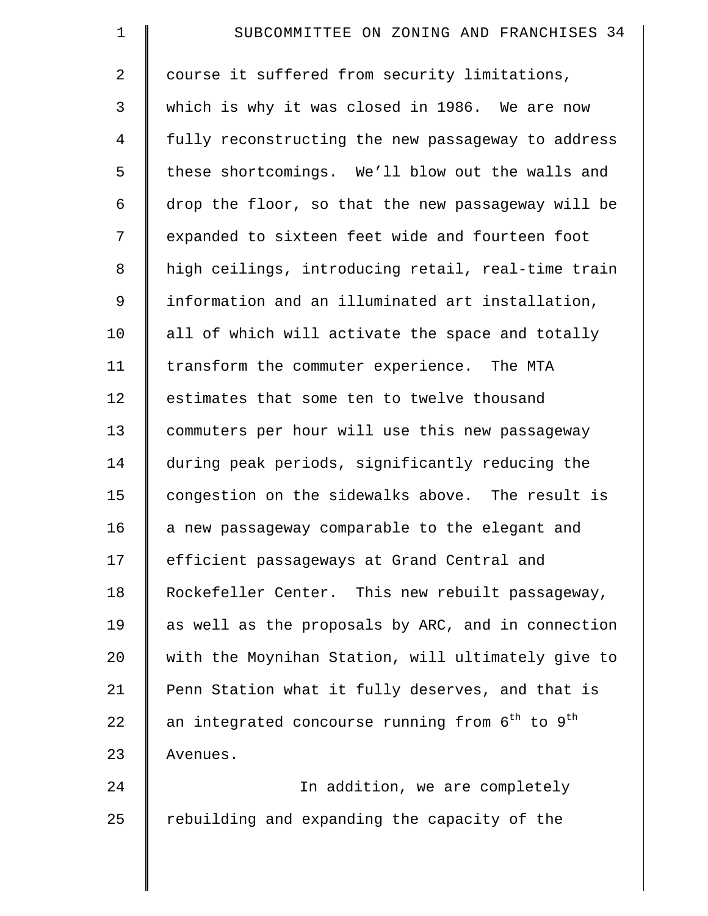course it suffered from security limitations, which is why it was closed in 1986. We are now fully reconstructing the new passageway to address these shortcomings. We'll blow out the walls and drop the floor, so that the new passageway will be expanded to sixteen feet wide and fourteen foot high ceilings, introducing retail, real-time train information and an illuminated art installation, all of which will activate the space and totally transform the commuter experience. The MTA estimates that some ten to twelve thousand commuters per hour will use this new passageway during peak periods, significantly reducing the congestion on the sidewalks above. The result is a new passageway comparable to the elegant and efficient passageways at Grand Central and Rockefeller Center. This new rebuilt passageway, as well as the proposals by ARC, and in connection with the Moynihan Station, will ultimately give to Penn Station what it fully deserves, and that is an integrated concourse running from 6th to 9th Avenues.

In addition, we are completely rebuilding and expanding the capacity of the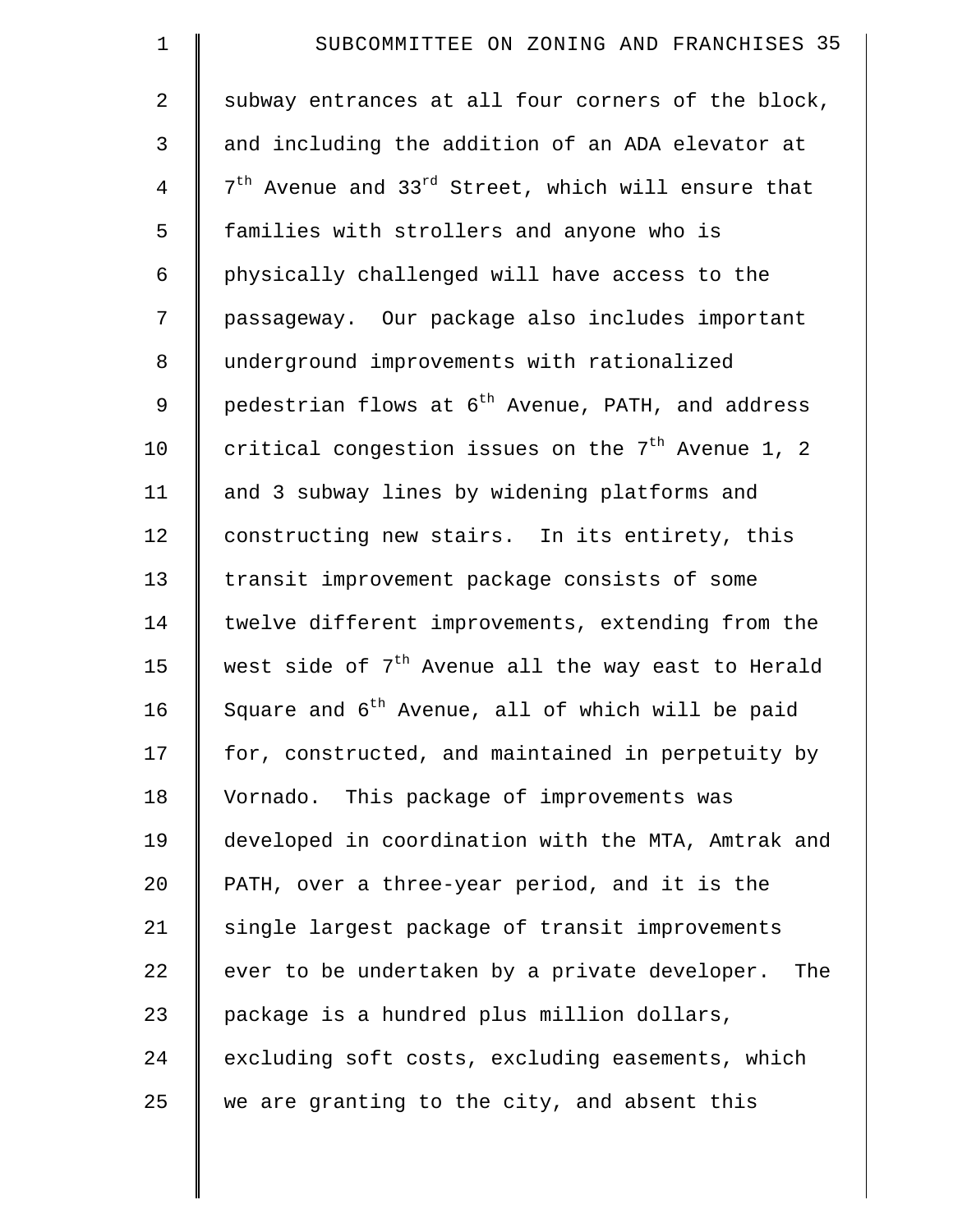subway entrances at all four corners of the block, and including the addition of an ADA elevator at 7th Avenue and 33rd Street, which will ensure that families with strollers and anyone who is physically challenged will have access to the passageway. Our package also includes important underground improvements with rationalized pedestrian flows at 6th Avenue, PATH, and address critical congestion issues on the 7th Avenue 1, 2 and 3 subway lines by widening platforms and constructing new stairs. In its entirety, this transit improvement package consists of some twelve different improvements, extending from the west side of 7th Avenue all the way east to Herald Square and 6th Avenue, all of which will be paid for, constructed, and maintained in perpetuity by Vornado. This package of improvements was developed in coordination with the MTA, Amtrak and PATH, over a three-year period, and it is the single largest package of transit improvements ever to be undertaken by a private developer. The package is a hundred plus million dollars, excluding soft costs, excluding easements, which we are granting to the city, and absent this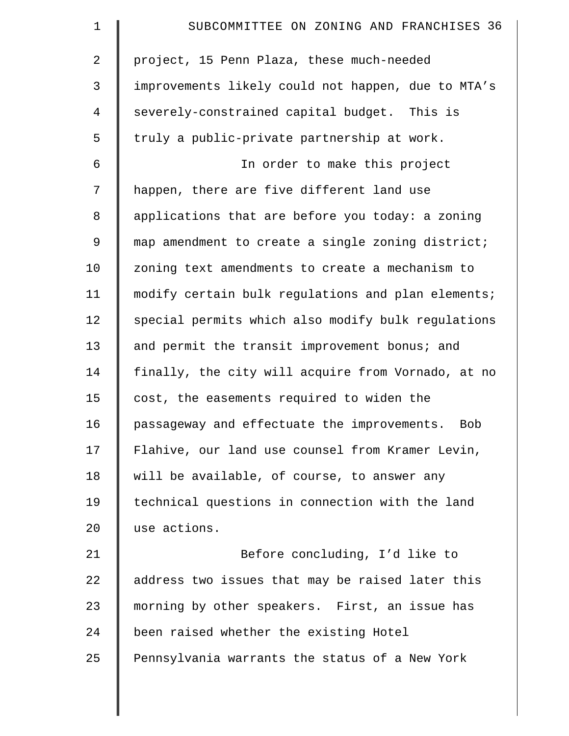project, 15 Penn Plaza, these much-needed improvements likely could not happen, due to MTA's severely-constrained capital budget. This is truly a public-private partnership at work.

In order to make this project happen, there are five different land use applications that are before you today: a zoning map amendment to create a single zoning district; zoning text amendments to create a mechanism to modify certain bulk regulations and plan elements; special permits which also modify bulk regulations and permit the transit improvement bonus; and finally, the city will acquire from Vornado, at no cost, the easements required to widen the passageway and effectuate the improvements. Bob Flahive, our land use counsel from Kramer Levin, will be available, of course, to answer any technical questions in connection with the land use actions.

Before concluding, I'd like to address two issues that may be raised later this morning by other speakers. First, an issue has been raised whether the existing Hotel Pennsylvania warrants the status of a New York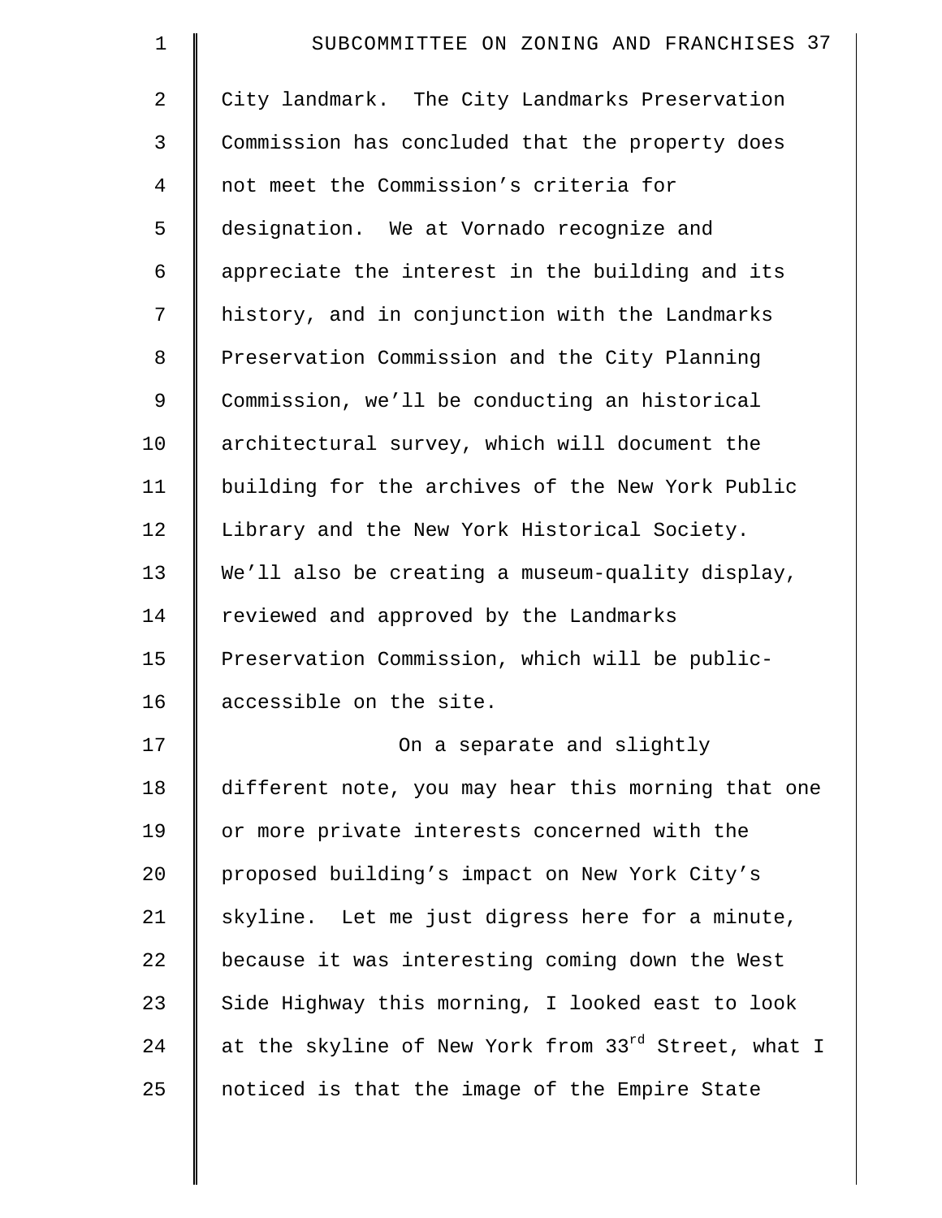City landmark. The City Landmarks Preservation Commission has concluded that the property does not meet the Commission's criteria for designation. We at Vornado recognize and appreciate the interest in the building and its history, and in conjunction with the Landmarks Preservation Commission and the City Planning Commission, we'll be conducting an historical architectural survey, which will document the building for the archives of the New York Public Library and the New York Historical Society. We'll also be creating a museum-quality display, reviewed and approved by the Landmarks Preservation Commission, which will be public-accessible on the site.

On a separate and slightly different note, you may hear this morning that one or more private interests concerned with the proposed building's impact on New York City's skyline. Let me just digress here for a minute, because it was interesting coming down the West Side Highway this morning, I looked east to look at the skyline of New York from 33rd Street, what I noticed is that the image of the Empire State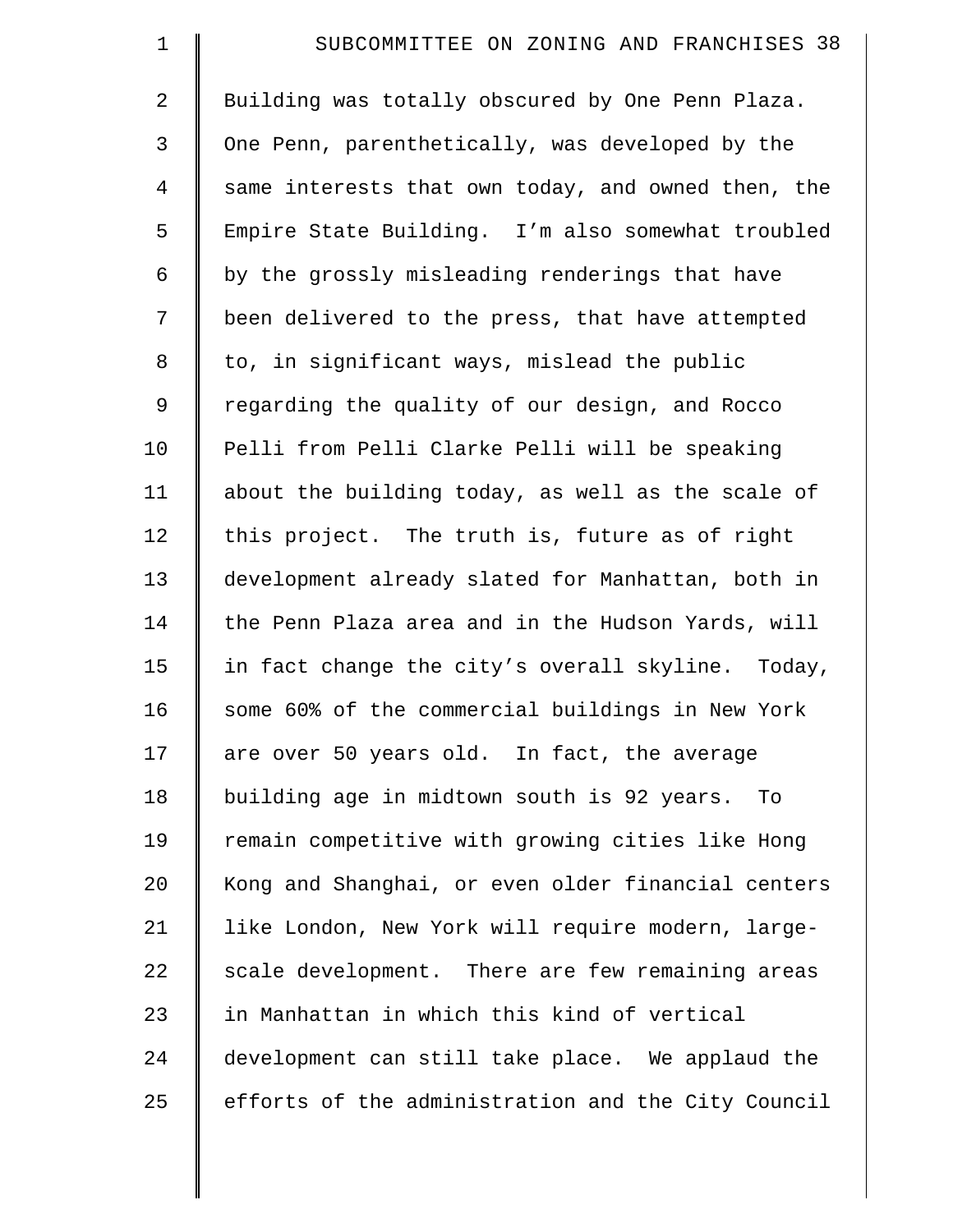Building was totally obscured by One Penn Plaza. One Penn, parenthetically, was developed by the same interests that own today, and owned then, the Empire State Building. I'm also somewhat troubled by the grossly misleading renderings that have been delivered to the press, that have attempted to, in significant ways, mislead the public regarding the quality of our design, and Rocco Pelli from Pelli Clarke Pelli will be speaking about the building today, as well as the scale of this project. The truth is, future as of right development already slated for Manhattan, both in the Penn Plaza area and in the Hudson Yards, will in fact change the city's overall skyline. Today, some 60% of the commercial buildings in New York are over 50 years old. In fact, the average building age in midtown south is 92 years. To remain competitive with growing cities like Hong Kong and Shanghai, or even older financial centers like London, New York will require modern, large-scale development. There are few remaining areas in Manhattan in which this kind of vertical development can still take place. We applaud the efforts of the administration and the City Council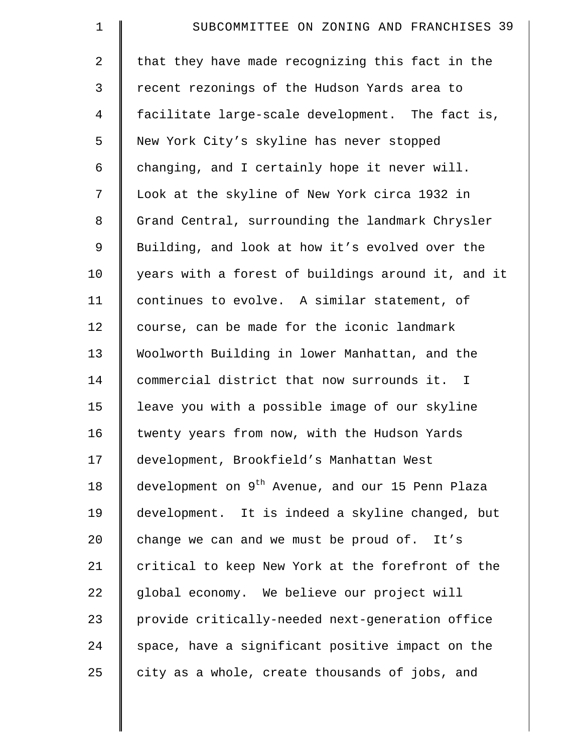that they have made recognizing this fact in the recent rezonings of the Hudson Yards area to facilitate large-scale development. The fact is, New York City's skyline has never stopped changing, and I certainly hope it never will. Look at the skyline of New York circa 1932 in Grand Central, surrounding the landmark Chrysler Building, and look at how it's evolved over the years with a forest of buildings around it, and it continues to evolve. A similar statement, of course, can be made for the iconic landmark Woolworth Building in lower Manhattan, and the commercial district that now surrounds it. I leave you with a possible image of our skyline twenty years from now, with the Hudson Yards development, Brookfield's Manhattan West development on 9th Avenue, and our 15 Penn Plaza development. It is indeed a skyline changed, but change we can and we must be proud of. It's critical to keep New York at the forefront of the global economy. We believe our project will provide critically-needed next-generation office space, have a significant positive impact on the city as a whole, create thousands of jobs, and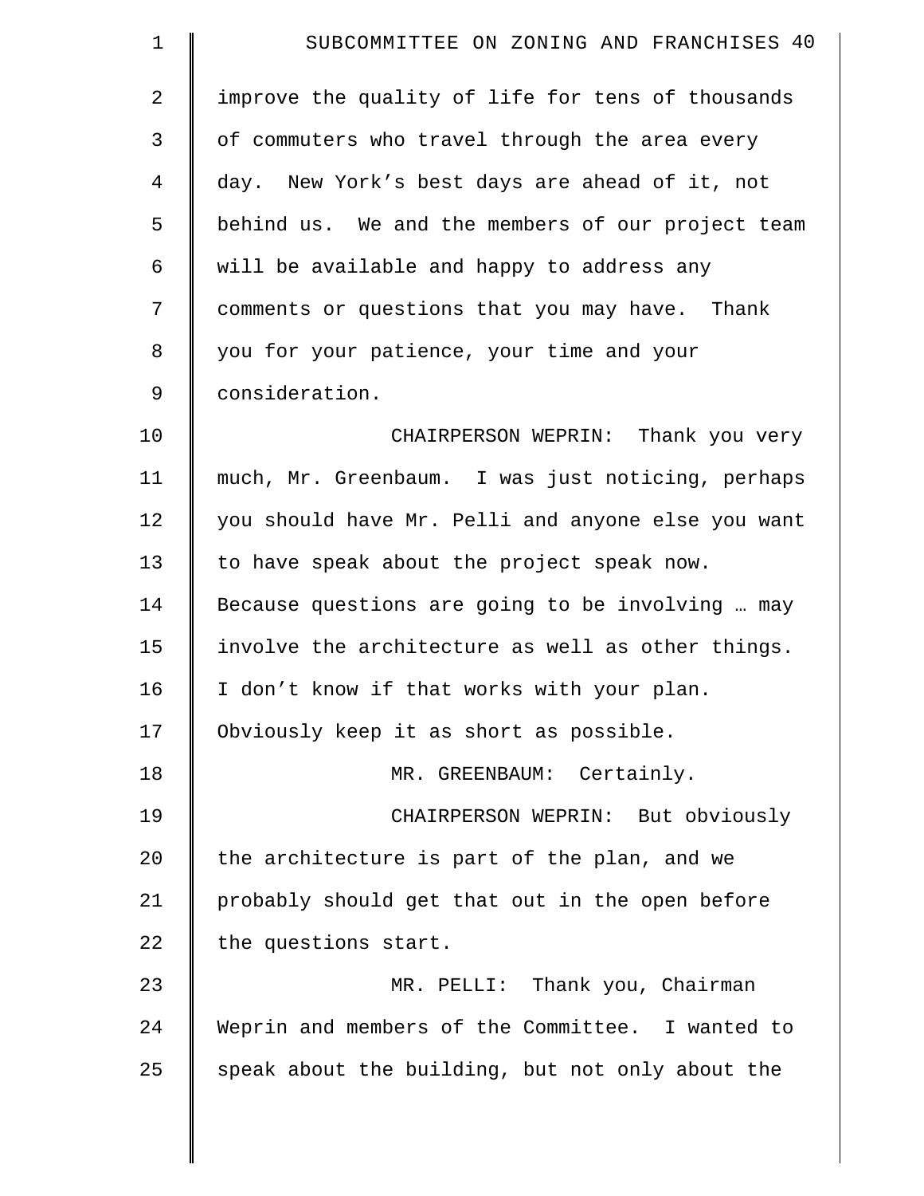improve the quality of life for tens of thousands of commuters who travel through the area every day. New York's best days are ahead of it, not behind us. We and the members of our project team will be available and happy to address any comments or questions that you may have. Thank you for your patience, your time and your consideration.

CHAIRPERSON WEPRIN: Thank you very much, Mr. Greenbaum. I was just noticing, perhaps you should have Mr. Pelli and anyone else you want to have speak about the project speak now. Because questions are going to be involving … may involve the architecture as well as other things. I don't know if that works with your plan. Obviously keep it as short as possible.

MR. GREENBAUM: Certainly.

CHAIRPERSON WEPRIN: But obviously the architecture is part of the plan, and we probably should get that out in the open before the questions start.

MR. PELLI: Thank you, Chairman Weprin and members of the Committee. I wanted to speak about the building, but not only about the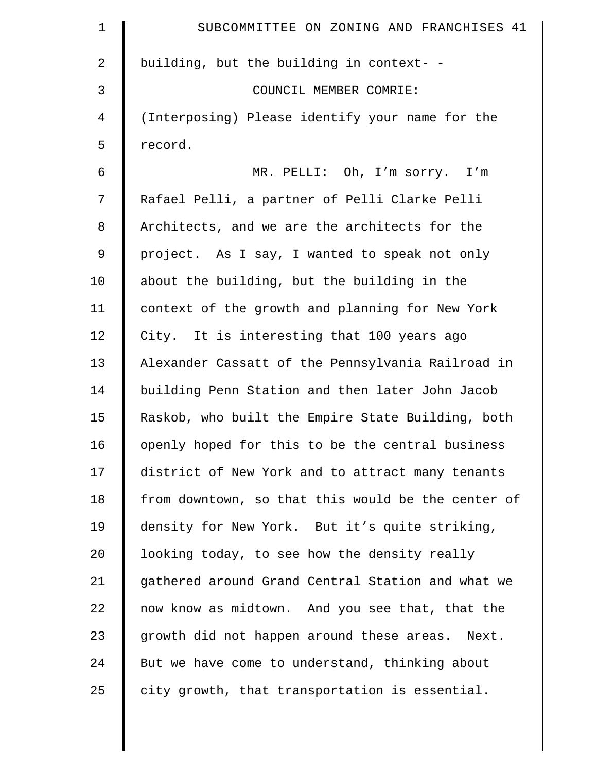building, but the building in context- -

COUNCIL MEMBER COMRIE: (Interposing) Please identify your name for the record.

MR. PELLI: Oh, I’m sorry. I’m Rafael Pelli, a partner of Pelli Clarke Pelli Architects, and we are the architects for the project. As I say, I wanted to speak not only about the building, but the building in the context of the growth and planning for New York City. It is interesting that 100 years ago Alexander Cassatt of the Pennsylvania Railroad in building Penn Station and then later John Jacob Raskob, who built the Empire State Building, both openly hoped for this to be the central business district of New York and to attract many tenants from downtown, so that this would be the center of density for New York. But it’s quite striking, looking today, to see how the density really gathered around Grand Central Station and what we now know as midtown. And you see that, that the growth did not happen around these areas. Next. But we have come to understand, thinking about city growth, that transportation is essential.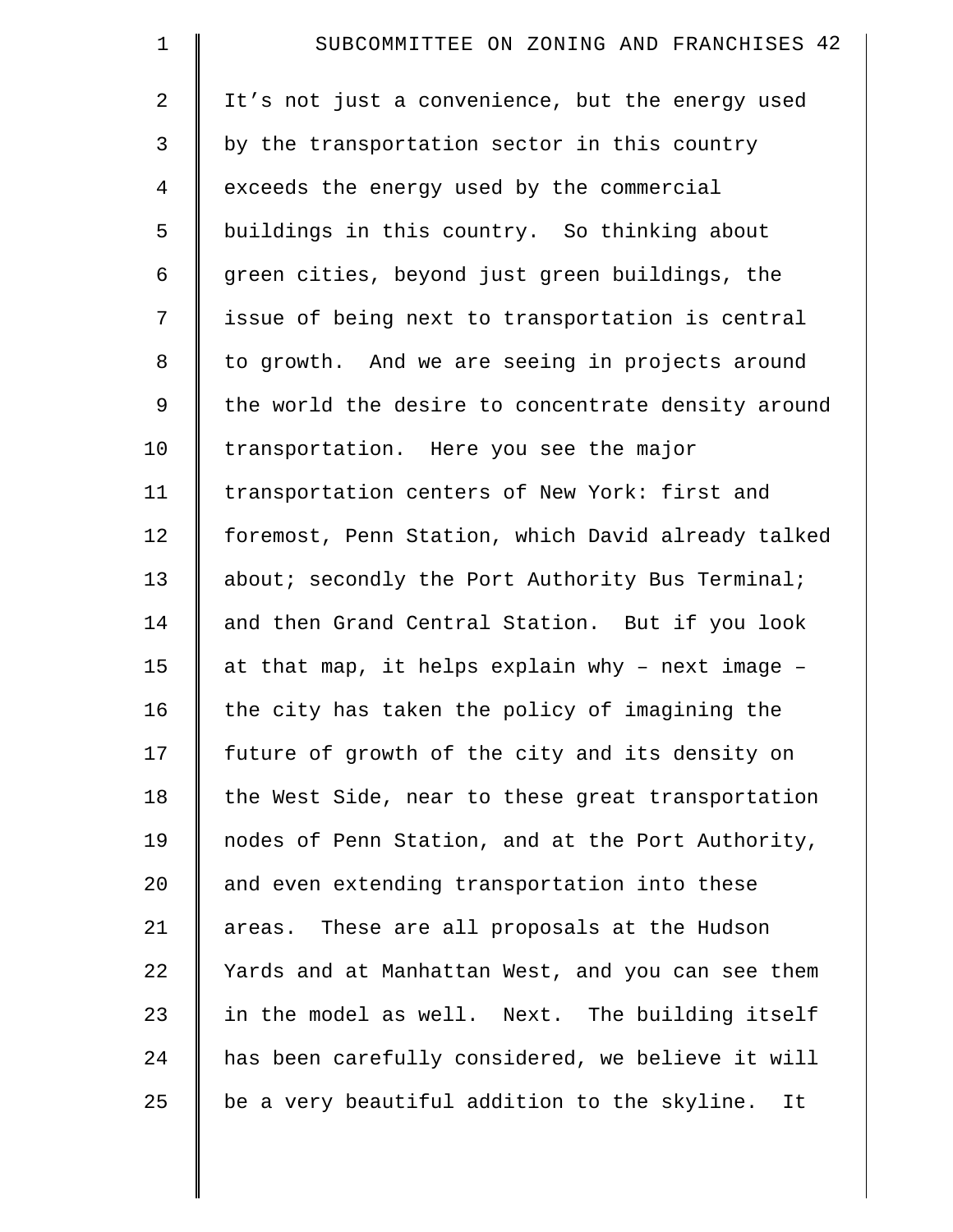It's not just a convenience, but the energy used by the transportation sector in this country exceeds the energy used by the commercial buildings in this country. So thinking about green cities, beyond just green buildings, the issue of being next to transportation is central to growth. And we are seeing in projects around the world the desire to concentrate density around transportation. Here you see the major transportation centers of New York: first and foremost, Penn Station, which David already talked about; secondly the Port Authority Bus Terminal; and then Grand Central Station. But if you look at that map, it helps explain why – next image – the city has taken the policy of imagining the future of growth of the city and its density on the West Side, near to these great transportation nodes of Penn Station, and at the Port Authority, and even extending transportation into these areas. These are all proposals at the Hudson Yards and at Manhattan West, and you can see them in the model as well. Next. The building itself has been carefully considered, we believe it will be a very beautiful addition to the skyline. It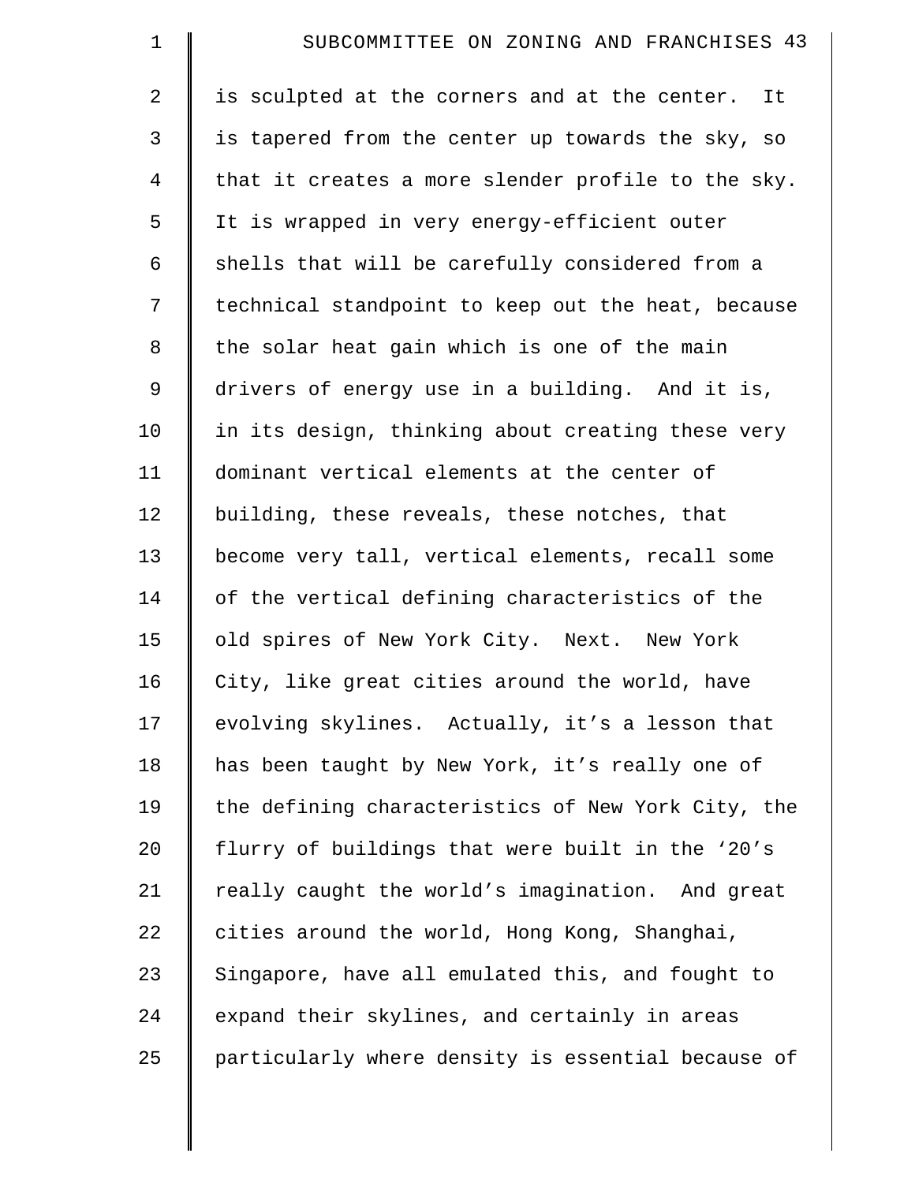is sculpted at the corners and at the center. It is tapered from the center up towards the sky, so that it creates a more slender profile to the sky. It is wrapped in very energy-efficient outer shells that will be carefully considered from a technical standpoint to keep out the heat, because the solar heat gain which is one of the main drivers of energy use in a building. And it is, in its design, thinking about creating these very dominant vertical elements at the center of building, these reveals, these notches, that become very tall, vertical elements, recall some of the vertical defining characteristics of the old spires of New York City. Next. New York City, like great cities around the world, have evolving skylines. Actually, it’s a lesson that has been taught by New York, it’s really one of the defining characteristics of New York City, the flurry of buildings that were built in the ‘20’s really caught the world’s imagination. And great cities around the world, Hong Kong, Shanghai, Singapore, have all emulated this, and fought to expand their skylines, and certainly in areas particularly where density is essential because of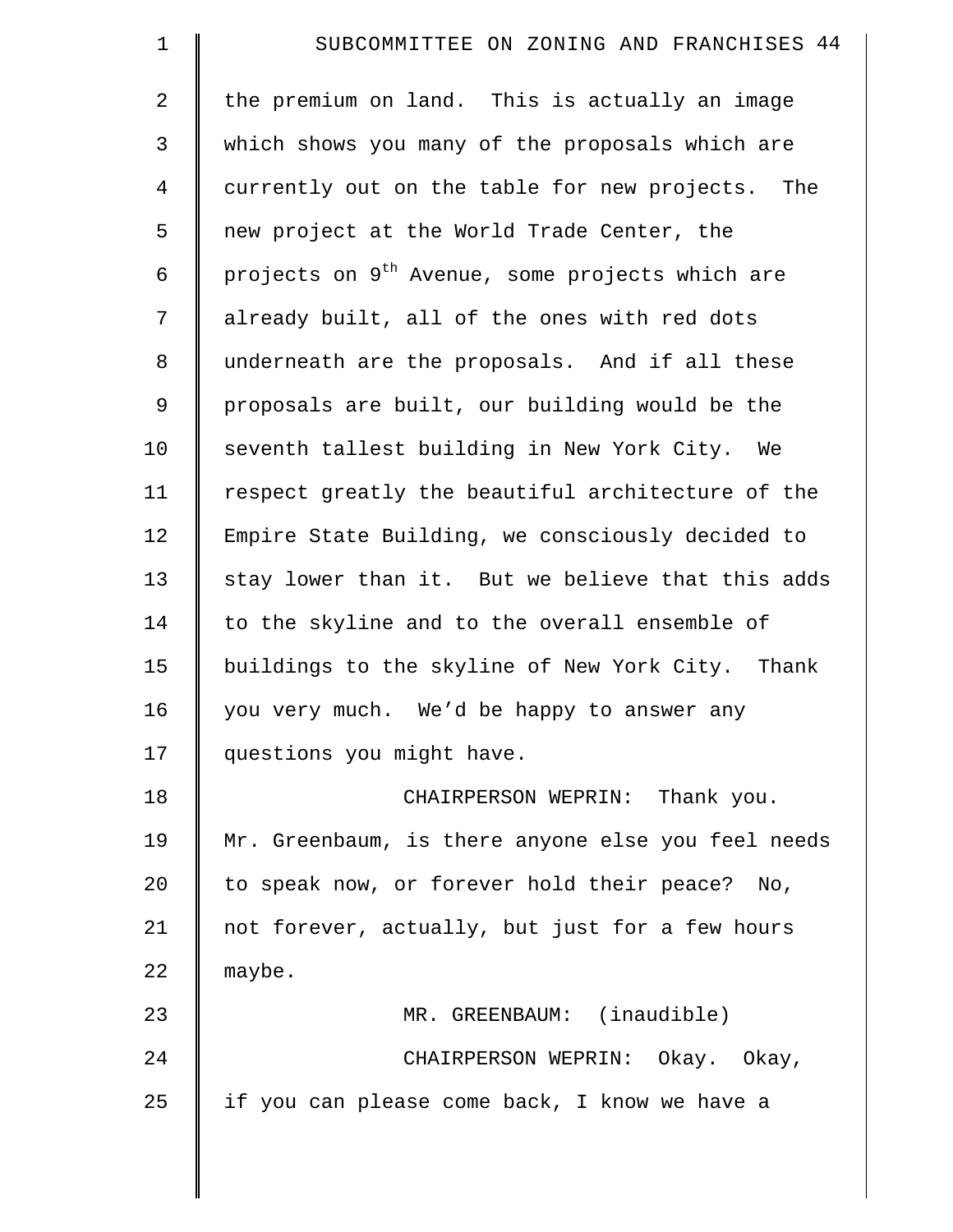the premium on land. This is actually an image which shows you many of the proposals which are currently out on the table for new projects. The new project at the World Trade Center, the projects on 9th Avenue, some projects which are already built, all of the ones with red dots underneath are the proposals. And if all these proposals are built, our building would be the seventh tallest building in New York City. We respect greatly the beautiful architecture of the Empire State Building, we consciously decided to stay lower than it. But we believe that this adds to the skyline and to the overall ensemble of buildings to the skyline of New York City. Thank you very much. We'd be happy to answer any questions you might have.

CHAIRPERSON WEPRIN: Thank you. Mr. Greenbaum, is there anyone else you feel needs to speak now, or forever hold their peace? No, not forever, actually, but just for a few hours maybe.

MR. GREENBAUM: (inaudible)

CHAIRPERSON WEPRIN: Okay. Okay, if you can please come back, I know we have a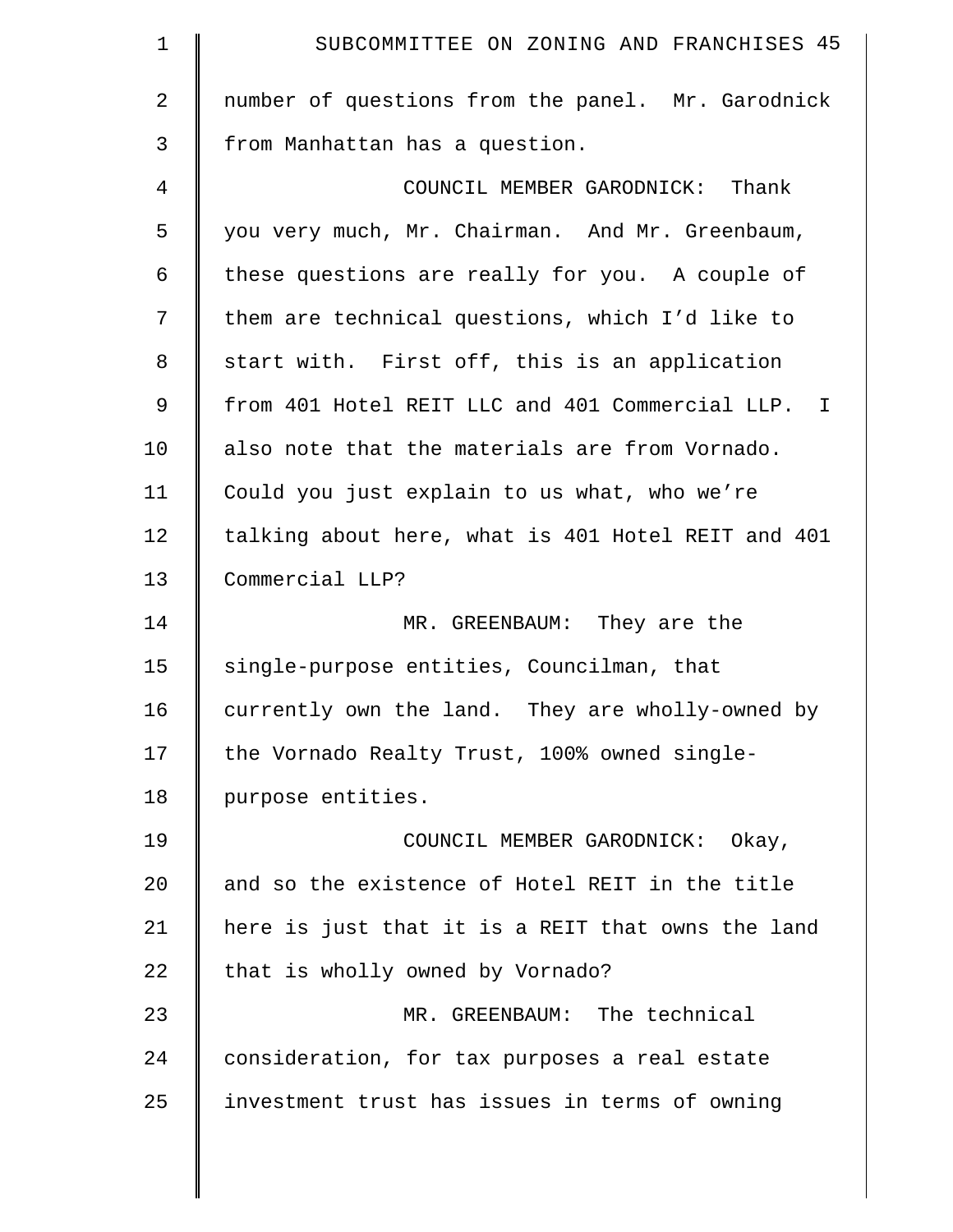number of questions from the panel. Mr. Garodnick from Manhattan has a question.

COUNCIL MEMBER GARODNICK: Thank you very much, Mr. Chairman. And Mr. Greenbaum, these questions are really for you. A couple of them are technical questions, which I'd like to start with. First off, this is an application from 401 Hotel REIT LLC and 401 Commercial LLP. I also note that the materials are from Vornado. Could you just explain to us what, who we're talking about here, what is 401 Hotel REIT and 401 Commercial LLP?

MR. GREENBAUM: They are the single-purpose entities, Councilman, that currently own the land. They are wholly-owned by the Vornado Realty Trust, 100% owned single-purpose entities.

COUNCIL MEMBER GARODNICK: Okay, and so the existence of Hotel REIT in the title here is just that it is a REIT that owns the land that is wholly owned by Vornado?

MR. GREENBAUM: The technical consideration, for tax purposes a real estate investment trust has issues in terms of owning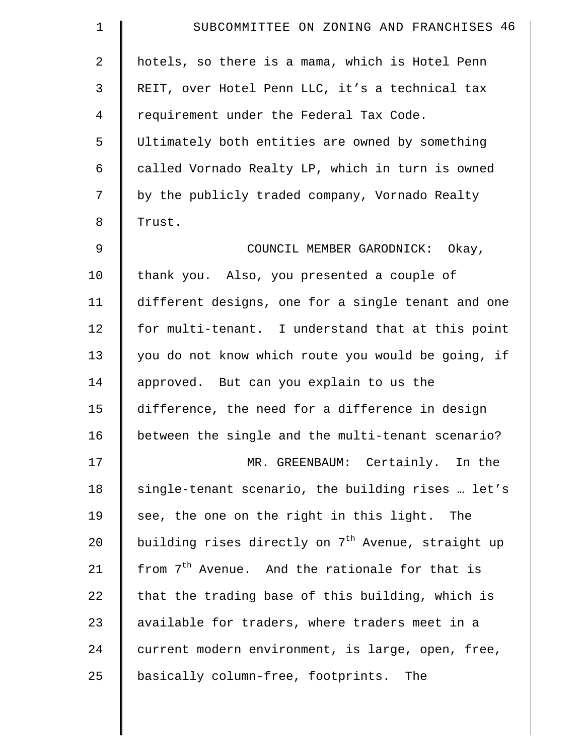hotels, so there is a mama, which is Hotel Penn REIT, over Hotel Penn LLC, it's a technical tax requirement under the Federal Tax Code. Ultimately both entities are owned by something called Vornado Realty LP, which in turn is owned by the publicly traded company, Vornado Realty Trust.

COUNCIL MEMBER GARODNICK: Okay, thank you. Also, you presented a couple of different designs, one for a single tenant and one for multi-tenant. I understand that at this point you do not know which route you would be going, if approved. But can you explain to us the difference, the need for a difference in design between the single and the multi-tenant scenario?

MR. GREENBAUM: Certainly. In the single-tenant scenario, the building rises … let's see, the one on the right in this light. The building rises directly on 7th Avenue, straight up from 7th Avenue. And the rationale for that is that the trading base of this building, which is available for traders, where traders meet in a current modern environment, is large, open, free, basically column-free, footprints. The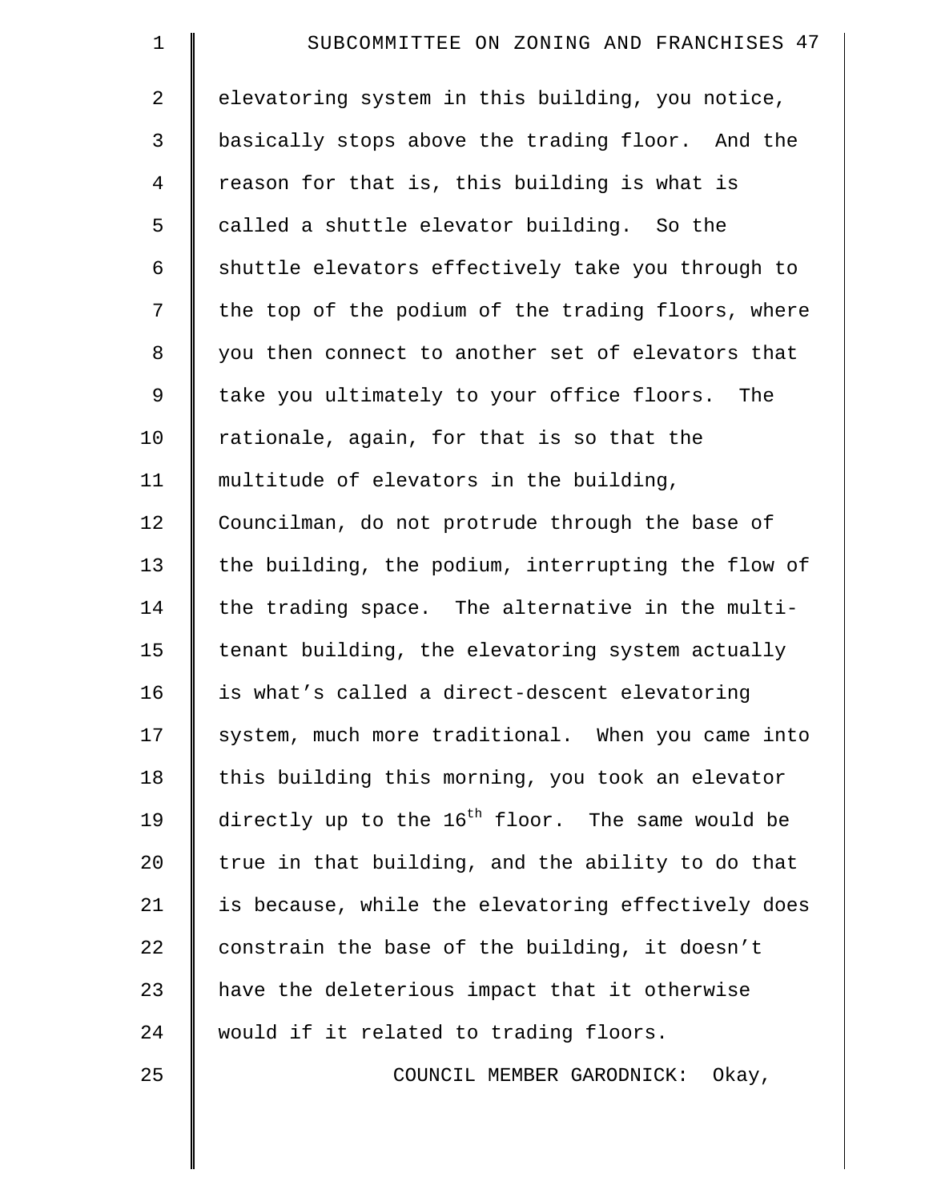elevatoring system in this building, you notice, basically stops above the trading floor. And the reason for that is, this building is what is called a shuttle elevator building. So the shuttle elevators effectively take you through to the top of the podium of the trading floors, where you then connect to another set of elevators that take you ultimately to your office floors. The rationale, again, for that is so that the multitude of elevators in the building, Councilman, do not protrude through the base of the building, the podium, interrupting the flow of the trading space. The alternative in the multi-tenant building, the elevatoring system actually is what's called a direct-descent elevatoring system, much more traditional. When you came into this building this morning, you took an elevator directly up to the 16th floor. The same would be true in that building, and the ability to do that is because, while the elevatoring effectively does constrain the base of the building, it doesn't have the deleterious impact that it otherwise would if it related to trading floors.

COUNCIL MEMBER GARODNICK: Okay,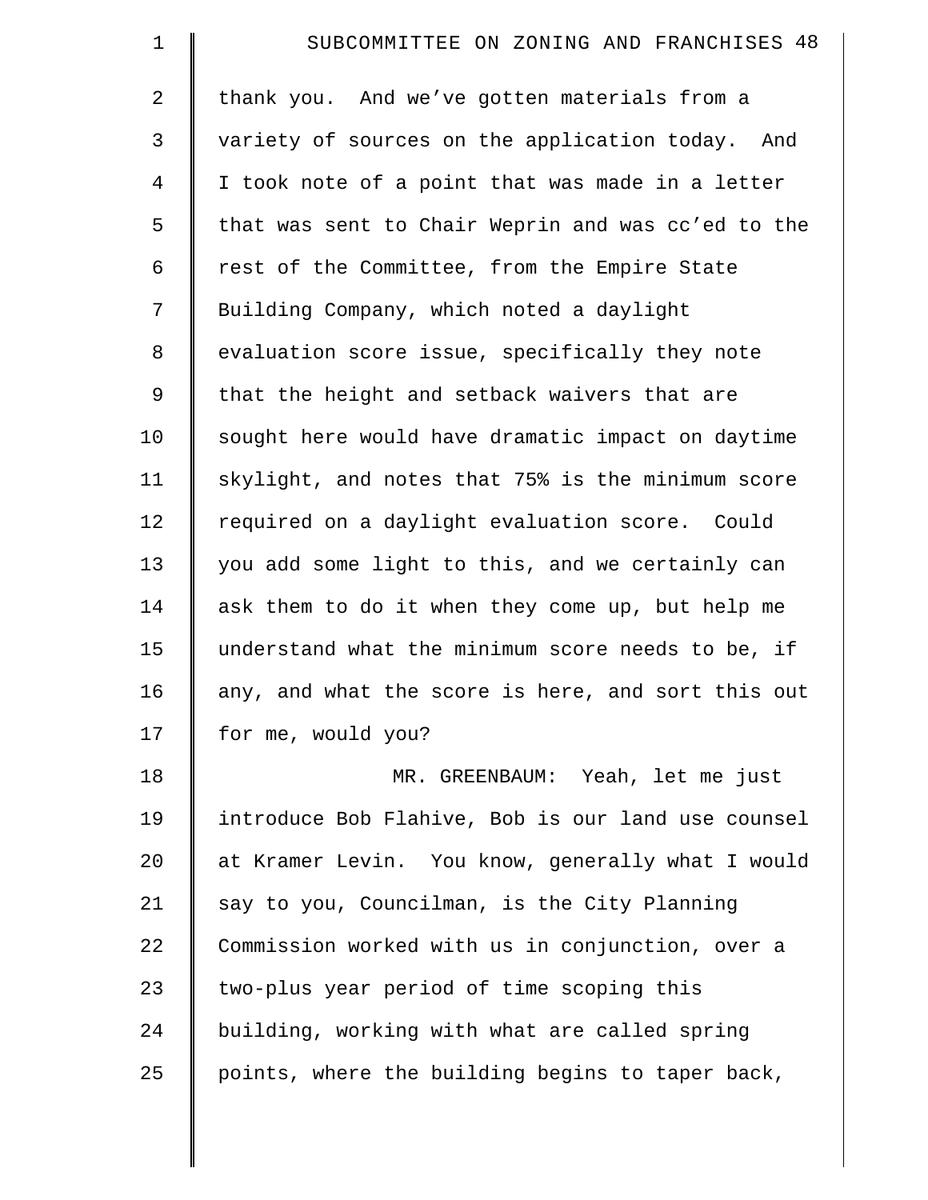thank you. And we've gotten materials from a variety of sources on the application today. And I took note of a point that was made in a letter that was sent to Chair Weprin and was cc'ed to the rest of the Committee, from the Empire State Building Company, which noted a daylight evaluation score issue, specifically they note that the height and setback waivers that are sought here would have dramatic impact on daytime skylight, and notes that 75% is the minimum score required on a daylight evaluation score. Could you add some light to this, and we certainly can ask them to do it when they come up, but help me understand what the minimum score needs to be, if any, and what the score is here, and sort this out for me, would you?

MR. GREENBAUM: Yeah, let me just introduce Bob Flahive, Bob is our land use counsel at Kramer Levin. You know, generally what I would say to you, Councilman, is the City Planning Commission worked with us in conjunction, over a two-plus year period of time scoping this building, working with what are called spring points, where the building begins to taper back,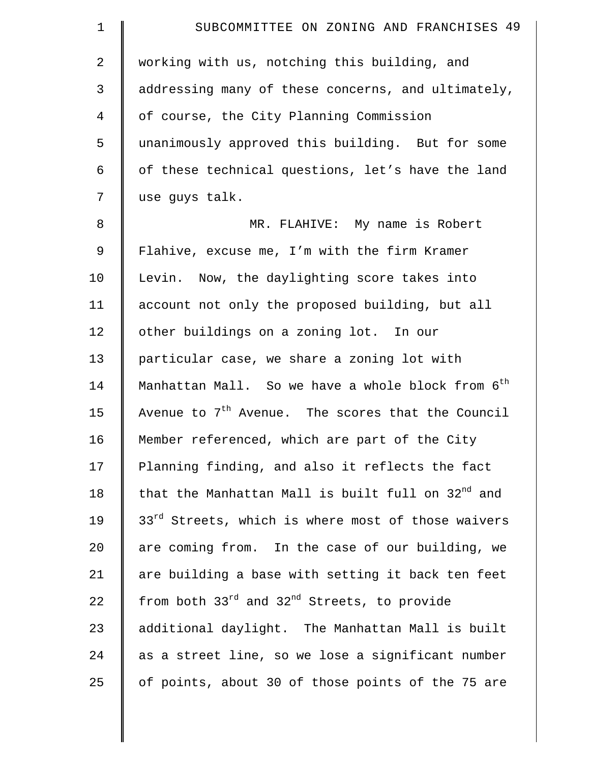working with us, notching this building, and addressing many of these concerns, and ultimately, of course, the City Planning Commission unanimously approved this building. But for some of these technical questions, let's have the land use guys talk.

MR. FLAHIVE: My name is Robert Flahive, excuse me, I'm with the firm Kramer Levin. Now, the daylighting score takes into account not only the proposed building, but all other buildings on a zoning lot. In our particular case, we share a zoning lot with Manhattan Mall. So we have a whole block from 6th Avenue to 7th Avenue. The scores that the Council Member referenced, which are part of the City Planning finding, and also it reflects the fact that the Manhattan Mall is built full on 32nd and 33rd Streets, which is where most of those waivers are coming from. In the case of our building, we are building a base with setting it back ten feet from both 33rd and 32nd Streets, to provide additional daylight. The Manhattan Mall is built as a street line, so we lose a significant number of points, about 30 of those points of the 75 are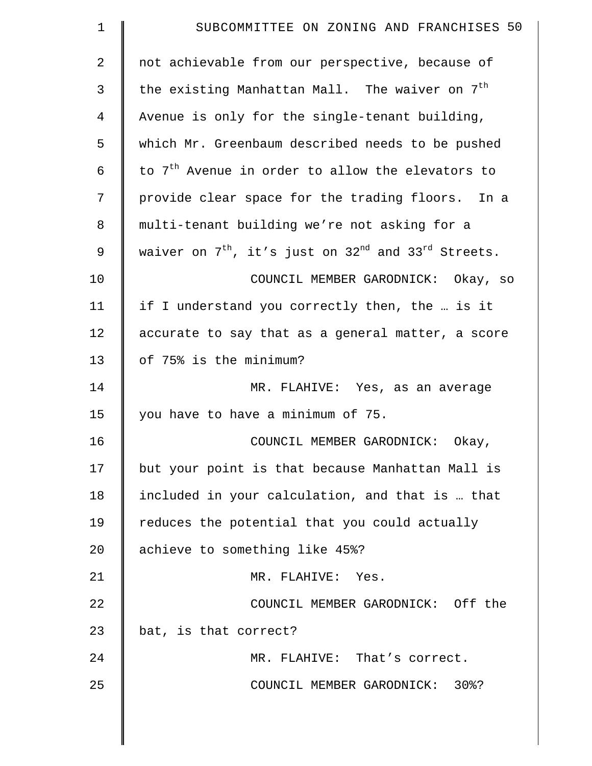not achievable from our perspective, because of the existing Manhattan Mall. The waiver on 7th Avenue is only for the single-tenant building, which Mr. Greenbaum described needs to be pushed to 7th Avenue in order to allow the elevators to provide clear space for the trading floors. In a multi-tenant building we're not asking for a waiver on 7th, it's just on 32nd and 33rd Streets.

COUNCIL MEMBER GARODNICK: Okay, so if I understand you correctly then, the … is it accurate to say that as a general matter, a score of 75% is the minimum?

MR. FLAHIVE: Yes, as an average you have to have a minimum of 75.

COUNCIL MEMBER GARODNICK: Okay, but your point is that because Manhattan Mall is included in your calculation, and that is … that reduces the potential that you could actually achieve to something like 45%?

MR. FLAHIVE: Yes.

COUNCIL MEMBER GARODNICK: Off the bat, is that correct?

MR. FLAHIVE: That's correct.

COUNCIL MEMBER GARODNICK: 30%?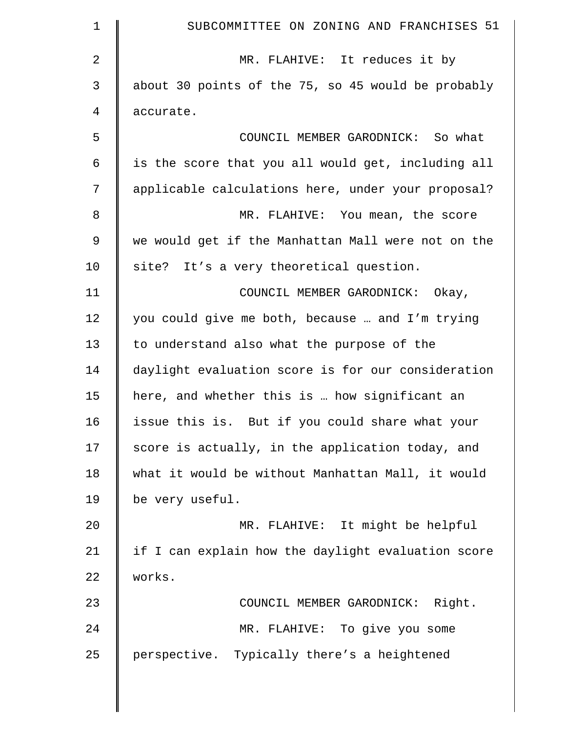MR. FLAHIVE: It reduces it by about 30 points of the 75, so 45 would be probably accurate.

COUNCIL MEMBER GARODNICK: So what is the score that you all would get, including all applicable calculations here, under your proposal?

MR. FLAHIVE: You mean, the score we would get if the Manhattan Mall were not on the site? It’s a very theoretical question.

COUNCIL MEMBER GARODNICK: Okay, you could give me both, because … and I’m trying to understand also what the purpose of the daylight evaluation score is for our consideration here, and whether this is … how significant an issue this is. But if you could share what your score is actually, in the application today, and what it would be without Manhattan Mall, it would be very useful.

MR. FLAHIVE: It might be helpful if I can explain how the daylight evaluation score works.

COUNCIL MEMBER GARODNICK: Right.

MR. FLAHIVE: To give you some perspective. Typically there’s a heightened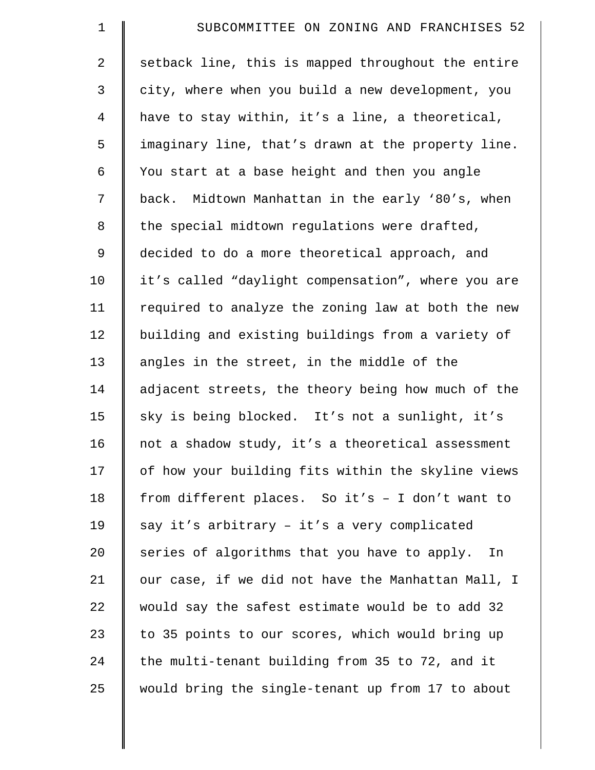setback line, this is mapped throughout the entire city, where when you build a new development, you have to stay within, it's a line, a theoretical, imaginary line, that's drawn at the property line. You start at a base height and then you angle back. Midtown Manhattan in the early '80's, when the special midtown regulations were drafted, decided to do a more theoretical approach, and it's called "daylight compensation", where you are required to analyze the zoning law at both the new building and existing buildings from a variety of angles in the street, in the middle of the adjacent streets, the theory being how much of the sky is being blocked. It's not a sunlight, it's not a shadow study, it's a theoretical assessment of how your building fits within the skyline views from different places. So it's – I don't want to say it's arbitrary – it's a very complicated series of algorithms that you have to apply. In our case, if we did not have the Manhattan Mall, I would say the safest estimate would be to add 32 to 35 points to our scores, which would bring up the multi-tenant building from 35 to 72, and it would bring the single-tenant up from 17 to about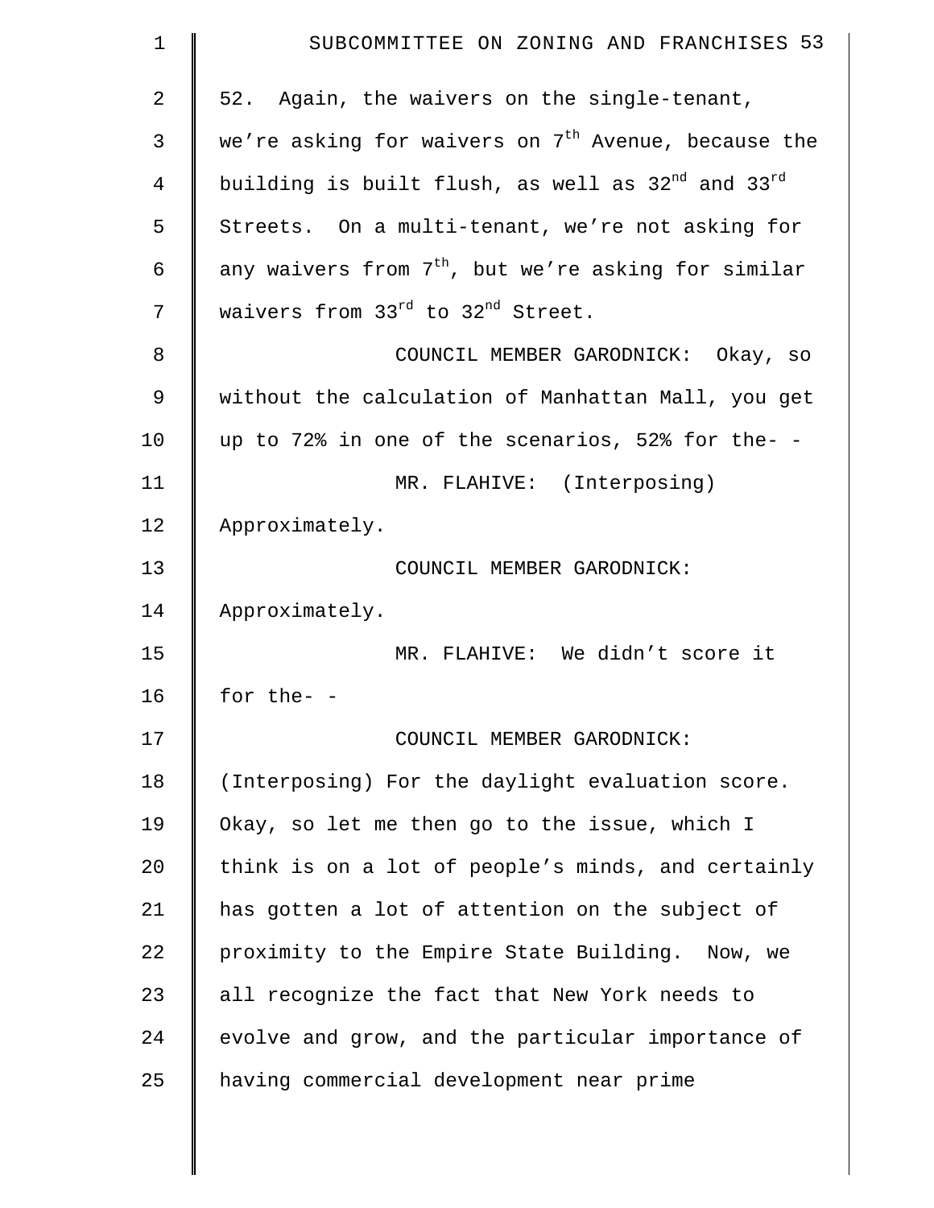52. Again, the waivers on the single-tenant, we’re asking for waivers on 7th Avenue, because the building is built flush, as well as 32nd and 33rd Streets. On a multi-tenant, we’re not asking for any waivers from 7th, but we’re asking for similar waivers from 33rd to 32nd Street.

COUNCIL MEMBER GARODNICK: Okay, so without the calculation of Manhattan Mall, you get up to 72% in one of the scenarios, 52% for the- -

MR. FLAHIVE: (Interposing) Approximately.

COUNCIL MEMBER GARODNICK: Approximately.

MR. FLAHIVE: We didn’t score it for the- -

COUNCIL MEMBER GARODNICK: (Interposing) For the daylight evaluation score. Okay, so let me then go to the issue, which I think is on a lot of people’s minds, and certainly has gotten a lot of attention on the subject of proximity to the Empire State Building. Now, we all recognize the fact that New York needs to evolve and grow, and the particular importance of having commercial development near prime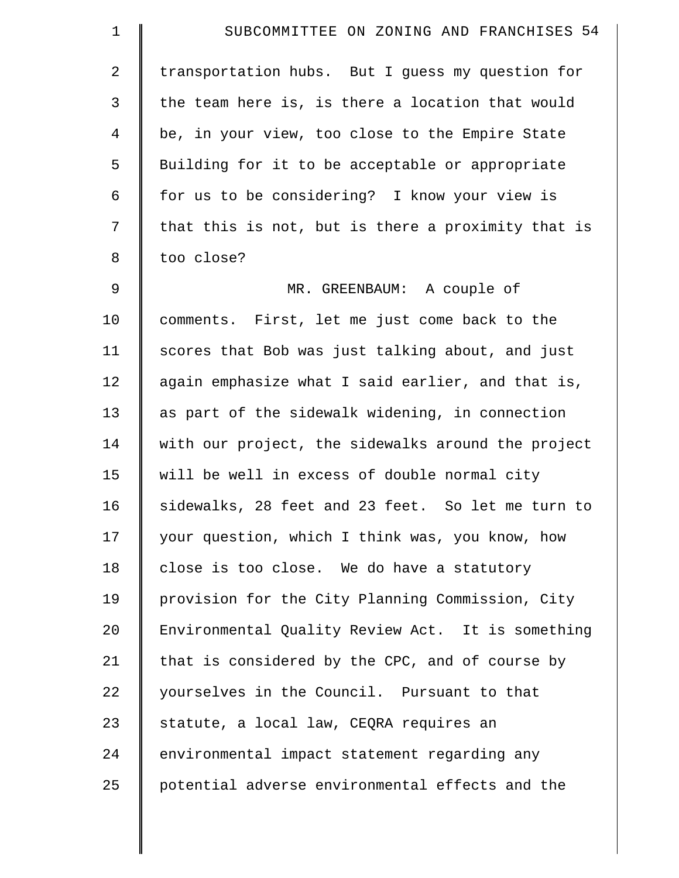transportation hubs. But I guess my question for the team here is, is there a location that would be, in your view, too close to the Empire State Building for it to be acceptable or appropriate for us to be considering? I know your view is that this is not, but is there a proximity that is too close?

MR. GREENBAUM: A couple of comments. First, let me just come back to the scores that Bob was just talking about, and just again emphasize what I said earlier, and that is, as part of the sidewalk widening, in connection with our project, the sidewalks around the project will be well in excess of double normal city sidewalks, 28 feet and 23 feet. So let me turn to your question, which I think was, you know, how close is too close. We do have a statutory provision for the City Planning Commission, City Environmental Quality Review Act. It is something that is considered by the CPC, and of course by yourselves in the Council. Pursuant to that statute, a local law, CEQRA requires an environmental impact statement regarding any potential adverse environmental effects and the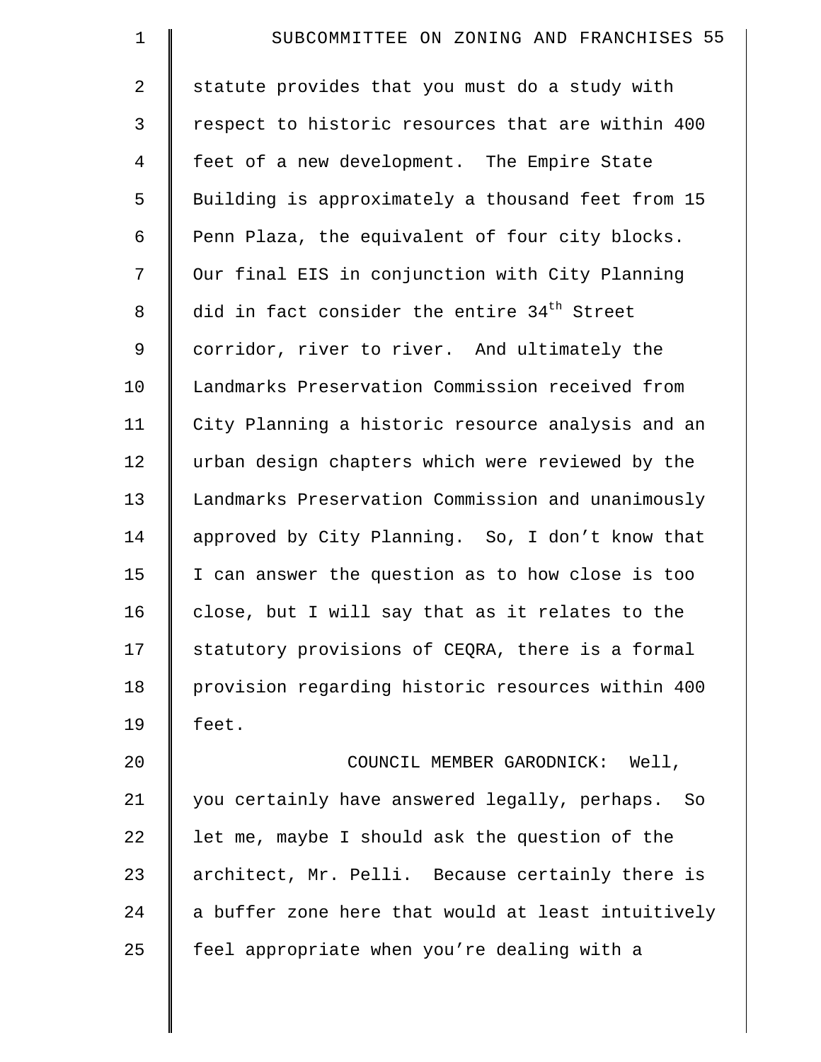statute provides that you must do a study with respect to historic resources that are within 400 feet of a new development. The Empire State Building is approximately a thousand feet from 15 Penn Plaza, the equivalent of four city blocks. Our final EIS in conjunction with City Planning did in fact consider the entire 34th Street corridor, river to river. And ultimately the Landmarks Preservation Commission received from City Planning a historic resource analysis and an urban design chapters which were reviewed by the Landmarks Preservation Commission and unanimously approved by City Planning. So, I don't know that I can answer the question as to how close is too close, but I will say that as it relates to the statutory provisions of CEQRA, there is a formal provision regarding historic resources within 400 feet.

COUNCIL MEMBER GARODNICK: Well, you certainly have answered legally, perhaps. So let me, maybe I should ask the question of the architect, Mr. Pelli. Because certainly there is a buffer zone here that would at least intuitively feel appropriate when you're dealing with a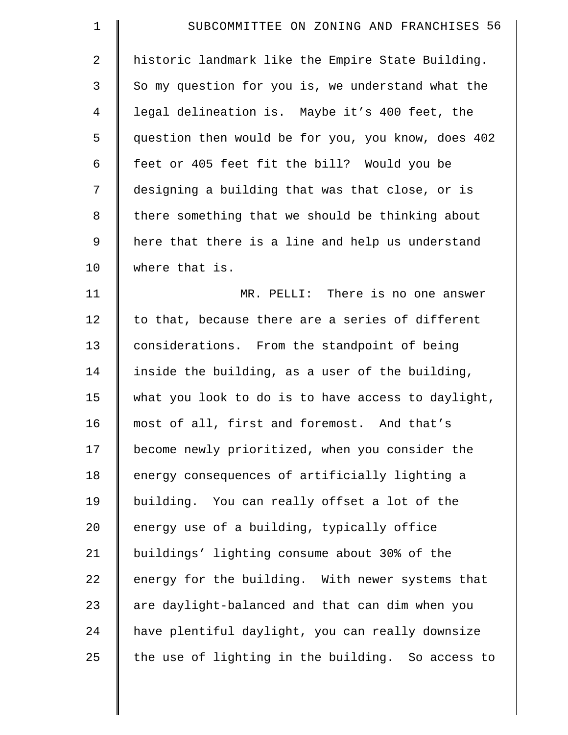historic landmark like the Empire State Building. So my question for you is, we understand what the legal delineation is. Maybe it’s 400 feet, the question then would be for you, you know, does 402 feet or 405 feet fit the bill? Would you be designing a building that was that close, or is there something that we should be thinking about here that there is a line and help us understand where that is.

MR. PELLI: There is no one answer to that, because there are a series of different considerations. From the standpoint of being inside the building, as a user of the building, what you look to do is to have access to daylight, most of all, first and foremost. And that’s become newly prioritized, when you consider the energy consequences of artificially lighting a building. You can really offset a lot of the energy use of a building, typically office buildings’ lighting consume about 30% of the energy for the building. With newer systems that are daylight-balanced and that can dim when you have plentiful daylight, you can really downsize the use of lighting in the building. So access to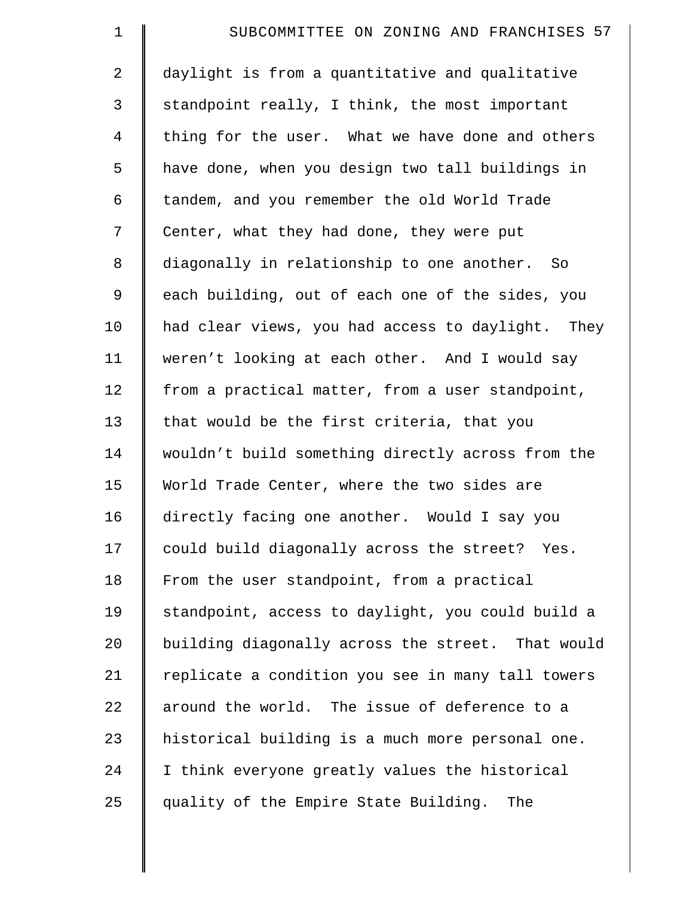daylight is from a quantitative and qualitative standpoint really, I think, the most important thing for the user. What we have done and others have done, when you design two tall buildings in tandem, and you remember the old World Trade Center, what they had done, they were put diagonally in relationship to one another. So each building, out of each one of the sides, you had clear views, you had access to daylight. They weren't looking at each other. And I would say from a practical matter, from a user standpoint, that would be the first criteria, that you wouldn't build something directly across from the World Trade Center, where the two sides are directly facing one another. Would I say you could build diagonally across the street? Yes. From the user standpoint, from a practical standpoint, access to daylight, you could build a building diagonally across the street. That would replicate a condition you see in many tall towers around the world. The issue of deference to a historical building is a much more personal one. I think everyone greatly values the historical quality of the Empire State Building. The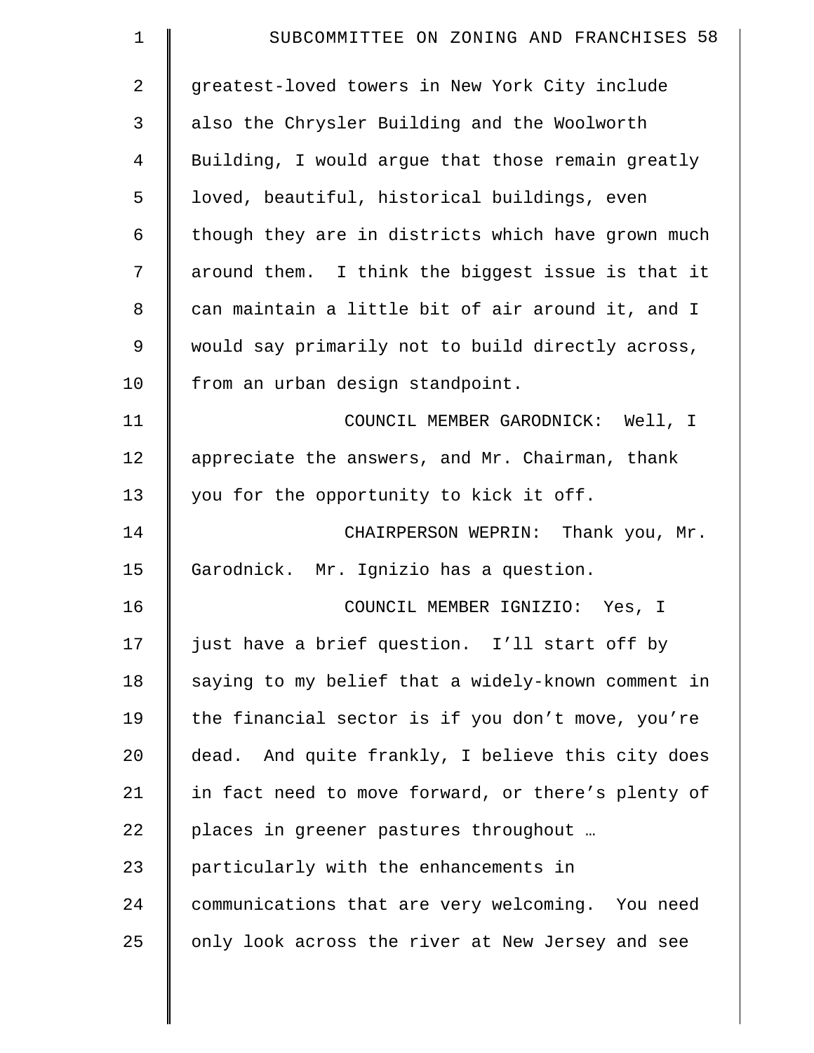greatest-loved towers in New York City include also the Chrysler Building and the Woolworth Building, I would argue that those remain greatly loved, beautiful, historical buildings, even though they are in districts which have grown much around them. I think the biggest issue is that it can maintain a little bit of air around it, and I would say primarily not to build directly across, from an urban design standpoint.

COUNCIL MEMBER GARODNICK: Well, I appreciate the answers, and Mr. Chairman, thank you for the opportunity to kick it off.

CHAIRPERSON WEPRIN: Thank you, Mr. Garodnick. Mr. Ignizio has a question.

COUNCIL MEMBER IGNIZIO: Yes, I just have a brief question. I'll start off by saying to my belief that a widely-known comment in the financial sector is if you don't move, you're dead. And quite frankly, I believe this city does in fact need to move forward, or there's plenty of places in greener pastures throughout … particularly with the enhancements in communications that are very welcoming. You need only look across the river at New Jersey and see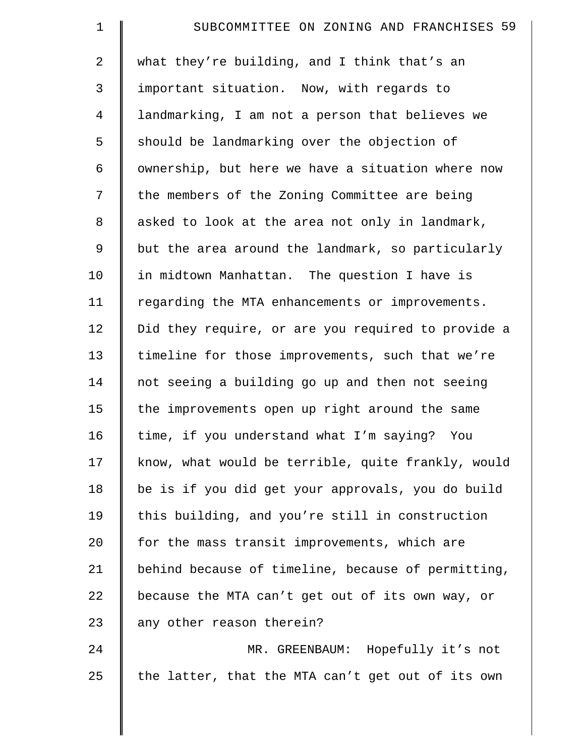what they're building, and I think that's an important situation. Now, with regards to landmarking, I am not a person that believes we should be landmarking over the objection of ownership, but here we have a situation where now the members of the Zoning Committee are being asked to look at the area not only in landmark, but the area around the landmark, so particularly in midtown Manhattan. The question I have is regarding the MTA enhancements or improvements. Did they require, or are you required to provide a timeline for those improvements, such that we're not seeing a building go up and then not seeing the improvements open up right around the same time, if you understand what I'm saying? You know, what would be terrible, quite frankly, would be is if you did get your approvals, you do build this building, and you're still in construction for the mass transit improvements, which are behind because of timeline, because of permitting, because the MTA can't get out of its own way, or any other reason therein?

MR. GREENBAUM: Hopefully it's not the latter, that the MTA can't get out of its own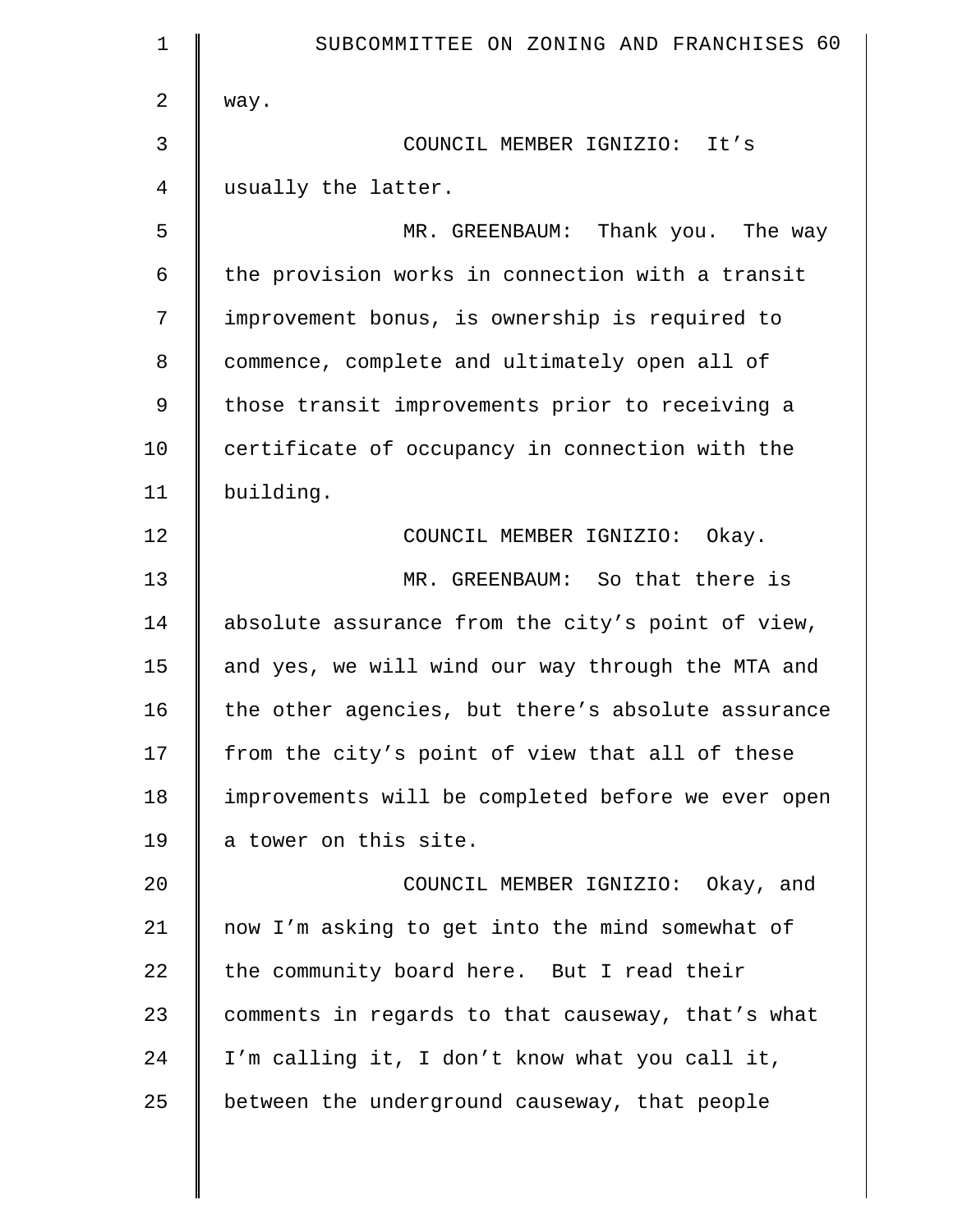way.

COUNCIL MEMBER IGNIZIO: It's usually the latter.

MR. GREENBAUM: Thank you. The way the provision works in connection with a transit improvement bonus, is ownership is required to commence, complete and ultimately open all of those transit improvements prior to receiving a certificate of occupancy in connection with the building.

COUNCIL MEMBER IGNIZIO: Okay.

MR. GREENBAUM: So that there is absolute assurance from the city's point of view, and yes, we will wind our way through the MTA and the other agencies, but there's absolute assurance from the city's point of view that all of these improvements will be completed before we ever open a tower on this site.

COUNCIL MEMBER IGNIZIO: Okay, and now I'm asking to get into the mind somewhat of the community board here. But I read their comments in regards to that causeway, that's what I'm calling it, I don't know what you call it, between the underground causeway, that people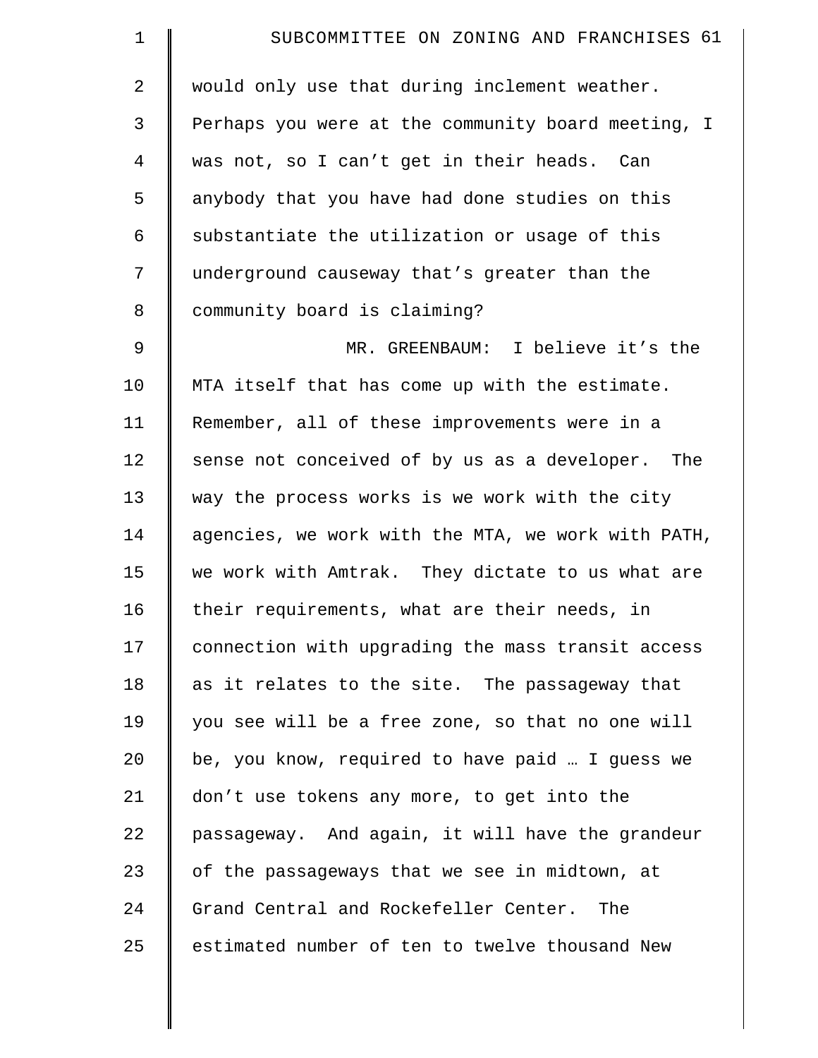would only use that during inclement weather. Perhaps you were at the community board meeting, I was not, so I can't get in their heads. Can anybody that you have had done studies on this substantiate the utilization or usage of this underground causeway that's greater than the community board is claiming?

MR. GREENBAUM: I believe it's the MTA itself that has come up with the estimate. Remember, all of these improvements were in a sense not conceived of by us as a developer. The way the process works is we work with the city agencies, we work with the MTA, we work with PATH, we work with Amtrak. They dictate to us what are their requirements, what are their needs, in connection with upgrading the mass transit access as it relates to the site. The passageway that you see will be a free zone, so that no one will be, you know, required to have paid … I guess we don't use tokens any more, to get into the passageway. And again, it will have the grandeur of the passageways that we see in midtown, at Grand Central and Rockefeller Center. The estimated number of ten to twelve thousand New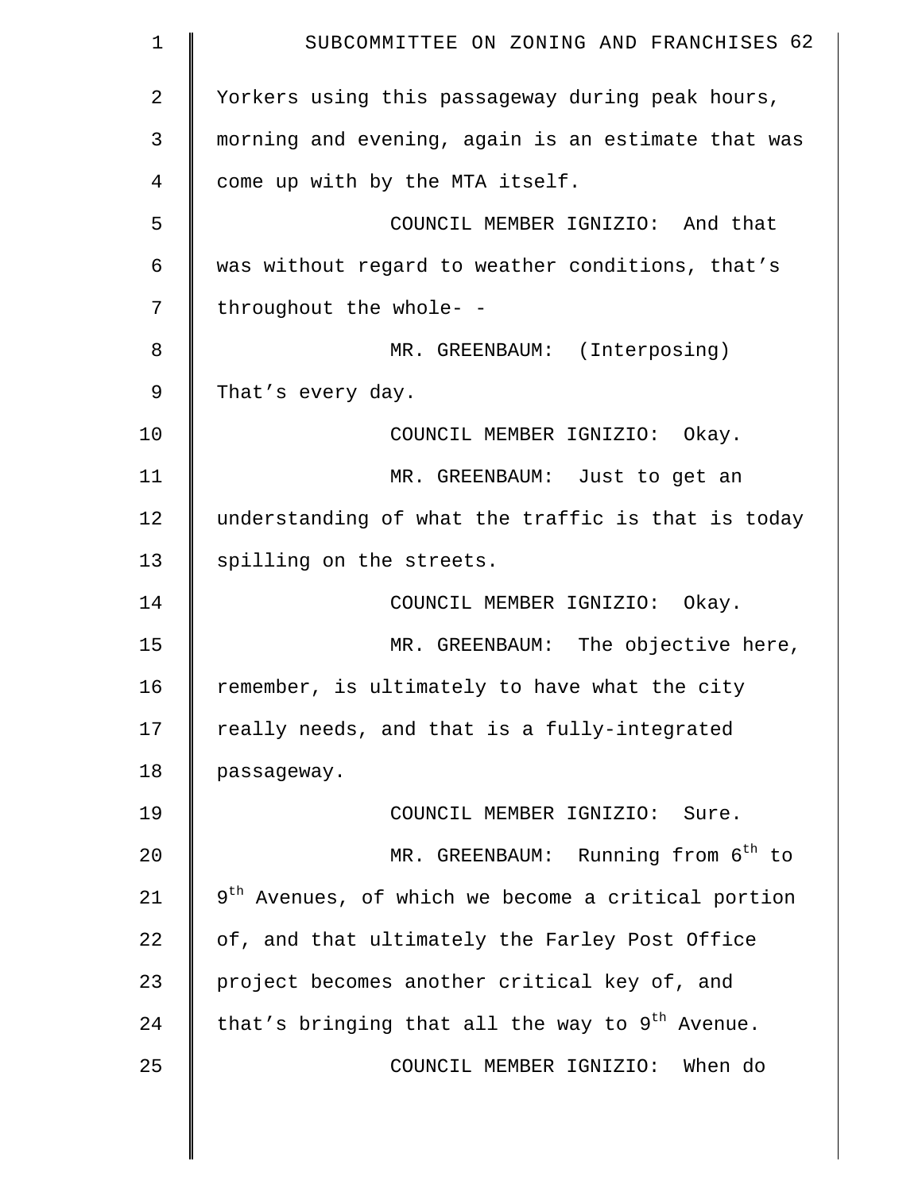Yorkers using this passageway during peak hours, morning and evening, again is an estimate that was come up with by the MTA itself.

COUNCIL MEMBER IGNIZIO: And that was without regard to weather conditions, that's throughout the whole- -

MR. GREENBAUM: (Interposing) That's every day.

COUNCIL MEMBER IGNIZIO: Okay.

MR. GREENBAUM: Just to get an understanding of what the traffic is that is today spilling on the streets.

COUNCIL MEMBER IGNIZIO: Okay.

MR. GREENBAUM: The objective here, remember, is ultimately to have what the city really needs, and that is a fully-integrated passageway.

COUNCIL MEMBER IGNIZIO: Sure.

MR. GREENBAUM: Running from 6th to 9th Avenues, of which we become a critical portion of, and that ultimately the Farley Post Office project becomes another critical key of, and that's bringing that all the way to 9th Avenue.

COUNCIL MEMBER IGNIZIO: When do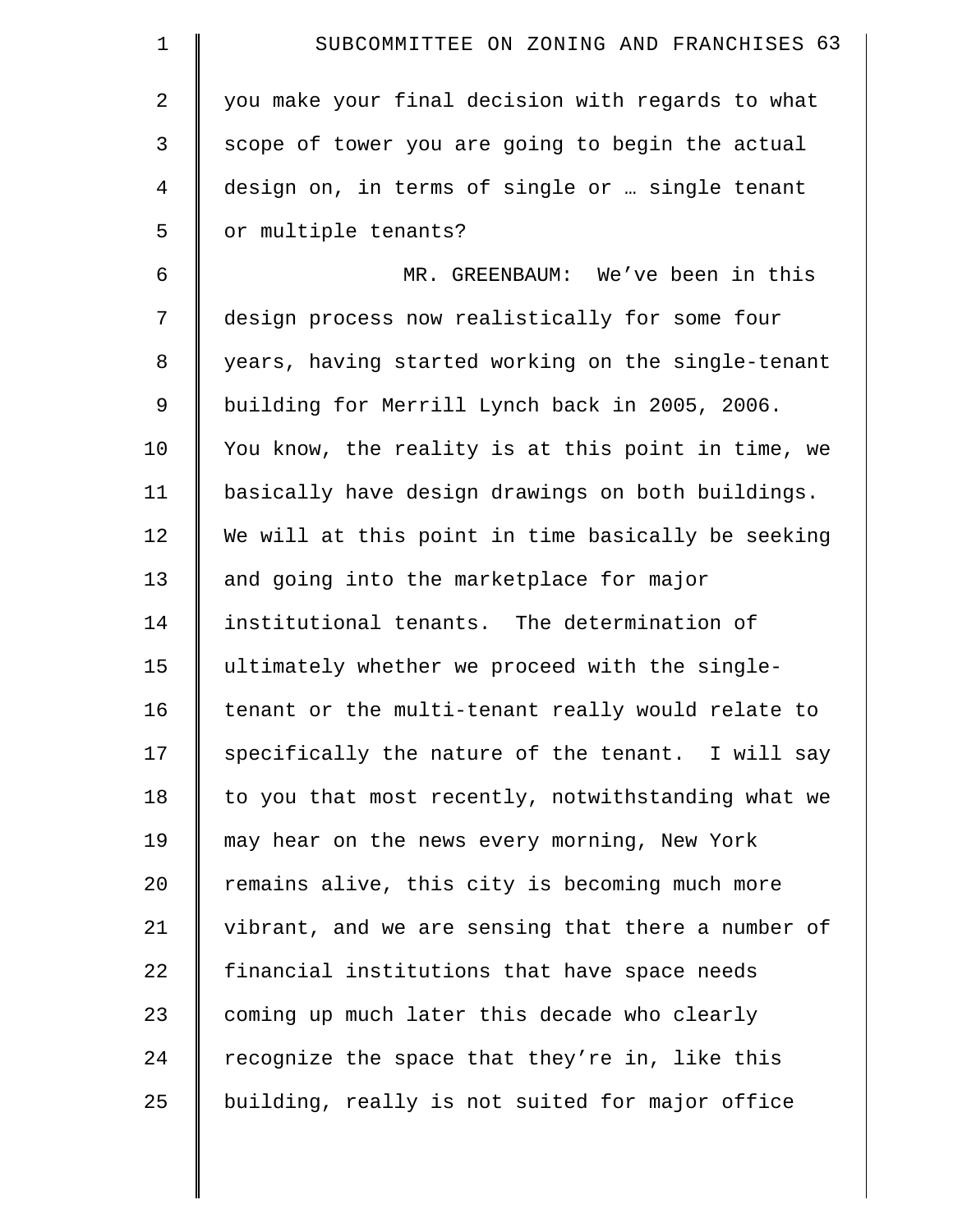you make your final decision with regards to what scope of tower you are going to begin the actual design on, in terms of single or … single tenant or multiple tenants?

MR. GREENBAUM: We've been in this design process now realistically for some four years, having started working on the single-tenant building for Merrill Lynch back in 2005, 2006. You know, the reality is at this point in time, we basically have design drawings on both buildings. We will at this point in time basically be seeking and going into the marketplace for major institutional tenants. The determination of ultimately whether we proceed with the single-tenant or the multi-tenant really would relate to specifically the nature of the tenant. I will say to you that most recently, notwithstanding what we may hear on the news every morning, New York remains alive, this city is becoming much more vibrant, and we are sensing that there a number of financial institutions that have space needs coming up much later this decade who clearly recognize the space that they're in, like this building, really is not suited for major office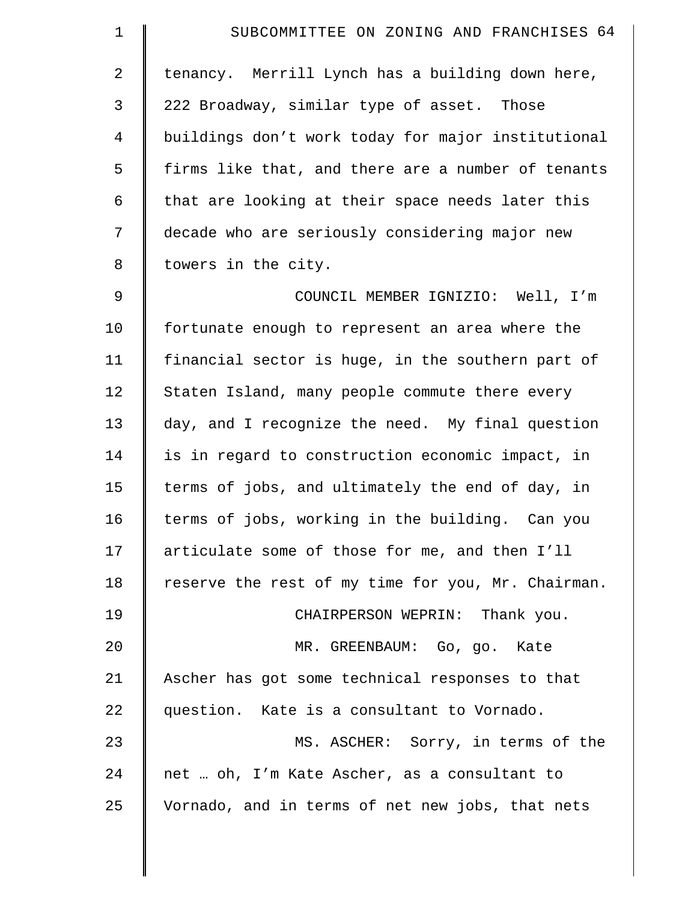tenancy. Merrill Lynch has a building down here, 222 Broadway, similar type of asset. Those buildings don't work today for major institutional firms like that, and there are a number of tenants that are looking at their space needs later this decade who are seriously considering major new towers in the city.

COUNCIL MEMBER IGNIZIO: Well, I'm fortunate enough to represent an area where the financial sector is huge, in the southern part of Staten Island, many people commute there every day, and I recognize the need. My final question is in regard to construction economic impact, in terms of jobs, and ultimately the end of day, in terms of jobs, working in the building. Can you articulate some of those for me, and then I'll reserve the rest of my time for you, Mr. Chairman.

CHAIRPERSON WEPRIN: Thank you.

MR. GREENBAUM: Go, go. Kate Ascher has got some technical responses to that question. Kate is a consultant to Vornado.

MS. ASCHER: Sorry, in terms of the net … oh, I'm Kate Ascher, as a consultant to Vornado, and in terms of net new jobs, that nets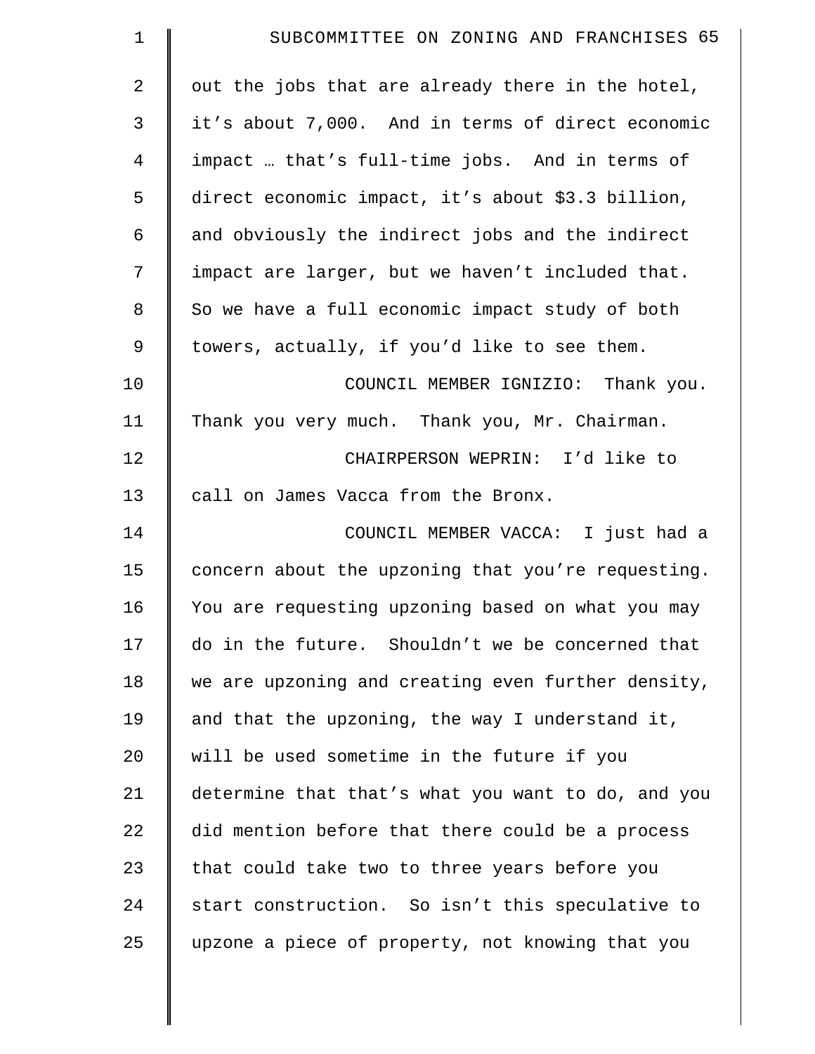out the jobs that are already there in the hotel, it's about 7,000. And in terms of direct economic impact … that's full-time jobs. And in terms of direct economic impact, it's about $3.3 billion, and obviously the indirect jobs and the indirect impact are larger, but we haven't included that. So we have a full economic impact study of both towers, actually, if you'd like to see them.

COUNCIL MEMBER IGNIZIO: Thank you. Thank you very much. Thank you, Mr. Chairman.

CHAIRPERSON WEPRIN: I'd like to call on James Vacca from the Bronx.

COUNCIL MEMBER VACCA: I just had a concern about the upzoning that you're requesting. You are requesting upzoning based on what you may do in the future. Shouldn't we be concerned that we are upzoning and creating even further density, and that the upzoning, the way I understand it, will be used sometime in the future if you determine that that's what you want to do, and you did mention before that there could be a process that could take two to three years before you start construction. So isn't this speculative to upzone a piece of property, not knowing that you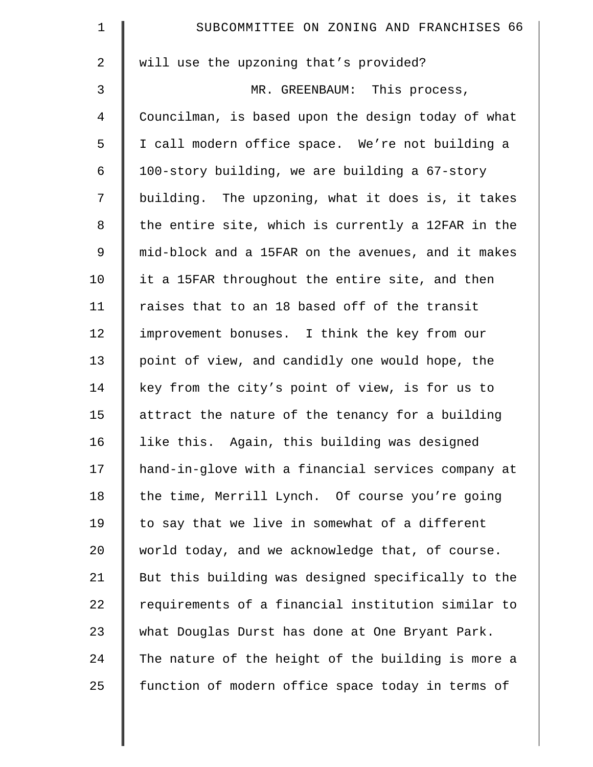will use the upzoning that's provided?

MR. GREENBAUM: This process, Councilman, is based upon the design today of what I call modern office space. We're not building a 100-story building, we are building a 67-story building. The upzoning, what it does is, it takes the entire site, which is currently a 12FAR in the mid-block and a 15FAR on the avenues, and it makes it a 15FAR throughout the entire site, and then raises that to an 18 based off of the transit improvement bonuses. I think the key from our point of view, and candidly one would hope, the key from the city's point of view, is for us to attract the nature of the tenancy for a building like this. Again, this building was designed hand-in-glove with a financial services company at the time, Merrill Lynch. Of course you're going to say that we live in somewhat of a different world today, and we acknowledge that, of course. But this building was designed specifically to the requirements of a financial institution similar to what Douglas Durst has done at One Bryant Park. The nature of the height of the building is more a function of modern office space today in terms of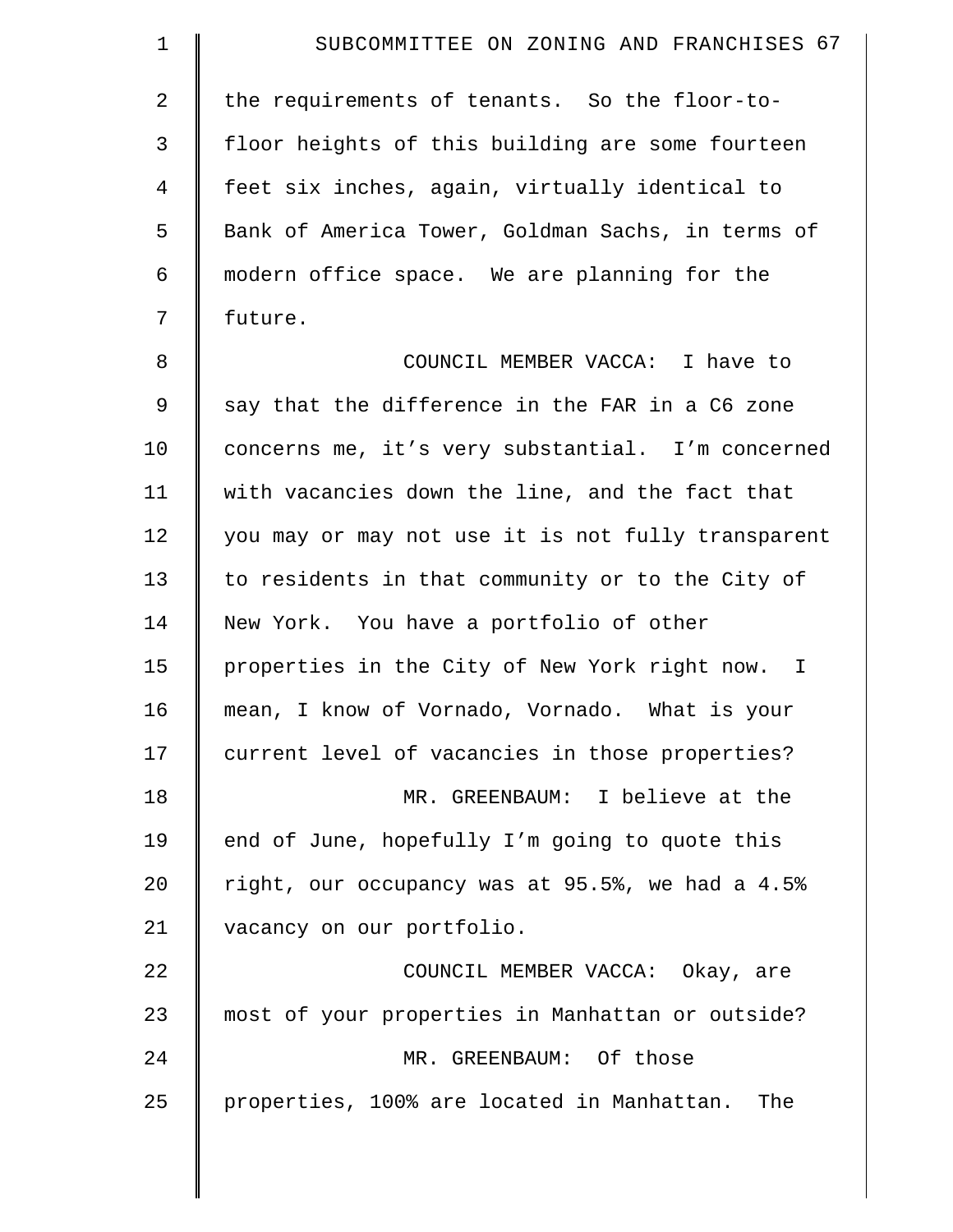the requirements of tenants. So the floor-to-floor heights of this building are some fourteen feet six inches, again, virtually identical to Bank of America Tower, Goldman Sachs, in terms of modern office space. We are planning for the future.

COUNCIL MEMBER VACCA: I have to say that the difference in the FAR in a C6 zone concerns me, it's very substantial. I'm concerned with vacancies down the line, and the fact that you may or may not use it is not fully transparent to residents in that community or to the City of New York. You have a portfolio of other properties in the City of New York right now. I mean, I know of Vornado, Vornado. What is your current level of vacancies in those properties?

MR. GREENBAUM: I believe at the end of June, hopefully I'm going to quote this right, our occupancy was at 95.5%, we had a 4.5% vacancy on our portfolio.

COUNCIL MEMBER VACCA: Okay, are most of your properties in Manhattan or outside?

MR. GREENBAUM: Of those properties, 100% are located in Manhattan. The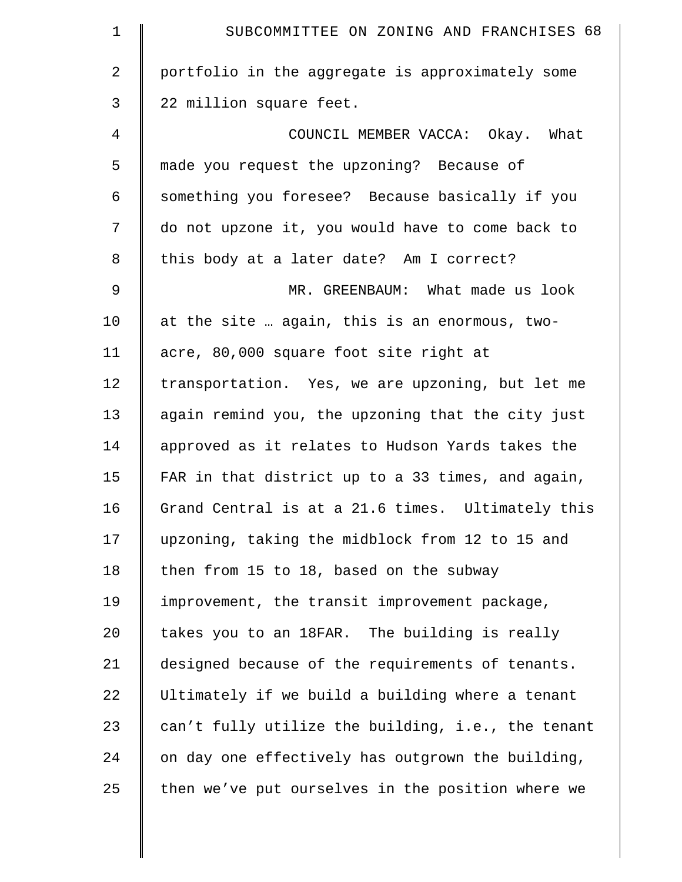portfolio in the aggregate is approximately some 22 million square feet.

COUNCIL MEMBER VACCA: Okay. What made you request the upzoning? Because of something you foresee? Because basically if you do not upzone it, you would have to come back to this body at a later date? Am I correct?

MR. GREENBAUM: What made us look at the site … again, this is an enormous, two-acre, 80,000 square foot site right at transportation. Yes, we are upzoning, but let me again remind you, the upzoning that the city just approved as it relates to Hudson Yards takes the FAR in that district up to a 33 times, and again, Grand Central is at a 21.6 times. Ultimately this upzoning, taking the midblock from 12 to 15 and then from 15 to 18, based on the subway improvement, the transit improvement package, takes you to an 18FAR. The building is really designed because of the requirements of tenants. Ultimately if we build a building where a tenant can't fully utilize the building, i.e., the tenant on day one effectively has outgrown the building, then we've put ourselves in the position where we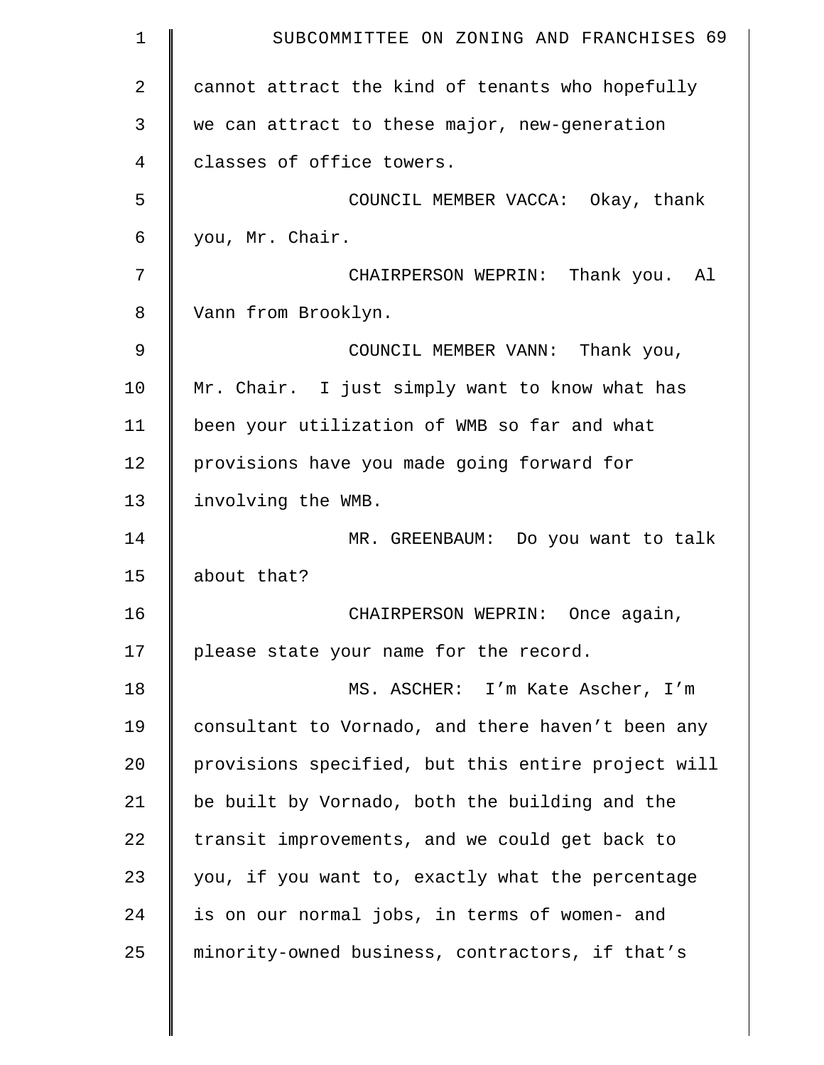cannot attract the kind of tenants who hopefully we can attract to these major, new-generation classes of office towers.

COUNCIL MEMBER VACCA: Okay, thank you, Mr. Chair.

CHAIRPERSON WEPRIN: Thank you. Al Vann from Brooklyn.

COUNCIL MEMBER VANN: Thank you, Mr. Chair. I just simply want to know what has been your utilization of WMB so far and what provisions have you made going forward for involving the WMB.

MR. GREENBAUM: Do you want to talk about that?

CHAIRPERSON WEPRIN: Once again, please state your name for the record.

MS. ASCHER: I'm Kate Ascher, I'm consultant to Vornado, and there haven't been any provisions specified, but this entire project will be built by Vornado, both the building and the transit improvements, and we could get back to you, if you want to, exactly what the percentage is on our normal jobs, in terms of women- and minority-owned business, contractors, if that's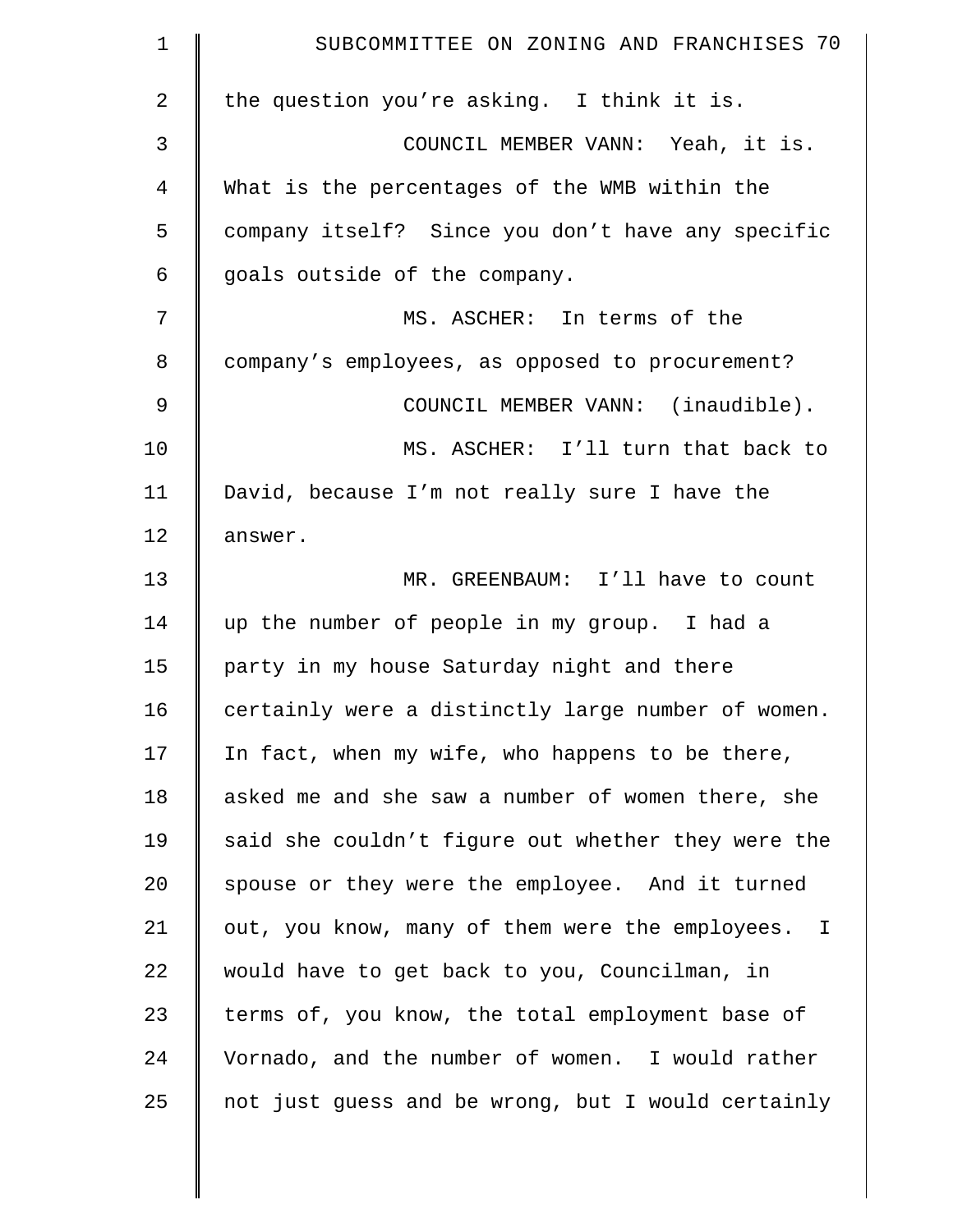the question you're asking. I think it is.

COUNCIL MEMBER VANN: Yeah, it is. What is the percentages of the WMB within the company itself? Since you don't have any specific goals outside of the company.

MS. ASCHER: In terms of the company's employees, as opposed to procurement?

COUNCIL MEMBER VANN: (inaudible).

MS. ASCHER: I'll turn that back to David, because I'm not really sure I have the answer.

MR. GREENBAUM: I'll have to count up the number of people in my group. I had a party in my house Saturday night and there certainly were a distinctly large number of women. In fact, when my wife, who happens to be there, asked me and she saw a number of women there, she said she couldn't figure out whether they were the spouse or they were the employee. And it turned out, you know, many of them were the employees. I would have to get back to you, Councilman, in terms of, you know, the total employment base of Vornado, and the number of women. I would rather not just guess and be wrong, but I would certainly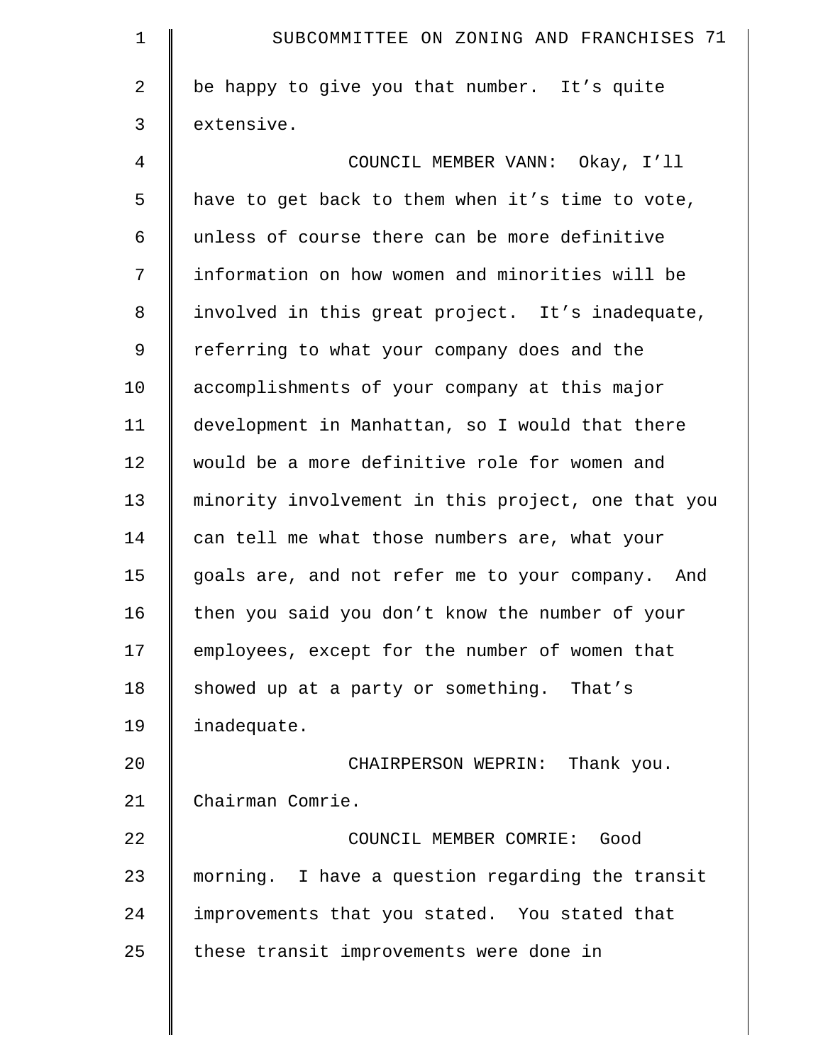be happy to give you that number. It’s quite extensive.

COUNCIL MEMBER VANN: Okay, I’ll have to get back to them when it’s time to vote, unless of course there can be more definitive information on how women and minorities will be involved in this great project. It’s inadequate, referring to what your company does and the accomplishments of your company at this major development in Manhattan, so I would that there would be a more definitive role for women and minority involvement in this project, one that you can tell me what those numbers are, what your goals are, and not refer me to your company. And then you said you don’t know the number of your employees, except for the number of women that showed up at a party or something. That’s inadequate.

CHAIRPERSON WEPRIN: Thank you. Chairman Comrie.

COUNCIL MEMBER COMRIE: Good morning. I have a question regarding the transit improvements that you stated. You stated that these transit improvements were done in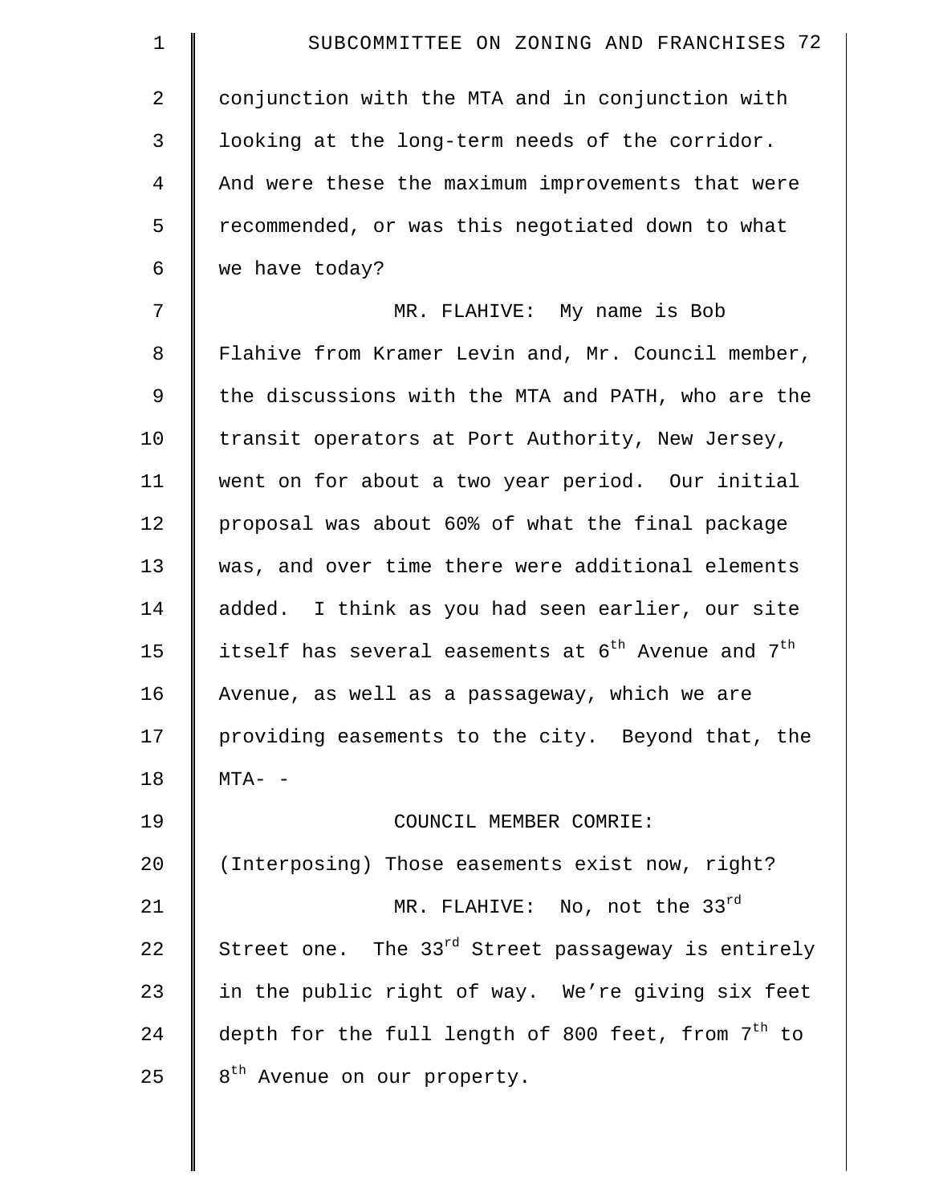conjunction with the MTA and in conjunction with looking at the long-term needs of the corridor. And were these the maximum improvements that were recommended, or was this negotiated down to what we have today?

MR. FLAHIVE: My name is Bob Flahive from Kramer Levin and, Mr. Council member, the discussions with the MTA and PATH, who are the transit operators at Port Authority, New Jersey, went on for about a two year period. Our initial proposal was about 60% of what the final package was, and over time there were additional elements added. I think as you had seen earlier, our site itself has several easements at 6th Avenue and 7th Avenue, as well as a passageway, which we are providing easements to the city. Beyond that, the MTA- -

COUNCIL MEMBER COMRIE: (Interposing) Those easements exist now, right?

MR. FLAHIVE: No, not the 33rd Street one. The 33rd Street passageway is entirely in the public right of way. We're giving six feet depth for the full length of 800 feet, from 7th to 8th Avenue on our property.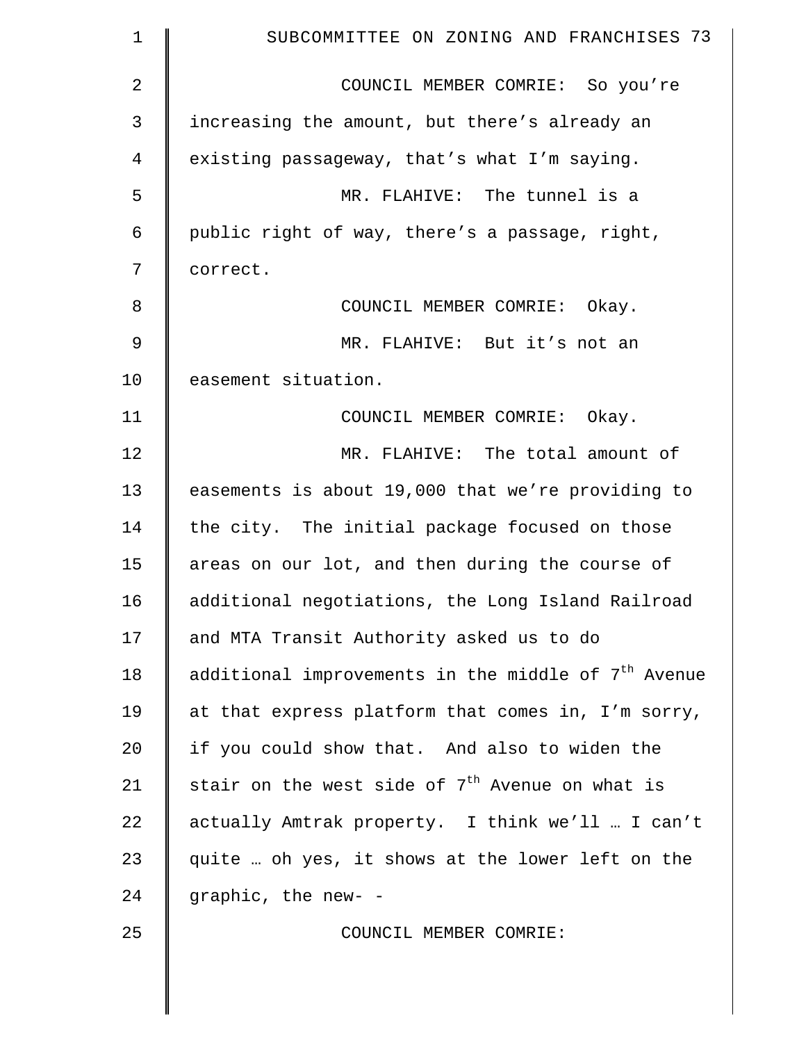COUNCIL MEMBER COMRIE: So you're increasing the amount, but there's already an existing passageway, that's what I'm saying.

MR. FLAHIVE: The tunnel is a public right of way, there's a passage, right, correct.

COUNCIL MEMBER COMRIE: Okay.

MR. FLAHIVE: But it's not an easement situation.

COUNCIL MEMBER COMRIE: Okay.

MR. FLAHIVE: The total amount of easements is about 19,000 that we're providing to the city. The initial package focused on those areas on our lot, and then during the course of additional negotiations, the Long Island Railroad and MTA Transit Authority asked us to do additional improvements in the middle of 7th Avenue at that express platform that comes in, I'm sorry, if you could show that. And also to widen the stair on the west side of 7th Avenue on what is actually Amtrak property. I think we'll … I can't quite … oh yes, it shows at the lower left on the graphic, the new- -

COUNCIL MEMBER COMRIE: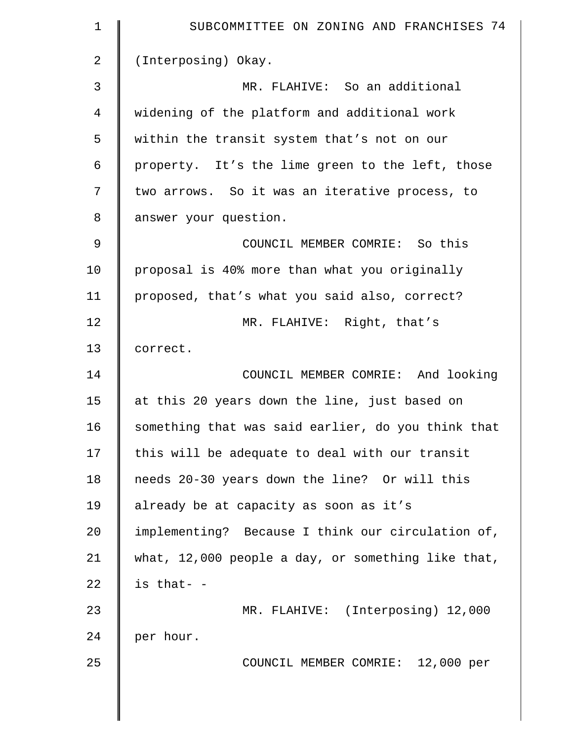(Interposing) Okay.

MR. FLAHIVE: So an additional widening of the platform and additional work within the transit system that's not on our property. It's the lime green to the left, those two arrows. So it was an iterative process, to answer your question.

COUNCIL MEMBER COMRIE: So this proposal is 40% more than what you originally proposed, that's what you said also, correct?

MR. FLAHIVE: Right, that's correct.

COUNCIL MEMBER COMRIE: And looking at this 20 years down the line, just based on something that was said earlier, do you think that this will be adequate to deal with our transit needs 20-30 years down the line? Or will this already be at capacity as soon as it's implementing? Because I think our circulation of, what, 12,000 people a day, or something like that, is that- -

MR. FLAHIVE: (Interposing) 12,000 per hour.

COUNCIL MEMBER COMRIE: 12,000 per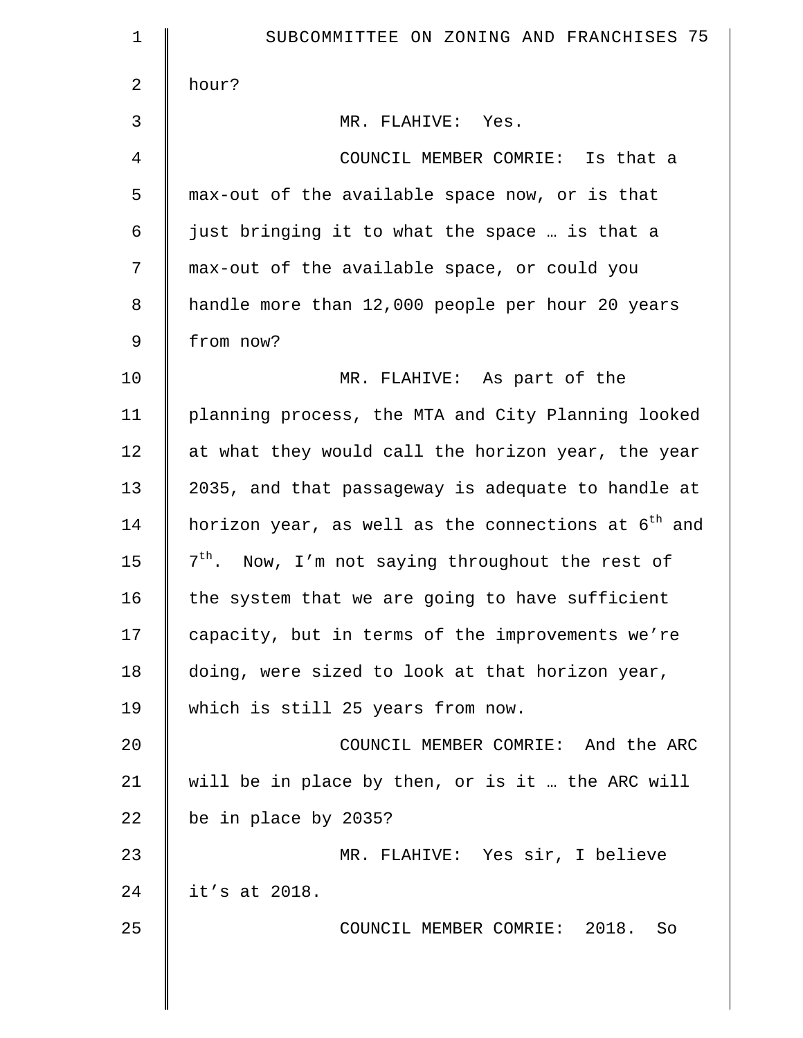hour?

MR. FLAHIVE: Yes.

COUNCIL MEMBER COMRIE: Is that a max-out of the available space now, or is that just bringing it to what the space … is that a max-out of the available space, or could you handle more than 12,000 people per hour 20 years from now?

MR. FLAHIVE: As part of the planning process, the MTA and City Planning looked at what they would call the horizon year, the year 2035, and that passageway is adequate to handle at horizon year, as well as the connections at 6th and 7th. Now, I'm not saying throughout the rest of the system that we are going to have sufficient capacity, but in terms of the improvements we're doing, were sized to look at that horizon year, which is still 25 years from now.

COUNCIL MEMBER COMRIE: And the ARC will be in place by then, or is it … the ARC will be in place by 2035?

MR. FLAHIVE: Yes sir, I believe it's at 2018.

COUNCIL MEMBER COMRIE: 2018. So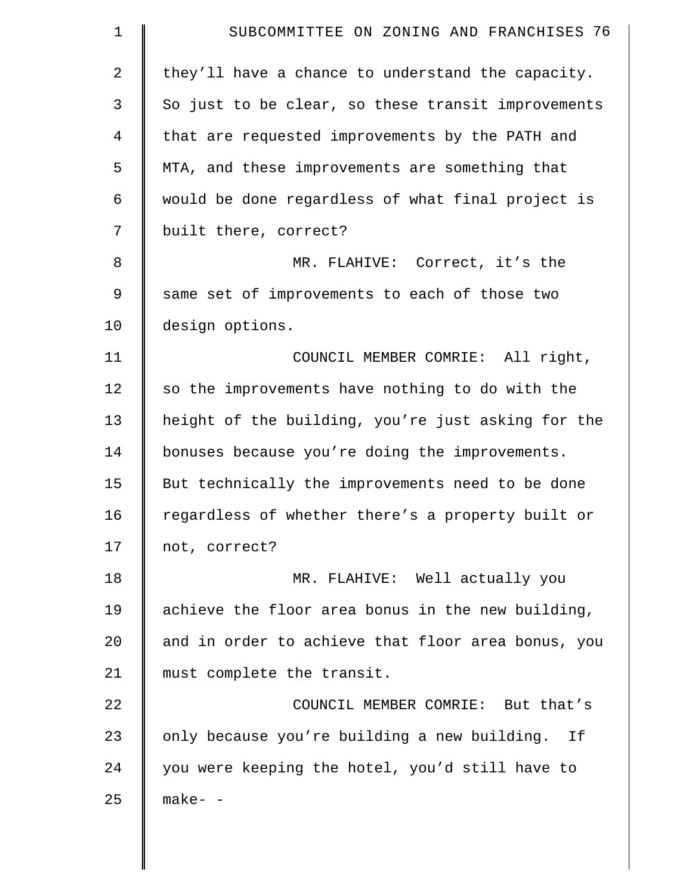they'll have a chance to understand the capacity. So just to be clear, so these transit improvements that are requested improvements by the PATH and MTA, and these improvements are something that would be done regardless of what final project is built there, correct?

MR. FLAHIVE: Correct, it's the same set of improvements to each of those two design options.

COUNCIL MEMBER COMRIE: All right, so the improvements have nothing to do with the height of the building, you're just asking for the bonuses because you're doing the improvements. But technically the improvements need to be done regardless of whether there's a property built or not, correct?

MR. FLAHIVE: Well actually you achieve the floor area bonus in the new building, and in order to achieve that floor area bonus, you must complete the transit.

COUNCIL MEMBER COMRIE: But that's only because you're building a new building. If you were keeping the hotel, you'd still have to make- -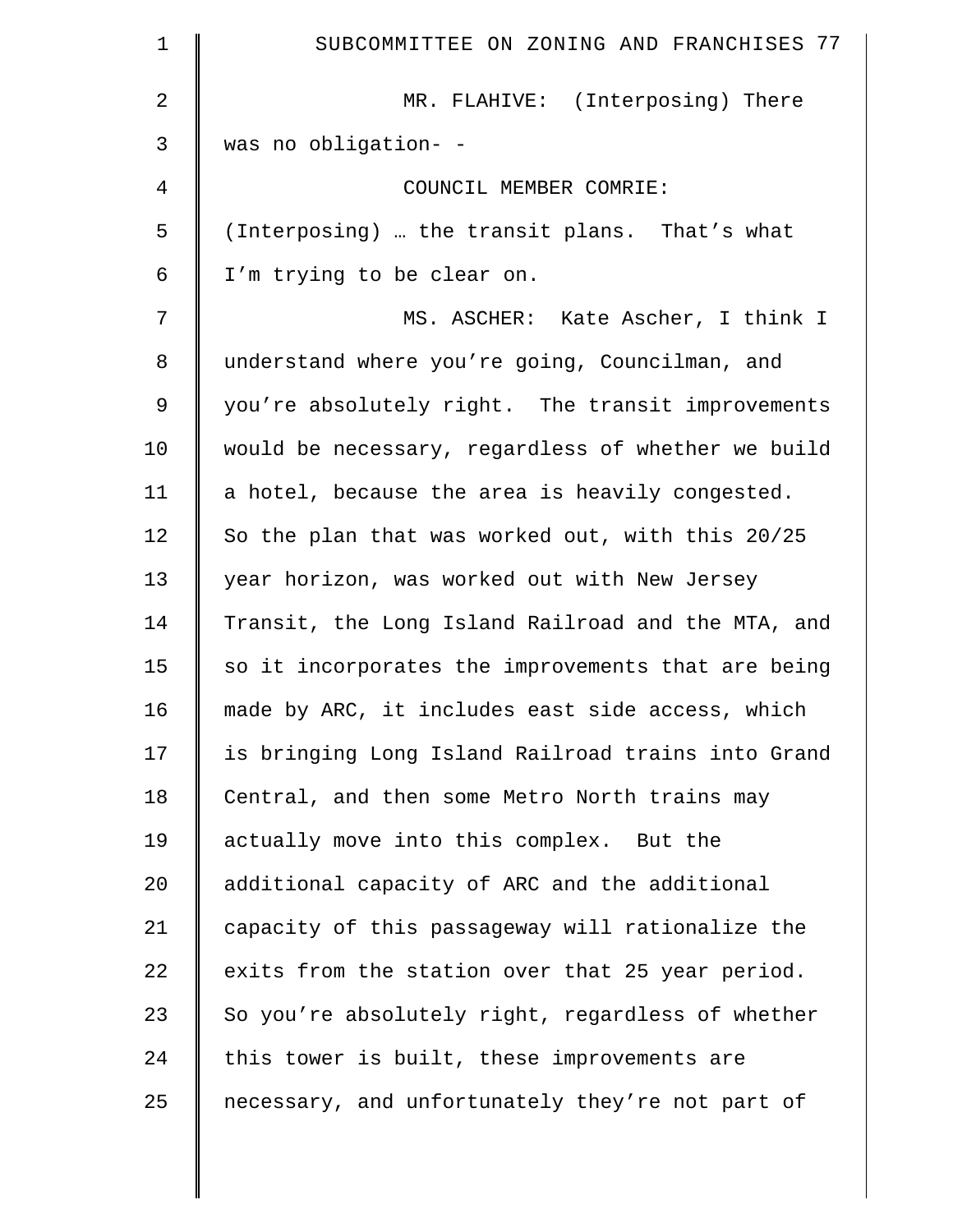MR. FLAHIVE: (Interposing) There was no obligation- -

COUNCIL MEMBER COMRIE: (Interposing) … the transit plans. That's what I'm trying to be clear on.

MS. ASCHER: Kate Ascher, I think I understand where you're going, Councilman, and you're absolutely right. The transit improvements would be necessary, regardless of whether we build a hotel, because the area is heavily congested. So the plan that was worked out, with this 20/25 year horizon, was worked out with New Jersey Transit, the Long Island Railroad and the MTA, and so it incorporates the improvements that are being made by ARC, it includes east side access, which is bringing Long Island Railroad trains into Grand Central, and then some Metro North trains may actually move into this complex. But the additional capacity of ARC and the additional capacity of this passageway will rationalize the exits from the station over that 25 year period. So you're absolutely right, regardless of whether this tower is built, these improvements are necessary, and unfortunately they're not part of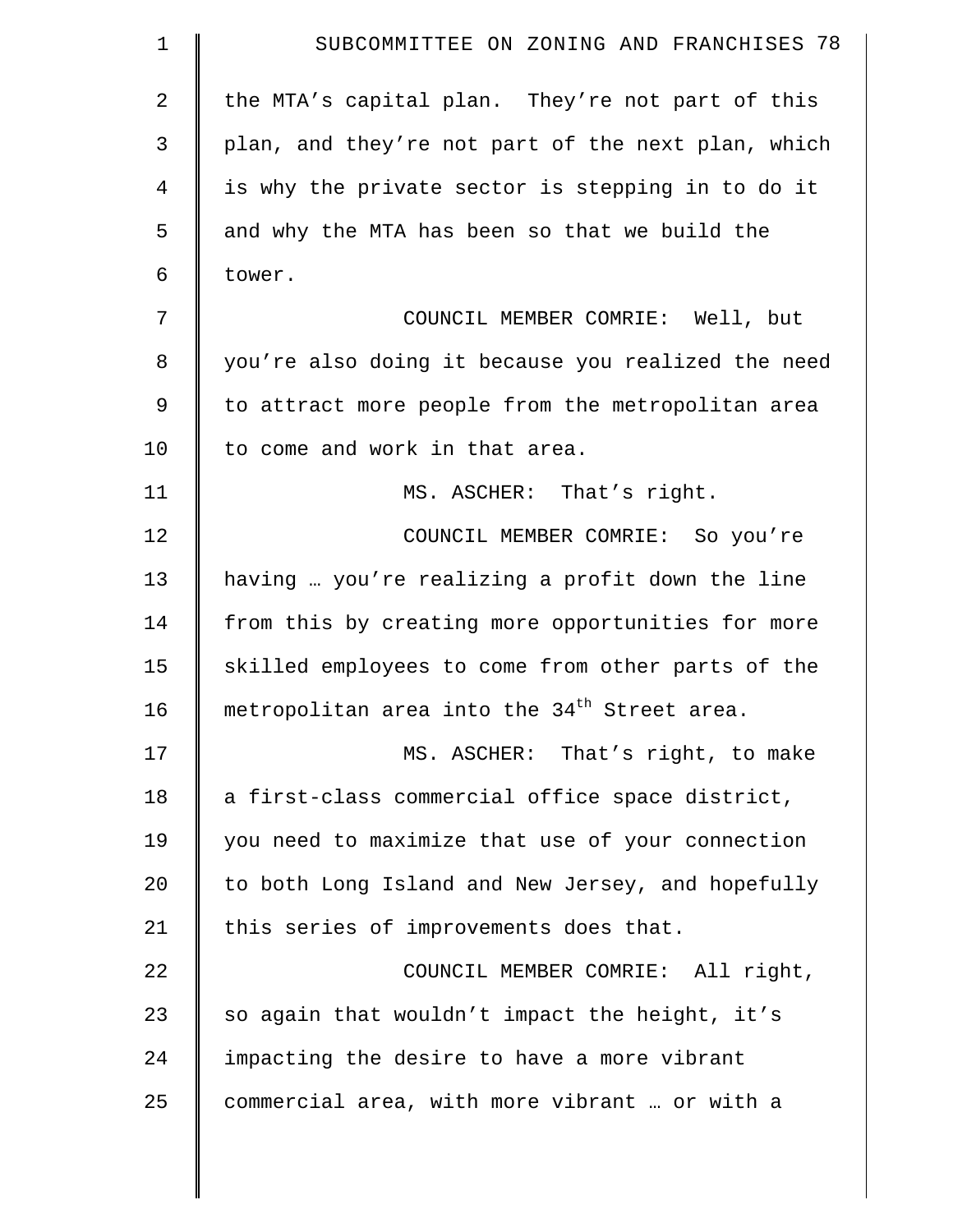the MTA's capital plan. They're not part of this plan, and they're not part of the next plan, which is why the private sector is stepping in to do it and why the MTA has been so that we build the tower.

COUNCIL MEMBER COMRIE: Well, but you're also doing it because you realized the need to attract more people from the metropolitan area to come and work in that area.

MS. ASCHER: That's right.

COUNCIL MEMBER COMRIE: So you're having … you're realizing a profit down the line from this by creating more opportunities for more skilled employees to come from other parts of the metropolitan area into the 34th Street area.

MS. ASCHER: That's right, to make a first-class commercial office space district, you need to maximize that use of your connection to both Long Island and New Jersey, and hopefully this series of improvements does that.

COUNCIL MEMBER COMRIE: All right, so again that wouldn't impact the height, it's impacting the desire to have a more vibrant commercial area, with more vibrant … or with a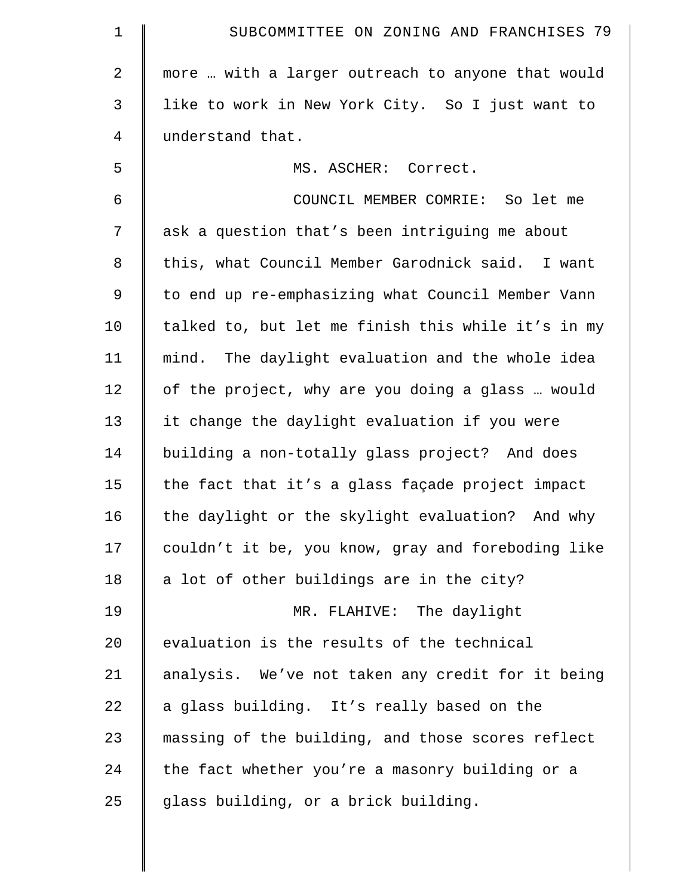more … with a larger outreach to anyone that would like to work in New York City. So I just want to understand that.

MS. ASCHER: Correct.

COUNCIL MEMBER COMRIE: So let me ask a question that's been intriguing me about this, what Council Member Garodnick said. I want to end up re-emphasizing what Council Member Vann talked to, but let me finish this while it's in my mind. The daylight evaluation and the whole idea of the project, why are you doing a glass … would it change the daylight evaluation if you were building a non-totally glass project? And does the fact that it's a glass façade project impact the daylight or the skylight evaluation? And why couldn't it be, you know, gray and foreboding like a lot of other buildings are in the city?

MR. FLAHIVE: The daylight evaluation is the results of the technical analysis. We've not taken any credit for it being a glass building. It's really based on the massing of the building, and those scores reflect the fact whether you're a masonry building or a glass building, or a brick building.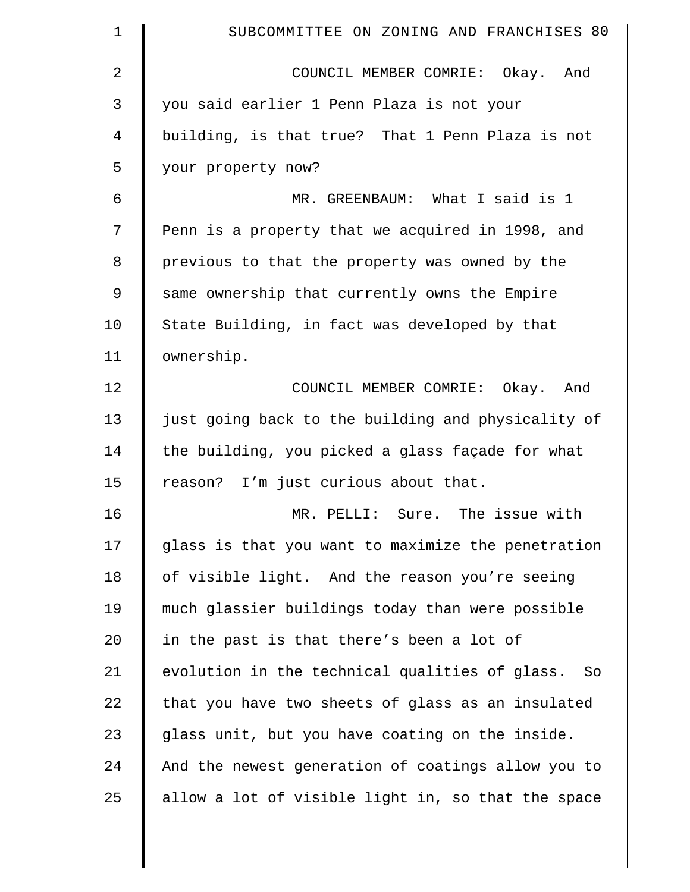COUNCIL MEMBER COMRIE: Okay. And you said earlier 1 Penn Plaza is not your building, is that true? That 1 Penn Plaza is not your property now?

MR. GREENBAUM: What I said is 1 Penn is a property that we acquired in 1998, and previous to that the property was owned by the same ownership that currently owns the Empire State Building, in fact was developed by that ownership.

COUNCIL MEMBER COMRIE: Okay. And just going back to the building and physicality of the building, you picked a glass façade for what reason? I'm just curious about that.

MR. PELLI: Sure. The issue with glass is that you want to maximize the penetration of visible light. And the reason you're seeing much glassier buildings today than were possible in the past is that there's been a lot of evolution in the technical qualities of glass. So that you have two sheets of glass as an insulated glass unit, but you have coating on the inside. And the newest generation of coatings allow you to allow a lot of visible light in, so that the space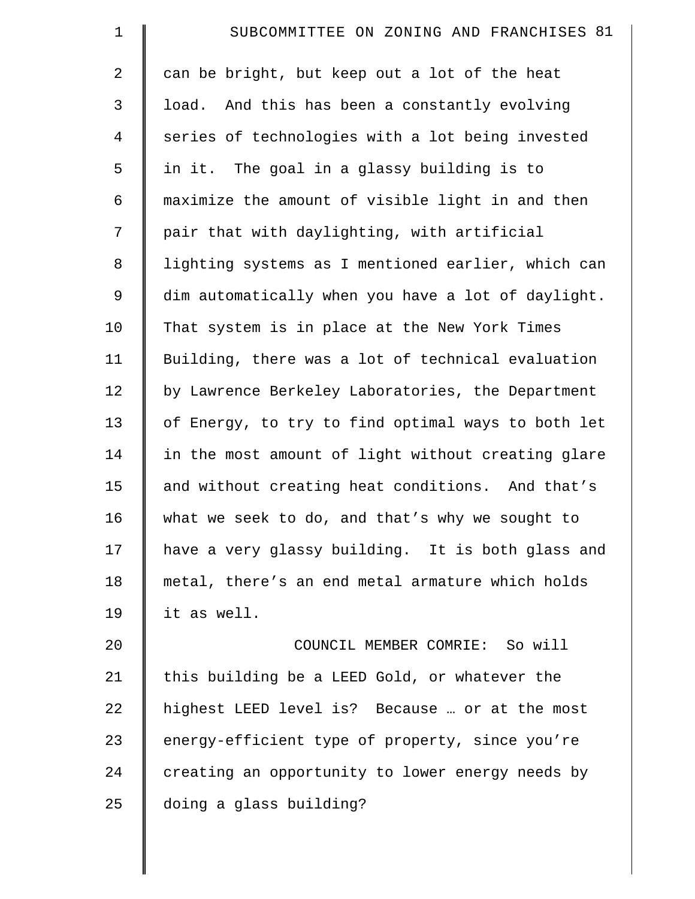can be bright, but keep out a lot of the heat load. And this has been a constantly evolving series of technologies with a lot being invested in it. The goal in a glassy building is to maximize the amount of visible light in and then pair that with daylighting, with artificial lighting systems as I mentioned earlier, which can dim automatically when you have a lot of daylight. That system is in place at the New York Times Building, there was a lot of technical evaluation by Lawrence Berkeley Laboratories, the Department of Energy, to try to find optimal ways to both let in the most amount of light without creating glare and without creating heat conditions. And that's what we seek to do, and that's why we sought to have a very glassy building. It is both glass and metal, there's an end metal armature which holds it as well.

COUNCIL MEMBER COMRIE: So will this building be a LEED Gold, or whatever the highest LEED level is? Because … or at the most energy-efficient type of property, since you're creating an opportunity to lower energy needs by doing a glass building?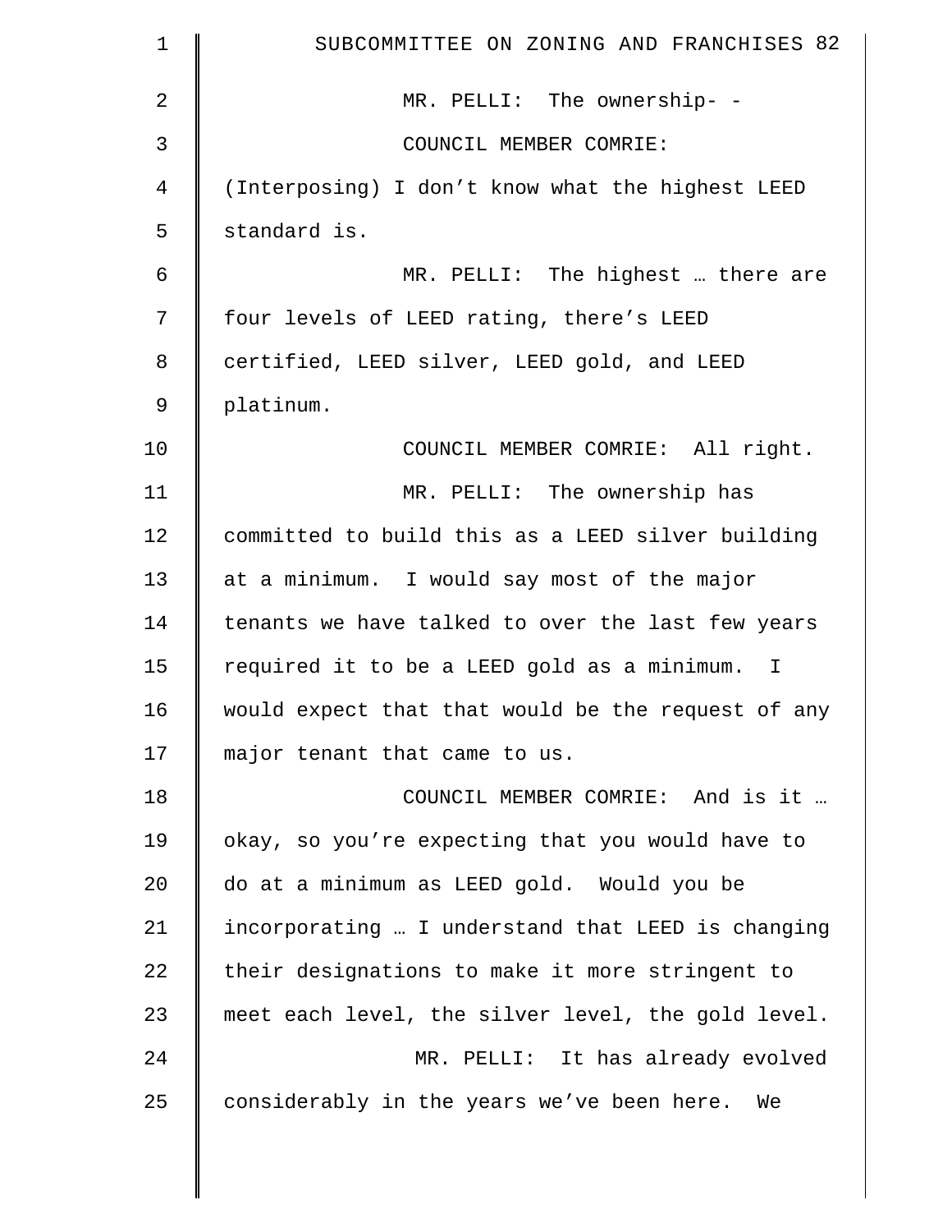MR. PELLI: The ownership- -

COUNCIL MEMBER COMRIE: (Interposing) I don't know what the highest LEED standard is.

MR. PELLI: The highest … there are four levels of LEED rating, there's LEED certified, LEED silver, LEED gold, and LEED platinum.

COUNCIL MEMBER COMRIE: All right.

MR. PELLI: The ownership has committed to build this as a LEED silver building at a minimum. I would say most of the major tenants we have talked to over the last few years required it to be a LEED gold as a minimum. I would expect that that would be the request of any major tenant that came to us.

COUNCIL MEMBER COMRIE: And is it … okay, so you're expecting that you would have to do at a minimum as LEED gold. Would you be incorporating … I understand that LEED is changing their designations to make it more stringent to meet each level, the silver level, the gold level.

MR. PELLI: It has already evolved considerably in the years we've been here. We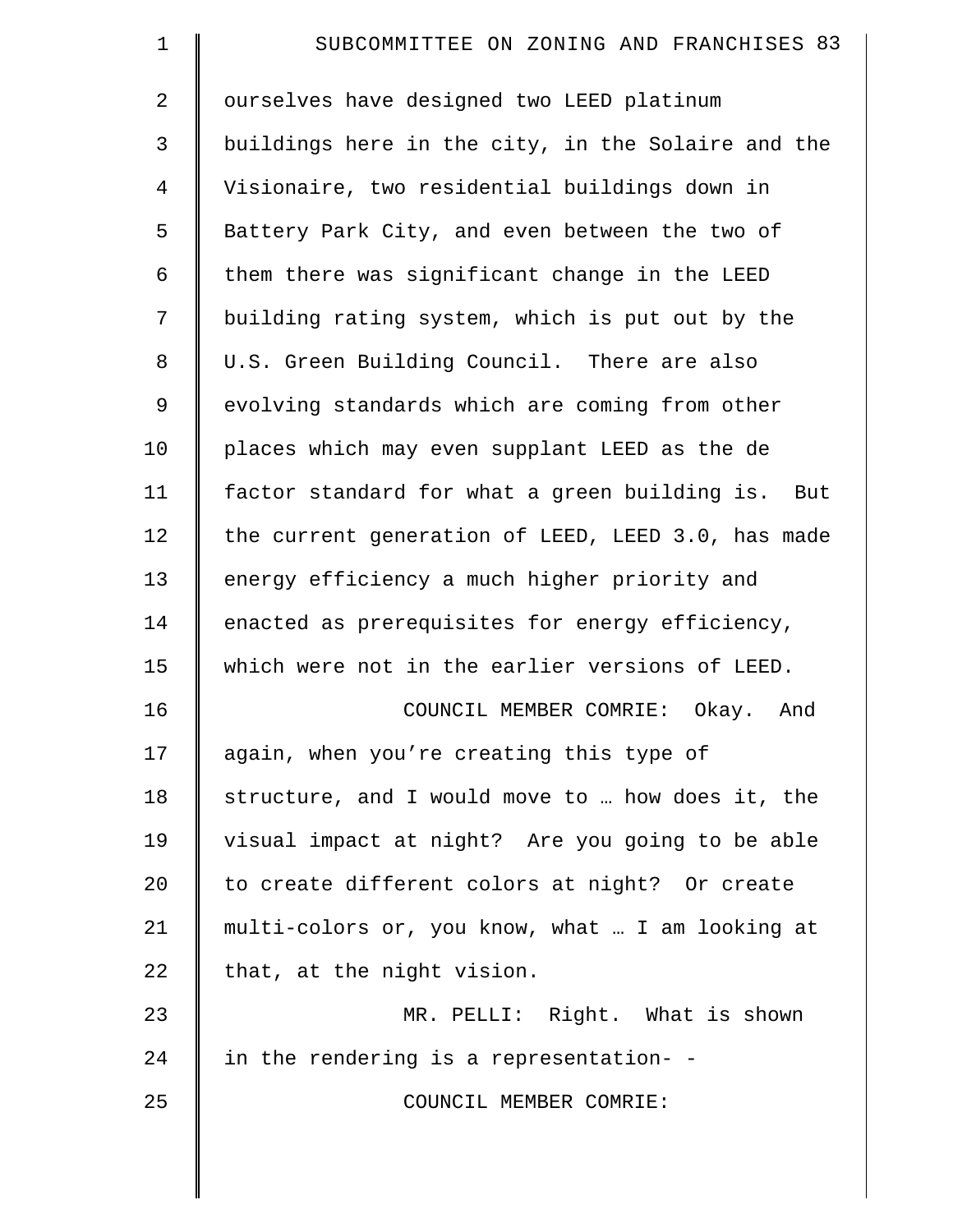ourselves have designed two LEED platinum buildings here in the city, in the Solaire and the Visionaire, two residential buildings down in Battery Park City, and even between the two of them there was significant change in the LEED building rating system, which is put out by the U.S. Green Building Council. There are also evolving standards which are coming from other places which may even supplant LEED as the de factor standard for what a green building is. But the current generation of LEED, LEED 3.0, has made energy efficiency a much higher priority and enacted as prerequisites for energy efficiency, which were not in the earlier versions of LEED.

COUNCIL MEMBER COMRIE: Okay. And again, when you're creating this type of structure, and I would move to … how does it, the visual impact at night? Are you going to be able to create different colors at night? Or create multi-colors or, you know, what … I am looking at that, at the night vision.

MR. PELLI: Right. What is shown in the rendering is a representation- -

COUNCIL MEMBER COMRIE: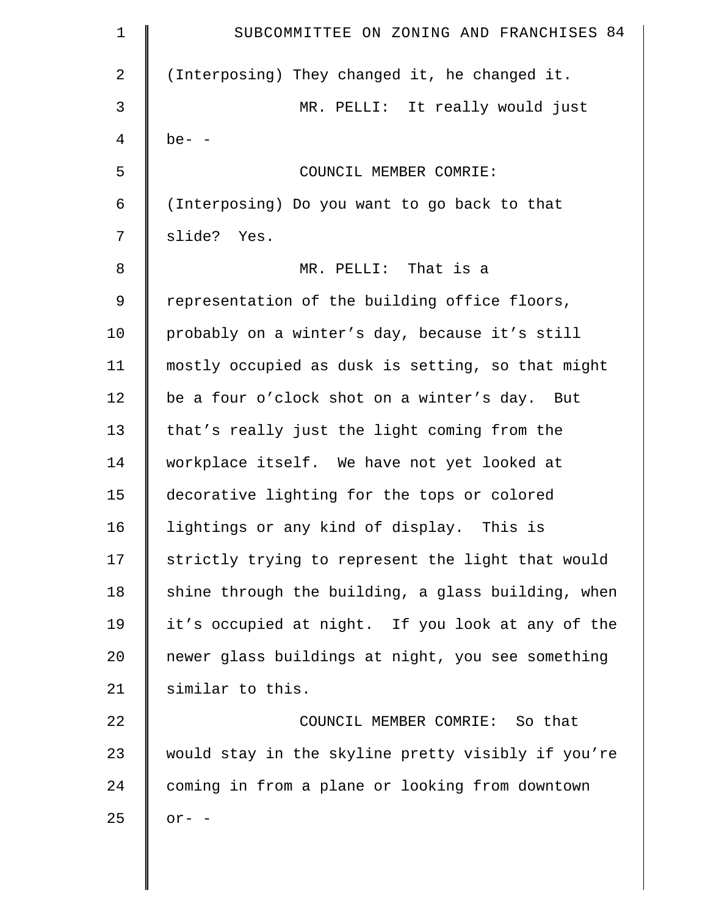(Interposing) They changed it, he changed it.

MR. PELLI: It really would just be- -

COUNCIL MEMBER COMRIE: (Interposing) Do you want to go back to that slide? Yes.

MR. PELLI: That is a representation of the building office floors, probably on a winter's day, because it's still mostly occupied as dusk is setting, so that might be a four o'clock shot on a winter's day. But that's really just the light coming from the workplace itself. We have not yet looked at decorative lighting for the tops or colored lightings or any kind of display. This is strictly trying to represent the light that would shine through the building, a glass building, when it's occupied at night. If you look at any of the newer glass buildings at night, you see something similar to this.

COUNCIL MEMBER COMRIE: So that would stay in the skyline pretty visibly if you're coming in from a plane or looking from downtown or- -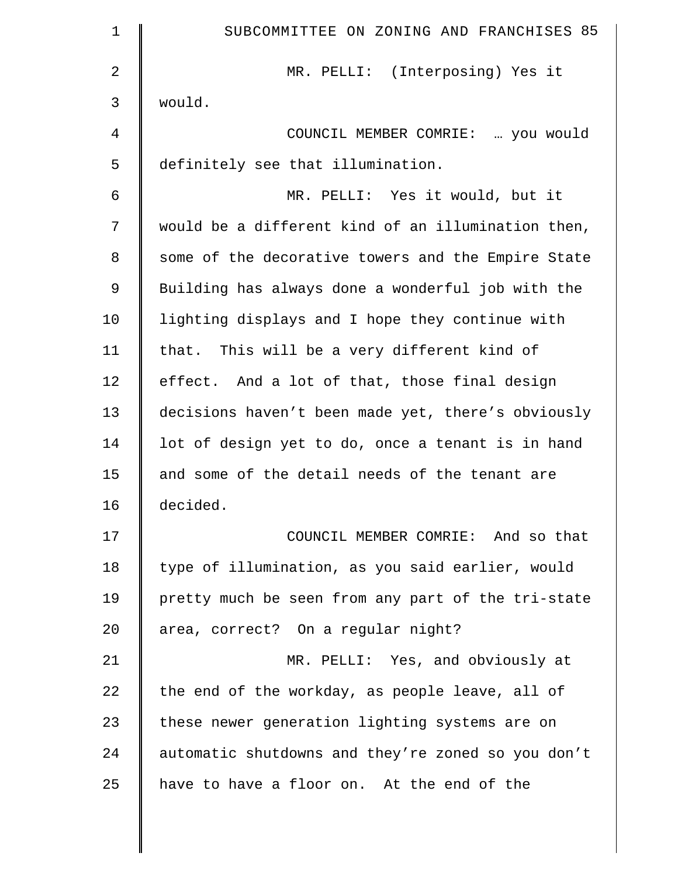MR. PELLI: (Interposing) Yes it would.

COUNCIL MEMBER COMRIE: … you would definitely see that illumination.

MR. PELLI: Yes it would, but it would be a different kind of an illumination then, some of the decorative towers and the Empire State Building has always done a wonderful job with the lighting displays and I hope they continue with that. This will be a very different kind of effect. And a lot of that, those final design decisions haven’t been made yet, there’s obviously lot of design yet to do, once a tenant is in hand and some of the detail needs of the tenant are decided.

COUNCIL MEMBER COMRIE: And so that type of illumination, as you said earlier, would pretty much be seen from any part of the tri-state area, correct? On a regular night?

MR. PELLI: Yes, and obviously at the end of the workday, as people leave, all of these newer generation lighting systems are on automatic shutdowns and they’re zoned so you don’t have to have a floor on. At the end of the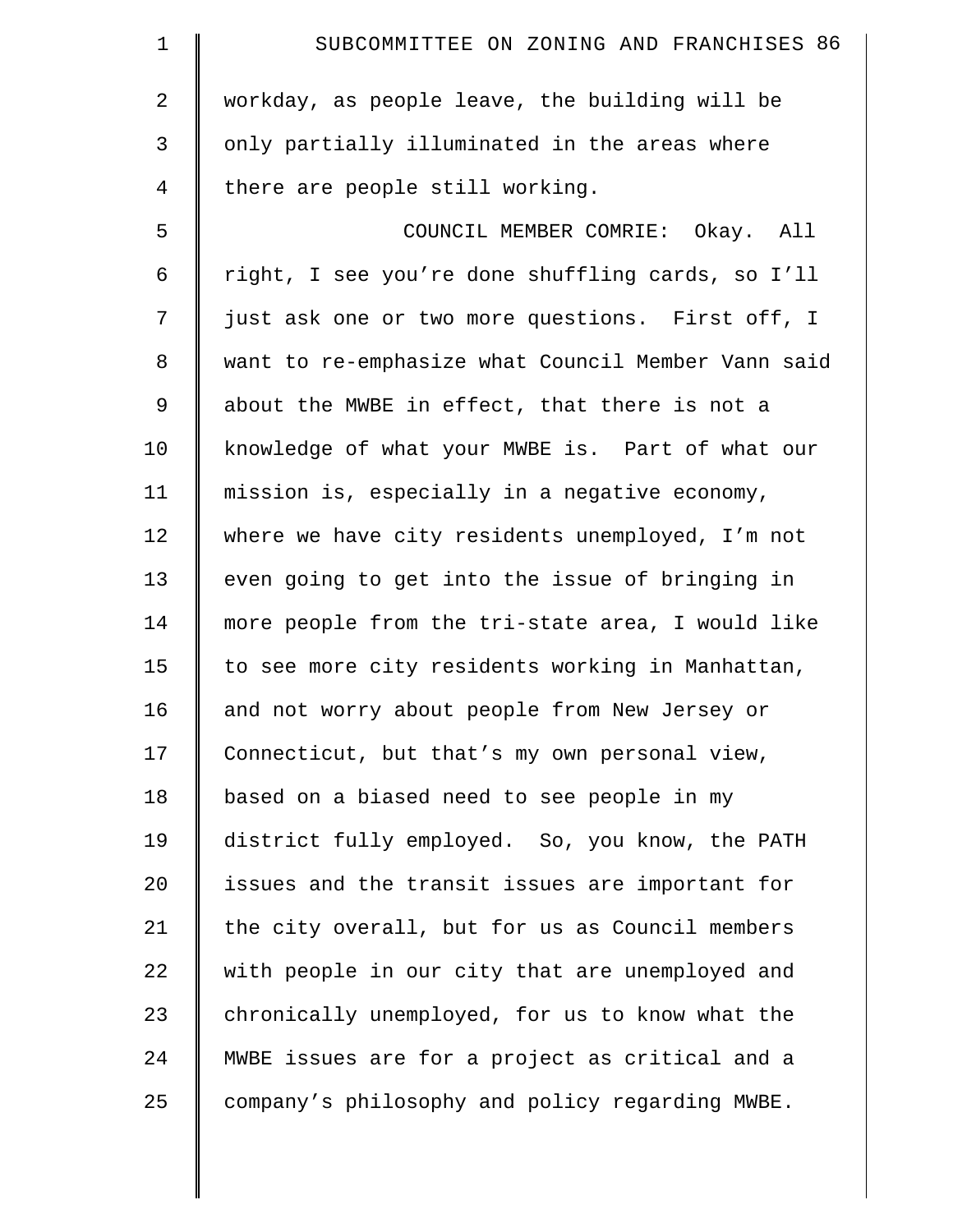workday, as people leave, the building will be only partially illuminated in the areas where there are people still working.

COUNCIL MEMBER COMRIE: Okay. All right, I see you're done shuffling cards, so I'll just ask one or two more questions. First off, I want to re-emphasize what Council Member Vann said about the MWBE in effect, that there is not a knowledge of what your MWBE is. Part of what our mission is, especially in a negative economy, where we have city residents unemployed, I'm not even going to get into the issue of bringing in more people from the tri-state area, I would like to see more city residents working in Manhattan, and not worry about people from New Jersey or Connecticut, but that's my own personal view, based on a biased need to see people in my district fully employed. So, you know, the PATH issues and the transit issues are important for the city overall, but for us as Council members with people in our city that are unemployed and chronically unemployed, for us to know what the MWBE issues are for a project as critical and a company's philosophy and policy regarding MWBE.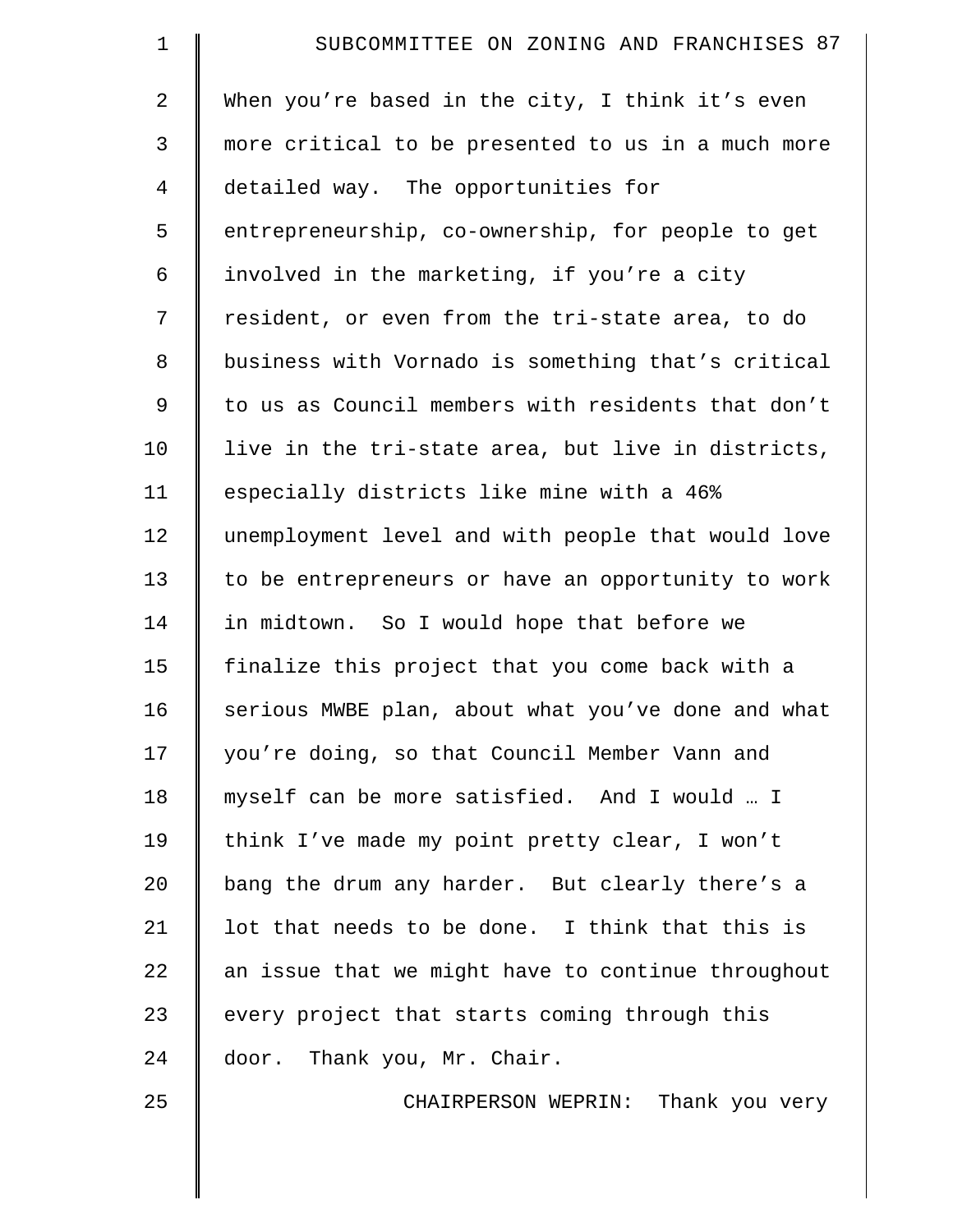When you're based in the city, I think it's even more critical to be presented to us in a much more detailed way. The opportunities for entrepreneurship, co-ownership, for people to get involved in the marketing, if you're a city resident, or even from the tri-state area, to do business with Vornado is something that's critical to us as Council members with residents that don't live in the tri-state area, but live in districts, especially districts like mine with a 46% unemployment level and with people that would love to be entrepreneurs or have an opportunity to work in midtown. So I would hope that before we finalize this project that you come back with a serious MWBE plan, about what you've done and what you're doing, so that Council Member Vann and myself can be more satisfied. And I would … I think I've made my point pretty clear, I won't bang the drum any harder. But clearly there's a lot that needs to be done. I think that this is an issue that we might have to continue throughout every project that starts coming through this door. Thank you, Mr. Chair.

CHAIRPERSON WEPRIN: Thank you very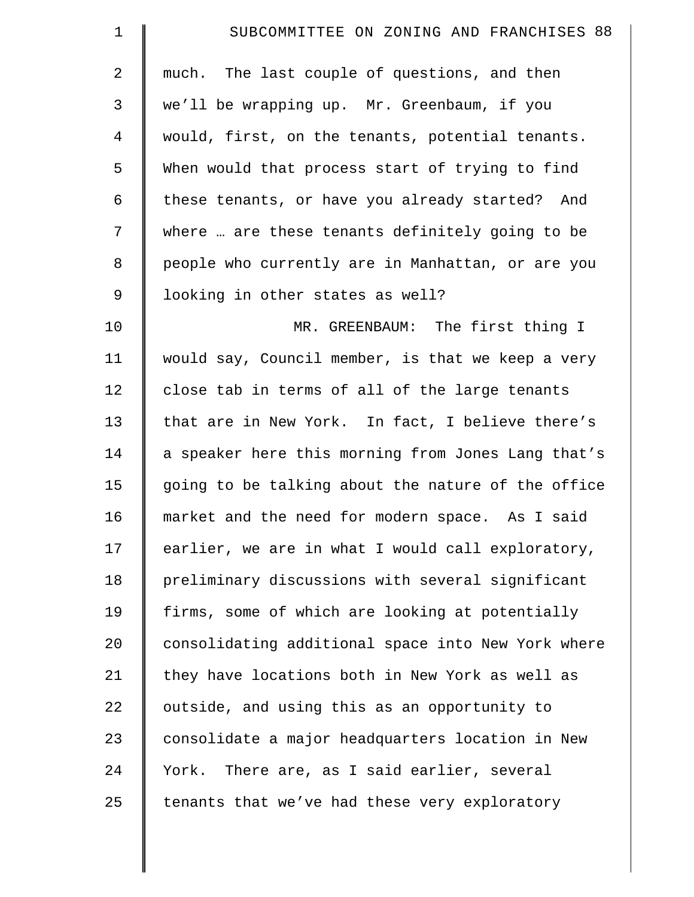much. The last couple of questions, and then we'll be wrapping up. Mr. Greenbaum, if you would, first, on the tenants, potential tenants. When would that process start of trying to find these tenants, or have you already started? And where … are these tenants definitely going to be people who currently are in Manhattan, or are you looking in other states as well?

MR. GREENBAUM: The first thing I would say, Council member, is that we keep a very close tab in terms of all of the large tenants that are in New York. In fact, I believe there's a speaker here this morning from Jones Lang that's going to be talking about the nature of the office market and the need for modern space. As I said earlier, we are in what I would call exploratory, preliminary discussions with several significant firms, some of which are looking at potentially consolidating additional space into New York where they have locations both in New York as well as outside, and using this as an opportunity to consolidate a major headquarters location in New York. There are, as I said earlier, several tenants that we've had these very exploratory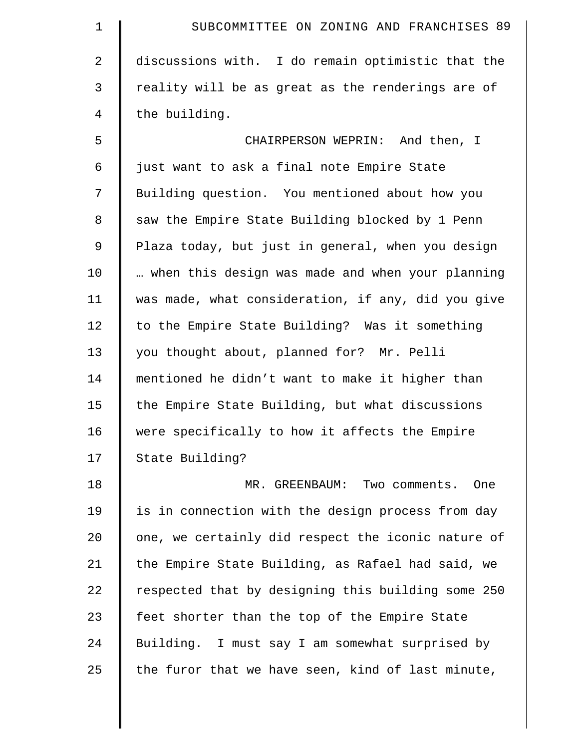discussions with. I do remain optimistic that the reality will be as great as the renderings are of the building.

CHAIRPERSON WEPRIN: And then, I just want to ask a final note Empire State Building question. You mentioned about how you saw the Empire State Building blocked by 1 Penn Plaza today, but just in general, when you design … when this design was made and when your planning was made, what consideration, if any, did you give to the Empire State Building? Was it something you thought about, planned for? Mr. Pelli mentioned he didn't want to make it higher than the Empire State Building, but what discussions were specifically to how it affects the Empire State Building?

MR. GREENBAUM: Two comments. One is in connection with the design process from day one, we certainly did respect the iconic nature of the Empire State Building, as Rafael had said, we respected that by designing this building some 250 feet shorter than the top of the Empire State Building. I must say I am somewhat surprised by the furor that we have seen, kind of last minute,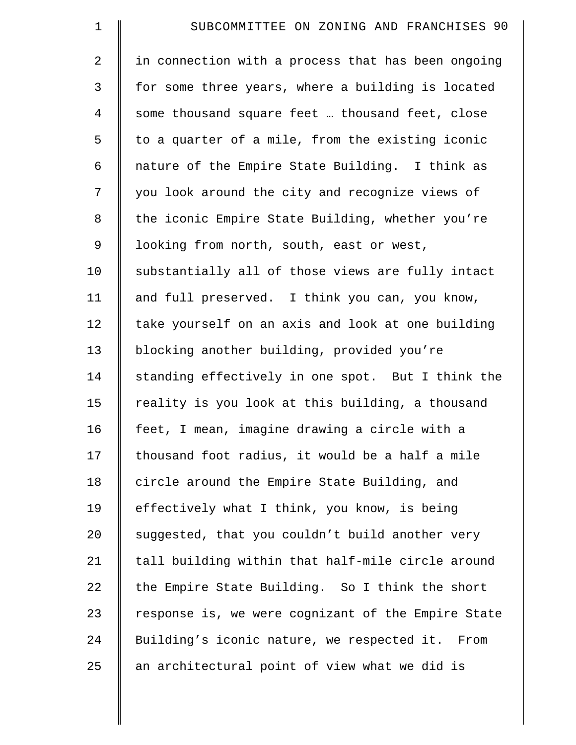in connection with a process that has been ongoing for some three years, where a building is located some thousand square feet … thousand feet, close to a quarter of a mile, from the existing iconic nature of the Empire State Building. I think as you look around the city and recognize views of the iconic Empire State Building, whether you're looking from north, south, east or west, substantially all of those views are fully intact and full preserved. I think you can, you know, take yourself on an axis and look at one building blocking another building, provided you're standing effectively in one spot. But I think the reality is you look at this building, a thousand feet, I mean, imagine drawing a circle with a thousand foot radius, it would be a half a mile circle around the Empire State Building, and effectively what I think, you know, is being suggested, that you couldn't build another very tall building within that half-mile circle around the Empire State Building. So I think the short response is, we were cognizant of the Empire State Building's iconic nature, we respected it. From an architectural point of view what we did is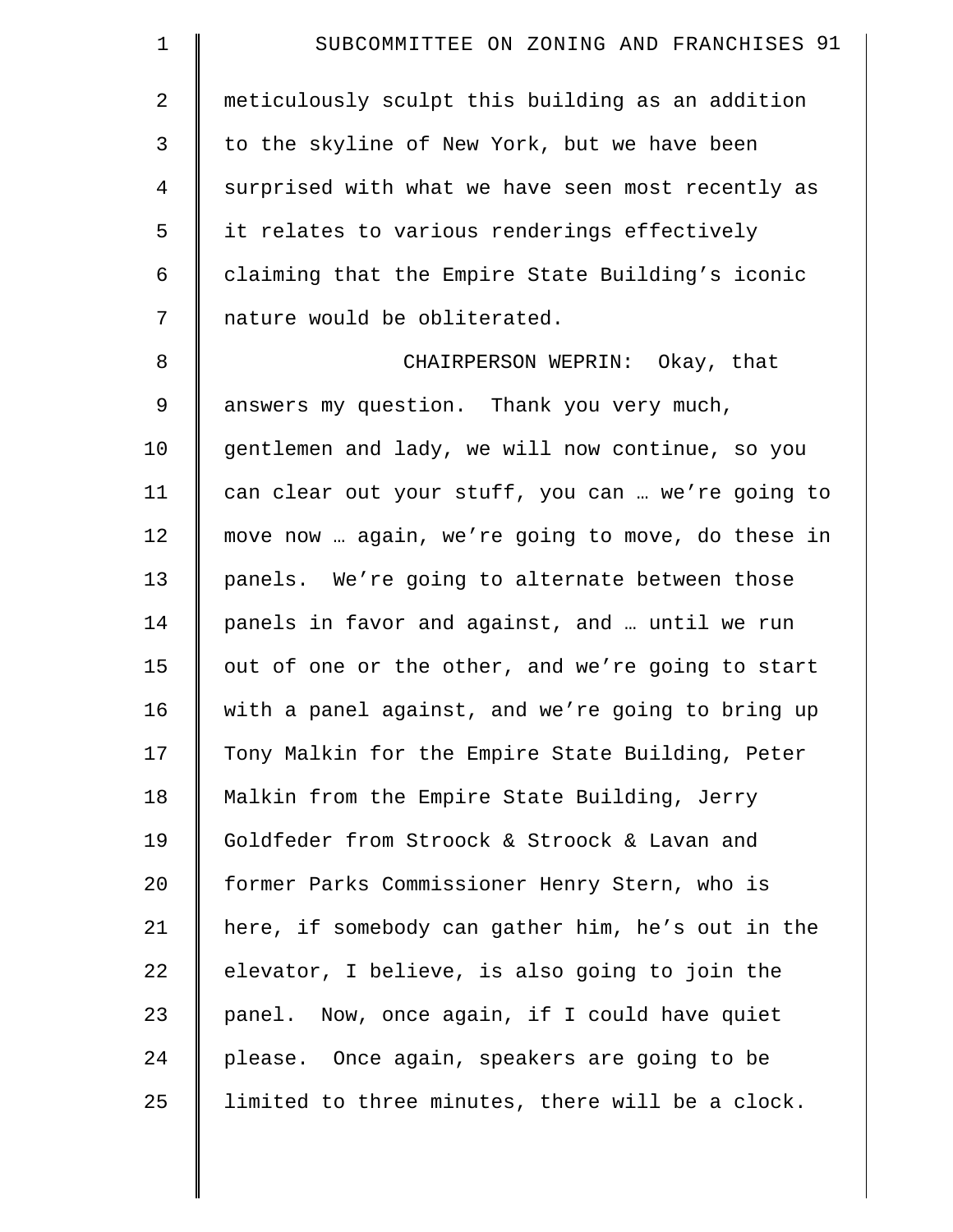meticulously sculpt this building as an addition to the skyline of New York, but we have been surprised with what we have seen most recently as it relates to various renderings effectively claiming that the Empire State Building’s iconic nature would be obliterated.

CHAIRPERSON WEPRIN: Okay, that answers my question. Thank you very much, gentlemen and lady, we will now continue, so you can clear out your stuff, you can … we’re going to move now … again, we’re going to move, do these in panels. We’re going to alternate between those panels in favor and against, and … until we run out of one or the other, and we’re going to start with a panel against, and we’re going to bring up Tony Malkin for the Empire State Building, Peter Malkin from the Empire State Building, Jerry Goldfeder from Stroock & Stroock & Lavan and former Parks Commissioner Henry Stern, who is here, if somebody can gather him, he’s out in the elevator, I believe, is also going to join the panel. Now, once again, if I could have quiet please. Once again, speakers are going to be limited to three minutes, there will be a clock.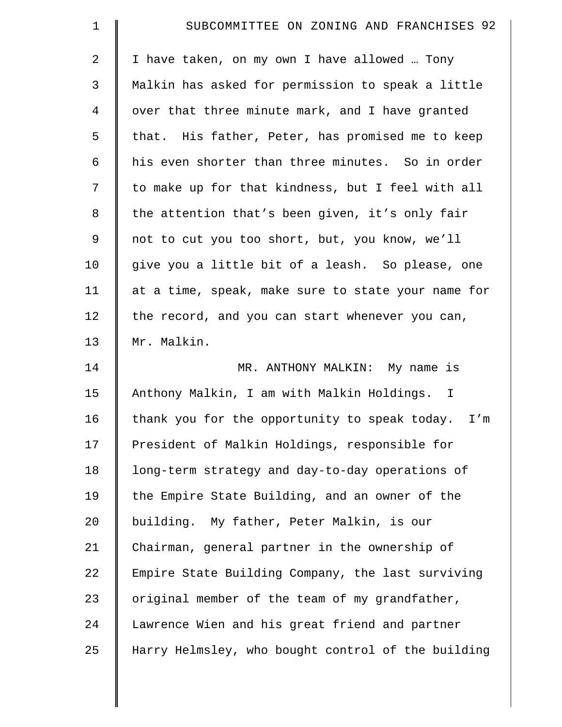I have taken, on my own I have allowed … Tony Malkin has asked for permission to speak a little over that three minute mark, and I have granted that. His father, Peter, has promised me to keep his even shorter than three minutes. So in order to make up for that kindness, but I feel with all the attention that's been given, it's only fair not to cut you too short, but, you know, we'll give you a little bit of a leash. So please, one at a time, speak, make sure to state your name for the record, and you can start whenever you can, Mr. Malkin.

MR. ANTHONY MALKIN: My name is Anthony Malkin, I am with Malkin Holdings. I thank you for the opportunity to speak today. I'm President of Malkin Holdings, responsible for long-term strategy and day-to-day operations of the Empire State Building, and an owner of the building. My father, Peter Malkin, is our Chairman, general partner in the ownership of Empire State Building Company, the last surviving original member of the team of my grandfather, Lawrence Wien and his great friend and partner Harry Helmsley, who bought control of the building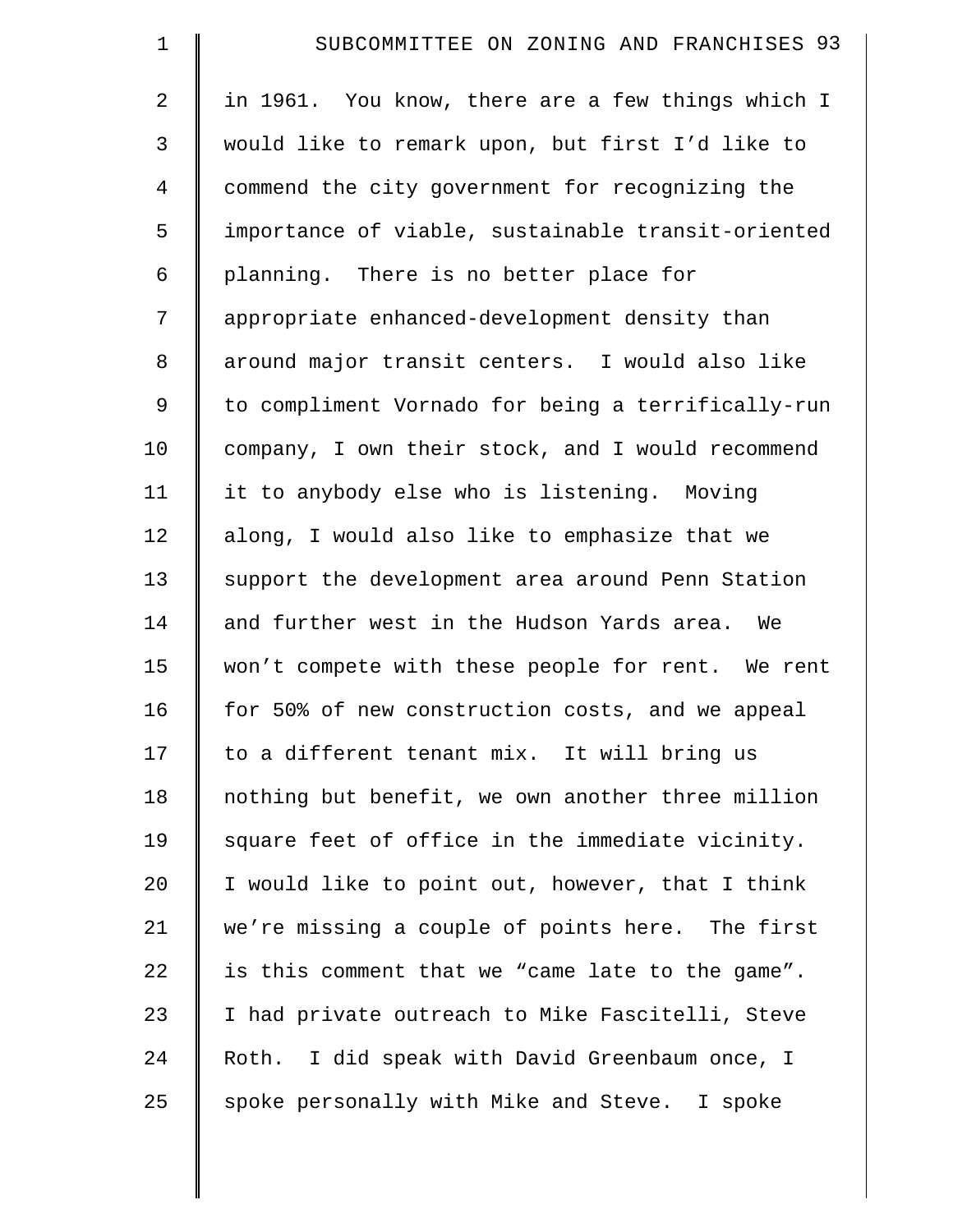in 1961. You know, there are a few things which I would like to remark upon, but first I'd like to commend the city government for recognizing the importance of viable, sustainable transit-oriented planning. There is no better place for appropriate enhanced-development density than around major transit centers. I would also like to compliment Vornado for being a terrifically-run company, I own their stock, and I would recommend it to anybody else who is listening. Moving along, I would also like to emphasize that we support the development area around Penn Station and further west in the Hudson Yards area. We won't compete with these people for rent. We rent for 50% of new construction costs, and we appeal to a different tenant mix. It will bring us nothing but benefit, we own another three million square feet of office in the immediate vicinity. I would like to point out, however, that I think we're missing a couple of points here. The first is this comment that we "came late to the game". I had private outreach to Mike Fascitelli, Steve Roth. I did speak with David Greenbaum once, I spoke personally with Mike and Steve. I spoke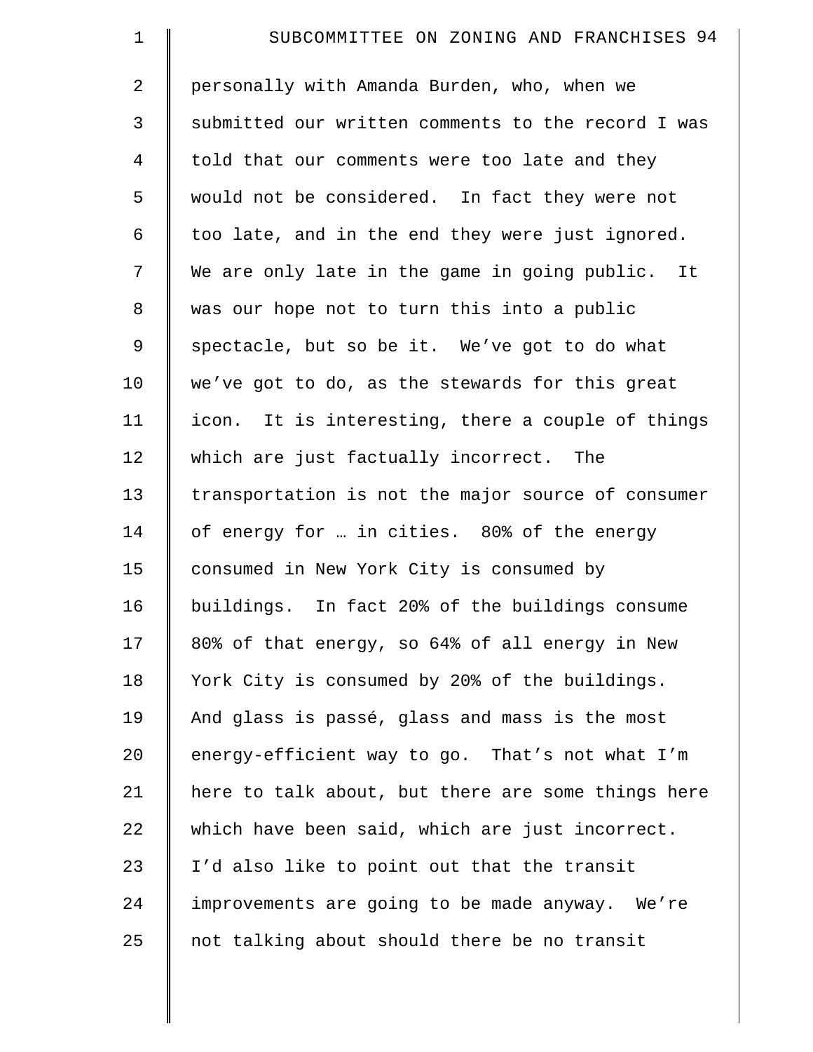personally with Amanda Burden, who, when we submitted our written comments to the record I was told that our comments were too late and they would not be considered. In fact they were not too late, and in the end they were just ignored. We are only late in the game in going public. It was our hope not to turn this into a public spectacle, but so be it. We’ve got to do what we’ve got to do, as the stewards for this great icon. It is interesting, there a couple of things which are just factually incorrect. The transportation is not the major source of consumer of energy for … in cities. 80% of the energy consumed in New York City is consumed by buildings. In fact 20% of the buildings consume 80% of that energy, so 64% of all energy in New York City is consumed by 20% of the buildings. And glass is passé, glass and mass is the most energy-efficient way to go. That’s not what I’m here to talk about, but there are some things here which have been said, which are just incorrect. I’d also like to point out that the transit improvements are going to be made anyway. We’re not talking about should there be no transit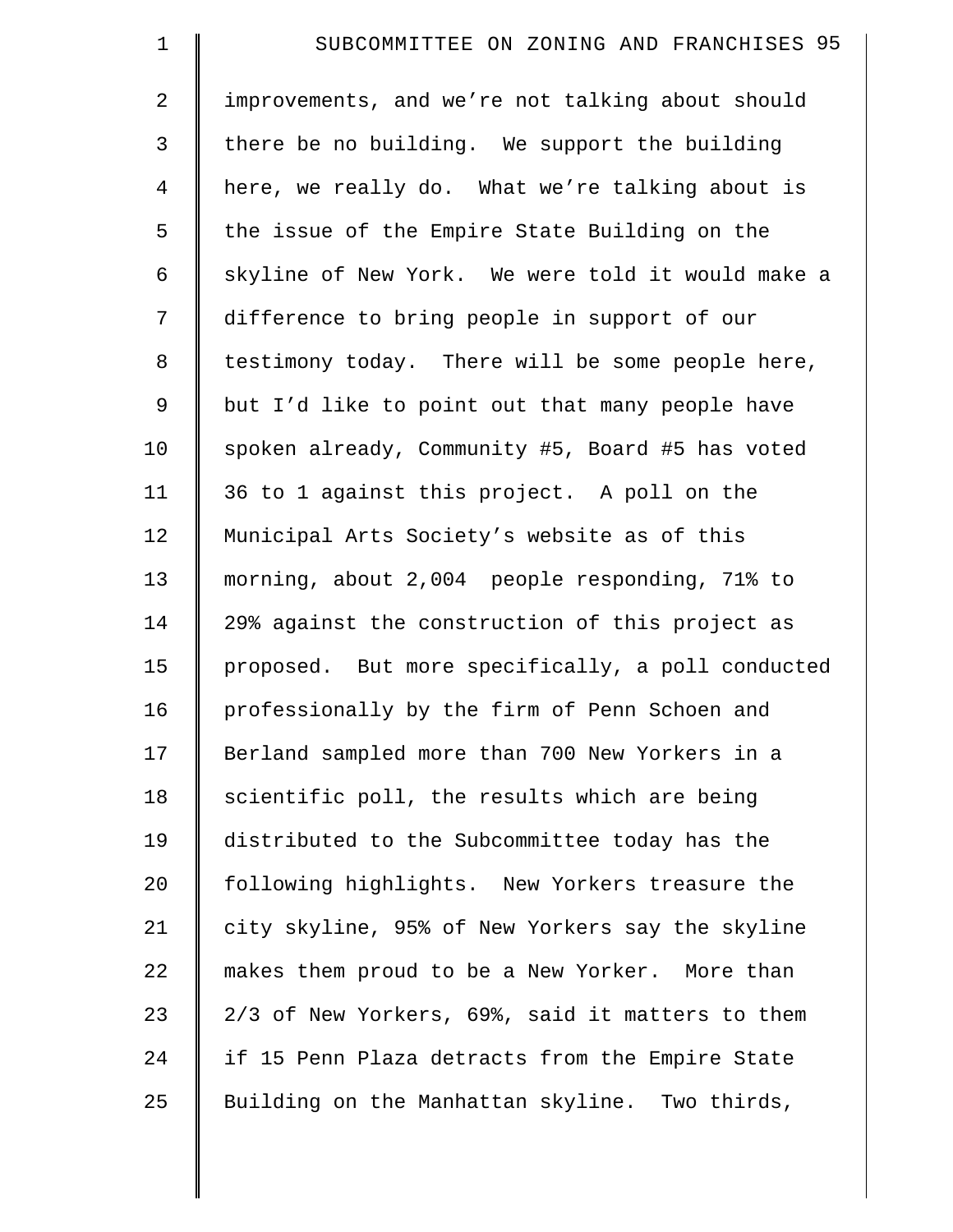improvements, and we're not talking about should there be no building. We support the building here, we really do. What we're talking about is the issue of the Empire State Building on the skyline of New York. We were told it would make a difference to bring people in support of our testimony today. There will be some people here, but I'd like to point out that many people have spoken already, Community #5, Board #5 has voted 36 to 1 against this project. A poll on the Municipal Arts Society's website as of this morning, about 2,004 people responding, 71% to 29% against the construction of this project as proposed. But more specifically, a poll conducted professionally by the firm of Penn Schoen and Berland sampled more than 700 New Yorkers in a scientific poll, the results which are being distributed to the Subcommittee today has the following highlights. New Yorkers treasure the city skyline, 95% of New Yorkers say the skyline makes them proud to be a New Yorker. More than 2/3 of New Yorkers, 69%, said it matters to them if 15 Penn Plaza detracts from the Empire State Building on the Manhattan skyline. Two thirds,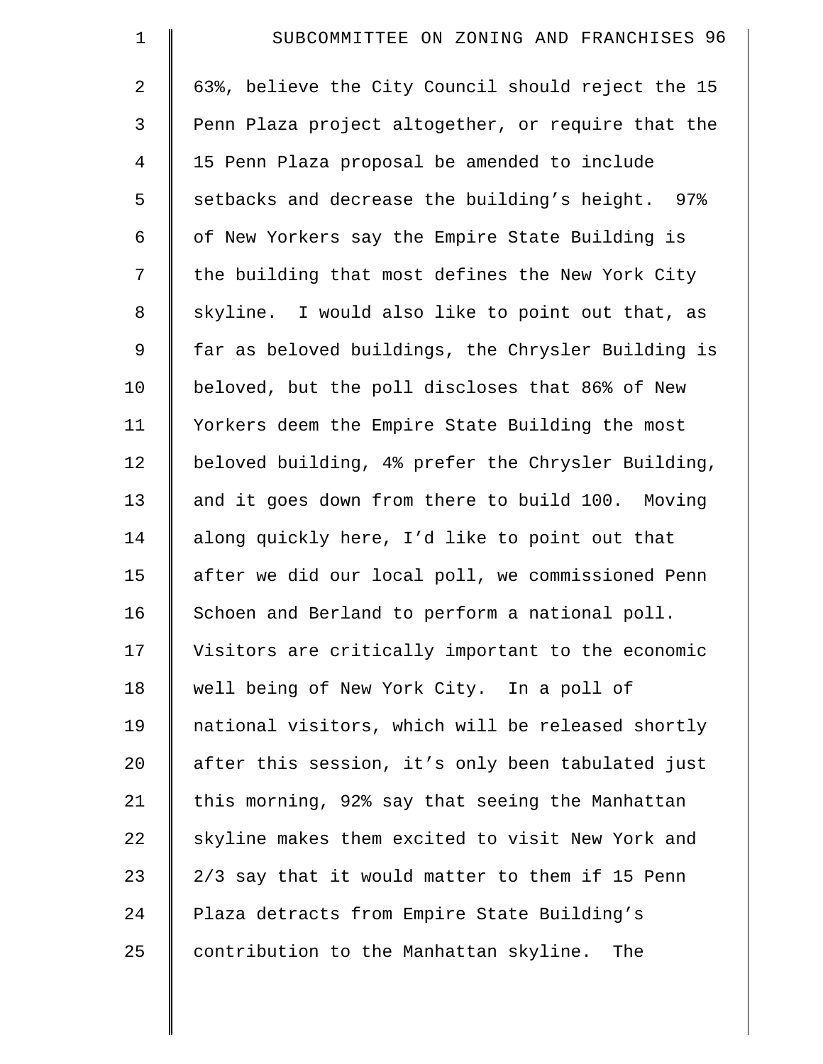63%, believe the City Council should reject the 15 Penn Plaza project altogether, or require that the 15 Penn Plaza proposal be amended to include setbacks and decrease the building's height. 97% of New Yorkers say the Empire State Building is the building that most defines the New York City skyline. I would also like to point out that, as far as beloved buildings, the Chrysler Building is beloved, but the poll discloses that 86% of New Yorkers deem the Empire State Building the most beloved building, 4% prefer the Chrysler Building, and it goes down from there to build 100. Moving along quickly here, I'd like to point out that after we did our local poll, we commissioned Penn Schoen and Berland to perform a national poll. Visitors are critically important to the economic well being of New York City. In a poll of national visitors, which will be released shortly after this session, it's only been tabulated just this morning, 92% say that seeing the Manhattan skyline makes them excited to visit New York and 2/3 say that it would matter to them if 15 Penn Plaza detracts from Empire State Building's contribution to the Manhattan skyline. The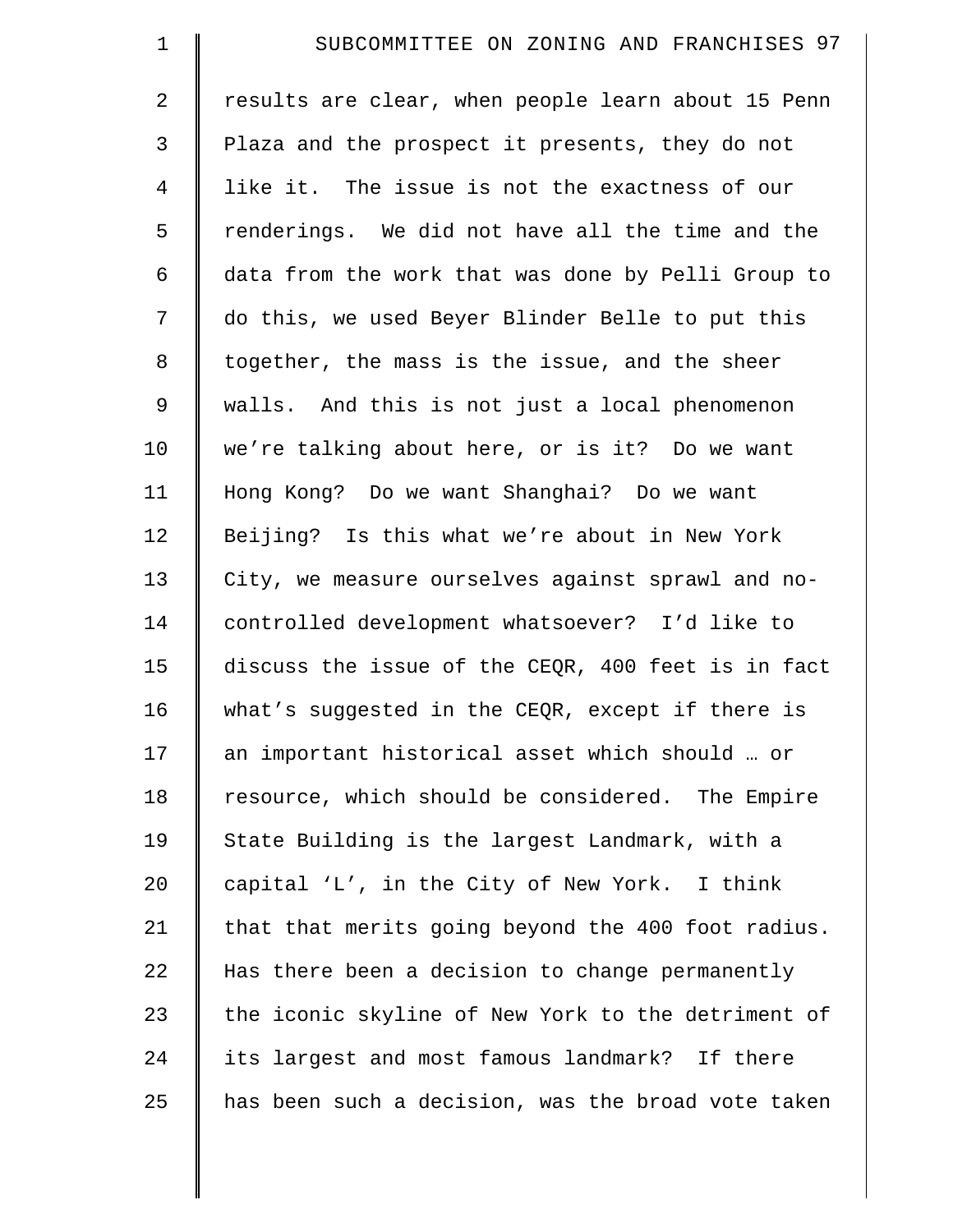results are clear, when people learn about 15 Penn Plaza and the prospect it presents, they do not like it. The issue is not the exactness of our renderings. We did not have all the time and the data from the work that was done by Pelli Group to do this, we used Beyer Blinder Belle to put this together, the mass is the issue, and the sheer walls. And this is not just a local phenomenon we're talking about here, or is it? Do we want Hong Kong? Do we want Shanghai? Do we want Beijing? Is this what we're about in New York City, we measure ourselves against sprawl and no-controlled development whatsoever? I'd like to discuss the issue of the CEQR, 400 feet is in fact what's suggested in the CEQR, except if there is an important historical asset which should … or resource, which should be considered. The Empire State Building is the largest Landmark, with a capital 'L', in the City of New York. I think that that merits going beyond the 400 foot radius. Has there been a decision to change permanently the iconic skyline of New York to the detriment of its largest and most famous landmark? If there has been such a decision, was the broad vote taken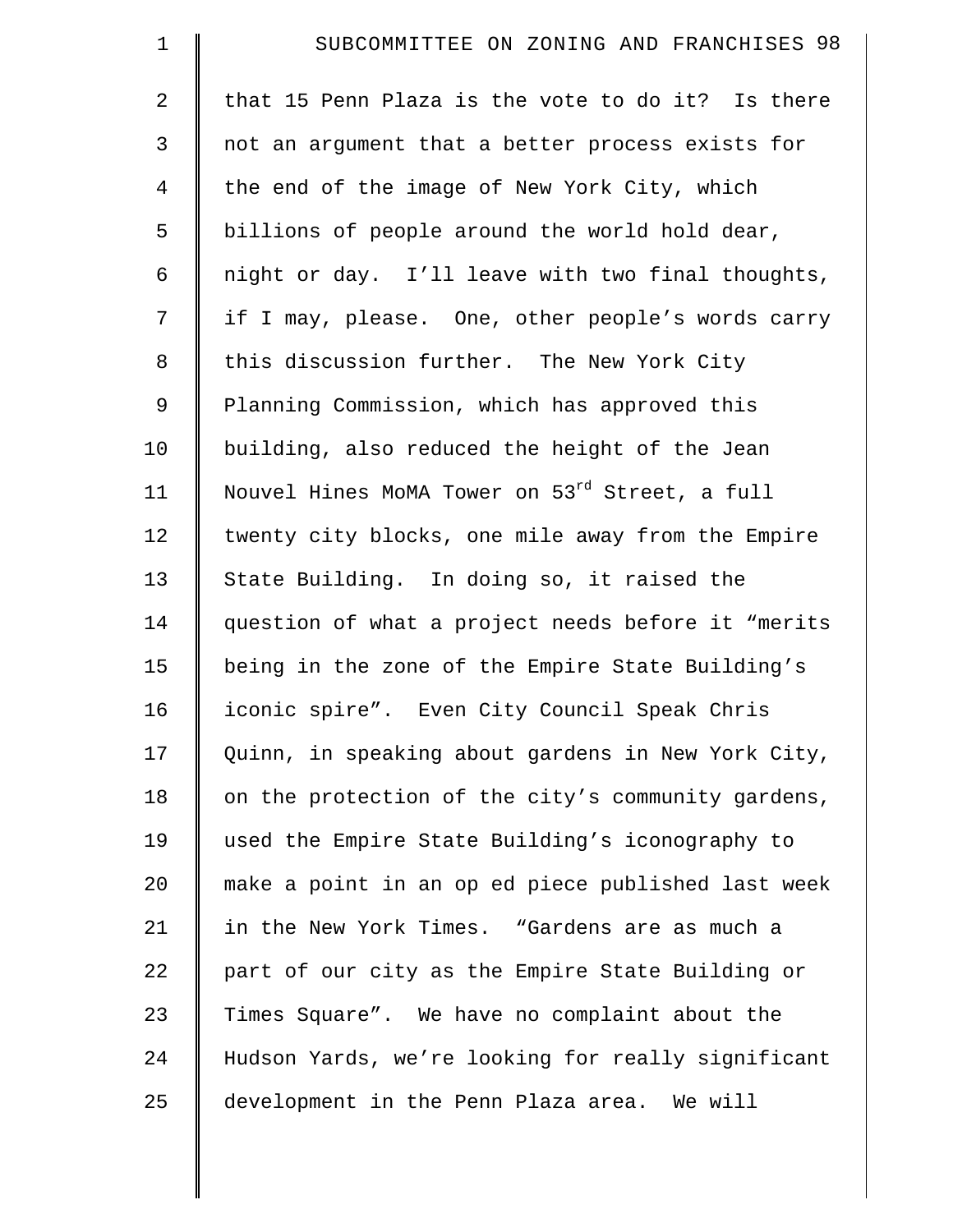that 15 Penn Plaza is the vote to do it? Is there not an argument that a better process exists for the end of the image of New York City, which billions of people around the world hold dear, night or day. I'll leave with two final thoughts, if I may, please. One, other people's words carry this discussion further. The New York City Planning Commission, which has approved this building, also reduced the height of the Jean Nouvel Hines MoMA Tower on 53rd Street, a full twenty city blocks, one mile away from the Empire State Building. In doing so, it raised the question of what a project needs before it "merits being in the zone of the Empire State Building's iconic spire". Even City Council Speak Chris Quinn, in speaking about gardens in New York City, on the protection of the city's community gardens, used the Empire State Building's iconography to make a point in an op ed piece published last week in the New York Times. "Gardens are as much a part of our city as the Empire State Building or Times Square". We have no complaint about the Hudson Yards, we're looking for really significant development in the Penn Plaza area. We will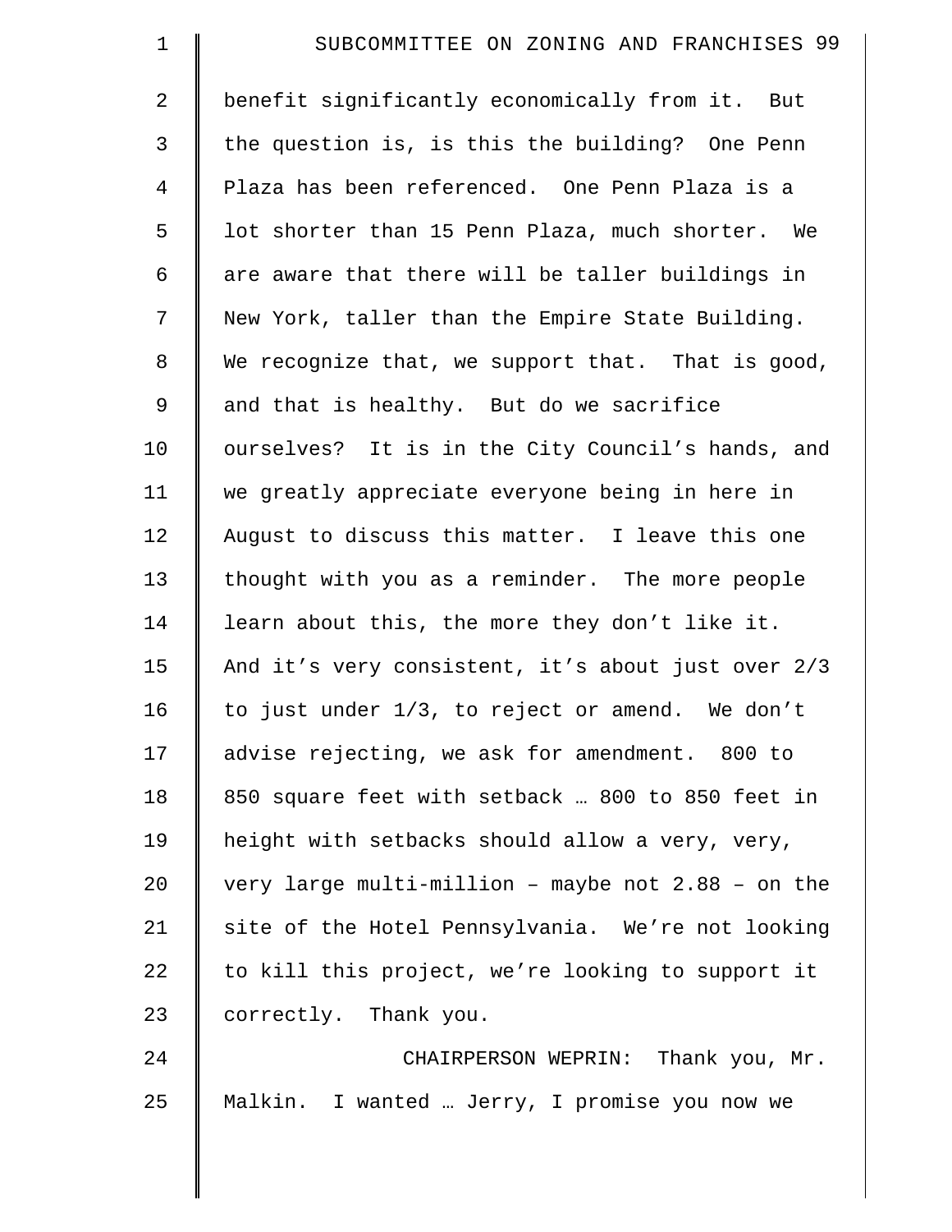benefit significantly economically from it. But the question is, is this the building? One Penn Plaza has been referenced. One Penn Plaza is a lot shorter than 15 Penn Plaza, much shorter. We are aware that there will be taller buildings in New York, taller than the Empire State Building. We recognize that, we support that. That is good, and that is healthy. But do we sacrifice ourselves? It is in the City Council's hands, and we greatly appreciate everyone being in here in August to discuss this matter. I leave this one thought with you as a reminder. The more people learn about this, the more they don't like it. And it's very consistent, it's about just over 2/3 to just under 1/3, to reject or amend. We don't advise rejecting, we ask for amendment. 800 to 850 square feet with setback … 800 to 850 feet in height with setbacks should allow a very, very, very large multi-million – maybe not 2.88 – on the site of the Hotel Pennsylvania. We're not looking to kill this project, we're looking to support it correctly. Thank you.

CHAIRPERSON WEPRIN: Thank you, Mr. Malkin. I wanted … Jerry, I promise you now we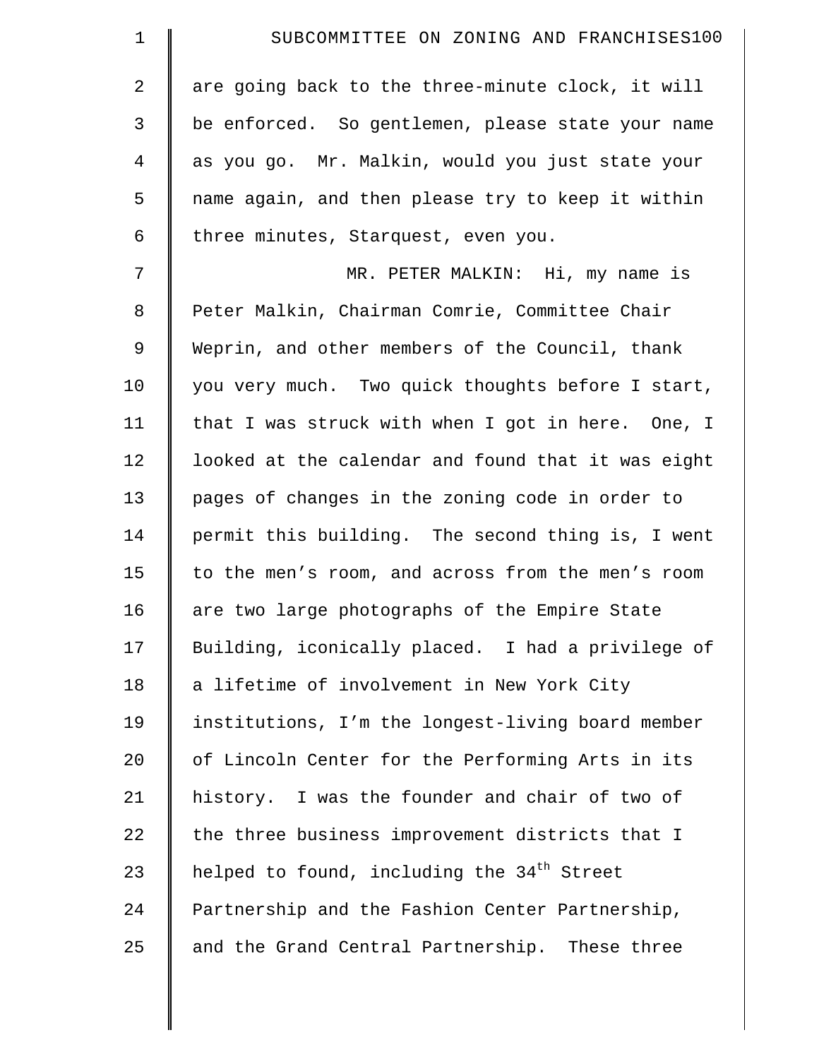are going back to the three-minute clock, it will be enforced. So gentlemen, please state your name as you go. Mr. Malkin, would you just state your name again, and then please try to keep it within three minutes, Starquest, even you.

MR. PETER MALKIN: Hi, my name is Peter Malkin, Chairman Comrie, Committee Chair Weprin, and other members of the Council, thank you very much. Two quick thoughts before I start, that I was struck with when I got in here. One, I looked at the calendar and found that it was eight pages of changes in the zoning code in order to permit this building. The second thing is, I went to the men's room, and across from the men's room are two large photographs of the Empire State Building, iconically placed. I had a privilege of a lifetime of involvement in New York City institutions, I'm the longest-living board member of Lincoln Center for the Performing Arts in its history. I was the founder and chair of two of the three business improvement districts that I helped to found, including the 34th Street Partnership and the Fashion Center Partnership, and the Grand Central Partnership. These three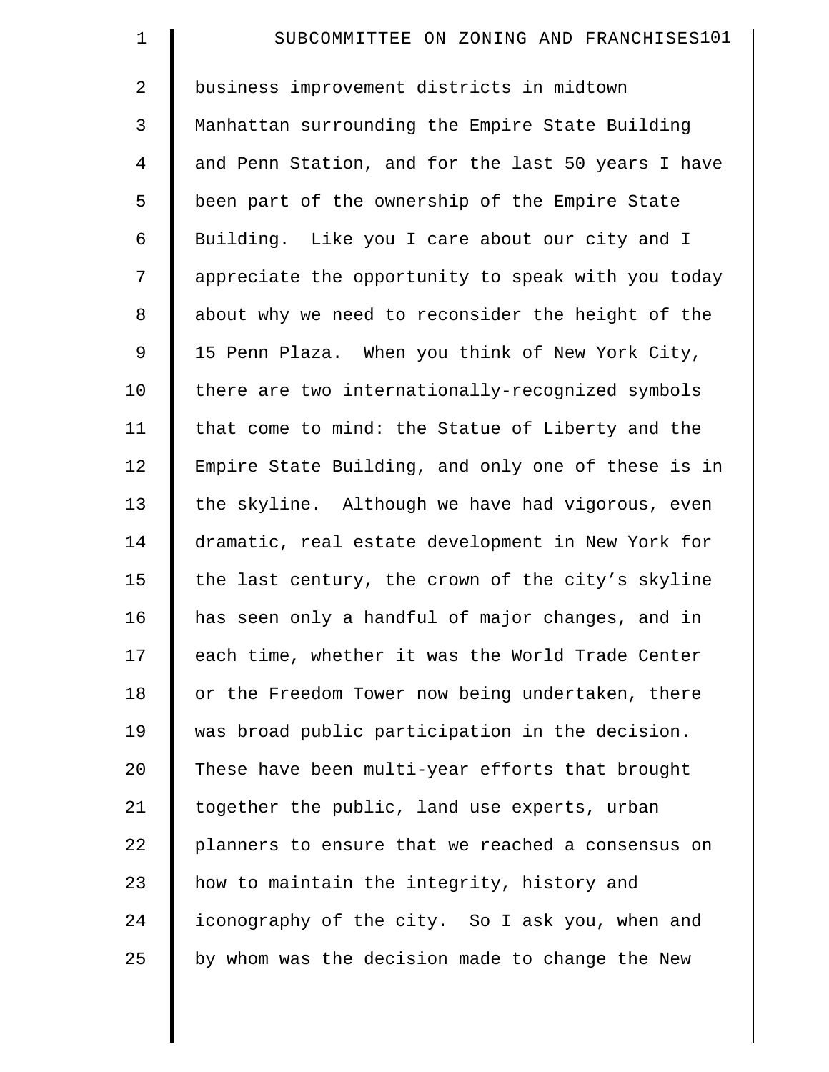business improvement districts in midtown Manhattan surrounding the Empire State Building and Penn Station, and for the last 50 years I have been part of the ownership of the Empire State Building. Like you I care about our city and I appreciate the opportunity to speak with you today about why we need to reconsider the height of the 15 Penn Plaza. When you think of New York City, there are two internationally-recognized symbols that come to mind: the Statue of Liberty and the Empire State Building, and only one of these is in the skyline. Although we have had vigorous, even dramatic, real estate development in New York for the last century, the crown of the city's skyline has seen only a handful of major changes, and in each time, whether it was the World Trade Center or the Freedom Tower now being undertaken, there was broad public participation in the decision. These have been multi-year efforts that brought together the public, land use experts, urban planners to ensure that we reached a consensus on how to maintain the integrity, history and iconography of the city. So I ask you, when and by whom was the decision made to change the New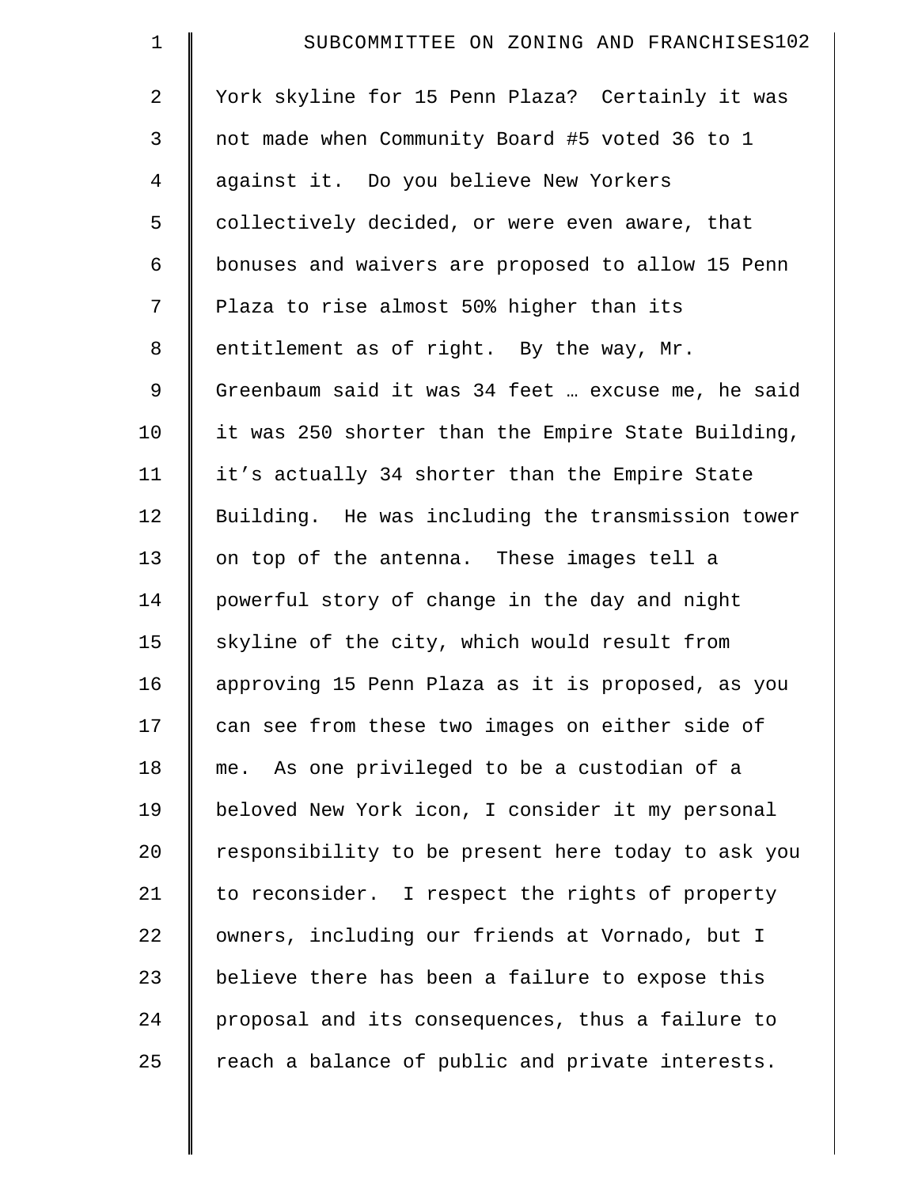York skyline for 15 Penn Plaza? Certainly it was not made when Community Board #5 voted 36 to 1 against it. Do you believe New Yorkers collectively decided, or were even aware, that bonuses and waivers are proposed to allow 15 Penn Plaza to rise almost 50% higher than its entitlement as of right. By the way, Mr. Greenbaum said it was 34 feet … excuse me, he said it was 250 shorter than the Empire State Building, it’s actually 34 shorter than the Empire State Building. He was including the transmission tower on top of the antenna. These images tell a powerful story of change in the day and night skyline of the city, which would result from approving 15 Penn Plaza as it is proposed, as you can see from these two images on either side of me. As one privileged to be a custodian of a beloved New York icon, I consider it my personal responsibility to be present here today to ask you to reconsider. I respect the rights of property owners, including our friends at Vornado, but I believe there has been a failure to expose this proposal and its consequences, thus a failure to reach a balance of public and private interests.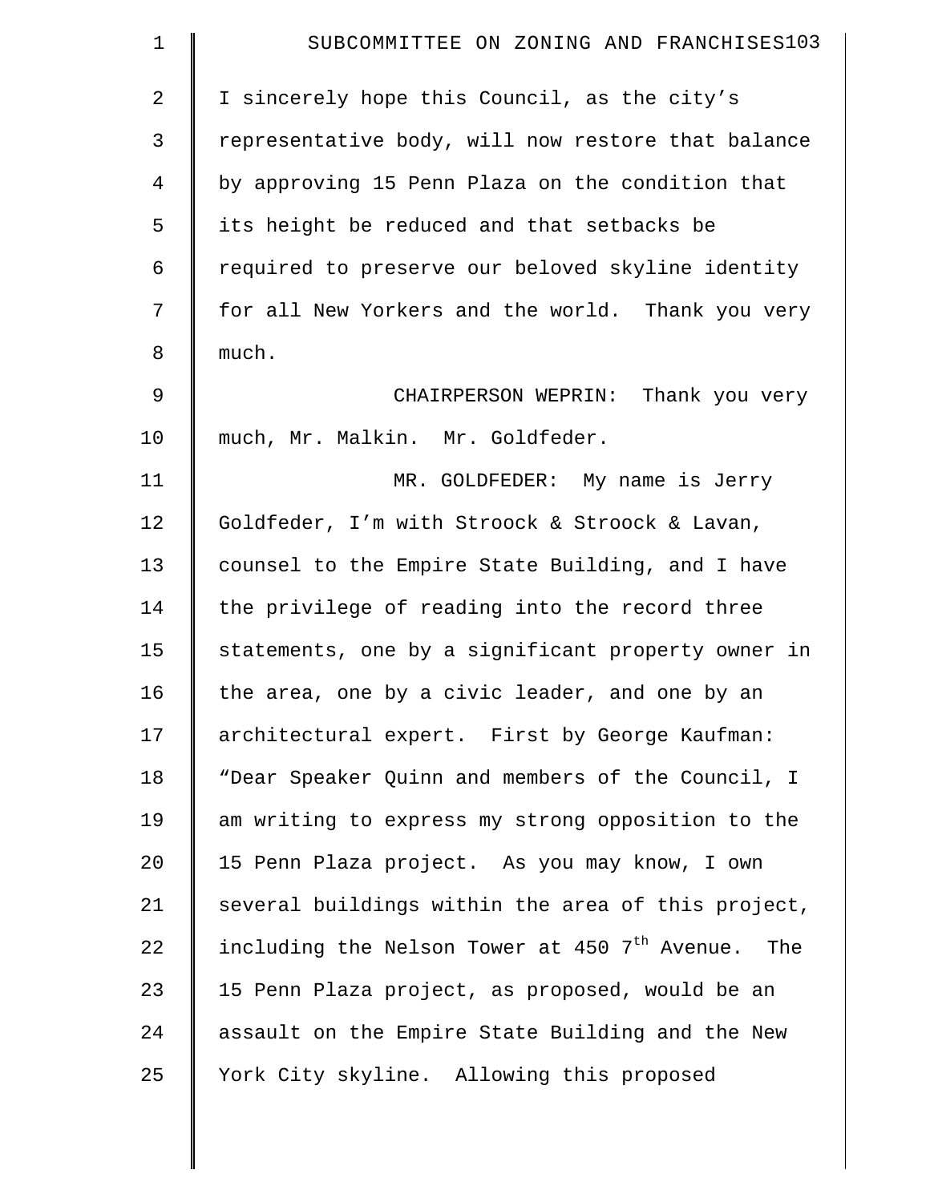I sincerely hope this Council, as the city's representative body, will now restore that balance by approving 15 Penn Plaza on the condition that its height be reduced and that setbacks be required to preserve our beloved skyline identity for all New Yorkers and the world. Thank you very much.

CHAIRPERSON WEPRIN: Thank you very much, Mr. Malkin. Mr. Goldfeder.

MR. GOLDFEDER: My name is Jerry Goldfeder, I'm with Stroock & Stroock & Lavan, counsel to the Empire State Building, and I have the privilege of reading into the record three statements, one by a significant property owner in the area, one by a civic leader, and one by an architectural expert. First by George Kaufman: "Dear Speaker Quinn and members of the Council, I am writing to express my strong opposition to the 15 Penn Plaza project. As you may know, I own several buildings within the area of this project, including the Nelson Tower at 450 7th Avenue. The 15 Penn Plaza project, as proposed, would be an assault on the Empire State Building and the New York City skyline. Allowing this proposed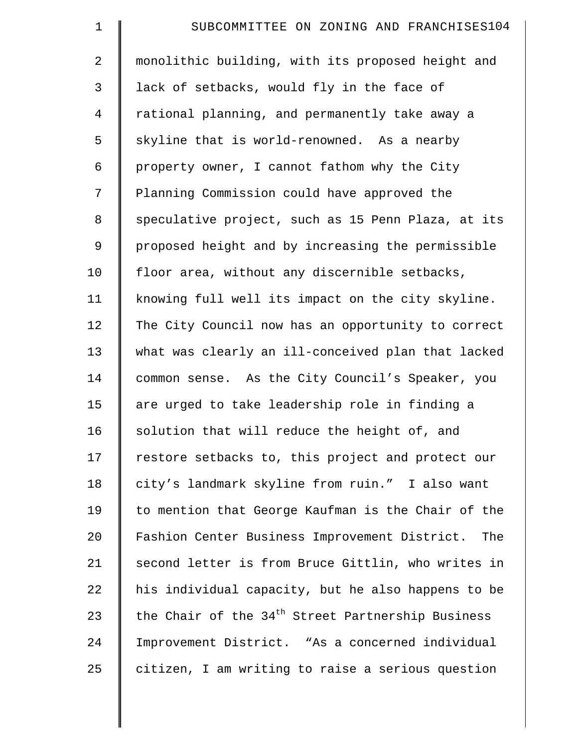monolithic building, with its proposed height and lack of setbacks, would fly in the face of rational planning, and permanently take away a skyline that is world-renowned. As a nearby property owner, I cannot fathom why the City Planning Commission could have approved the speculative project, such as 15 Penn Plaza, at its proposed height and by increasing the permissible floor area, without any discernible setbacks, knowing full well its impact on the city skyline. The City Council now has an opportunity to correct what was clearly an ill-conceived plan that lacked common sense. As the City Council's Speaker, you are urged to take leadership role in finding a solution that will reduce the height of, and restore setbacks to, this project and protect our city's landmark skyline from ruin." I also want to mention that George Kaufman is the Chair of the Fashion Center Business Improvement District. The second letter is from Bruce Gittlin, who writes in his individual capacity, but he also happens to be the Chair of the 34th Street Partnership Business Improvement District. "As a concerned individual citizen, I am writing to raise a serious question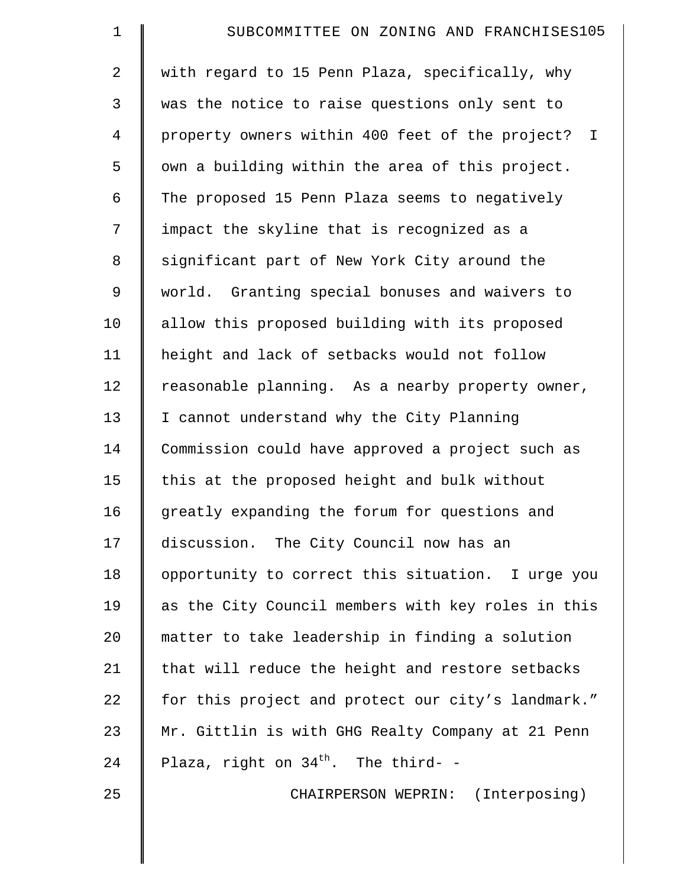with regard to 15 Penn Plaza, specifically, why was the notice to raise questions only sent to property owners within 400 feet of the project? I own a building within the area of this project. The proposed 15 Penn Plaza seems to negatively impact the skyline that is recognized as a significant part of New York City around the world. Granting special bonuses and waivers to allow this proposed building with its proposed height and lack of setbacks would not follow reasonable planning. As a nearby property owner, I cannot understand why the City Planning Commission could have approved a project such as this at the proposed height and bulk without greatly expanding the forum for questions and discussion. The City Council now has an opportunity to correct this situation. I urge you as the City Council members with key roles in this matter to take leadership in finding a solution that will reduce the height and restore setbacks for this project and protect our city's landmark." Mr. Gittlin is with GHG Realty Company at 21 Penn Plaza, right on 34th. The third- -

CHAIRPERSON WEPRIN: (Interposing)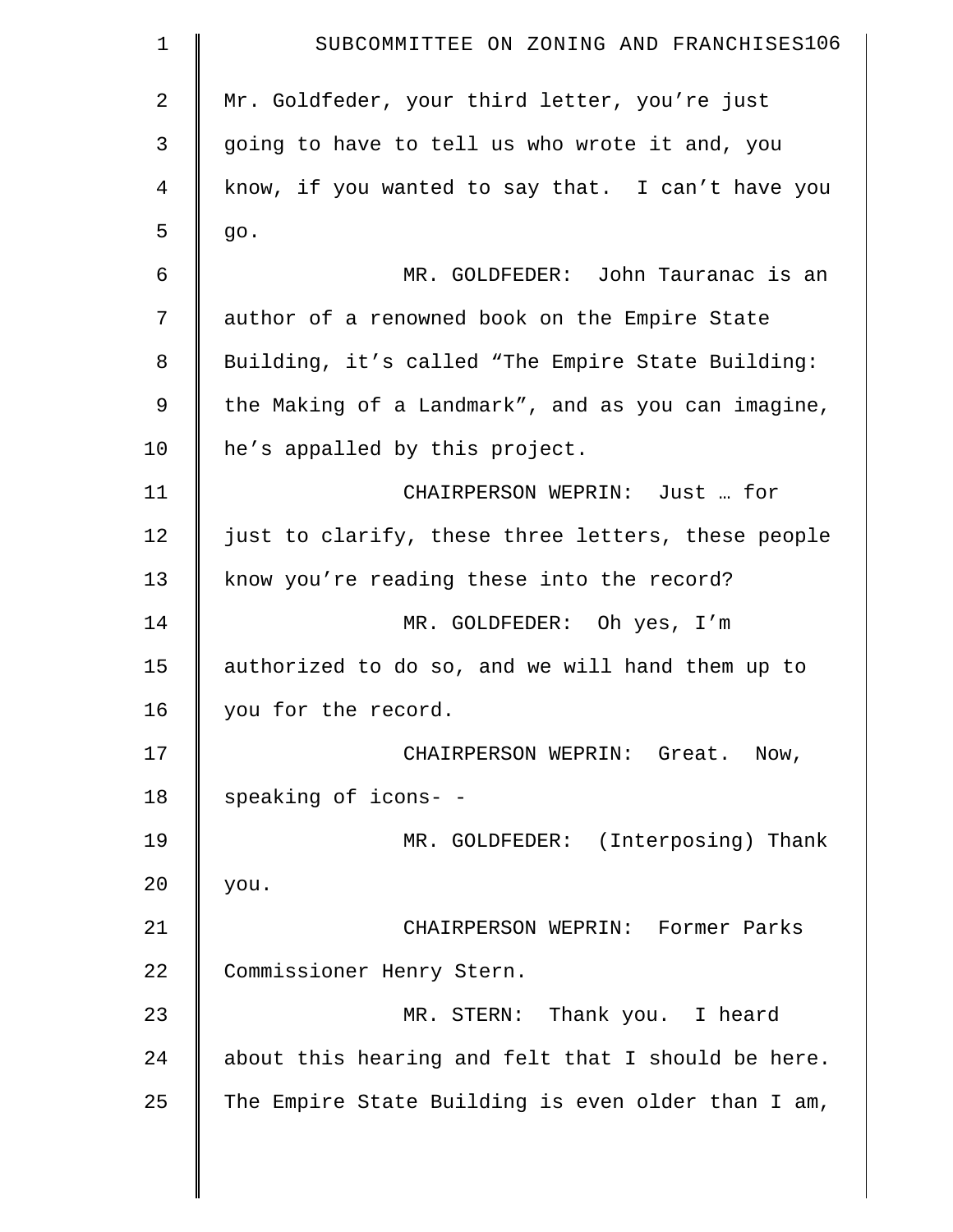Mr. Goldfeder, your third letter, you're just going to have to tell us who wrote it and, you know, if you wanted to say that. I can't have you go.

MR. GOLDFEDER: John Tauranac is an author of a renowned book on the Empire State Building, it's called "The Empire State Building: the Making of a Landmark", and as you can imagine, he's appalled by this project.

CHAIRPERSON WEPRIN: Just … for just to clarify, these three letters, these people know you're reading these into the record?

MR. GOLDFEDER: Oh yes, I'm authorized to do so, and we will hand them up to you for the record.

CHAIRPERSON WEPRIN: Great. Now, speaking of icons- -

MR. GOLDFEDER: (Interposing) Thank you.

CHAIRPERSON WEPRIN: Former Parks Commissioner Henry Stern.

MR. STERN: Thank you. I heard about this hearing and felt that I should be here. The Empire State Building is even older than I am,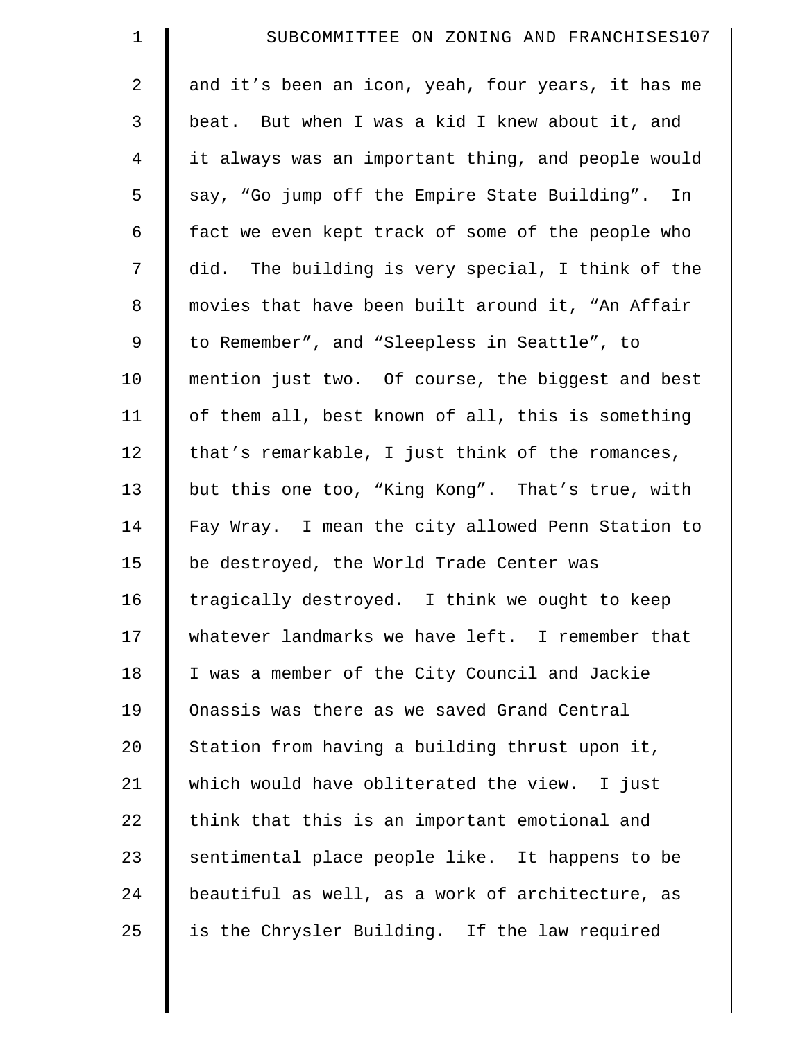and it’s been an icon, yeah, four years, it has me beat. But when I was a kid I knew about it, and it always was an important thing, and people would say, “Go jump off the Empire State Building”. In fact we even kept track of some of the people who did. The building is very special, I think of the movies that have been built around it, “An Affair to Remember”, and “Sleepless in Seattle”, to mention just two. Of course, the biggest and best of them all, best known of all, this is something that’s remarkable, I just think of the romances, but this one too, “King Kong”. That’s true, with Fay Wray. I mean the city allowed Penn Station to be destroyed, the World Trade Center was tragically destroyed. I think we ought to keep whatever landmarks we have left. I remember that I was a member of the City Council and Jackie Onassis was there as we saved Grand Central Station from having a building thrust upon it, which would have obliterated the view. I just think that this is an important emotional and sentimental place people like. It happens to be beautiful as well, as a work of architecture, as is the Chrysler Building. If the law required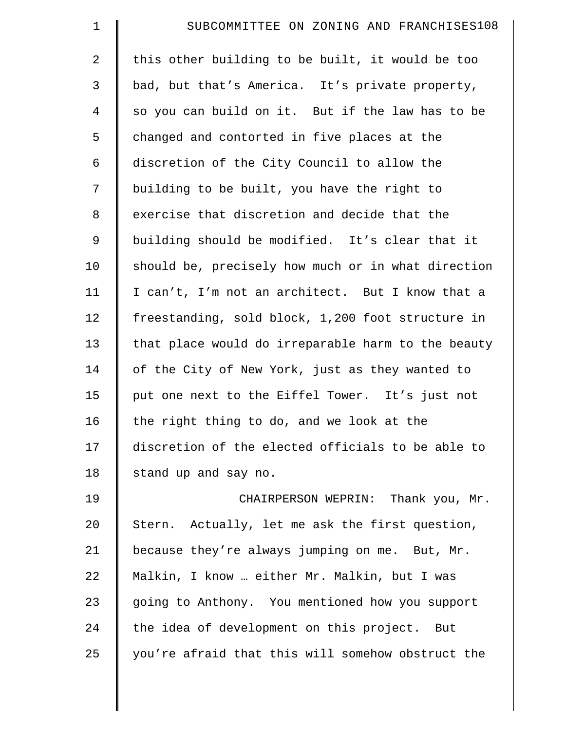this other building to be built, it would be too bad, but that's America. It's private property, so you can build on it. But if the law has to be changed and contorted in five places at the discretion of the City Council to allow the building to be built, you have the right to exercise that discretion and decide that the building should be modified. It's clear that it should be, precisely how much or in what direction I can't, I'm not an architect. But I know that a freestanding, sold block, 1,200 foot structure in that place would do irreparable harm to the beauty of the City of New York, just as they wanted to put one next to the Eiffel Tower. It's just not the right thing to do, and we look at the discretion of the elected officials to be able to stand up and say no.

CHAIRPERSON WEPRIN: Thank you, Mr. Stern. Actually, let me ask the first question, because they're always jumping on me. But, Mr. Malkin, I know … either Mr. Malkin, but I was going to Anthony. You mentioned how you support the idea of development on this project. But you're afraid that this will somehow obstruct the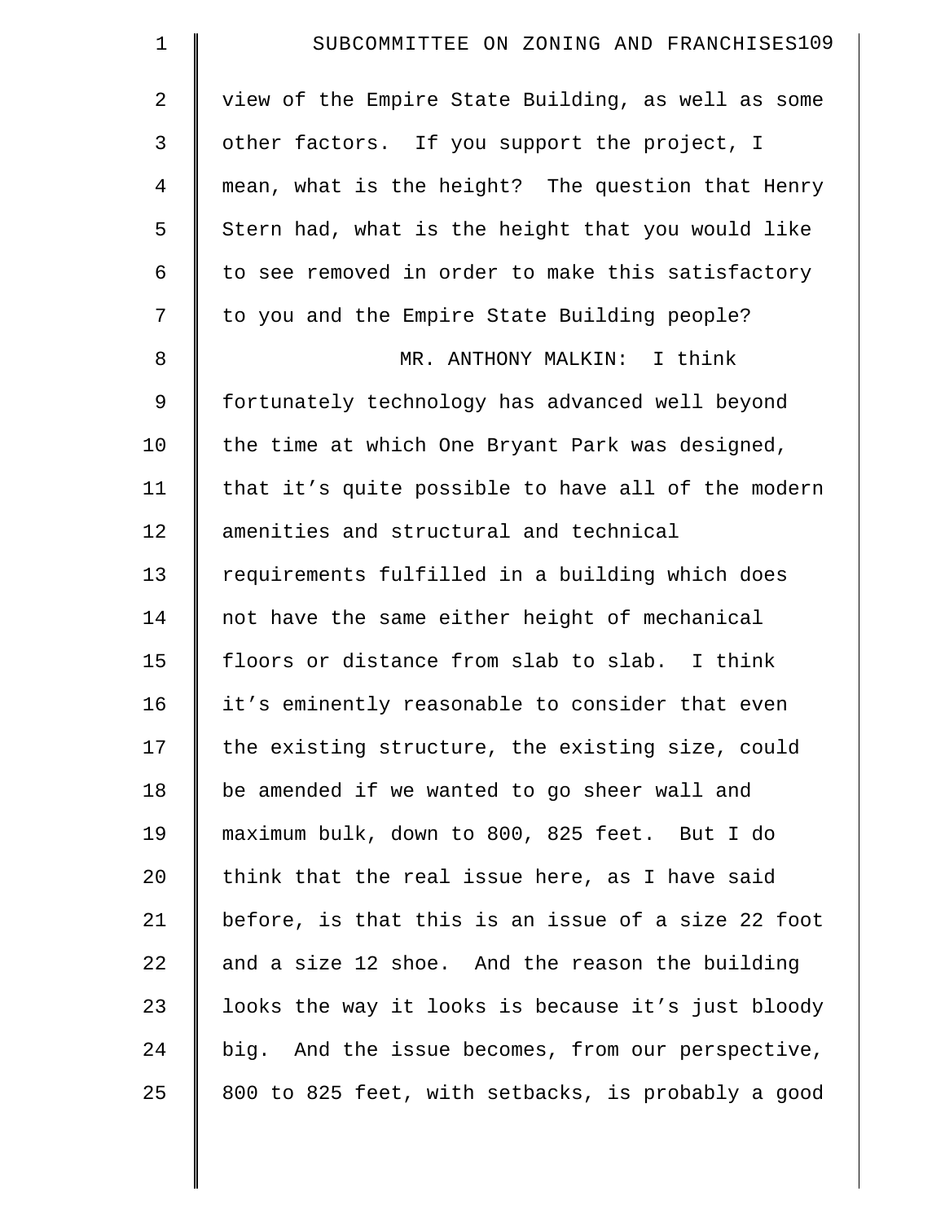view of the Empire State Building, as well as some other factors. If you support the project, I mean, what is the height? The question that Henry Stern had, what is the height that you would like to see removed in order to make this satisfactory to you and the Empire State Building people?

MR. ANTHONY MALKIN: I think fortunately technology has advanced well beyond the time at which One Bryant Park was designed, that it's quite possible to have all of the modern amenities and structural and technical requirements fulfilled in a building which does not have the same either height of mechanical floors or distance from slab to slab. I think it's eminently reasonable to consider that even the existing structure, the existing size, could be amended if we wanted to go sheer wall and maximum bulk, down to 800, 825 feet. But I do think that the real issue here, as I have said before, is that this is an issue of a size 22 foot and a size 12 shoe. And the reason the building looks the way it looks is because it's just bloody big. And the issue becomes, from our perspective, 800 to 825 feet, with setbacks, is probably a good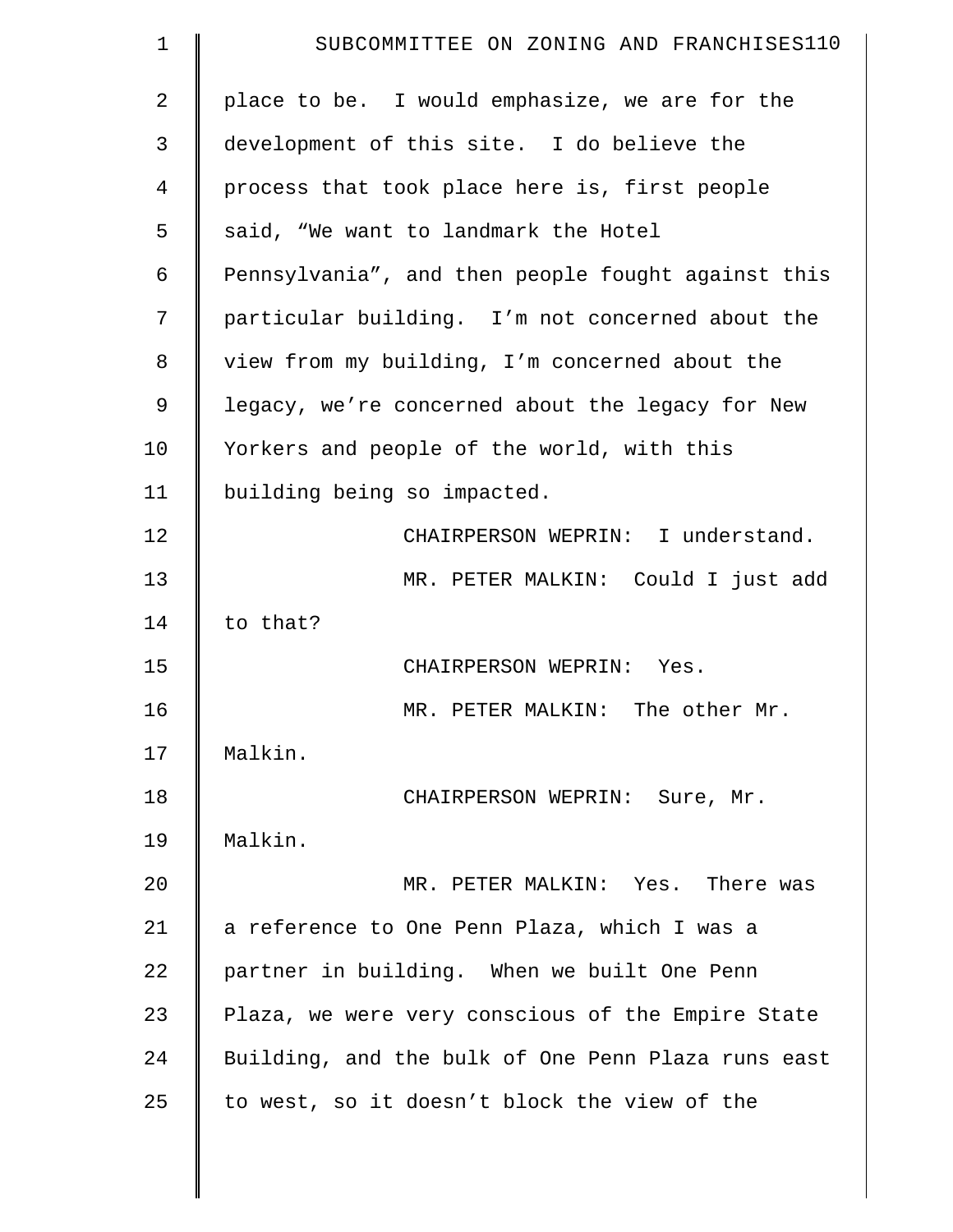place to be. I would emphasize, we are for the development of this site. I do believe the process that took place here is, first people said, “We want to landmark the Hotel Pennsylvania”, and then people fought against this particular building. I’m not concerned about the view from my building, I’m concerned about the legacy, we’re concerned about the legacy for New Yorkers and people of the world, with this building being so impacted.

CHAIRPERSON WEPRIN: I understand.

MR. PETER MALKIN: Could I just add to that?

CHAIRPERSON WEPRIN: Yes.

MR. PETER MALKIN: The other Mr. Malkin.

CHAIRPERSON WEPRIN: Sure, Mr. Malkin.

MR. PETER MALKIN: Yes. There was a reference to One Penn Plaza, which I was a partner in building. When we built One Penn Plaza, we were very conscious of the Empire State Building, and the bulk of One Penn Plaza runs east to west, so it doesn’t block the view of the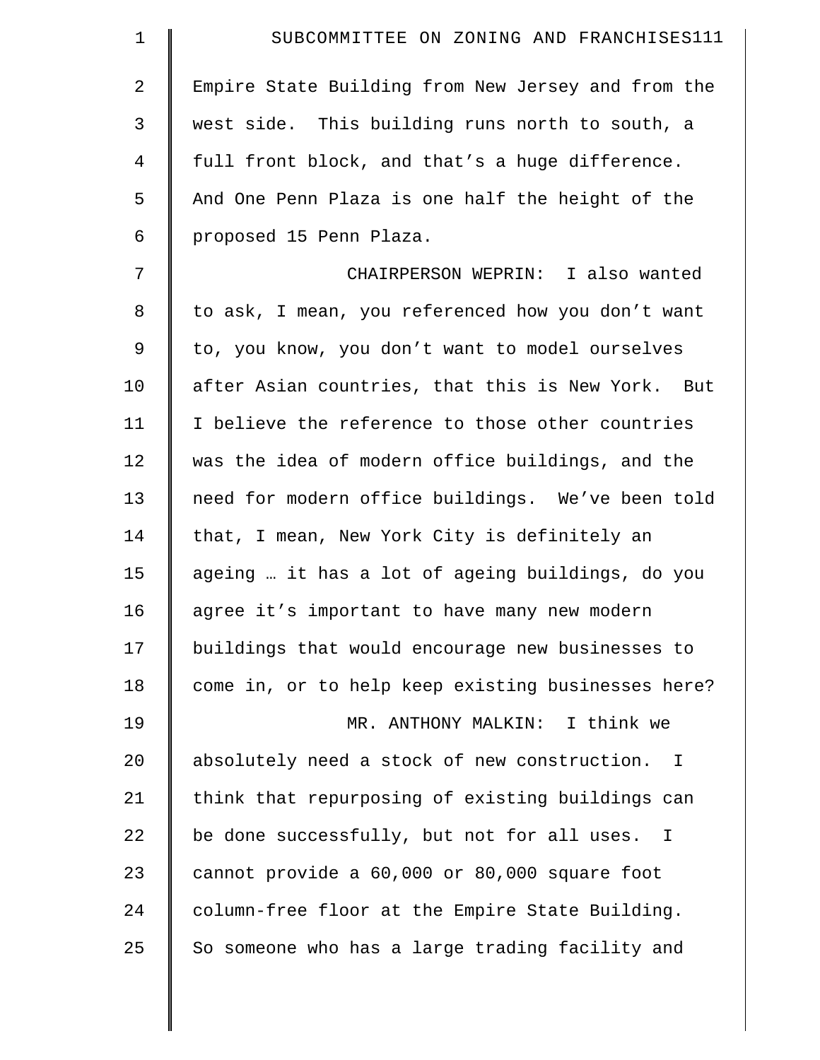Empire State Building from New Jersey and from the west side. This building runs north to south, a full front block, and that's a huge difference. And One Penn Plaza is one half the height of the proposed 15 Penn Plaza.

CHAIRPERSON WEPRIN: I also wanted to ask, I mean, you referenced how you don't want to, you know, you don't want to model ourselves after Asian countries, that this is New York. But I believe the reference to those other countries was the idea of modern office buildings, and the need for modern office buildings. We've been told that, I mean, New York City is definitely an ageing … it has a lot of ageing buildings, do you agree it's important to have many new modern buildings that would encourage new businesses to come in, or to help keep existing businesses here?

MR. ANTHONY MALKIN: I think we absolutely need a stock of new construction. I think that repurposing of existing buildings can be done successfully, but not for all uses. I cannot provide a 60,000 or 80,000 square foot column-free floor at the Empire State Building. So someone who has a large trading facility and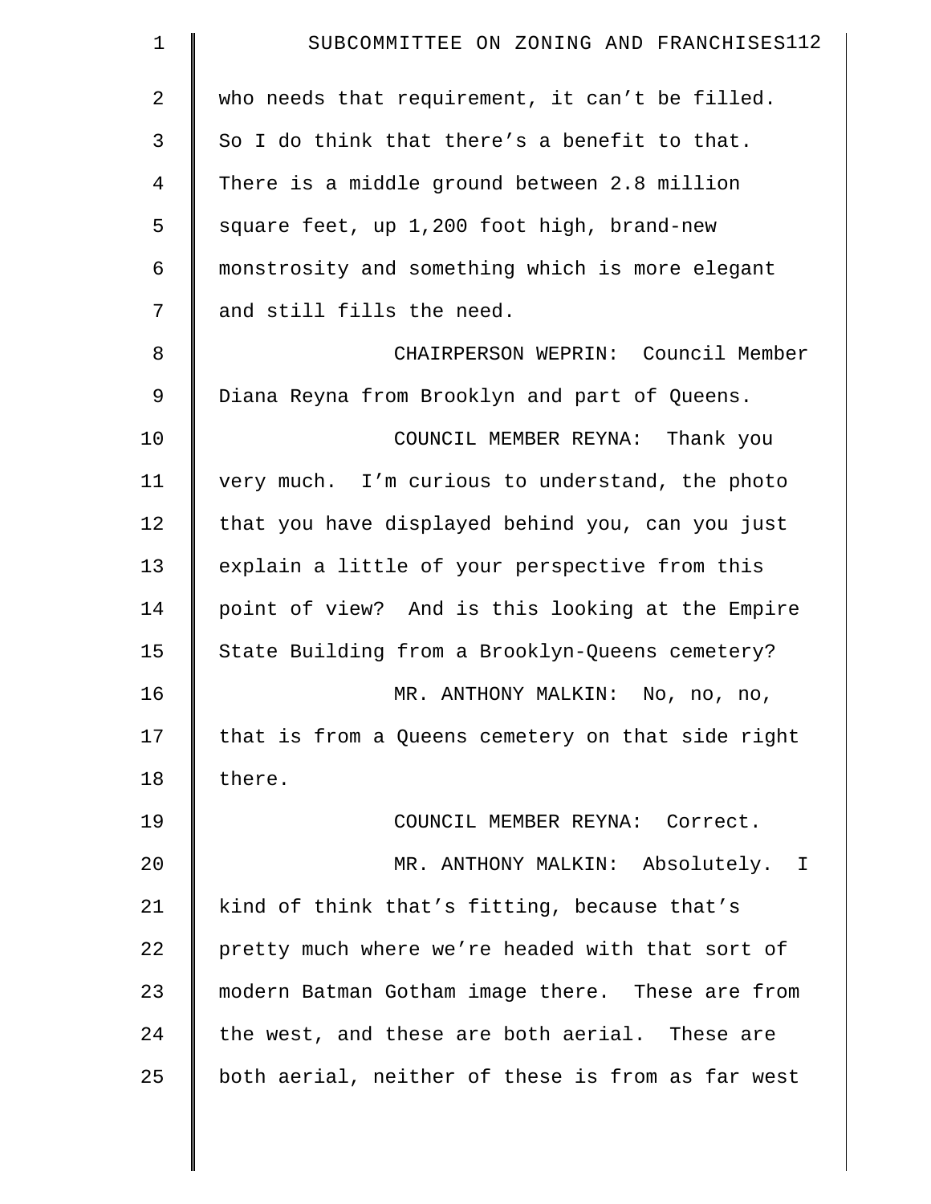who needs that requirement, it can't be filled. So I do think that there's a benefit to that. There is a middle ground between 2.8 million square feet, up 1,200 foot high, brand-new monstrosity and something which is more elegant and still fills the need.

CHAIRPERSON WEPRIN: Council Member Diana Reyna from Brooklyn and part of Queens.

COUNCIL MEMBER REYNA: Thank you very much. I'm curious to understand, the photo that you have displayed behind you, can you just explain a little of your perspective from this point of view? And is this looking at the Empire State Building from a Brooklyn-Queens cemetery?

MR. ANTHONY MALKIN: No, no, no, that is from a Queens cemetery on that side right there.

COUNCIL MEMBER REYNA: Correct.

MR. ANTHONY MALKIN: Absolutely. I kind of think that's fitting, because that's pretty much where we're headed with that sort of modern Batman Gotham image there. These are from the west, and these are both aerial. These are both aerial, neither of these is from as far west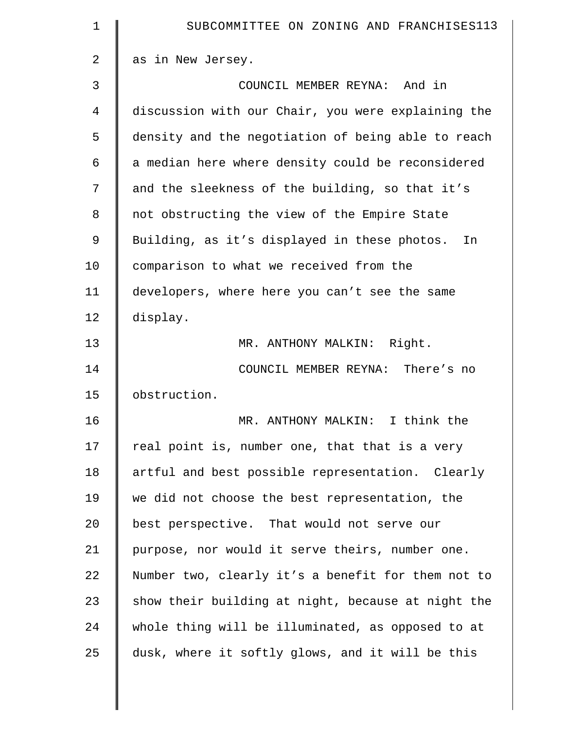as in New Jersey.

COUNCIL MEMBER REYNA: And in discussion with our Chair, you were explaining the density and the negotiation of being able to reach a median here where density could be reconsidered and the sleekness of the building, so that it’s not obstructing the view of the Empire State Building, as it’s displayed in these photos. In comparison to what we received from the developers, where here you can’t see the same display.

MR. ANTHONY MALKIN: Right.

COUNCIL MEMBER REYNA: There’s no obstruction.

MR. ANTHONY MALKIN: I think the real point is, number one, that that is a very artful and best possible representation. Clearly we did not choose the best representation, the best perspective. That would not serve our purpose, nor would it serve theirs, number one. Number two, clearly it’s a benefit for them not to show their building at night, because at night the whole thing will be illuminated, as opposed to at dusk, where it softly glows, and it will be this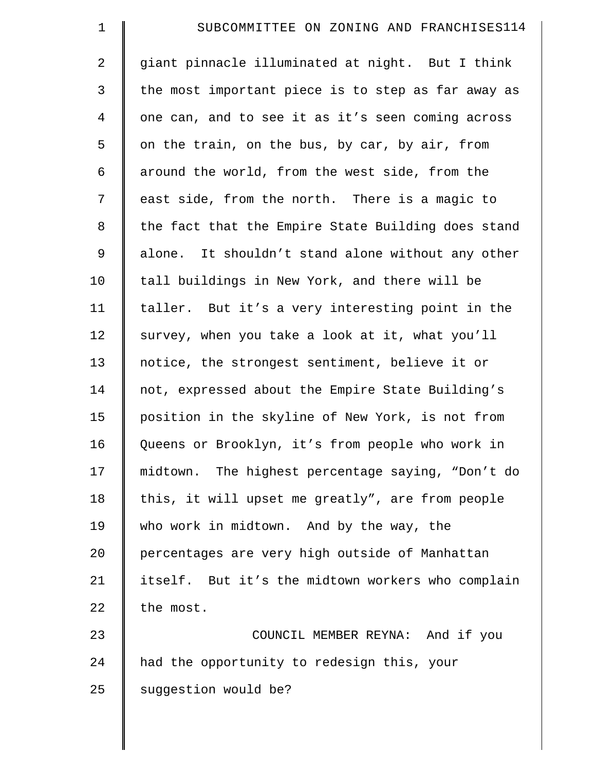giant pinnacle illuminated at night. But I think the most important piece is to step as far away as one can, and to see it as it's seen coming across on the train, on the bus, by car, by air, from around the world, from the west side, from the east side, from the north. There is a magic to the fact that the Empire State Building does stand alone. It shouldn't stand alone without any other tall buildings in New York, and there will be taller. But it's a very interesting point in the survey, when you take a look at it, what you'll notice, the strongest sentiment, believe it or not, expressed about the Empire State Building's position in the skyline of New York, is not from Queens or Brooklyn, it's from people who work in midtown. The highest percentage saying, "Don't do this, it will upset me greatly", are from people who work in midtown. And by the way, the percentages are very high outside of Manhattan itself. But it's the midtown workers who complain the most.

COUNCIL MEMBER REYNA: And if you had the opportunity to redesign this, your suggestion would be?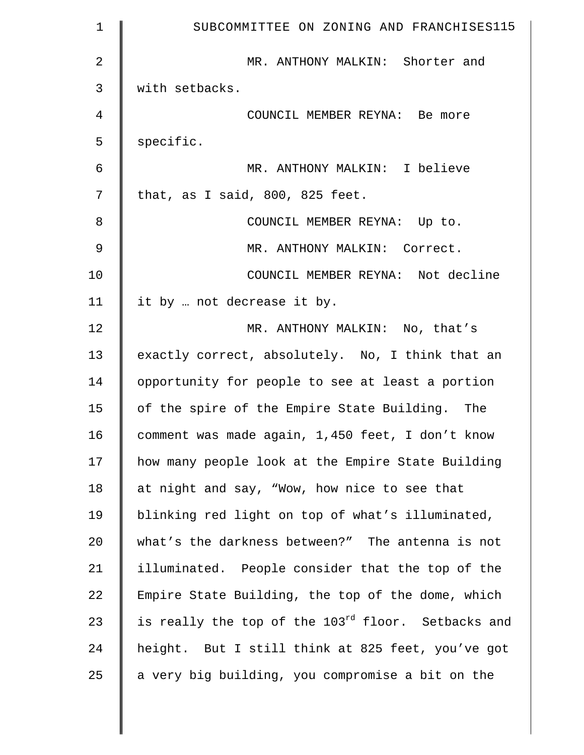MR. ANTHONY MALKIN: Shorter and with setbacks.

COUNCIL MEMBER REYNA: Be more specific.

MR. ANTHONY MALKIN: I believe that, as I said, 800, 825 feet.

COUNCIL MEMBER REYNA: Up to.

MR. ANTHONY MALKIN: Correct.

COUNCIL MEMBER REYNA: Not decline it by … not decrease it by.

MR. ANTHONY MALKIN: No, that's exactly correct, absolutely. No, I think that an opportunity for people to see at least a portion of the spire of the Empire State Building. The comment was made again, 1,450 feet, I don't know how many people look at the Empire State Building at night and say, "Wow, how nice to see that blinking red light on top of what's illuminated, what's the darkness between?" The antenna is not illuminated. People consider that the top of the Empire State Building, the top of the dome, which is really the top of the 103rd floor. Setbacks and height. But I still think at 825 feet, you've got a very big building, you compromise a bit on the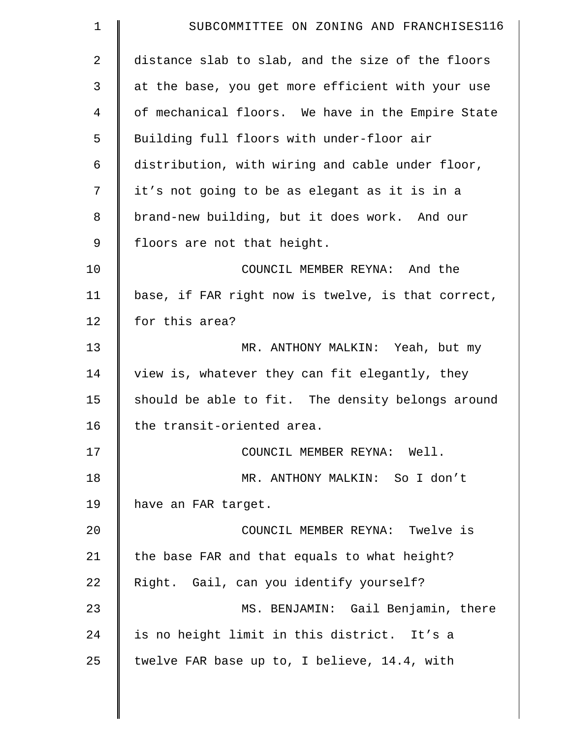distance slab to slab, and the size of the floors at the base, you get more efficient with your use of mechanical floors. We have in the Empire State Building full floors with under-floor air distribution, with wiring and cable under floor, it's not going to be as elegant as it is in a brand-new building, but it does work. And our floors are not that height.

COUNCIL MEMBER REYNA: And the base, if FAR right now is twelve, is that correct, for this area?

MR. ANTHONY MALKIN: Yeah, but my view is, whatever they can fit elegantly, they should be able to fit. The density belongs around the transit-oriented area.

COUNCIL MEMBER REYNA: Well.

MR. ANTHONY MALKIN: So I don't have an FAR target.

COUNCIL MEMBER REYNA: Twelve is the base FAR and that equals to what height? Right. Gail, can you identify yourself?

MS. BENJAMIN: Gail Benjamin, there is no height limit in this district. It's a twelve FAR base up to, I believe, 14.4, with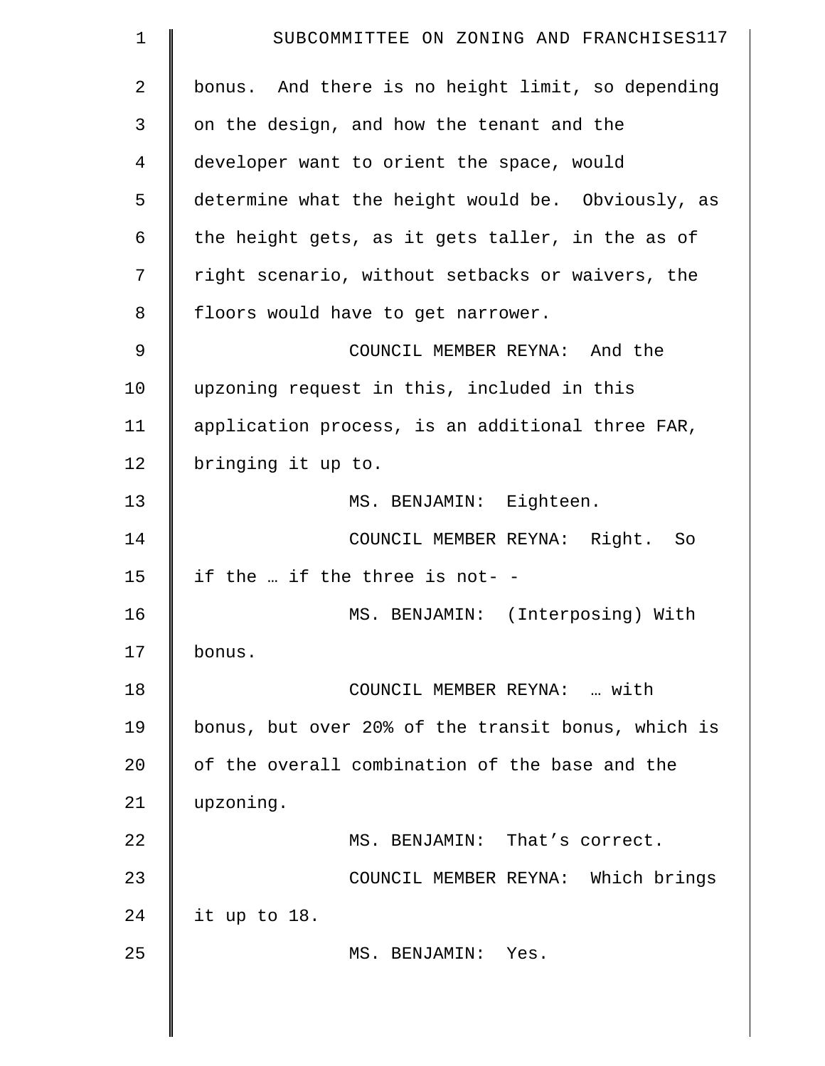bonus. And there is no height limit, so depending on the design, and how the tenant and the developer want to orient the space, would determine what the height would be. Obviously, as the height gets, as it gets taller, in the as of right scenario, without setbacks or waivers, the floors would have to get narrower.

COUNCIL MEMBER REYNA: And the upzoning request in this, included in this application process, is an additional three FAR, bringing it up to.

MS. BENJAMIN: Eighteen.

COUNCIL MEMBER REYNA: Right. So if the … if the three is not- -

MS. BENJAMIN: (Interposing) With bonus.

COUNCIL MEMBER REYNA: … with bonus, but over 20% of the transit bonus, which is of the overall combination of the base and the upzoning.

MS. BENJAMIN: That’s correct.

COUNCIL MEMBER REYNA: Which brings it up to 18.

MS. BENJAMIN: Yes.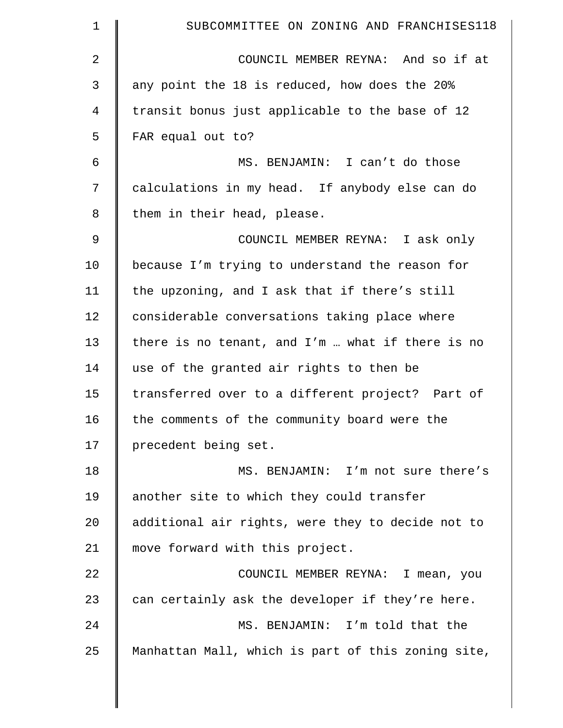COUNCIL MEMBER REYNA: And so if at any point the 18 is reduced, how does the 20% transit bonus just applicable to the base of 12 FAR equal out to?

MS. BENJAMIN: I can't do those calculations in my head. If anybody else can do them in their head, please.

COUNCIL MEMBER REYNA: I ask only because I'm trying to understand the reason for the upzoning, and I ask that if there's still considerable conversations taking place where there is no tenant, and I'm … what if there is no use of the granted air rights to then be transferred over to a different project? Part of the comments of the community board were the precedent being set.

MS. BENJAMIN: I'm not sure there's another site to which they could transfer additional air rights, were they to decide not to move forward with this project.

COUNCIL MEMBER REYNA: I mean, you can certainly ask the developer if they're here.

MS. BENJAMIN: I'm told that the Manhattan Mall, which is part of this zoning site,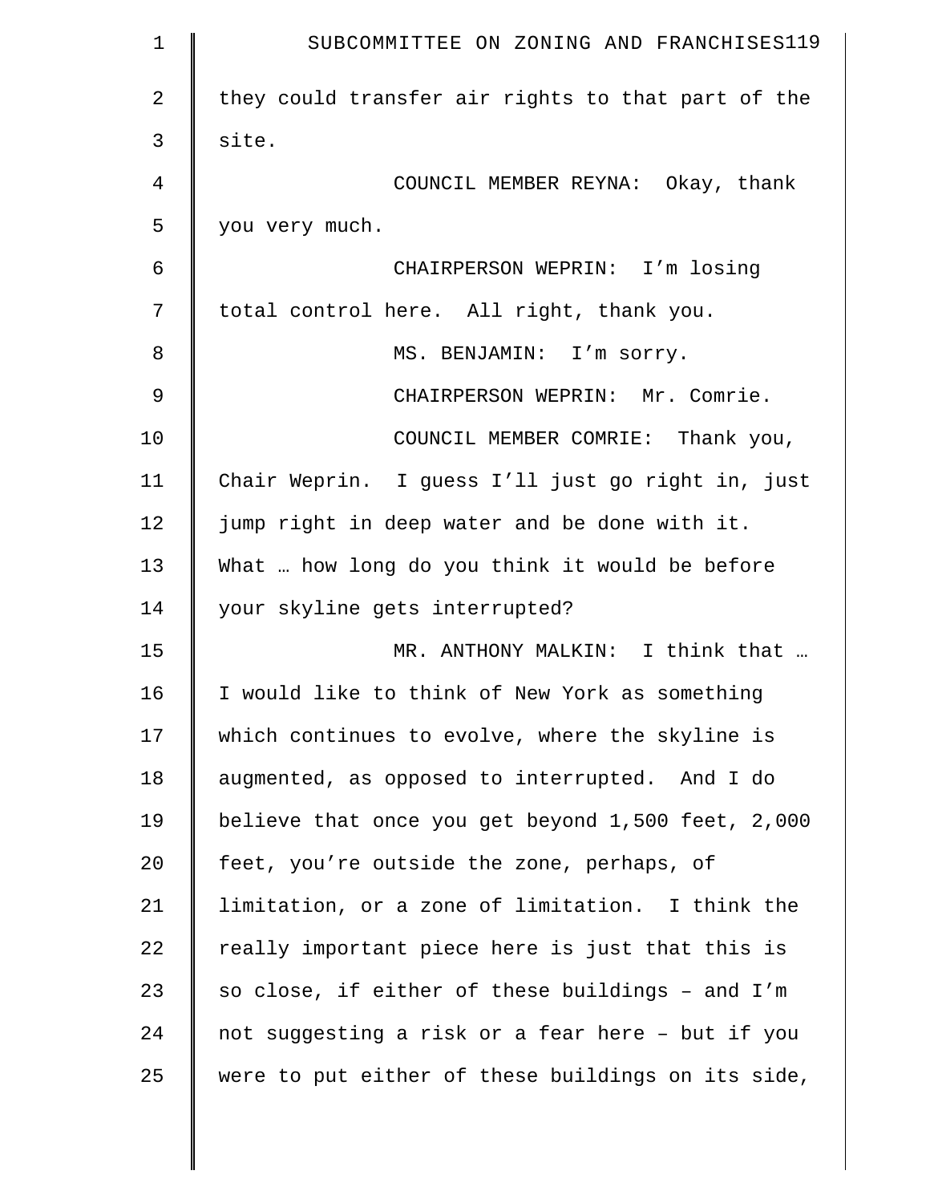they could transfer air rights to that part of the site.

COUNCIL MEMBER REYNA: Okay, thank you very much.

CHAIRPERSON WEPRIN: I'm losing total control here. All right, thank you.

MS. BENJAMIN: I'm sorry.

CHAIRPERSON WEPRIN: Mr. Comrie.

COUNCIL MEMBER COMRIE: Thank you, Chair Weprin. I guess I'll just go right in, just jump right in deep water and be done with it. What … how long do you think it would be before your skyline gets interrupted?

MR. ANTHONY MALKIN: I think that … I would like to think of New York as something which continues to evolve, where the skyline is augmented, as opposed to interrupted. And I do believe that once you get beyond 1,500 feet, 2,000 feet, you're outside the zone, perhaps, of limitation, or a zone of limitation. I think the really important piece here is just that this is so close, if either of these buildings – and I'm not suggesting a risk or a fear here – but if you were to put either of these buildings on its side,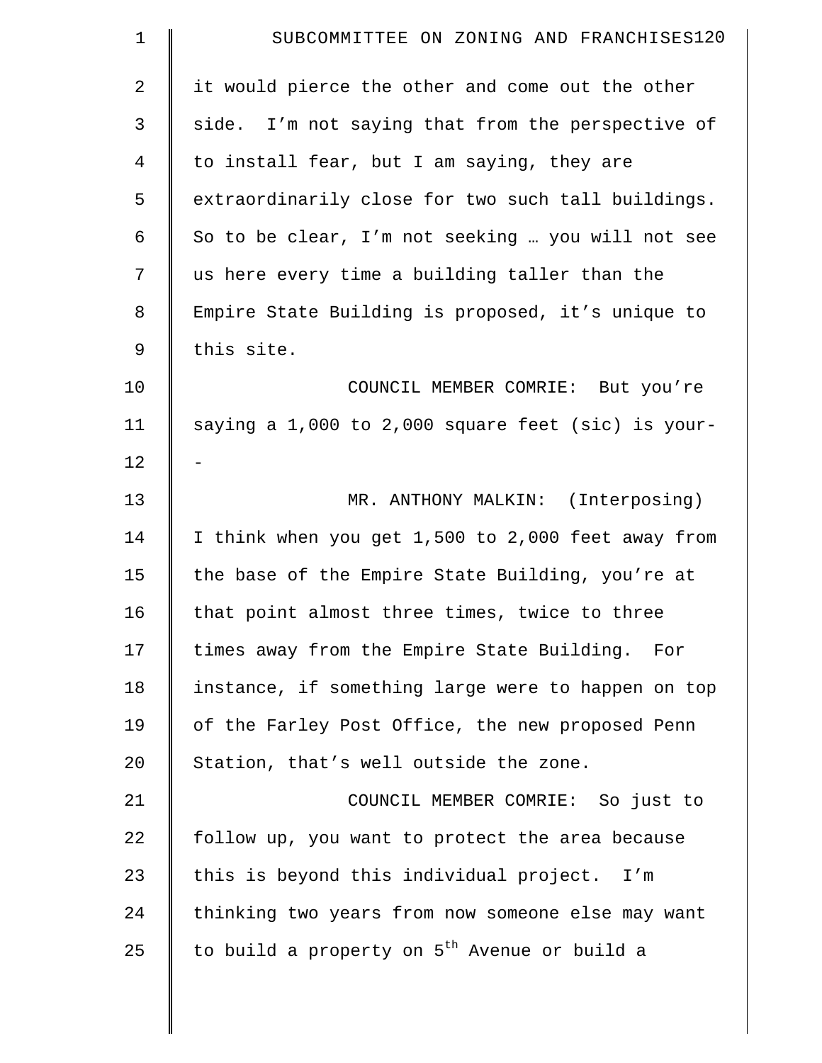it would pierce the other and come out the other side. I'm not saying that from the perspective of to install fear, but I am saying, they are extraordinarily close for two such tall buildings. So to be clear, I'm not seeking … you will not see us here every time a building taller than the Empire State Building is proposed, it's unique to this site.

COUNCIL MEMBER COMRIE: But you're saying a 1,000 to 2,000 square feet (sic) is your--

MR. ANTHONY MALKIN: (Interposing) I think when you get 1,500 to 2,000 feet away from the base of the Empire State Building, you're at that point almost three times, twice to three times away from the Empire State Building. For instance, if something large were to happen on top of the Farley Post Office, the new proposed Penn Station, that's well outside the zone.

COUNCIL MEMBER COMRIE: So just to follow up, you want to protect the area because this is beyond this individual project. I'm thinking two years from now someone else may want to build a property on 5th Avenue or build a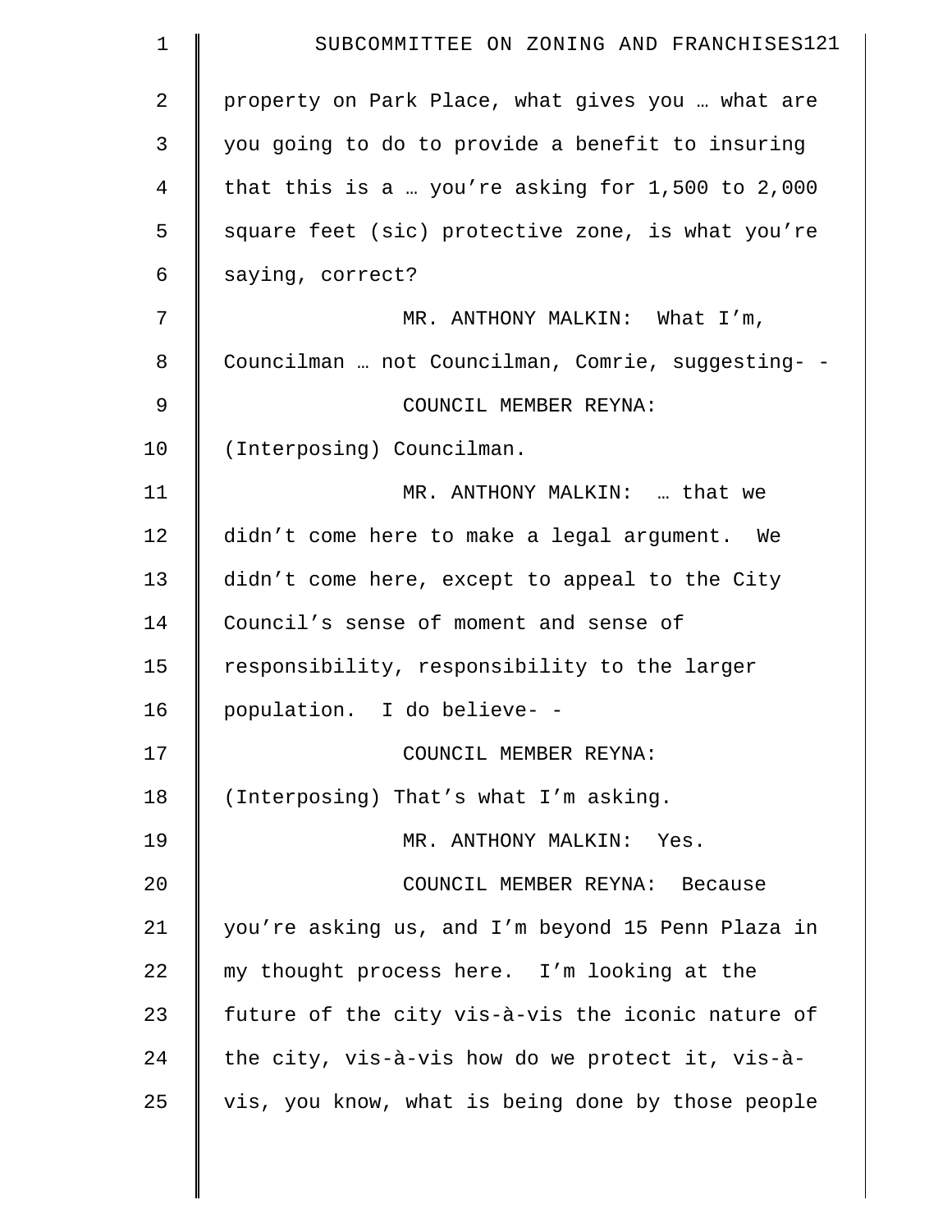property on Park Place, what gives you … what are you going to do to provide a benefit to insuring that this is a … you're asking for 1,500 to 2,000 square feet (sic) protective zone, is what you're saying, correct?

MR. ANTHONY MALKIN: What I'm, Councilman … not Councilman, Comrie, suggesting- -

COUNCIL MEMBER REYNA: (Interposing) Councilman.

MR. ANTHONY MALKIN: … that we didn't come here to make a legal argument. We didn't come here, except to appeal to the City Council's sense of moment and sense of responsibility, responsibility to the larger population. I do believe- -

COUNCIL MEMBER REYNA: (Interposing) That's what I'm asking.

MR. ANTHONY MALKIN: Yes.

COUNCIL MEMBER REYNA: Because you're asking us, and I'm beyond 15 Penn Plaza in my thought process here. I'm looking at the future of the city vis-à-vis the iconic nature of the city, vis-à-vis how do we protect it, vis-à-vis, you know, what is being done by those people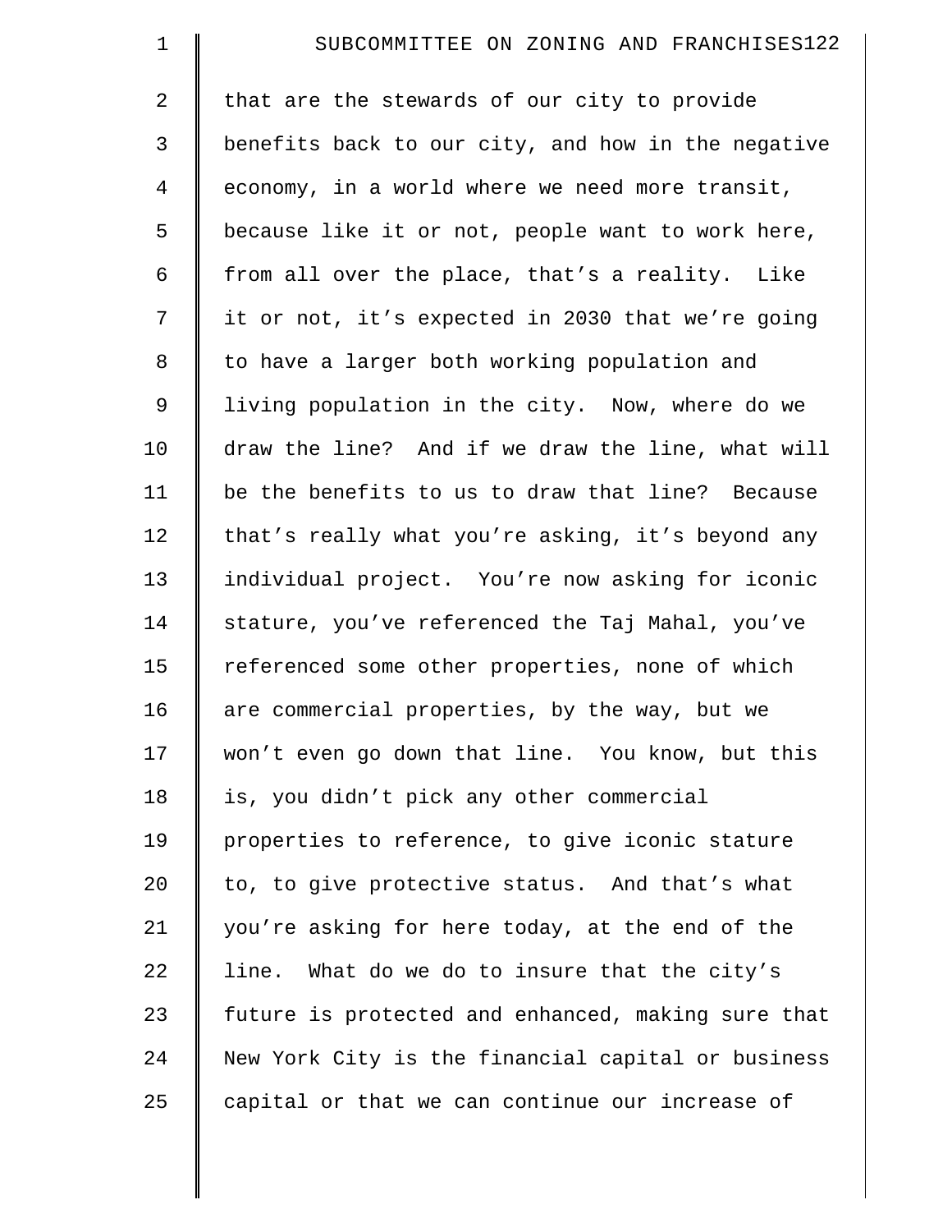that are the stewards of our city to provide benefits back to our city, and how in the negative economy, in a world where we need more transit, because like it or not, people want to work here, from all over the place, that's a reality. Like it or not, it's expected in 2030 that we're going to have a larger both working population and living population in the city. Now, where do we draw the line? And if we draw the line, what will be the benefits to us to draw that line? Because that's really what you're asking, it's beyond any individual project. You're now asking for iconic stature, you've referenced the Taj Mahal, you've referenced some other properties, none of which are commercial properties, by the way, but we won't even go down that line. You know, but this is, you didn't pick any other commercial properties to reference, to give iconic stature to, to give protective status. And that's what you're asking for here today, at the end of the line. What do we do to insure that the city's future is protected and enhanced, making sure that New York City is the financial capital or business capital or that we can continue our increase of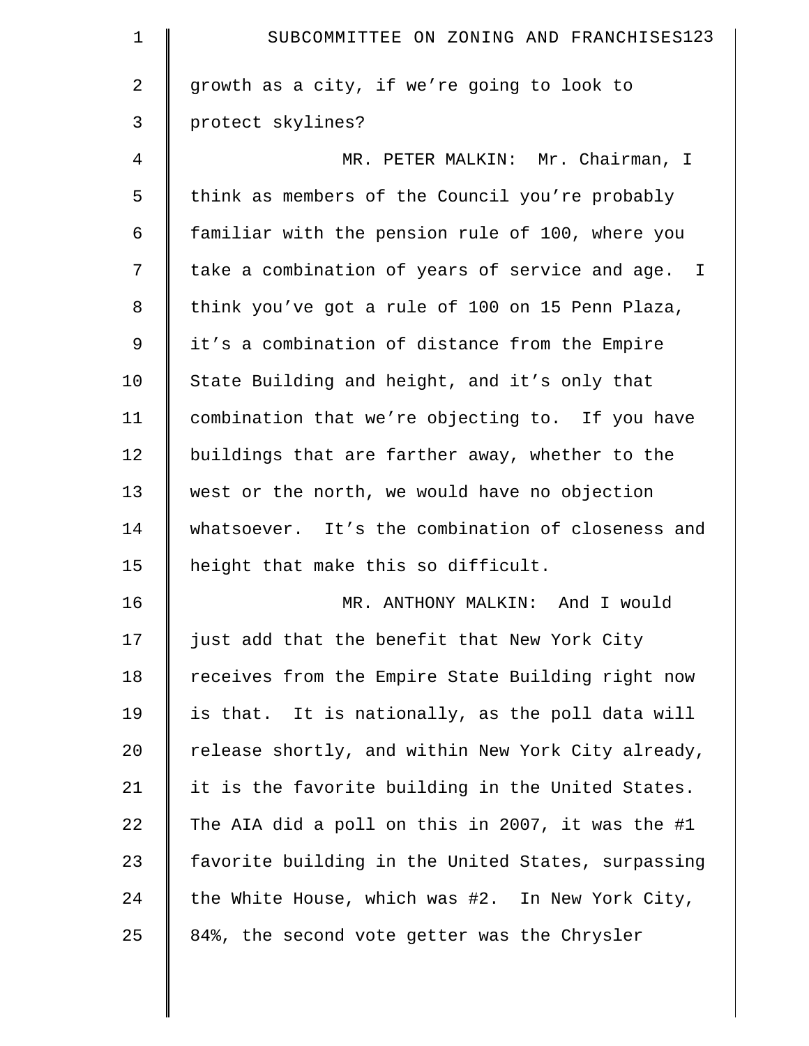growth as a city, if we're going to look to protect skylines?

MR. PETER MALKIN: Mr. Chairman, I think as members of the Council you're probably familiar with the pension rule of 100, where you take a combination of years of service and age. I think you've got a rule of 100 on 15 Penn Plaza, it's a combination of distance from the Empire State Building and height, and it's only that combination that we're objecting to. If you have buildings that are farther away, whether to the west or the north, we would have no objection whatsoever. It's the combination of closeness and height that make this so difficult.

MR. ANTHONY MALKIN: And I would just add that the benefit that New York City receives from the Empire State Building right now is that. It is nationally, as the poll data will release shortly, and within New York City already, it is the favorite building in the United States. The AIA did a poll on this in 2007, it was the #1 favorite building in the United States, surpassing the White House, which was #2. In New York City, 84%, the second vote getter was the Chrysler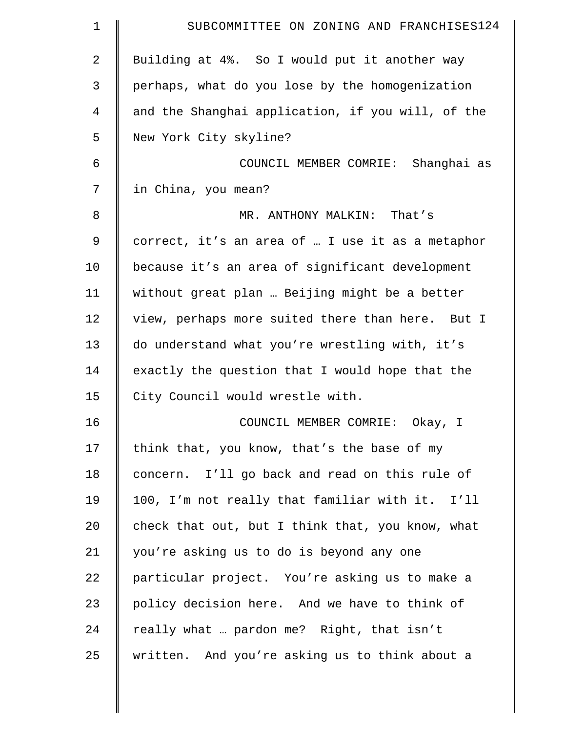Building at 4%. So I would put it another way perhaps, what do you lose by the homogenization and the Shanghai application, if you will, of the New York City skyline?

COUNCIL MEMBER COMRIE: Shanghai as in China, you mean?

MR. ANTHONY MALKIN: That's correct, it's an area of … I use it as a metaphor because it's an area of significant development without great plan … Beijing might be a better view, perhaps more suited there than here. But I do understand what you're wrestling with, it's exactly the question that I would hope that the City Council would wrestle with.

COUNCIL MEMBER COMRIE: Okay, I think that, you know, that's the base of my concern. I'll go back and read on this rule of 100, I'm not really that familiar with it. I'll check that out, but I think that, you know, what you're asking us to do is beyond any one particular project. You're asking us to make a policy decision here. And we have to think of really what … pardon me? Right, that isn't written. And you're asking us to think about a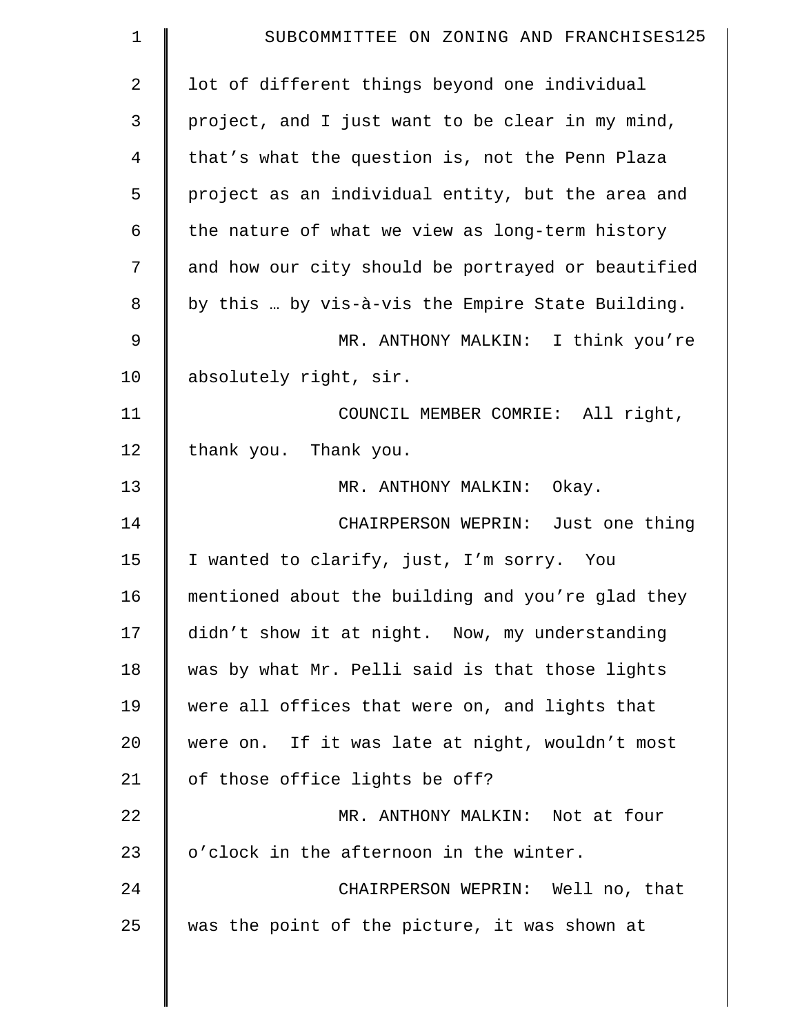lot of different things beyond one individual project, and I just want to be clear in my mind, that's what the question is, not the Penn Plaza project as an individual entity, but the area and the nature of what we view as long-term history and how our city should be portrayed or beautified by this … by vis-à-vis the Empire State Building.

MR. ANTHONY MALKIN: I think you're absolutely right, sir.

COUNCIL MEMBER COMRIE: All right, thank you. Thank you.

MR. ANTHONY MALKIN: Okay.

CHAIRPERSON WEPRIN: Just one thing I wanted to clarify, just, I'm sorry. You mentioned about the building and you're glad they didn't show it at night. Now, my understanding was by what Mr. Pelli said is that those lights were all offices that were on, and lights that were on. If it was late at night, wouldn't most of those office lights be off?

MR. ANTHONY MALKIN: Not at four o'clock in the afternoon in the winter.

CHAIRPERSON WEPRIN: Well no, that was the point of the picture, it was shown at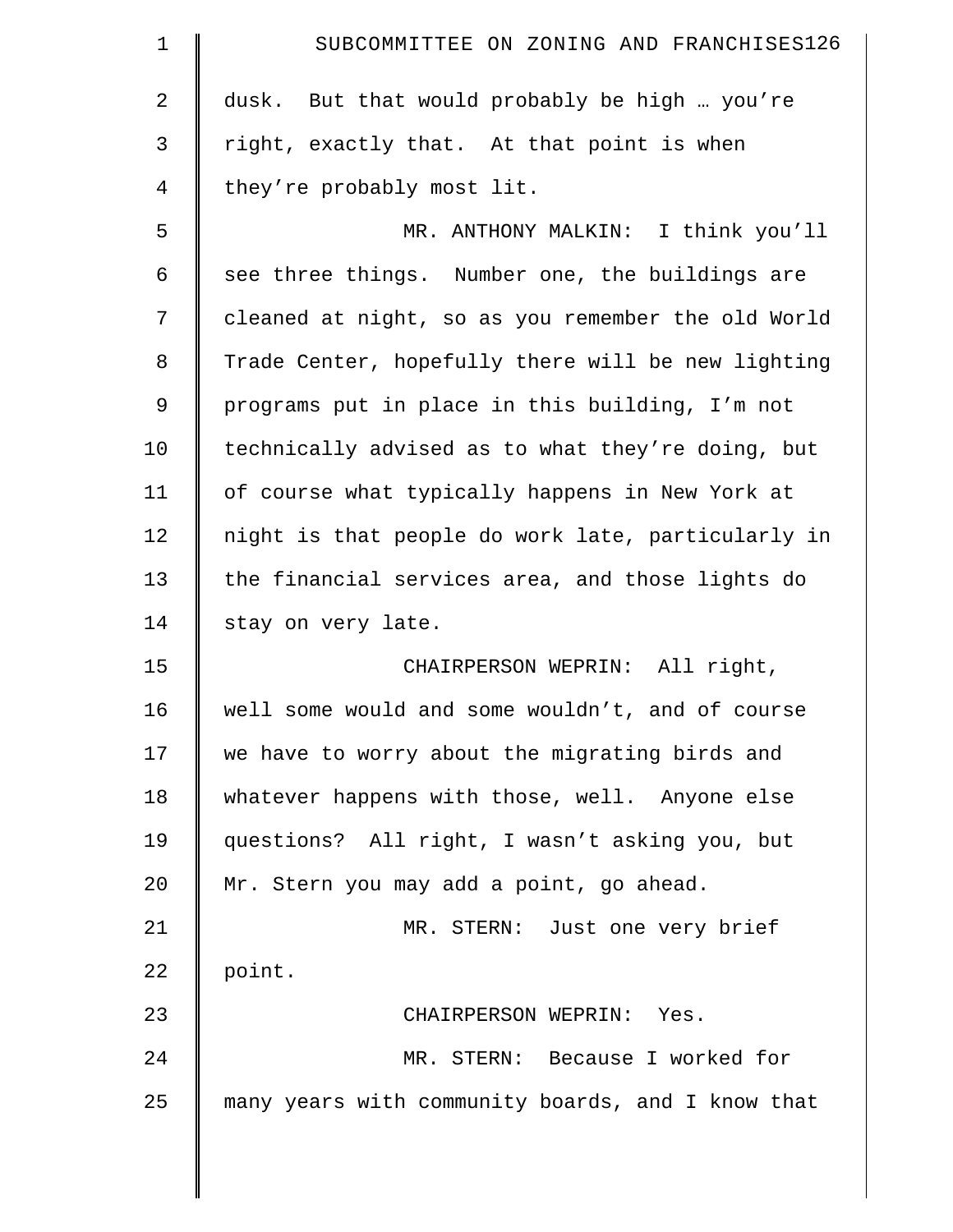dusk. But that would probably be high … you're right, exactly that. At that point is when they're probably most lit.

MR. ANTHONY MALKIN: I think you'll see three things. Number one, the buildings are cleaned at night, so as you remember the old World Trade Center, hopefully there will be new lighting programs put in place in this building, I'm not technically advised as to what they're doing, but of course what typically happens in New York at night is that people do work late, particularly in the financial services area, and those lights do stay on very late.

CHAIRPERSON WEPRIN: All right, well some would and some wouldn't, and of course we have to worry about the migrating birds and whatever happens with those, well. Anyone else questions? All right, I wasn't asking you, but Mr. Stern you may add a point, go ahead.

MR. STERN: Just one very brief point.

CHAIRPERSON WEPRIN: Yes.

MR. STERN: Because I worked for many years with community boards, and I know that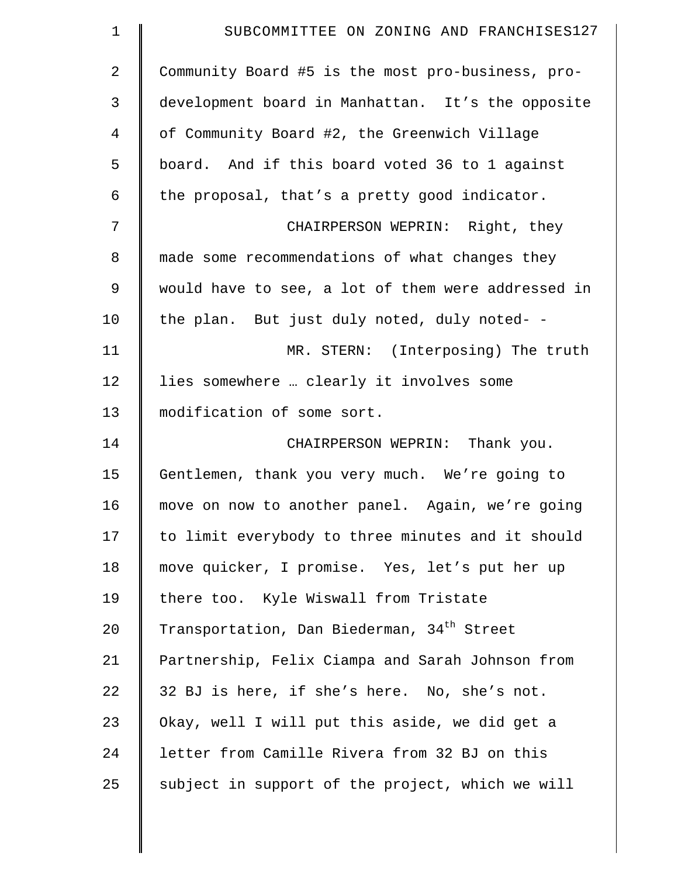Community Board #5 is the most pro-business, pro-development board in Manhattan. It's the opposite of Community Board #2, the Greenwich Village board. And if this board voted 36 to 1 against the proposal, that's a pretty good indicator.

CHAIRPERSON WEPRIN: Right, they made some recommendations of what changes they would have to see, a lot of them were addressed in the plan. But just duly noted, duly noted- -

MR. STERN: (Interposing) The truth lies somewhere … clearly it involves some modification of some sort.

CHAIRPERSON WEPRIN: Thank you. Gentlemen, thank you very much. We're going to move on now to another panel. Again, we're going to limit everybody to three minutes and it should move quicker, I promise. Yes, let's put her up there too. Kyle Wiswall from Tristate Transportation, Dan Biederman, 34th Street Partnership, Felix Ciampa and Sarah Johnson from 32 BJ is here, if she's here. No, she's not. Okay, well I will put this aside, we did get a letter from Camille Rivera from 32 BJ on this subject in support of the project, which we will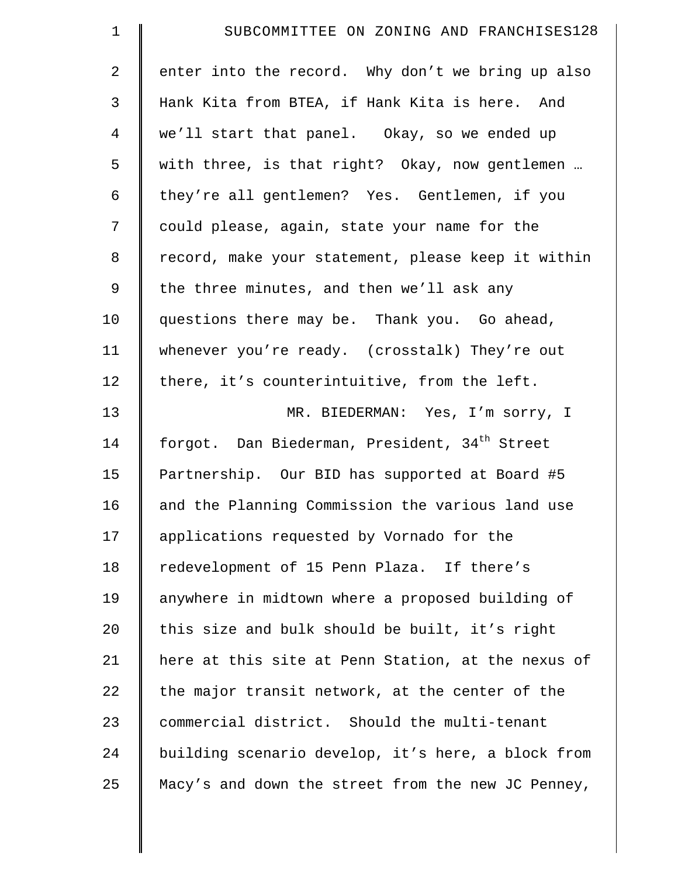enter into the record. Why don't we bring up also Hank Kita from BTEA, if Hank Kita is here. And we'll start that panel. Okay, so we ended up with three, is that right? Okay, now gentlemen … they're all gentlemen? Yes. Gentlemen, if you could please, again, state your name for the record, make your statement, please keep it within the three minutes, and then we'll ask any questions there may be. Thank you. Go ahead, whenever you're ready. (crosstalk) They're out there, it's counterintuitive, from the left.

MR. BIEDERMAN: Yes, I'm sorry, I forgot. Dan Biederman, President, 34th Street Partnership. Our BID has supported at Board #5 and the Planning Commission the various land use applications requested by Vornado for the redevelopment of 15 Penn Plaza. If there's anywhere in midtown where a proposed building of this size and bulk should be built, it's right here at this site at Penn Station, at the nexus of the major transit network, at the center of the commercial district. Should the multi-tenant building scenario develop, it's here, a block from Macy's and down the street from the new JC Penney,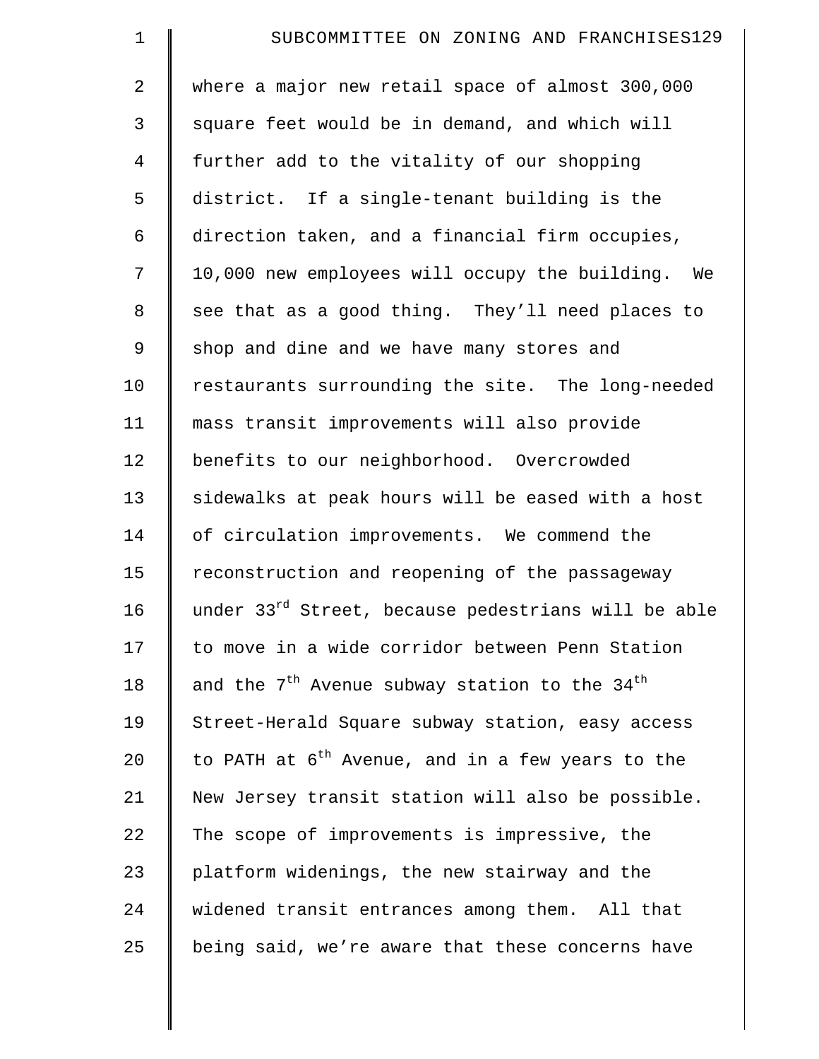where a major new retail space of almost 300,000 square feet would be in demand, and which will further add to the vitality of our shopping district. If a single-tenant building is the direction taken, and a financial firm occupies, 10,000 new employees will occupy the building. We see that as a good thing. They'll need places to shop and dine and we have many stores and restaurants surrounding the site. The long-needed mass transit improvements will also provide benefits to our neighborhood. Overcrowded sidewalks at peak hours will be eased with a host of circulation improvements. We commend the reconstruction and reopening of the passageway under 33rd Street, because pedestrians will be able to move in a wide corridor between Penn Station and the 7th Avenue subway station to the 34th Street-Herald Square subway station, easy access to PATH at 6th Avenue, and in a few years to the New Jersey transit station will also be possible. The scope of improvements is impressive, the platform widenings, the new stairway and the widened transit entrances among them. All that being said, we're aware that these concerns have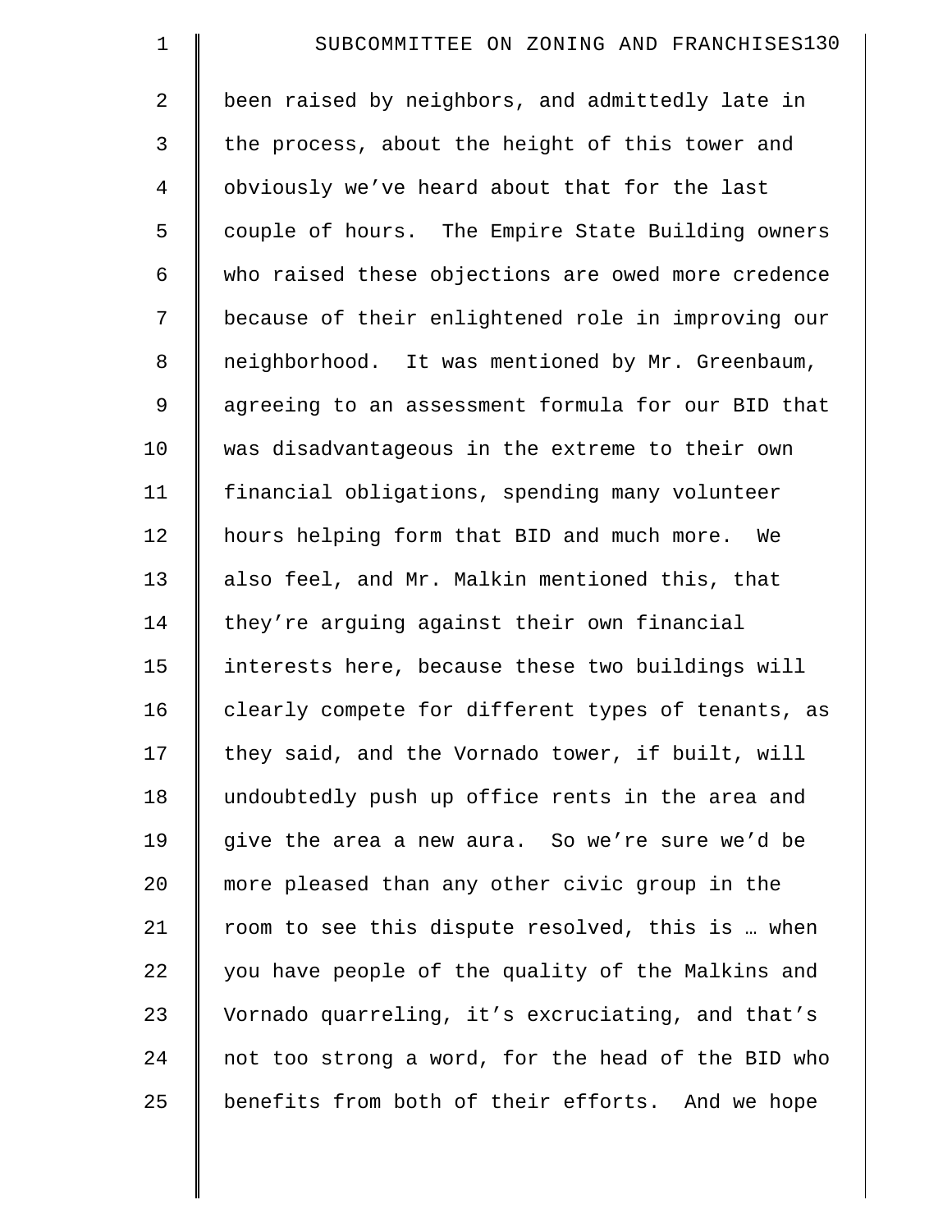been raised by neighbors, and admittedly late in the process, about the height of this tower and obviously we've heard about that for the last couple of hours. The Empire State Building owners who raised these objections are owed more credence because of their enlightened role in improving our neighborhood. It was mentioned by Mr. Greenbaum, agreeing to an assessment formula for our BID that was disadvantageous in the extreme to their own financial obligations, spending many volunteer hours helping form that BID and much more. We also feel, and Mr. Malkin mentioned this, that they're arguing against their own financial interests here, because these two buildings will clearly compete for different types of tenants, as they said, and the Vornado tower, if built, will undoubtedly push up office rents in the area and give the area a new aura. So we're sure we'd be more pleased than any other civic group in the room to see this dispute resolved, this is … when you have people of the quality of the Malkins and Vornado quarreling, it's excruciating, and that's not too strong a word, for the head of the BID who benefits from both of their efforts. And we hope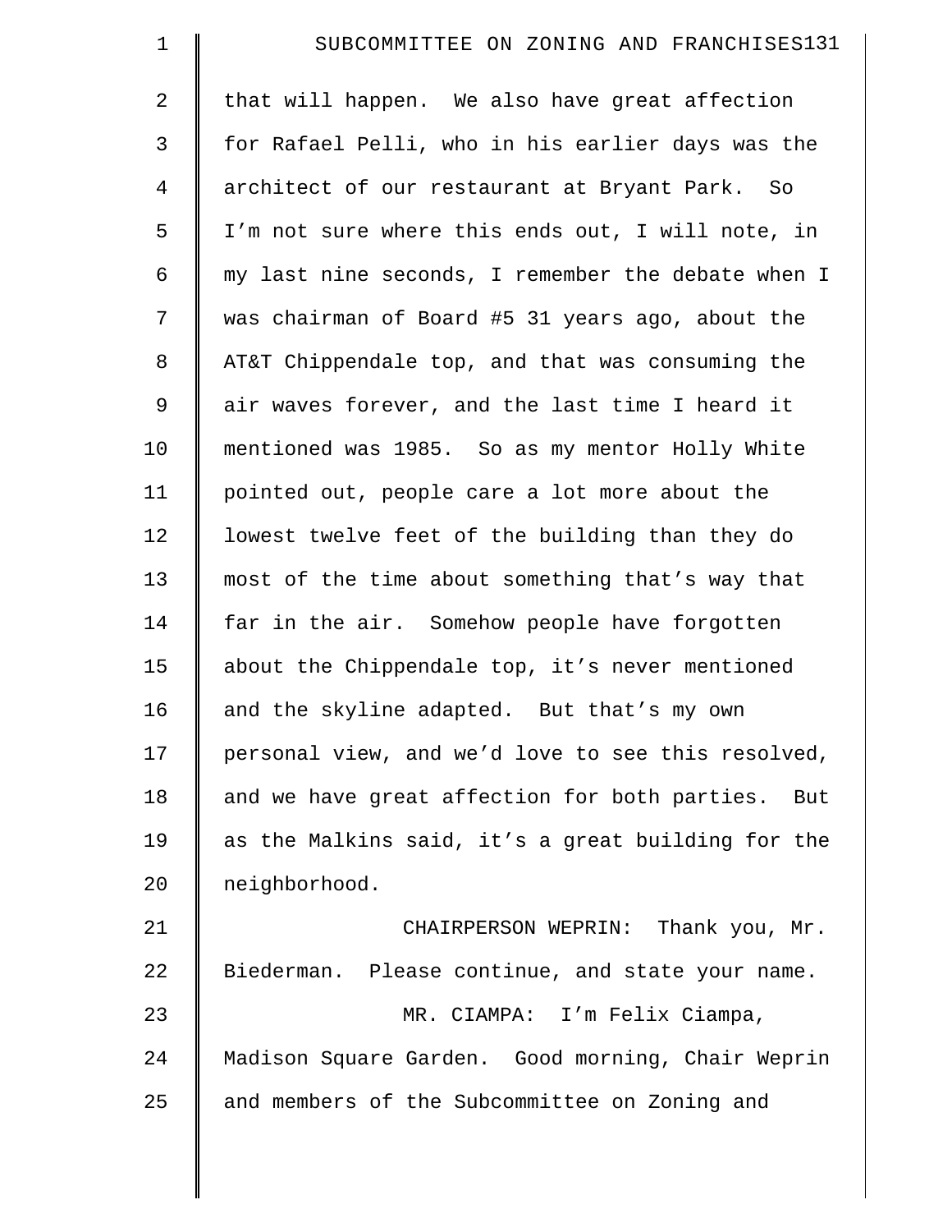that will happen. We also have great affection for Rafael Pelli, who in his earlier days was the architect of our restaurant at Bryant Park. So I'm not sure where this ends out, I will note, in my last nine seconds, I remember the debate when I was chairman of Board #5 31 years ago, about the AT&T Chippendale top, and that was consuming the air waves forever, and the last time I heard it mentioned was 1985. So as my mentor Holly White pointed out, people care a lot more about the lowest twelve feet of the building than they do most of the time about something that's way that far in the air. Somehow people have forgotten about the Chippendale top, it's never mentioned and the skyline adapted. But that's my own personal view, and we'd love to see this resolved, and we have great affection for both parties. But as the Malkins said, it's a great building for the neighborhood.

CHAIRPERSON WEPRIN: Thank you, Mr. Biederman. Please continue, and state your name.

MR. CIAMPA: I'm Felix Ciampa, Madison Square Garden. Good morning, Chair Weprin and members of the Subcommittee on Zoning and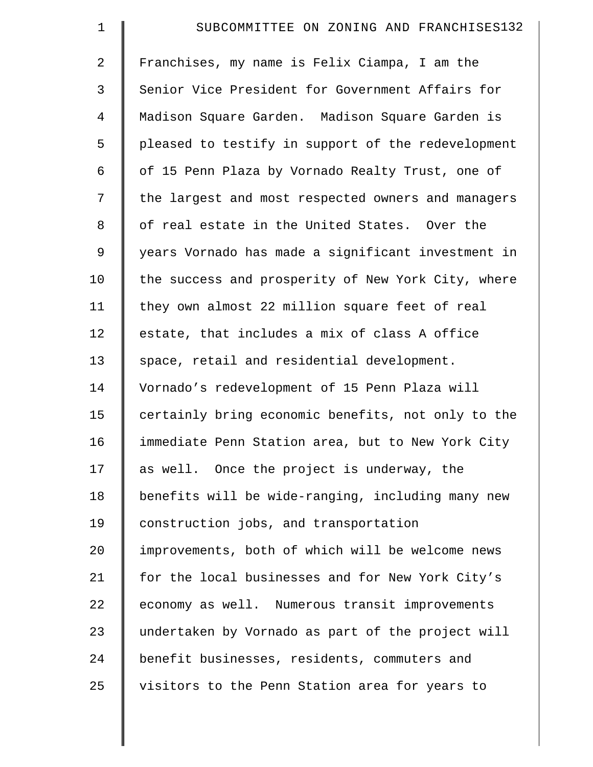Franchises, my name is Felix Ciampa, I am the Senior Vice President for Government Affairs for Madison Square Garden. Madison Square Garden is pleased to testify in support of the redevelopment of 15 Penn Plaza by Vornado Realty Trust, one of the largest and most respected owners and managers of real estate in the United States. Over the years Vornado has made a significant investment in the success and prosperity of New York City, where they own almost 22 million square feet of real estate, that includes a mix of class A office space, retail and residential development. Vornado's redevelopment of 15 Penn Plaza will certainly bring economic benefits, not only to the immediate Penn Station area, but to New York City as well. Once the project is underway, the benefits will be wide-ranging, including many new construction jobs, and transportation improvements, both of which will be welcome news for the local businesses and for New York City's economy as well. Numerous transit improvements undertaken by Vornado as part of the project will benefit businesses, residents, commuters and visitors to the Penn Station area for years to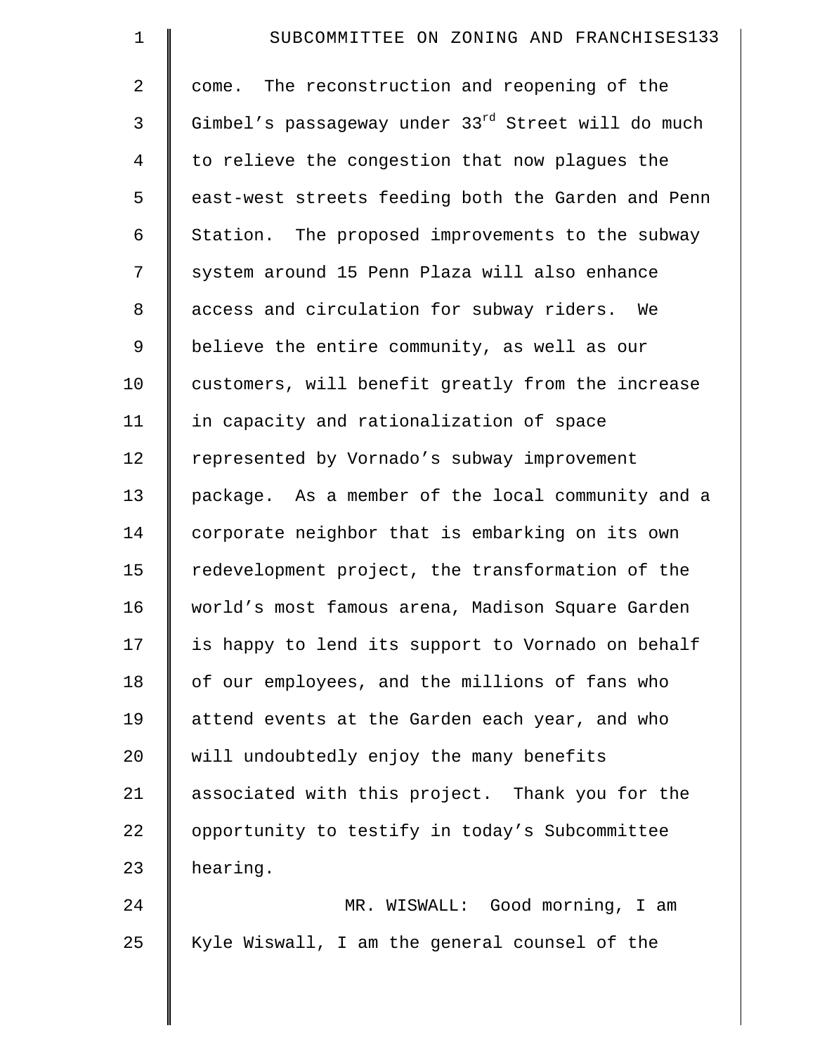come. The reconstruction and reopening of the Gimbel's passageway under 33rd Street will do much to relieve the congestion that now plagues the east-west streets feeding both the Garden and Penn Station. The proposed improvements to the subway system around 15 Penn Plaza will also enhance access and circulation for subway riders. We believe the entire community, as well as our customers, will benefit greatly from the increase in capacity and rationalization of space represented by Vornado's subway improvement package. As a member of the local community and a corporate neighbor that is embarking on its own redevelopment project, the transformation of the world's most famous arena, Madison Square Garden is happy to lend its support to Vornado on behalf of our employees, and the millions of fans who attend events at the Garden each year, and who will undoubtedly enjoy the many benefits associated with this project. Thank you for the opportunity to testify in today's Subcommittee hearing.

MR. WISWALL: Good morning, I am Kyle Wiswall, I am the general counsel of the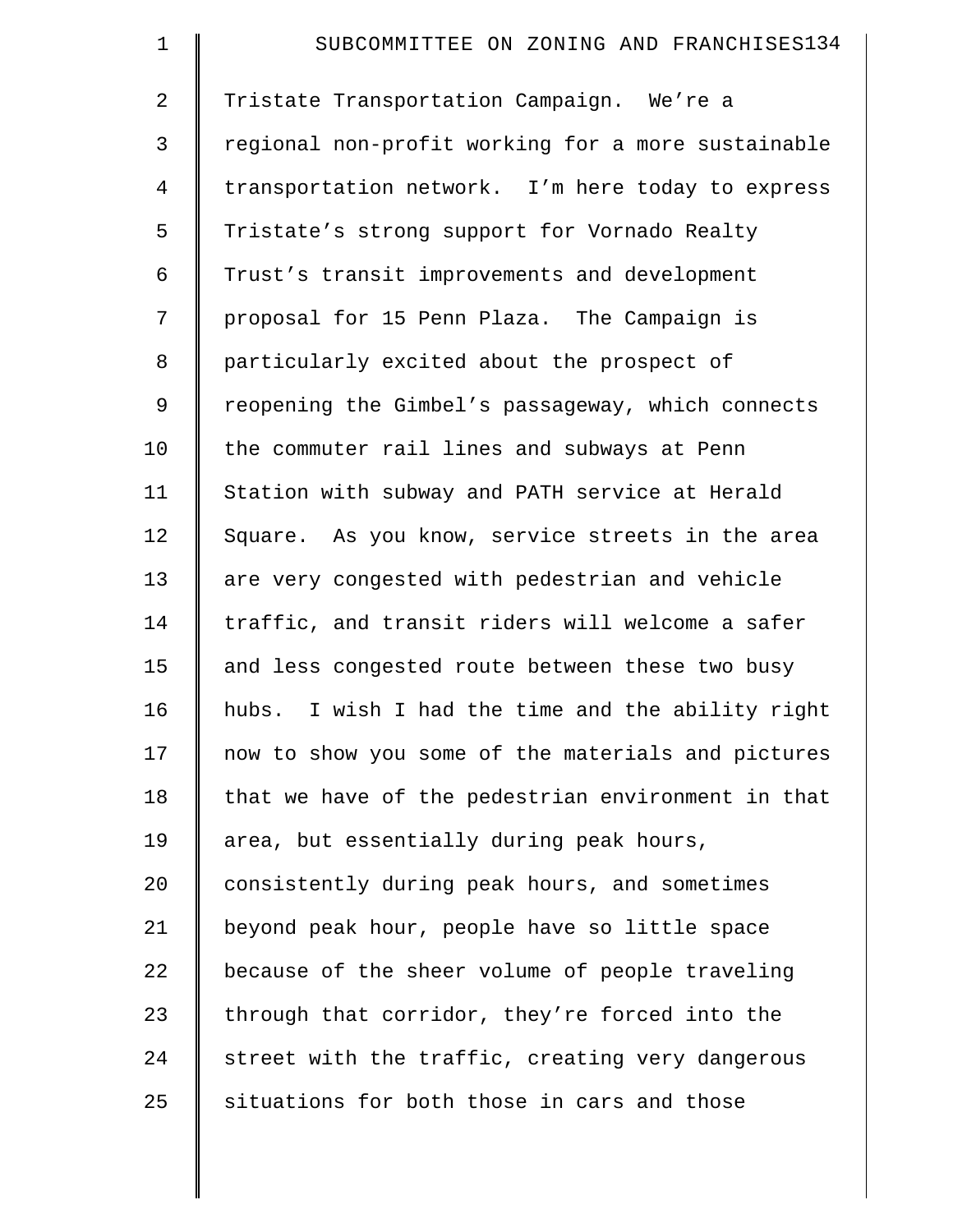Tristate Transportation Campaign. We're a regional non-profit working for a more sustainable transportation network. I'm here today to express Tristate's strong support for Vornado Realty Trust's transit improvements and development proposal for 15 Penn Plaza. The Campaign is particularly excited about the prospect of reopening the Gimbel's passageway, which connects the commuter rail lines and subways at Penn Station with subway and PATH service at Herald Square. As you know, service streets in the area are very congested with pedestrian and vehicle traffic, and transit riders will welcome a safer and less congested route between these two busy hubs. I wish I had the time and the ability right now to show you some of the materials and pictures that we have of the pedestrian environment in that area, but essentially during peak hours, consistently during peak hours, and sometimes beyond peak hour, people have so little space because of the sheer volume of people traveling through that corridor, they're forced into the street with the traffic, creating very dangerous situations for both those in cars and those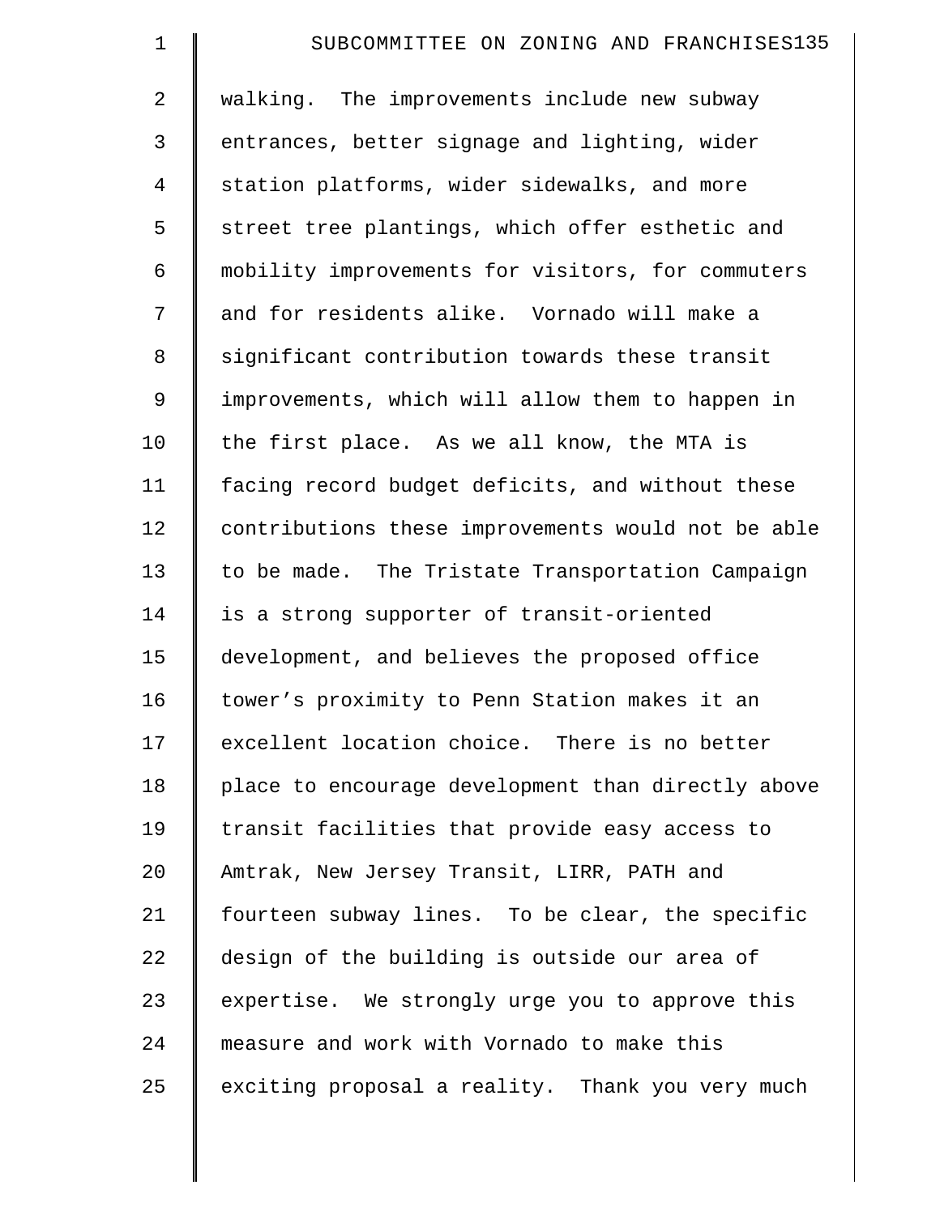walking. The improvements include new subway entrances, better signage and lighting, wider station platforms, wider sidewalks, and more street tree plantings, which offer esthetic and mobility improvements for visitors, for commuters and for residents alike. Vornado will make a significant contribution towards these transit improvements, which will allow them to happen in the first place. As we all know, the MTA is facing record budget deficits, and without these contributions these improvements would not be able to be made. The Tristate Transportation Campaign is a strong supporter of transit-oriented development, and believes the proposed office tower's proximity to Penn Station makes it an excellent location choice. There is no better place to encourage development than directly above transit facilities that provide easy access to Amtrak, New Jersey Transit, LIRR, PATH and fourteen subway lines. To be clear, the specific design of the building is outside our area of expertise. We strongly urge you to approve this measure and work with Vornado to make this exciting proposal a reality. Thank you very much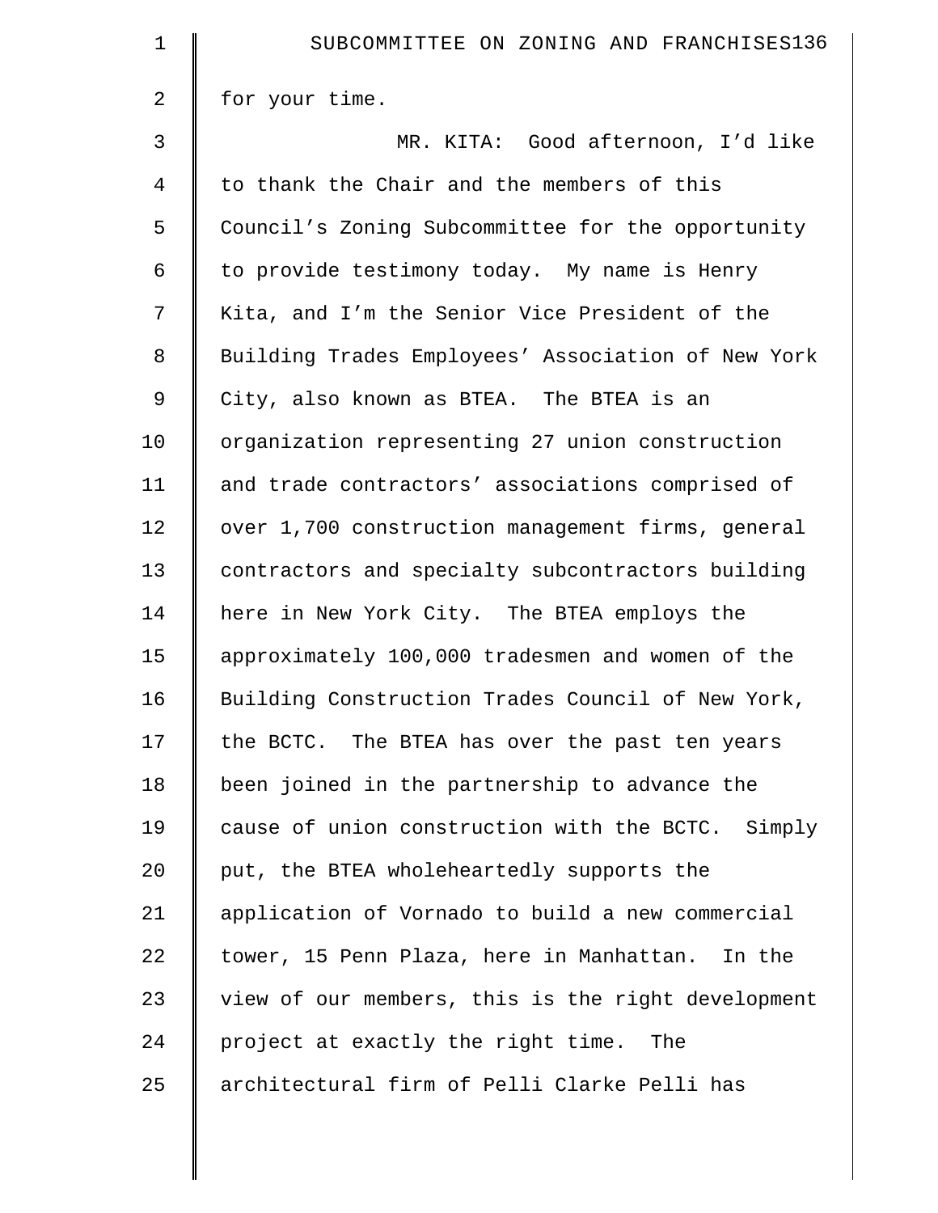for your time.

MR. KITA: Good afternoon, I'd like to thank the Chair and the members of this Council's Zoning Subcommittee for the opportunity to provide testimony today. My name is Henry Kita, and I'm the Senior Vice President of the Building Trades Employees' Association of New York City, also known as BTEA. The BTEA is an organization representing 27 union construction and trade contractors' associations comprised of over 1,700 construction management firms, general contractors and specialty subcontractors building here in New York City. The BTEA employs the approximately 100,000 tradesmen and women of the Building Construction Trades Council of New York, the BCTC. The BTEA has over the past ten years been joined in the partnership to advance the cause of union construction with the BCTC. Simply put, the BTEA wholeheartedly supports the application of Vornado to build a new commercial tower, 15 Penn Plaza, here in Manhattan. In the view of our members, this is the right development project at exactly the right time. The architectural firm of Pelli Clarke Pelli has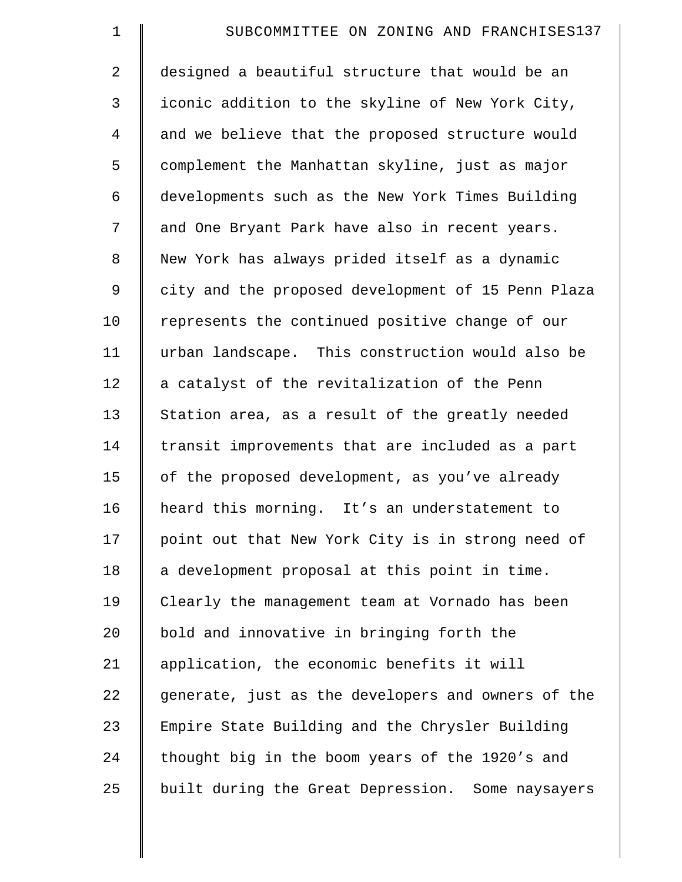designed a beautiful structure that would be an iconic addition to the skyline of New York City, and we believe that the proposed structure would complement the Manhattan skyline, just as major developments such as the New York Times Building and One Bryant Park have also in recent years. New York has always prided itself as a dynamic city and the proposed development of 15 Penn Plaza represents the continued positive change of our urban landscape. This construction would also be a catalyst of the revitalization of the Penn Station area, as a result of the greatly needed transit improvements that are included as a part of the proposed development, as you've already heard this morning. It's an understatement to point out that New York City is in strong need of a development proposal at this point in time. Clearly the management team at Vornado has been bold and innovative in bringing forth the application, the economic benefits it will generate, just as the developers and owners of the Empire State Building and the Chrysler Building thought big in the boom years of the 1920's and built during the Great Depression. Some naysayers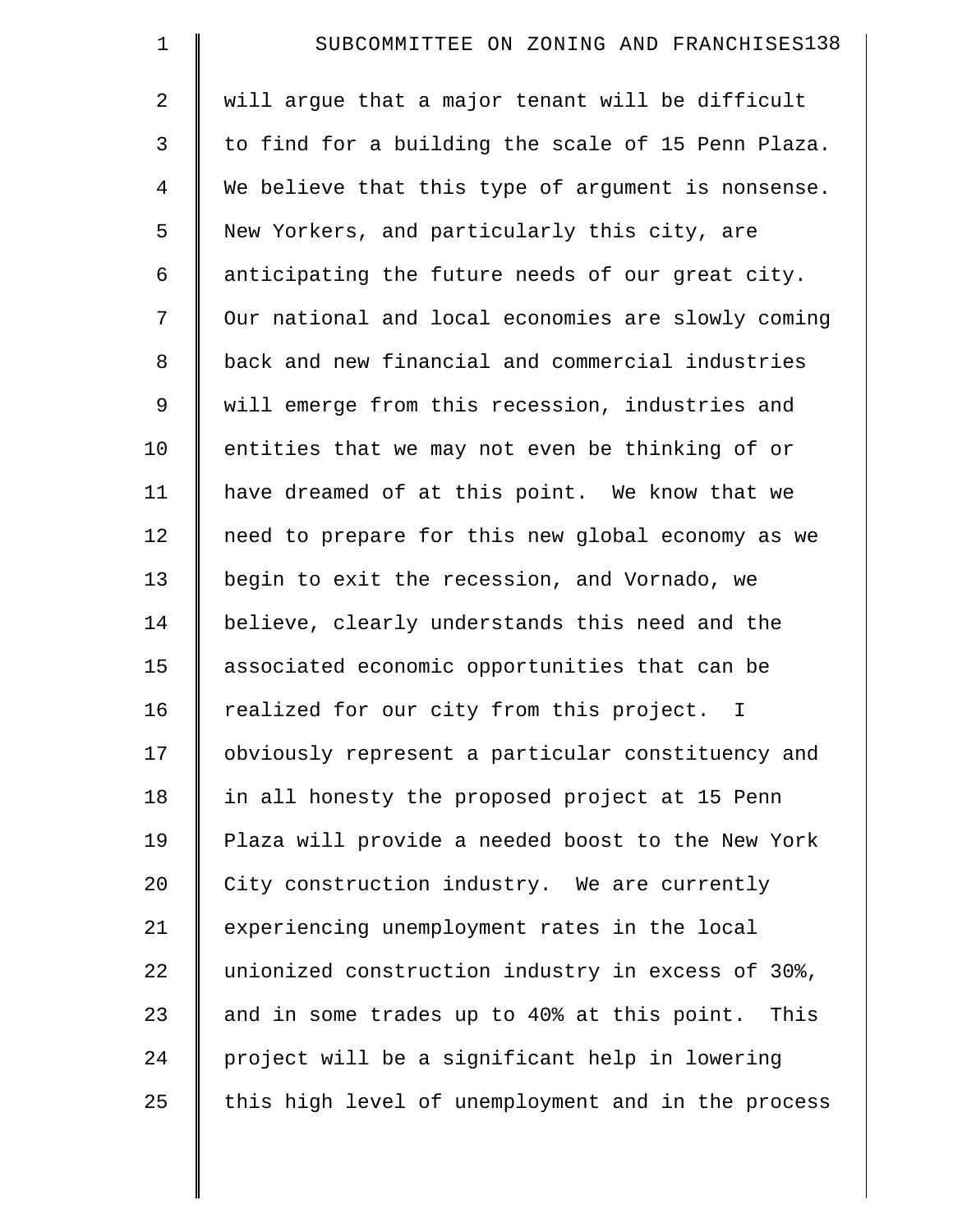will argue that a major tenant will be difficult to find for a building the scale of 15 Penn Plaza. We believe that this type of argument is nonsense. New Yorkers, and particularly this city, are anticipating the future needs of our great city. Our national and local economies are slowly coming back and new financial and commercial industries will emerge from this recession, industries and entities that we may not even be thinking of or have dreamed of at this point. We know that we need to prepare for this new global economy as we begin to exit the recession, and Vornado, we believe, clearly understands this need and the associated economic opportunities that can be realized for our city from this project. I obviously represent a particular constituency and in all honesty the proposed project at 15 Penn Plaza will provide a needed boost to the New York City construction industry. We are currently experiencing unemployment rates in the local unionized construction industry in excess of 30%, and in some trades up to 40% at this point. This project will be a significant help in lowering this high level of unemployment and in the process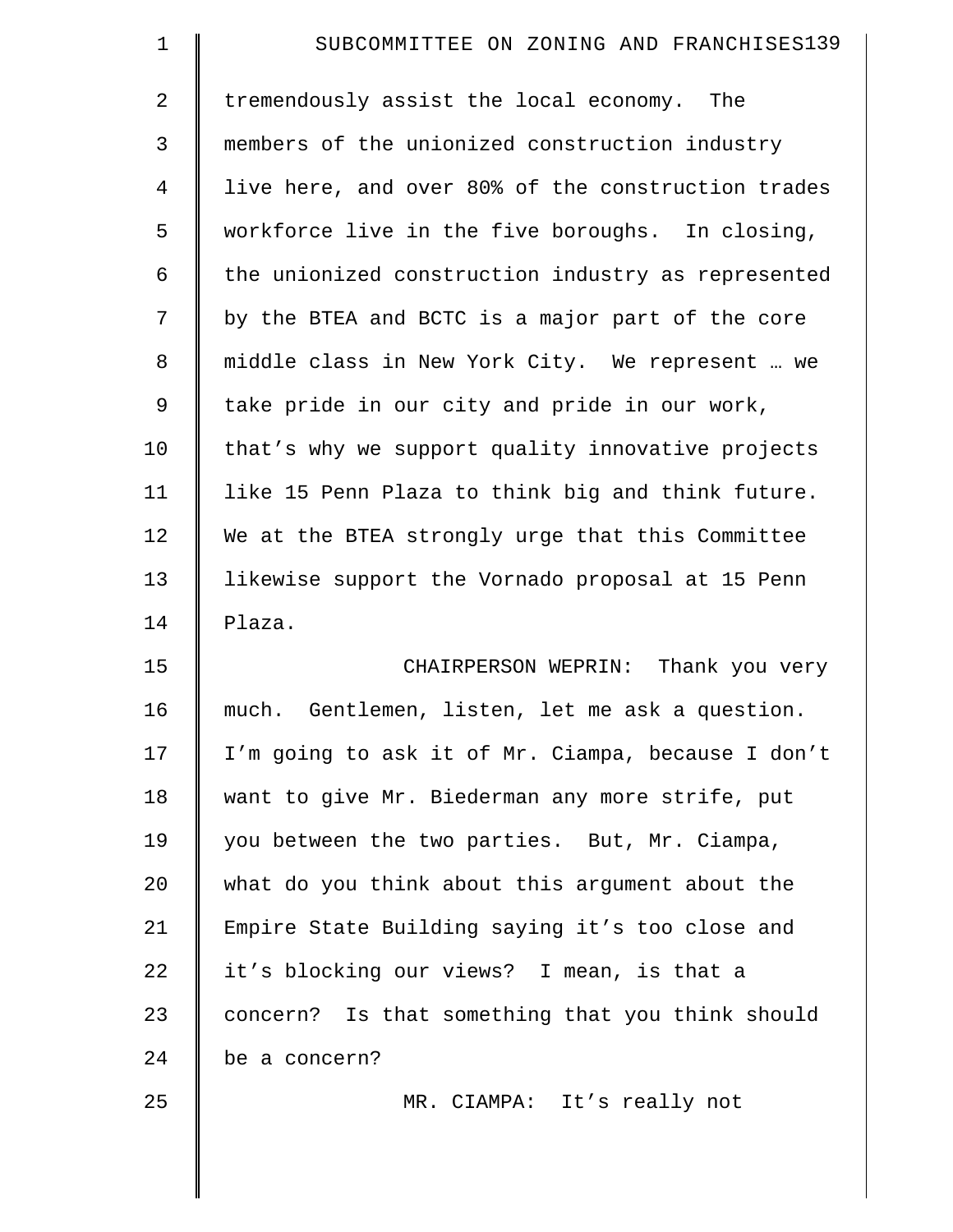tremendously assist the local economy. The members of the unionized construction industry live here, and over 80% of the construction trades workforce live in the five boroughs. In closing, the unionized construction industry as represented by the BTEA and BCTC is a major part of the core middle class in New York City. We represent … we take pride in our city and pride in our work, that's why we support quality innovative projects like 15 Penn Plaza to think big and think future. We at the BTEA strongly urge that this Committee likewise support the Vornado proposal at 15 Penn Plaza.

CHAIRPERSON WEPRIN: Thank you very much. Gentlemen, listen, let me ask a question. I'm going to ask it of Mr. Ciampa, because I don't want to give Mr. Biederman any more strife, put you between the two parties. But, Mr. Ciampa, what do you think about this argument about the Empire State Building saying it's too close and it's blocking our views? I mean, is that a concern? Is that something that you think should be a concern?

MR. CIAMPA: It's really not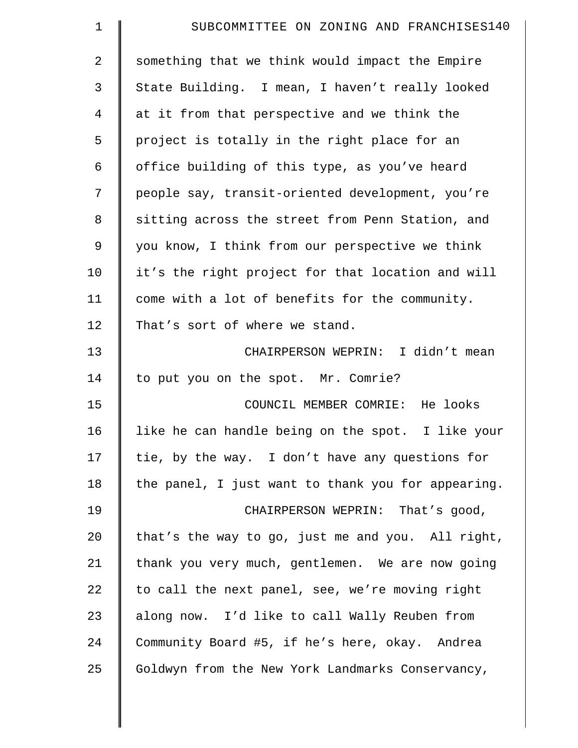something that we think would impact the Empire State Building. I mean, I haven't really looked at it from that perspective and we think the project is totally in the right place for an office building of this type, as you've heard people say, transit-oriented development, you're sitting across the street from Penn Station, and you know, I think from our perspective we think it's the right project for that location and will come with a lot of benefits for the community. That's sort of where we stand.

CHAIRPERSON WEPRIN: I didn't mean to put you on the spot. Mr. Comrie?

COUNCIL MEMBER COMRIE: He looks like he can handle being on the spot. I like your tie, by the way. I don't have any questions for the panel, I just want to thank you for appearing.

CHAIRPERSON WEPRIN: That's good, that's the way to go, just me and you. All right, thank you very much, gentlemen. We are now going to call the next panel, see, we're moving right along now. I'd like to call Wally Reuben from Community Board #5, if he's here, okay. Andrea Goldwyn from the New York Landmarks Conservancy,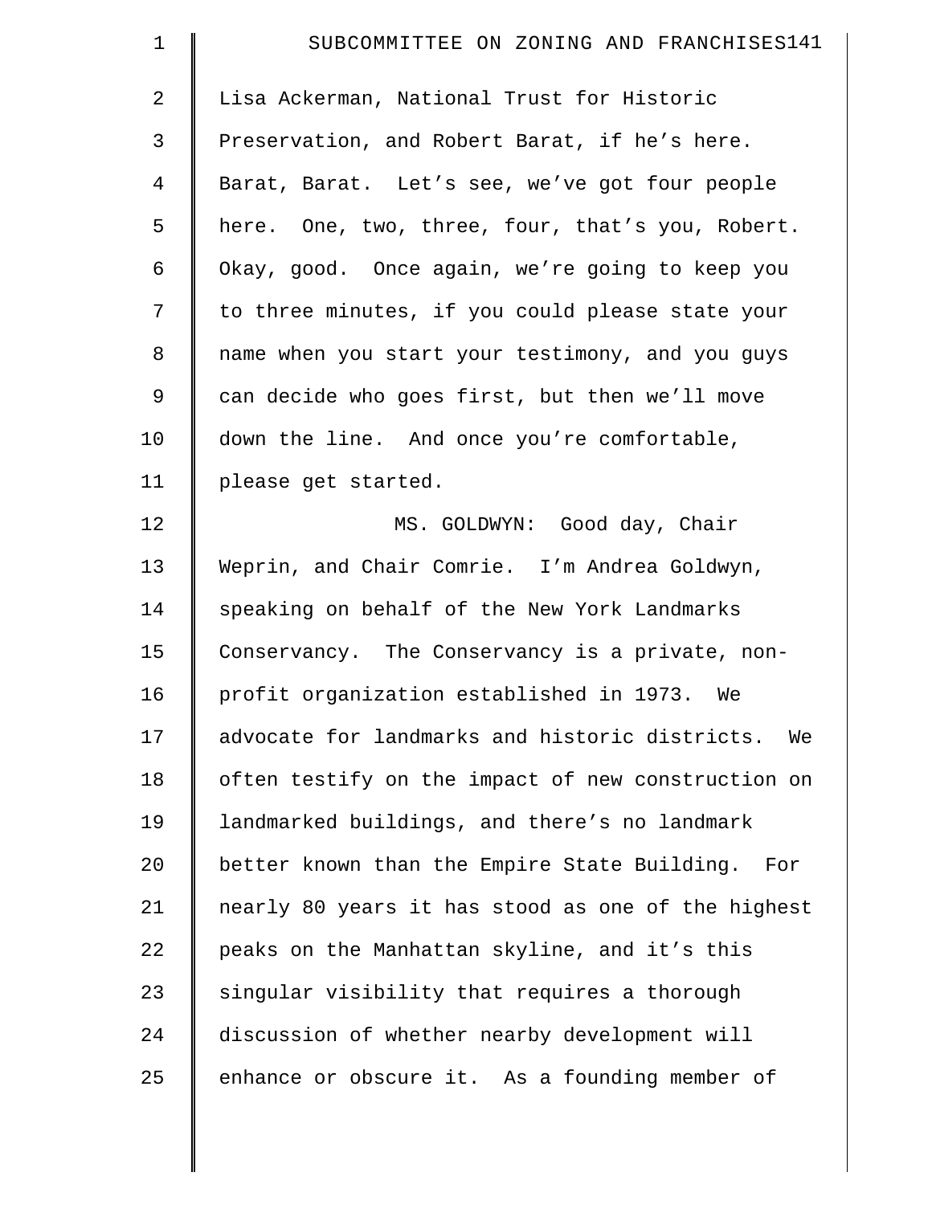Lisa Ackerman, National Trust for Historic Preservation, and Robert Barat, if he's here. Barat, Barat. Let's see, we've got four people here. One, two, three, four, that's you, Robert. Okay, good. Once again, we're going to keep you to three minutes, if you could please state your name when you start your testimony, and you guys can decide who goes first, but then we'll move down the line. And once you're comfortable, please get started.

MS. GOLDWYN: Good day, Chair Weprin, and Chair Comrie. I'm Andrea Goldwyn, speaking on behalf of the New York Landmarks Conservancy. The Conservancy is a private, non-profit organization established in 1973. We advocate for landmarks and historic districts. We often testify on the impact of new construction on landmarked buildings, and there's no landmark better known than the Empire State Building. For nearly 80 years it has stood as one of the highest peaks on the Manhattan skyline, and it's this singular visibility that requires a thorough discussion of whether nearby development will enhance or obscure it. As a founding member of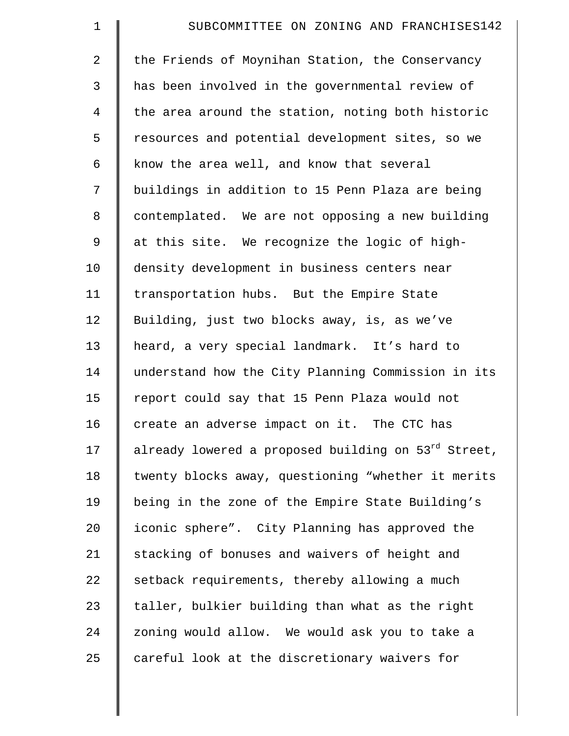the Friends of Moynihan Station, the Conservancy has been involved in the governmental review of the area around the station, noting both historic resources and potential development sites, so we know the area well, and know that several buildings in addition to 15 Penn Plaza are being contemplated. We are not opposing a new building at this site. We recognize the logic of high-density development in business centers near transportation hubs. But the Empire State Building, just two blocks away, is, as we've heard, a very special landmark. It's hard to understand how the City Planning Commission in its report could say that 15 Penn Plaza would not create an adverse impact on it. The CTC has already lowered a proposed building on 53rd Street, twenty blocks away, questioning "whether it merits being in the zone of the Empire State Building's iconic sphere". City Planning has approved the stacking of bonuses and waivers of height and setback requirements, thereby allowing a much taller, bulkier building than what as the right zoning would allow. We would ask you to take a careful look at the discretionary waivers for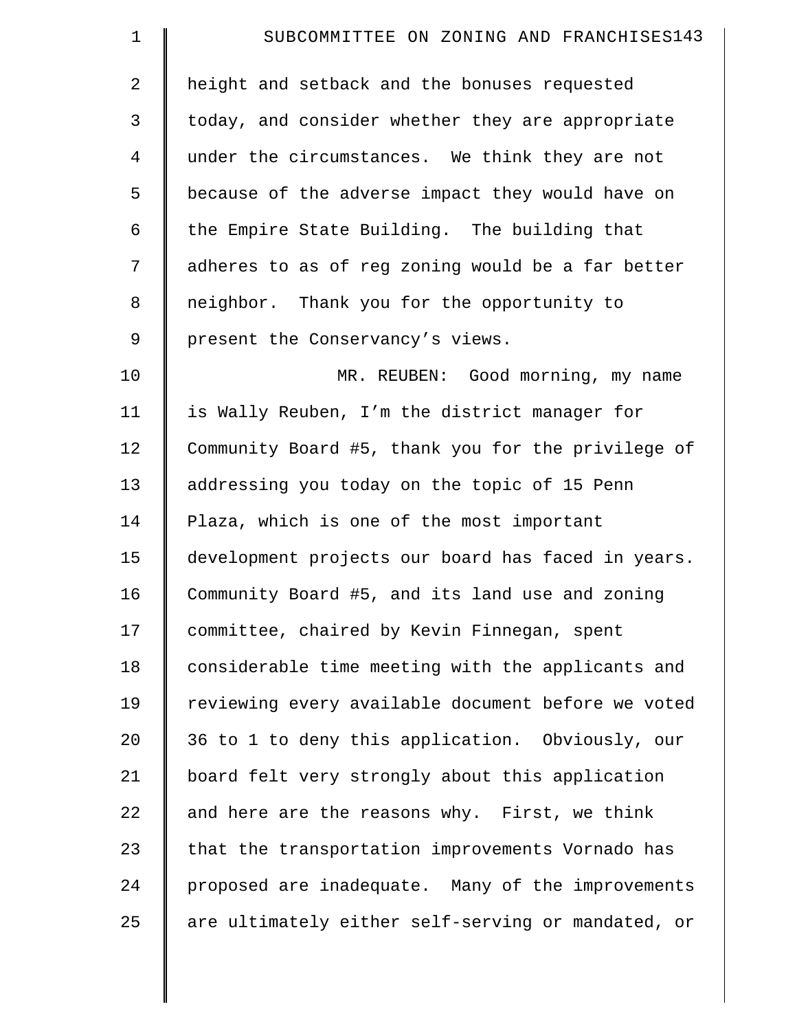height and setback and the bonuses requested today, and consider whether they are appropriate under the circumstances. We think they are not because of the adverse impact they would have on the Empire State Building. The building that adheres to as of reg zoning would be a far better neighbor. Thank you for the opportunity to present the Conservancy's views.

MR. REUBEN: Good morning, my name is Wally Reuben, I'm the district manager for Community Board #5, thank you for the privilege of addressing you today on the topic of 15 Penn Plaza, which is one of the most important development projects our board has faced in years. Community Board #5, and its land use and zoning committee, chaired by Kevin Finnegan, spent considerable time meeting with the applicants and reviewing every available document before we voted 36 to 1 to deny this application. Obviously, our board felt very strongly about this application and here are the reasons why. First, we think that the transportation improvements Vornado has proposed are inadequate. Many of the improvements are ultimately either self-serving or mandated, or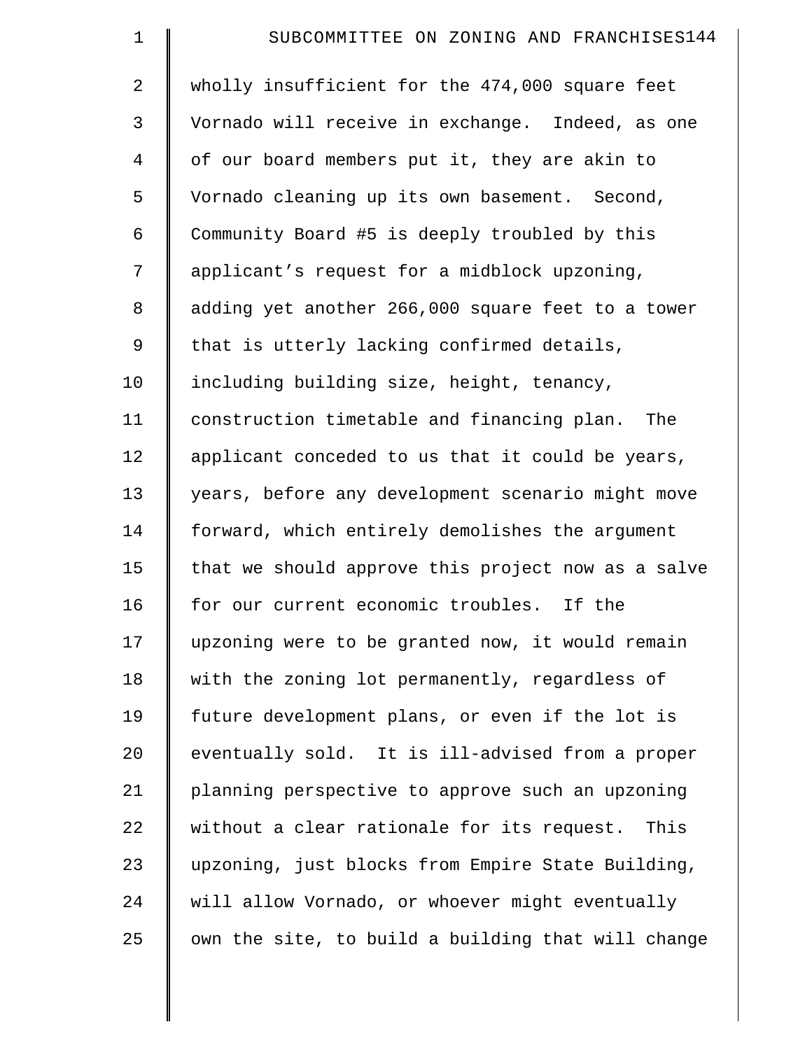wholly insufficient for the 474,000 square feet Vornado will receive in exchange. Indeed, as one of our board members put it, they are akin to Vornado cleaning up its own basement. Second, Community Board #5 is deeply troubled by this applicant's request for a midblock upzoning, adding yet another 266,000 square feet to a tower that is utterly lacking confirmed details, including building size, height, tenancy, construction timetable and financing plan. The applicant conceded to us that it could be years, years, before any development scenario might move forward, which entirely demolishes the argument that we should approve this project now as a salve for our current economic troubles. If the upzoning were to be granted now, it would remain with the zoning lot permanently, regardless of future development plans, or even if the lot is eventually sold. It is ill-advised from a proper planning perspective to approve such an upzoning without a clear rationale for its request. This upzoning, just blocks from Empire State Building, will allow Vornado, or whoever might eventually own the site, to build a building that will change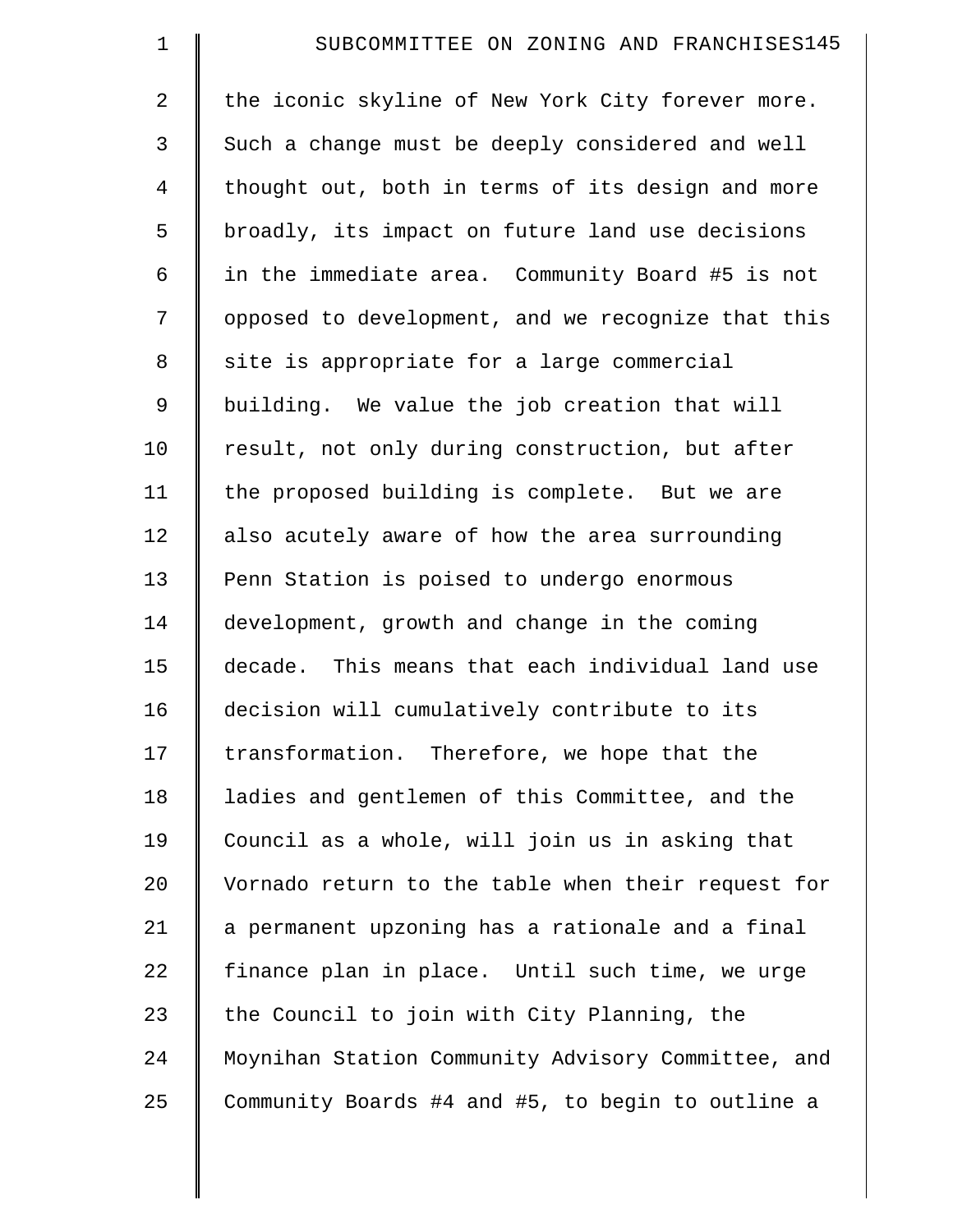the iconic skyline of New York City forever more. Such a change must be deeply considered and well thought out, both in terms of its design and more broadly, its impact on future land use decisions in the immediate area. Community Board #5 is not opposed to development, and we recognize that this site is appropriate for a large commercial building. We value the job creation that will result, not only during construction, but after the proposed building is complete. But we are also acutely aware of how the area surrounding Penn Station is poised to undergo enormous development, growth and change in the coming decade. This means that each individual land use decision will cumulatively contribute to its transformation. Therefore, we hope that the ladies and gentlemen of this Committee, and the Council as a whole, will join us in asking that Vornado return to the table when their request for a permanent upzoning has a rationale and a final finance plan in place. Until such time, we urge the Council to join with City Planning, the Moynihan Station Community Advisory Committee, and Community Boards #4 and #5, to begin to outline a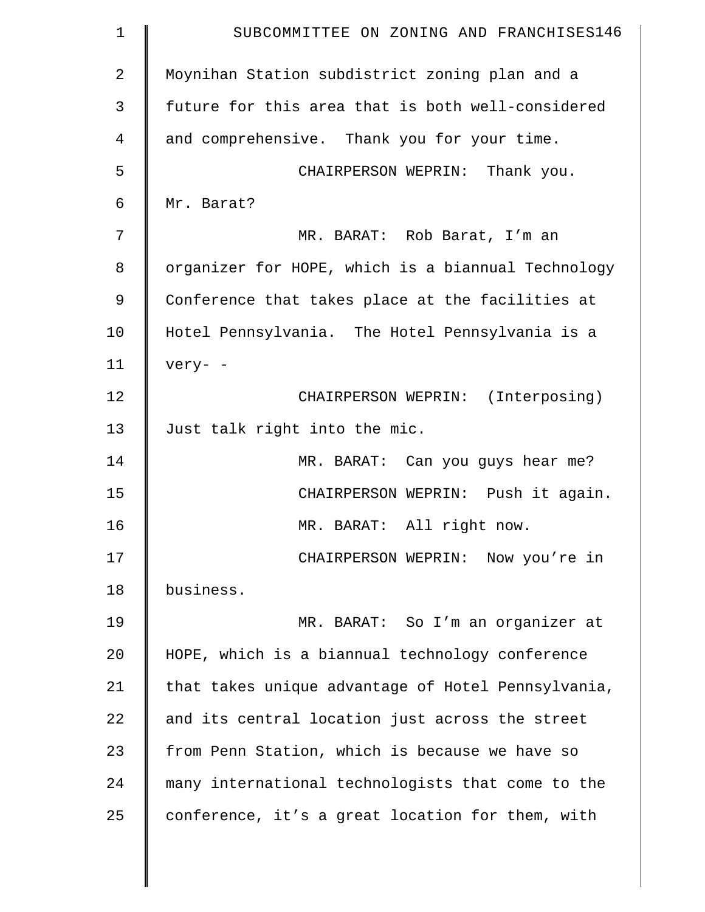Moynihan Station subdistrict zoning plan and a future for this area that is both well-considered and comprehensive. Thank you for your time.

CHAIRPERSON WEPRIN: Thank you. Mr. Barat?

MR. BARAT: Rob Barat, I'm an organizer for HOPE, which is a biannual Technology Conference that takes place at the facilities at Hotel Pennsylvania. The Hotel Pennsylvania is a very- -

CHAIRPERSON WEPRIN: (Interposing) Just talk right into the mic.

MR. BARAT: Can you guys hear me?

CHAIRPERSON WEPRIN: Push it again.

MR. BARAT: All right now.

CHAIRPERSON WEPRIN: Now you're in business.

MR. BARAT: So I'm an organizer at HOPE, which is a biannual technology conference that takes unique advantage of Hotel Pennsylvania, and its central location just across the street from Penn Station, which is because we have so many international technologists that come to the conference, it's a great location for them, with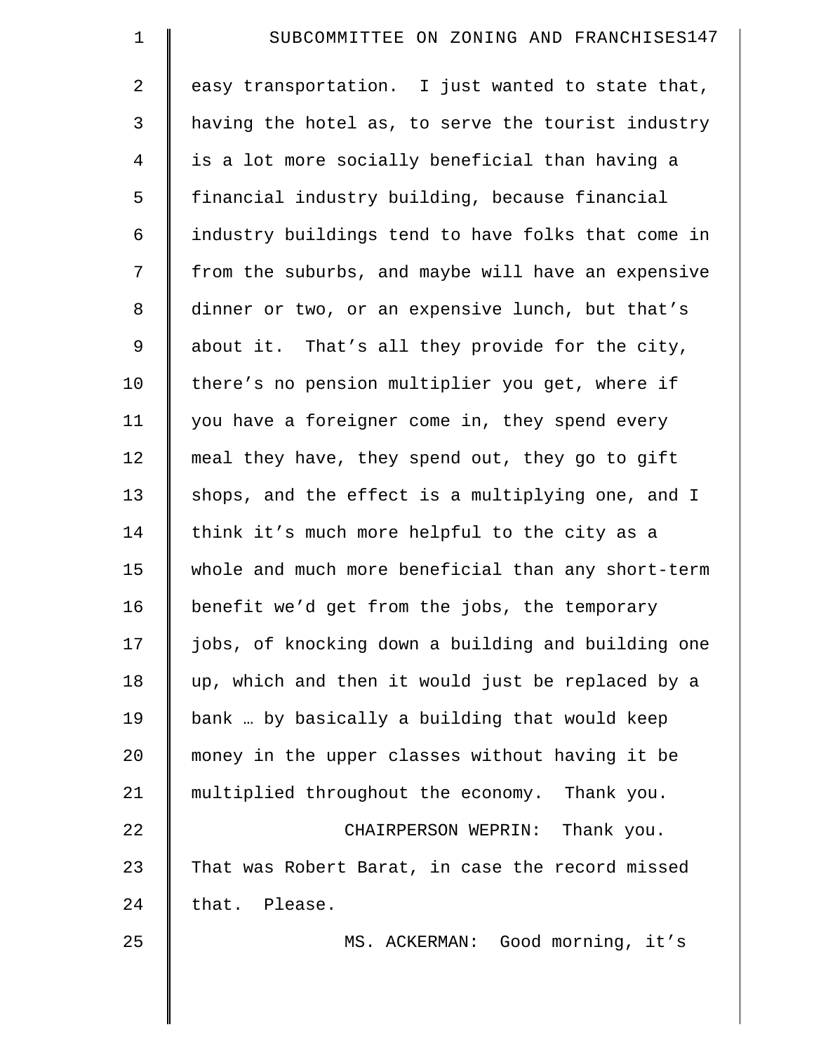easy transportation. I just wanted to state that, having the hotel as, to serve the tourist industry is a lot more socially beneficial than having a financial industry building, because financial industry buildings tend to have folks that come in from the suburbs, and maybe will have an expensive dinner or two, or an expensive lunch, but that's about it. That's all they provide for the city, there's no pension multiplier you get, where if you have a foreigner come in, they spend every meal they have, they spend out, they go to gift shops, and the effect is a multiplying one, and I think it's much more helpful to the city as a whole and much more beneficial than any short-term benefit we'd get from the jobs, the temporary jobs, of knocking down a building and building one up, which and then it would just be replaced by a bank … by basically a building that would keep money in the upper classes without having it be multiplied throughout the economy. Thank you.

CHAIRPERSON WEPRIN: Thank you. That was Robert Barat, in case the record missed that. Please.

MS. ACKERMAN: Good morning, it's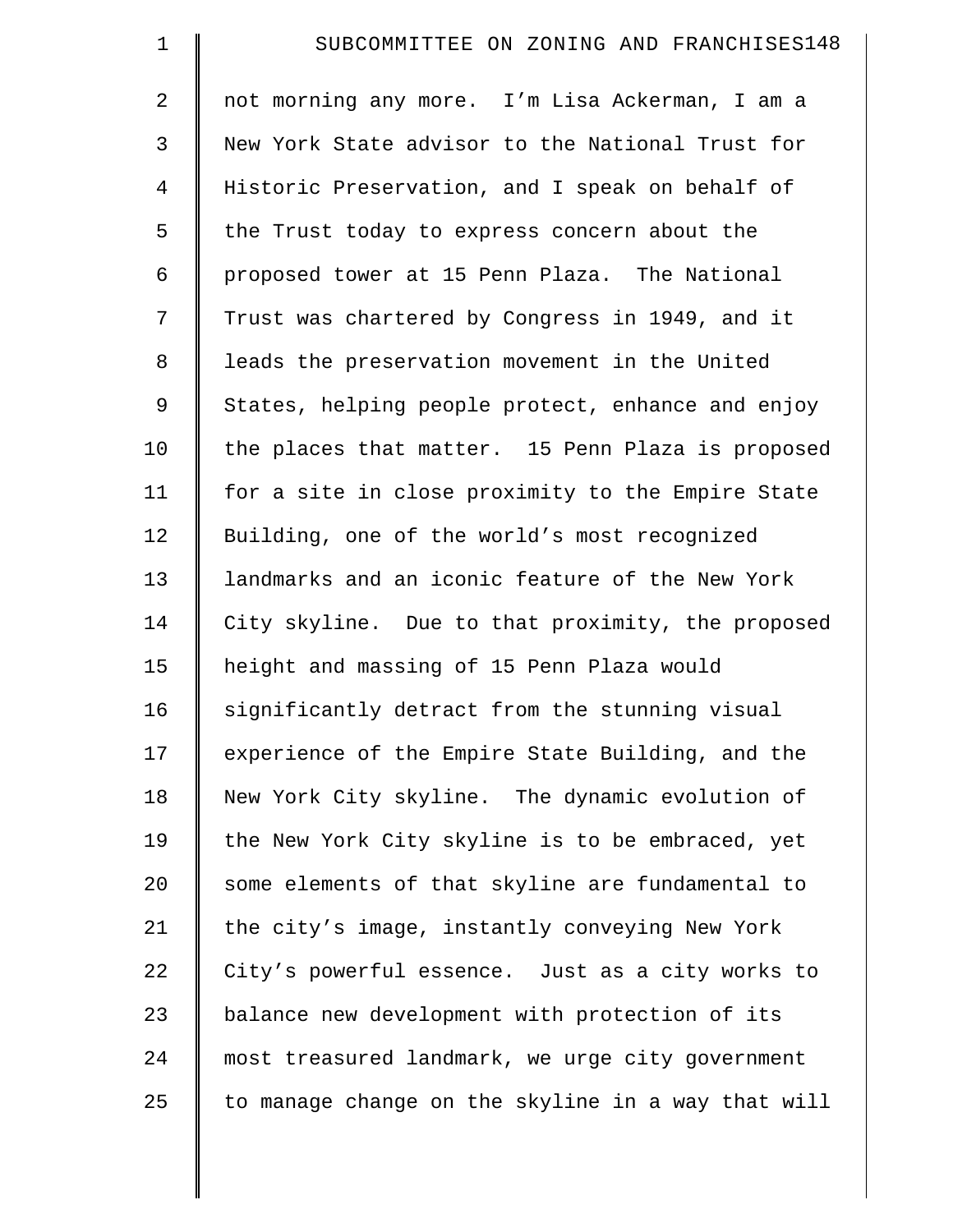not morning any more. I'm Lisa Ackerman, I am a New York State advisor to the National Trust for Historic Preservation, and I speak on behalf of the Trust today to express concern about the proposed tower at 15 Penn Plaza. The National Trust was chartered by Congress in 1949, and it leads the preservation movement in the United States, helping people protect, enhance and enjoy the places that matter. 15 Penn Plaza is proposed for a site in close proximity to the Empire State Building, one of the world's most recognized landmarks and an iconic feature of the New York City skyline. Due to that proximity, the proposed height and massing of 15 Penn Plaza would significantly detract from the stunning visual experience of the Empire State Building, and the New York City skyline. The dynamic evolution of the New York City skyline is to be embraced, yet some elements of that skyline are fundamental to the city's image, instantly conveying New York City's powerful essence. Just as a city works to balance new development with protection of its most treasured landmark, we urge city government to manage change on the skyline in a way that will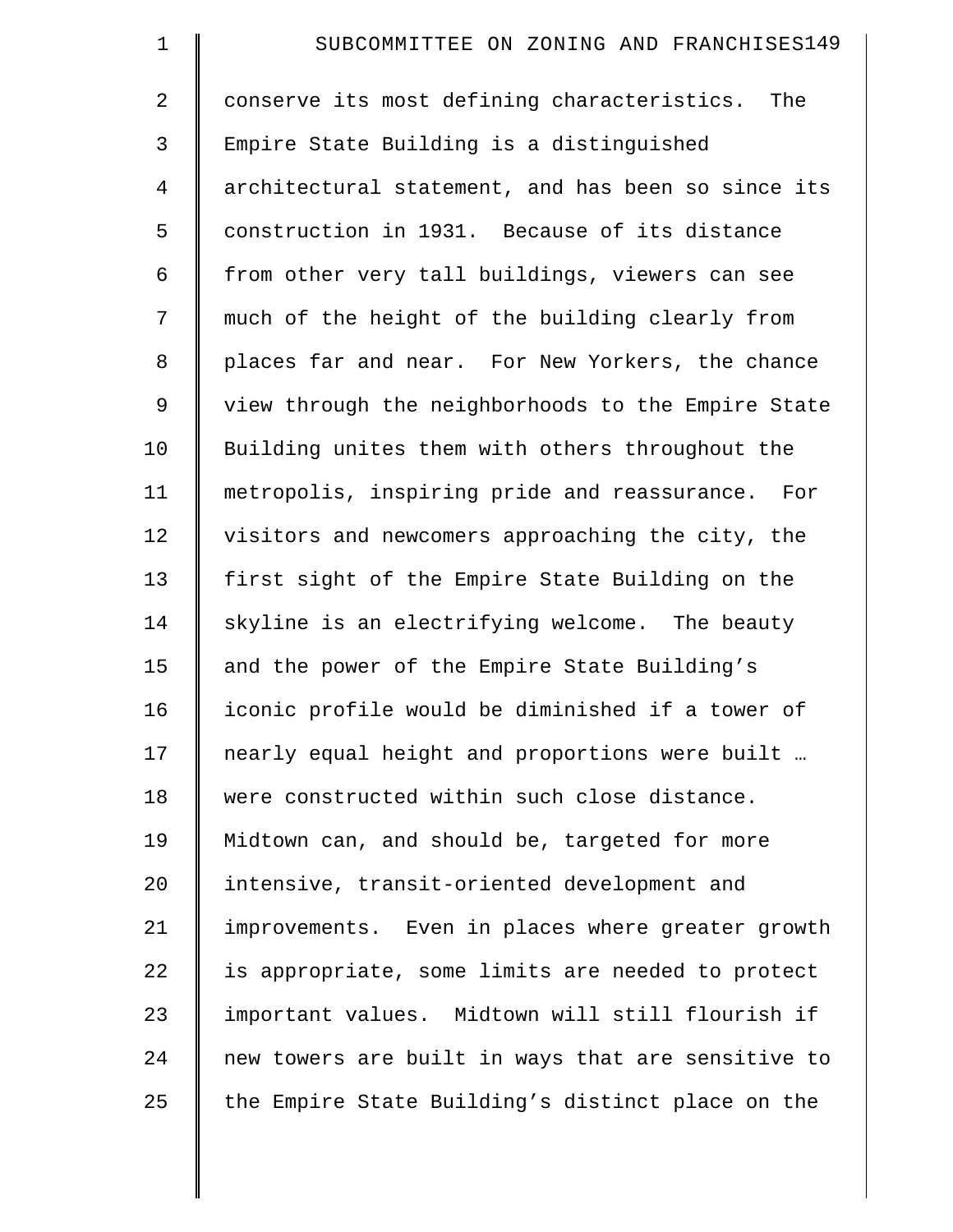conserve its most defining characteristics. The Empire State Building is a distinguished architectural statement, and has been so since its construction in 1931. Because of its distance from other very tall buildings, viewers can see much of the height of the building clearly from places far and near. For New Yorkers, the chance view through the neighborhoods to the Empire State Building unites them with others throughout the metropolis, inspiring pride and reassurance. For visitors and newcomers approaching the city, the first sight of the Empire State Building on the skyline is an electrifying welcome. The beauty and the power of the Empire State Building's iconic profile would be diminished if a tower of nearly equal height and proportions were built … were constructed within such close distance. Midtown can, and should be, targeted for more intensive, transit-oriented development and improvements. Even in places where greater growth is appropriate, some limits are needed to protect important values. Midtown will still flourish if new towers are built in ways that are sensitive to the Empire State Building's distinct place on the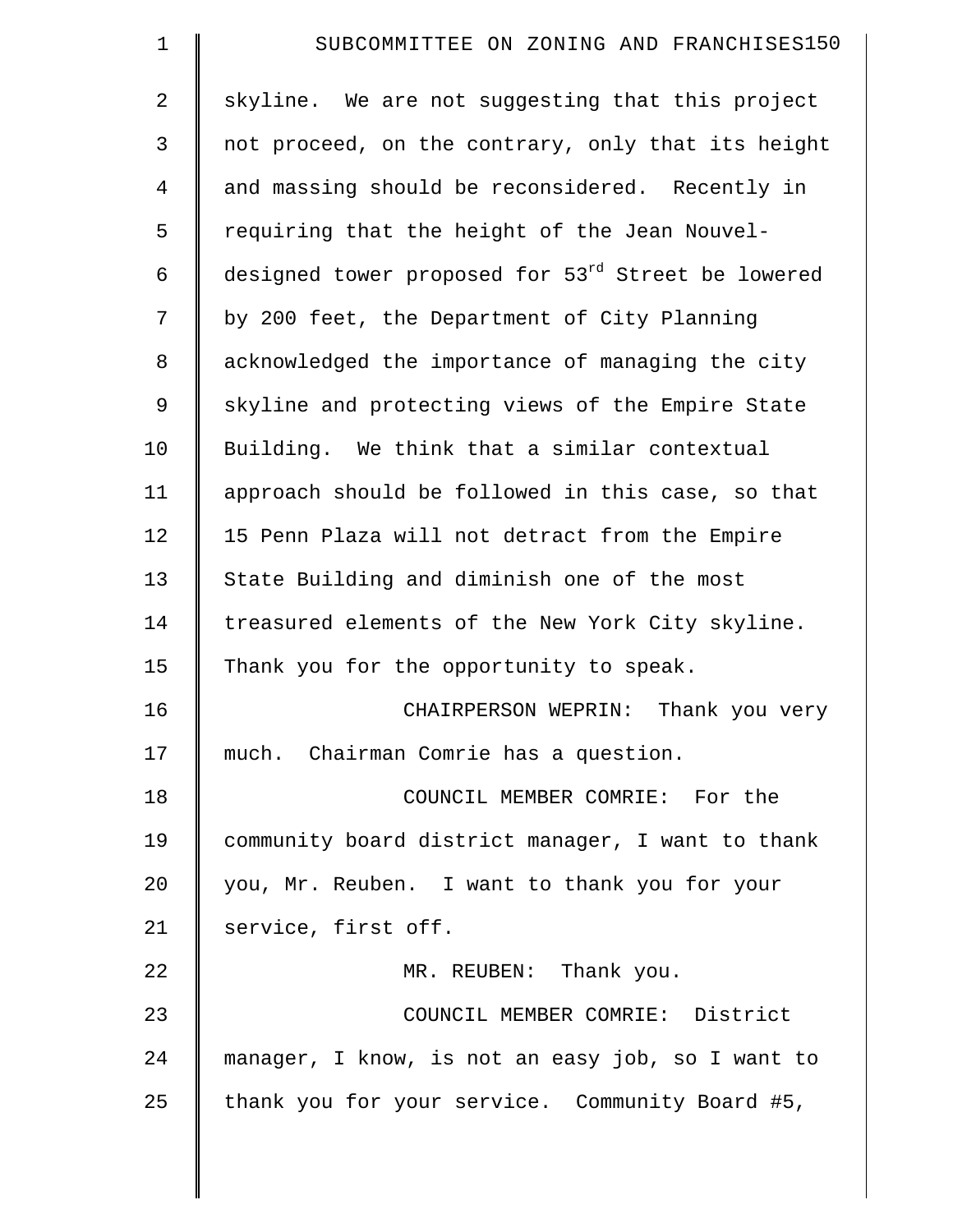skyline. We are not suggesting that this project not proceed, on the contrary, only that its height and massing should be reconsidered. Recently in requiring that the height of the Jean Nouvel-designed tower proposed for 53rd Street be lowered by 200 feet, the Department of City Planning acknowledged the importance of managing the city skyline and protecting views of the Empire State Building. We think that a similar contextual approach should be followed in this case, so that 15 Penn Plaza will not detract from the Empire State Building and diminish one of the most treasured elements of the New York City skyline. Thank you for the opportunity to speak.

CHAIRPERSON WEPRIN: Thank you very much. Chairman Comrie has a question.

COUNCIL MEMBER COMRIE: For the community board district manager, I want to thank you, Mr. Reuben. I want to thank you for your service, first off.

MR. REUBEN: Thank you.

COUNCIL MEMBER COMRIE: District manager, I know, is not an easy job, so I want to thank you for your service. Community Board #5,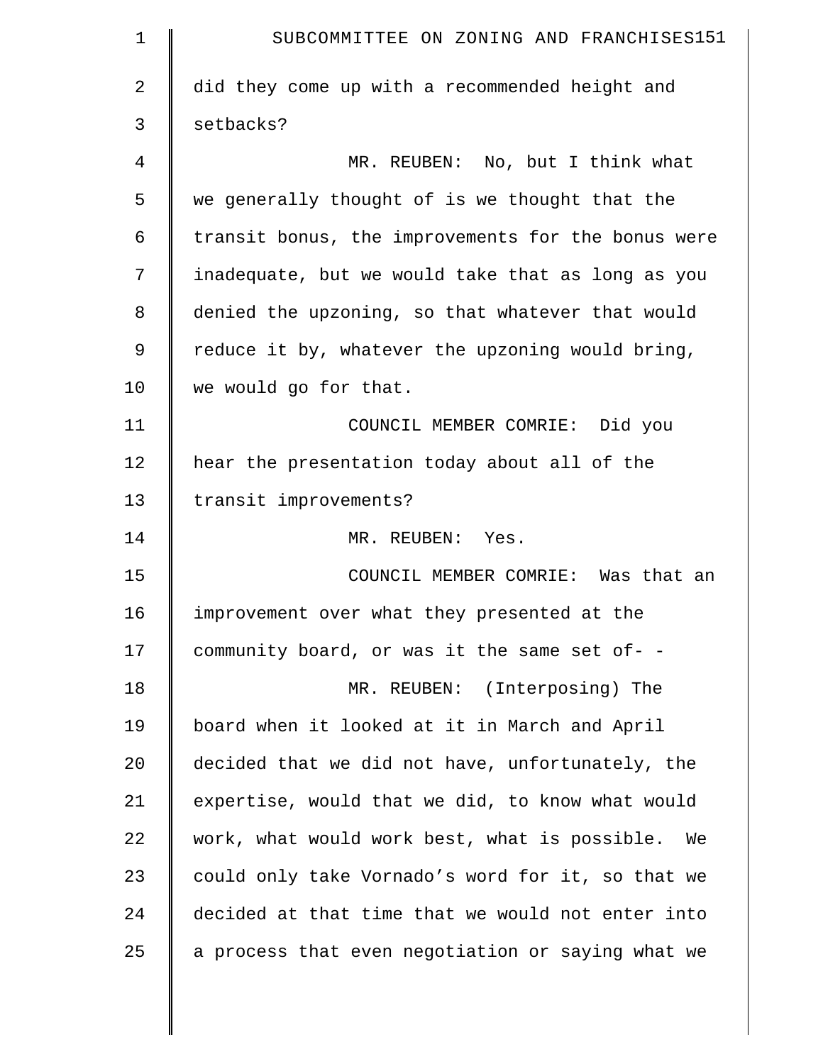did they come up with a recommended height and setbacks?

MR. REUBEN: No, but I think what we generally thought of is we thought that the transit bonus, the improvements for the bonus were inadequate, but we would take that as long as you denied the upzoning, so that whatever that would reduce it by, whatever the upzoning would bring, we would go for that.

COUNCIL MEMBER COMRIE: Did you hear the presentation today about all of the transit improvements?

MR. REUBEN: Yes.

COUNCIL MEMBER COMRIE: Was that an improvement over what they presented at the community board, or was it the same set of- -

MR. REUBEN: (Interposing) The board when it looked at it in March and April decided that we did not have, unfortunately, the expertise, would that we did, to know what would work, what would work best, what is possible. We could only take Vornado’s word for it, so that we decided at that time that we would not enter into a process that even negotiation or saying what we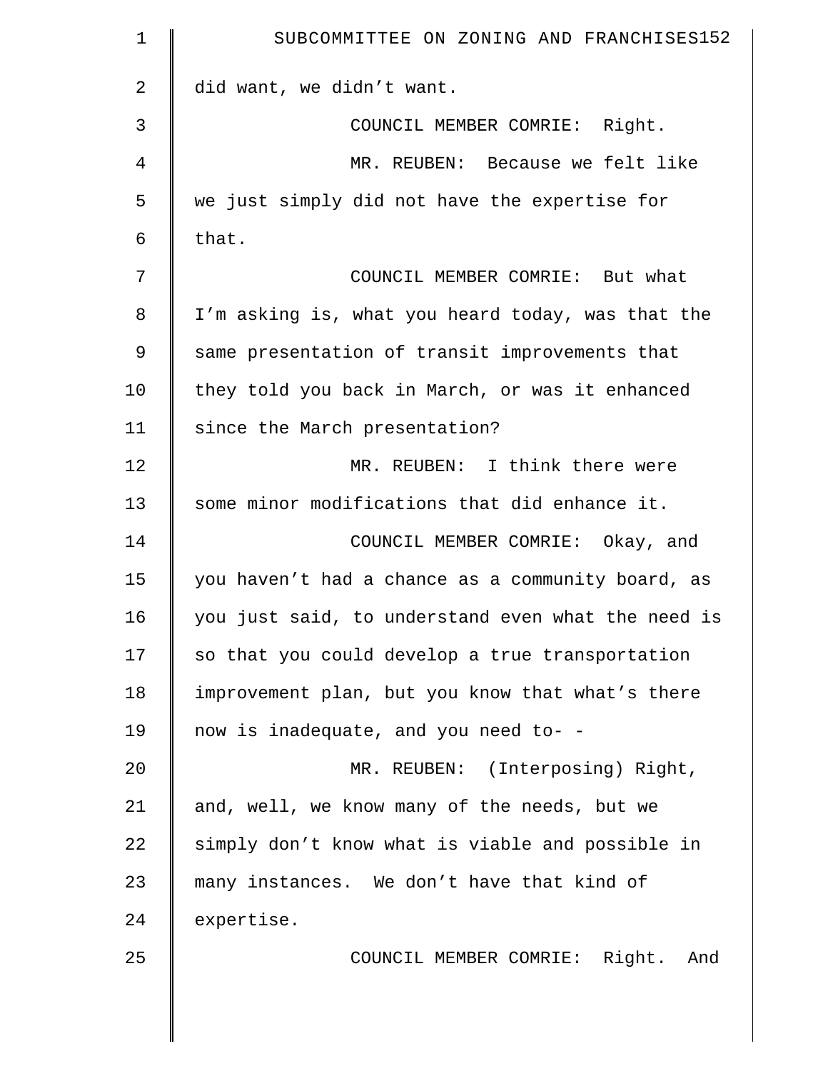did want, we didn't want.

COUNCIL MEMBER COMRIE: Right.

MR. REUBEN: Because we felt like we just simply did not have the expertise for that.

COUNCIL MEMBER COMRIE: But what I'm asking is, what you heard today, was that the same presentation of transit improvements that they told you back in March, or was it enhanced since the March presentation?

MR. REUBEN: I think there were some minor modifications that did enhance it.

COUNCIL MEMBER COMRIE: Okay, and you haven't had a chance as a community board, as you just said, to understand even what the need is so that you could develop a true transportation improvement plan, but you know that what's there now is inadequate, and you need to- -

MR. REUBEN: (Interposing) Right, and, well, we know many of the needs, but we simply don't know what is viable and possible in many instances. We don't have that kind of expertise.

COUNCIL MEMBER COMRIE: Right. And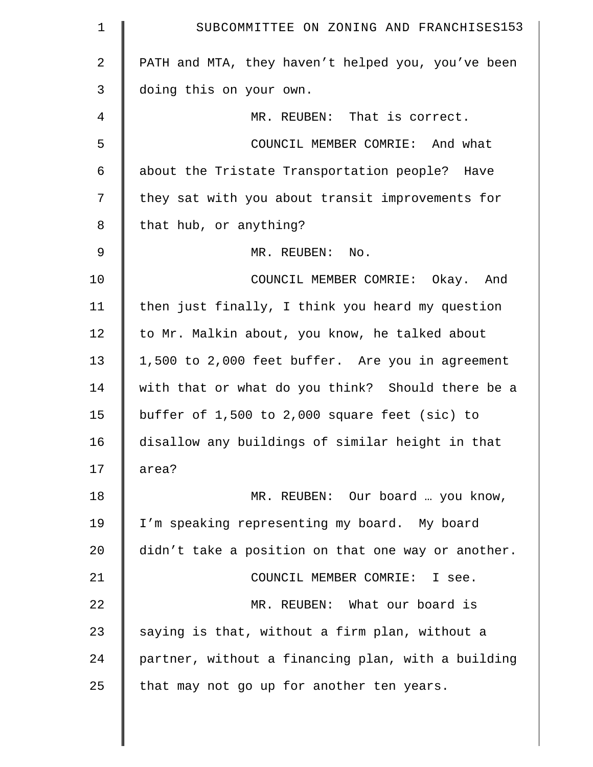PATH and MTA, they haven't helped you, you've been doing this on your own.

MR. REUBEN: That is correct.

COUNCIL MEMBER COMRIE: And what about the Tristate Transportation people? Have they sat with you about transit improvements for that hub, or anything?

MR. REUBEN: No.

COUNCIL MEMBER COMRIE: Okay. And then just finally, I think you heard my question to Mr. Malkin about, you know, he talked about 1,500 to 2,000 feet buffer. Are you in agreement with that or what do you think? Should there be a buffer of 1,500 to 2,000 square feet (sic) to disallow any buildings of similar height in that area?

MR. REUBEN: Our board … you know, I'm speaking representing my board. My board didn't take a position on that one way or another.

COUNCIL MEMBER COMRIE: I see.

MR. REUBEN: What our board is saying is that, without a firm plan, without a partner, without a financing plan, with a building that may not go up for another ten years.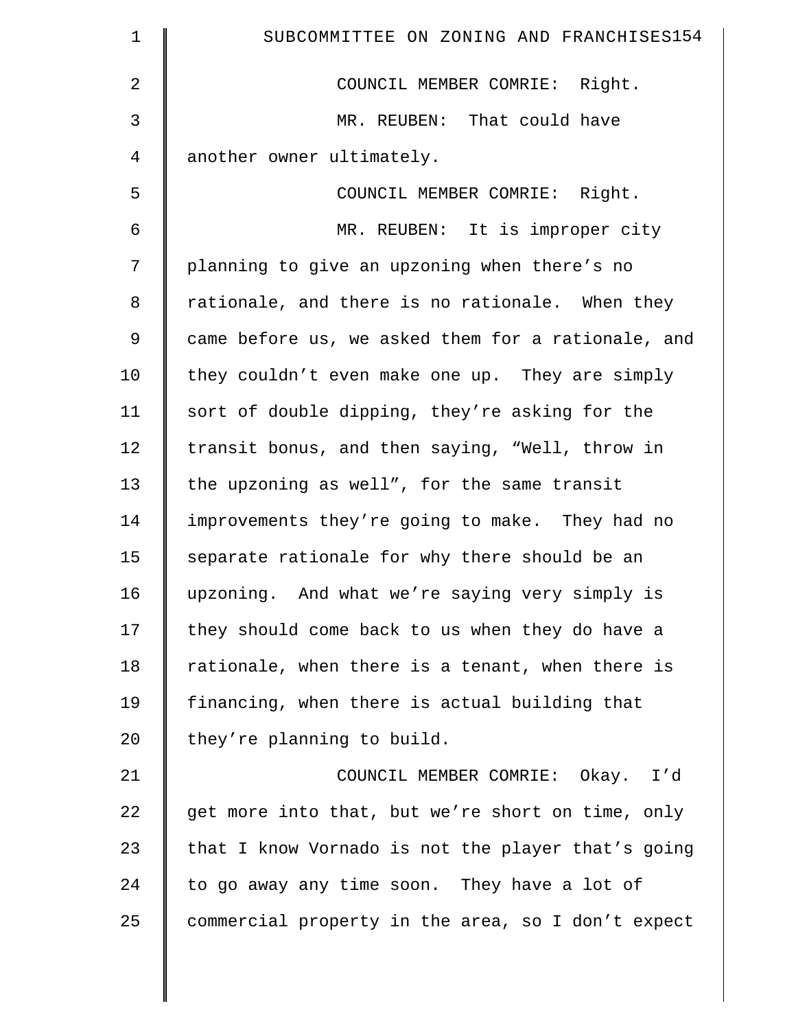COUNCIL MEMBER COMRIE: Right.

MR. REUBEN: That could have another owner ultimately.

COUNCIL MEMBER COMRIE: Right.

MR. REUBEN: It is improper city planning to give an upzoning when there's no rationale, and there is no rationale. When they came before us, we asked them for a rationale, and they couldn't even make one up. They are simply sort of double dipping, they're asking for the transit bonus, and then saying, "Well, throw in the upzoning as well", for the same transit improvements they're going to make. They had no separate rationale for why there should be an upzoning. And what we're saying very simply is they should come back to us when they do have a rationale, when there is a tenant, when there is financing, when there is actual building that they're planning to build.

COUNCIL MEMBER COMRIE: Okay. I'd get more into that, but we're short on time, only that I know Vornado is not the player that's going to go away any time soon. They have a lot of commercial property in the area, so I don't expect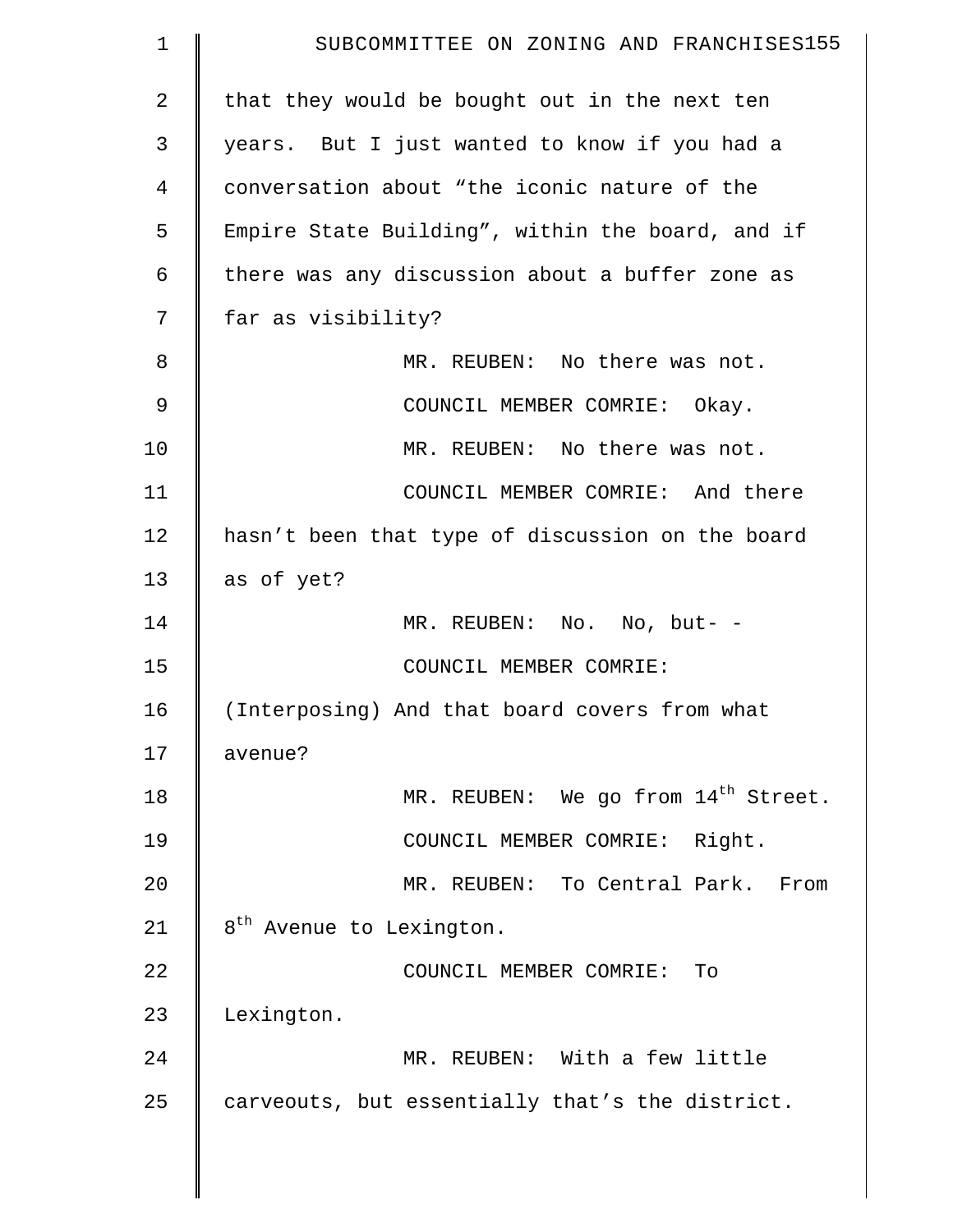that they would be bought out in the next ten years. But I just wanted to know if you had a conversation about "the iconic nature of the Empire State Building", within the board, and if there was any discussion about a buffer zone as far as visibility?

MR. REUBEN: No there was not.

COUNCIL MEMBER COMRIE: Okay.

MR. REUBEN: No there was not.

COUNCIL MEMBER COMRIE: And there hasn't been that type of discussion on the board as of yet?

MR. REUBEN: No. No, but- -

COUNCIL MEMBER COMRIE: (Interposing) And that board covers from what avenue?

MR. REUBEN: We go from 14th Street.

COUNCIL MEMBER COMRIE: Right.

MR. REUBEN: To Central Park. From 8th Avenue to Lexington.

COUNCIL MEMBER COMRIE: To Lexington.

MR. REUBEN: With a few little carveouts, but essentially that's the district.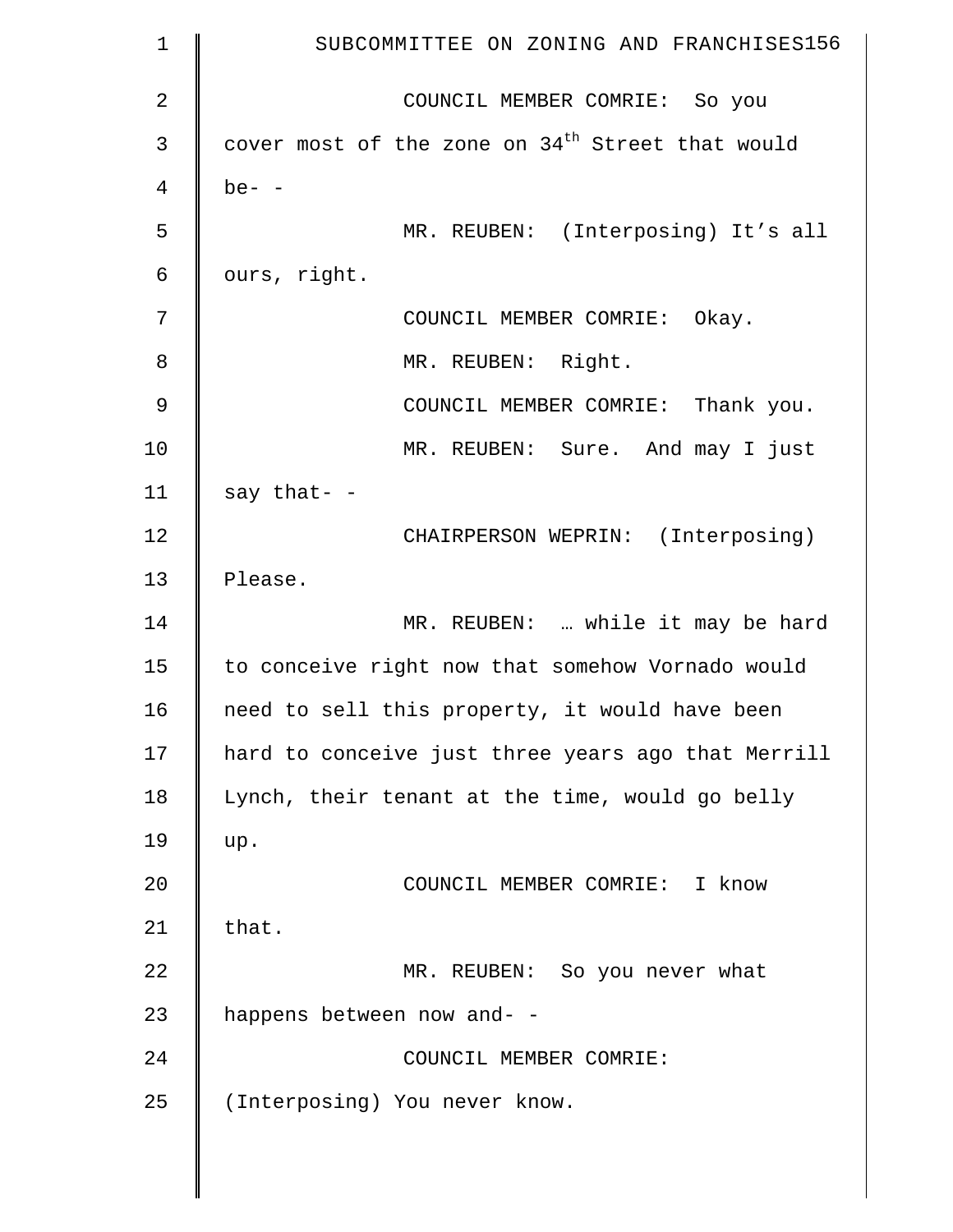COUNCIL MEMBER COMRIE: So you cover most of the zone on 34th Street that would be- -

MR. REUBEN: (Interposing) It's all ours, right.

COUNCIL MEMBER COMRIE: Okay.

MR. REUBEN: Right.

COUNCIL MEMBER COMRIE: Thank you.

MR. REUBEN: Sure. And may I just say that- -

CHAIRPERSON WEPRIN: (Interposing) Please.

MR. REUBEN: … while it may be hard to conceive right now that somehow Vornado would need to sell this property, it would have been hard to conceive just three years ago that Merrill Lynch, their tenant at the time, would go belly up.

COUNCIL MEMBER COMRIE: I know that.

MR. REUBEN: So you never what happens between now and- -

COUNCIL MEMBER COMRIE: (Interposing) You never know.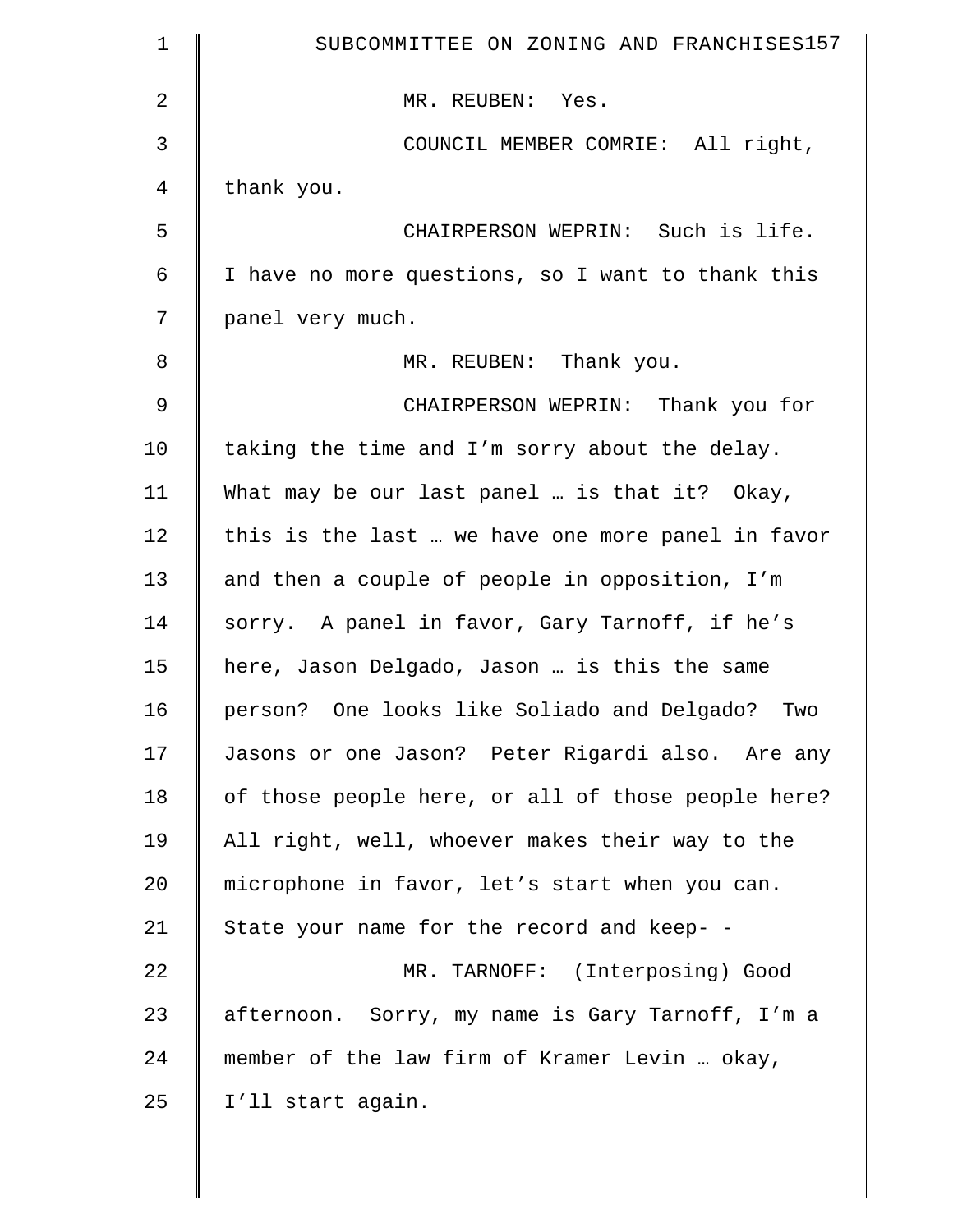MR. REUBEN: Yes.

COUNCIL MEMBER COMRIE: All right, thank you.

CHAIRPERSON WEPRIN: Such is life. I have no more questions, so I want to thank this panel very much.

MR. REUBEN: Thank you.

CHAIRPERSON WEPRIN: Thank you for taking the time and I'm sorry about the delay. What may be our last panel … is that it? Okay, this is the last … we have one more panel in favor and then a couple of people in opposition, I'm sorry. A panel in favor, Gary Tarnoff, if he's here, Jason Delgado, Jason … is this the same person? One looks like Soliado and Delgado? Two Jasons or one Jason? Peter Rigardi also. Are any of those people here, or all of those people here? All right, well, whoever makes their way to the microphone in favor, let's start when you can. State your name for the record and keep- -

MR. TARNOFF: (Interposing) Good afternoon. Sorry, my name is Gary Tarnoff, I'm a member of the law firm of Kramer Levin … okay, I'll start again.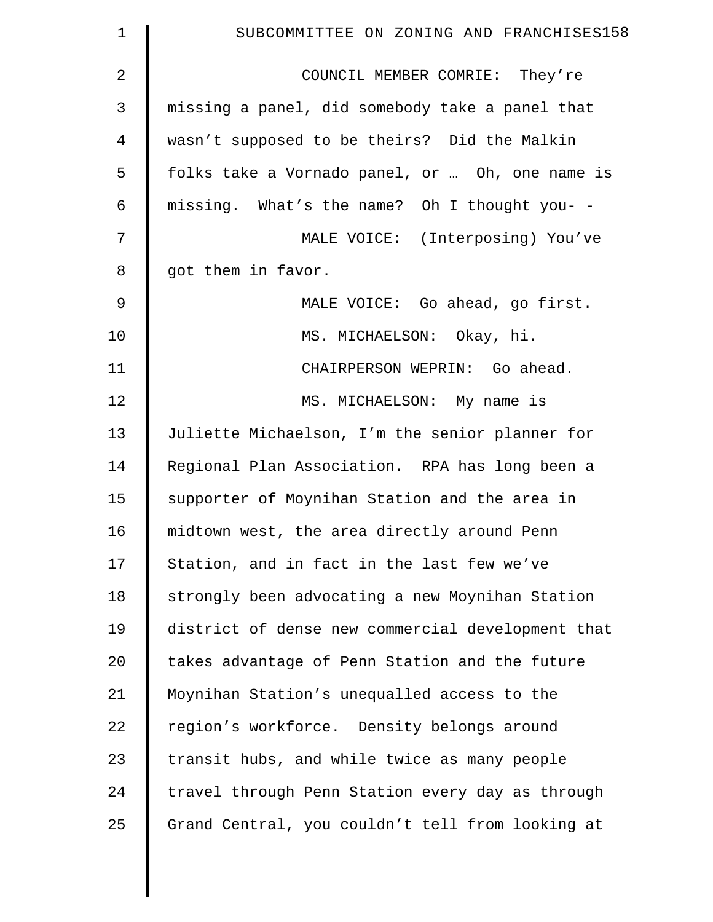COUNCIL MEMBER COMRIE: They're missing a panel, did somebody take a panel that wasn't supposed to be theirs? Did the Malkin folks take a Vornado panel, or … Oh, one name is missing. What's the name? Oh I thought you- -

MALE VOICE: (Interposing) You've got them in favor.

MALE VOICE: Go ahead, go first.

MS. MICHAELSON: Okay, hi.

CHAIRPERSON WEPRIN: Go ahead.

MS. MICHAELSON: My name is Juliette Michaelson, I'm the senior planner for Regional Plan Association. RPA has long been a supporter of Moynihan Station and the area in midtown west, the area directly around Penn Station, and in fact in the last few we've strongly been advocating a new Moynihan Station district of dense new commercial development that takes advantage of Penn Station and the future Moynihan Station's unequalled access to the region's workforce. Density belongs around transit hubs, and while twice as many people travel through Penn Station every day as through Grand Central, you couldn't tell from looking at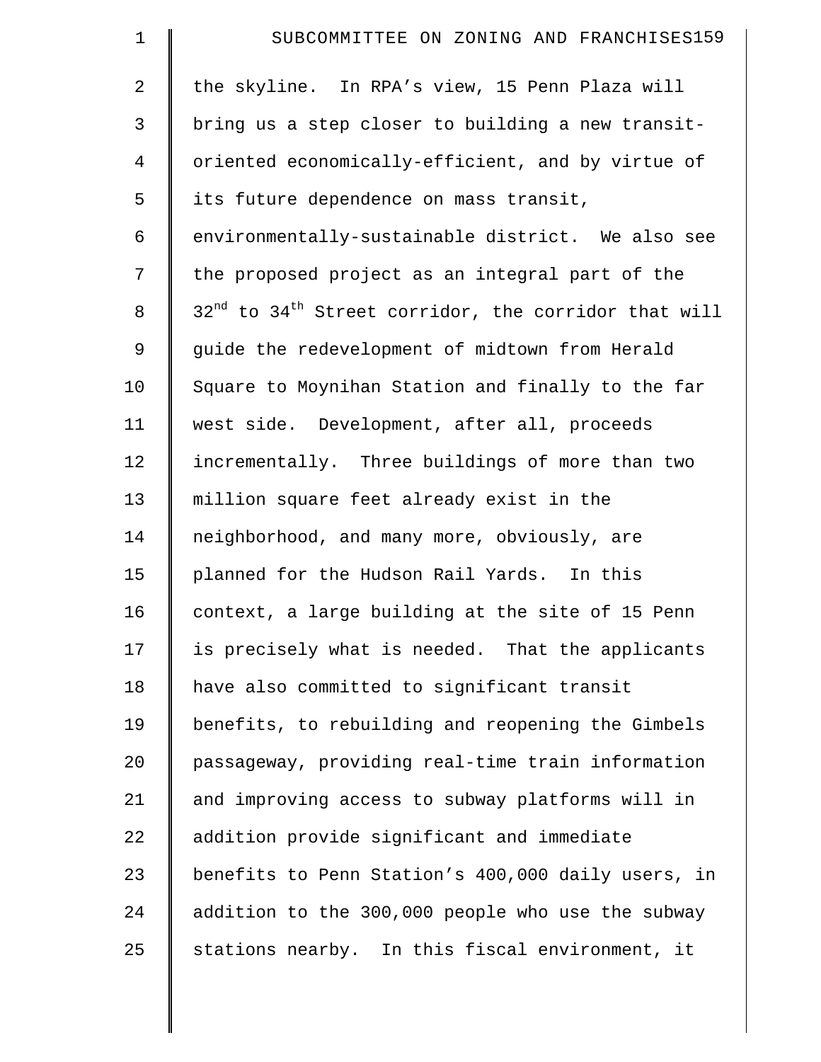the skyline. In RPA's view, 15 Penn Plaza will bring us a step closer to building a new transit-oriented economically-efficient, and by virtue of its future dependence on mass transit, environmentally-sustainable district. We also see the proposed project as an integral part of the 32nd to 34th Street corridor, the corridor that will guide the redevelopment of midtown from Herald Square to Moynihan Station and finally to the far west side. Development, after all, proceeds incrementally. Three buildings of more than two million square feet already exist in the neighborhood, and many more, obviously, are planned for the Hudson Rail Yards. In this context, a large building at the site of 15 Penn is precisely what is needed. That the applicants have also committed to significant transit benefits, to rebuilding and reopening the Gimbels passageway, providing real-time train information and improving access to subway platforms will in addition provide significant and immediate benefits to Penn Station's 400,000 daily users, in addition to the 300,000 people who use the subway stations nearby. In this fiscal environment, it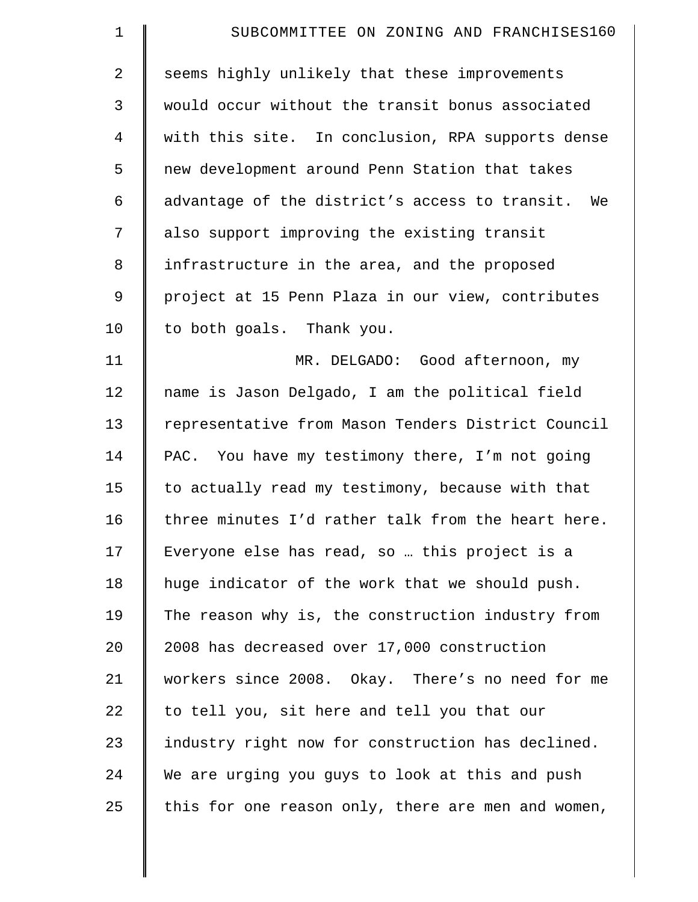seems highly unlikely that these improvements would occur without the transit bonus associated with this site. In conclusion, RPA supports dense new development around Penn Station that takes advantage of the district's access to transit. We also support improving the existing transit infrastructure in the area, and the proposed project at 15 Penn Plaza in our view, contributes to both goals. Thank you.

MR. DELGADO: Good afternoon, my name is Jason Delgado, I am the political field representative from Mason Tenders District Council PAC. You have my testimony there, I'm not going to actually read my testimony, because with that three minutes I'd rather talk from the heart here. Everyone else has read, so … this project is a huge indicator of the work that we should push. The reason why is, the construction industry from 2008 has decreased over 17,000 construction workers since 2008. Okay. There's no need for me to tell you, sit here and tell you that our industry right now for construction has declined. We are urging you guys to look at this and push this for one reason only, there are men and women,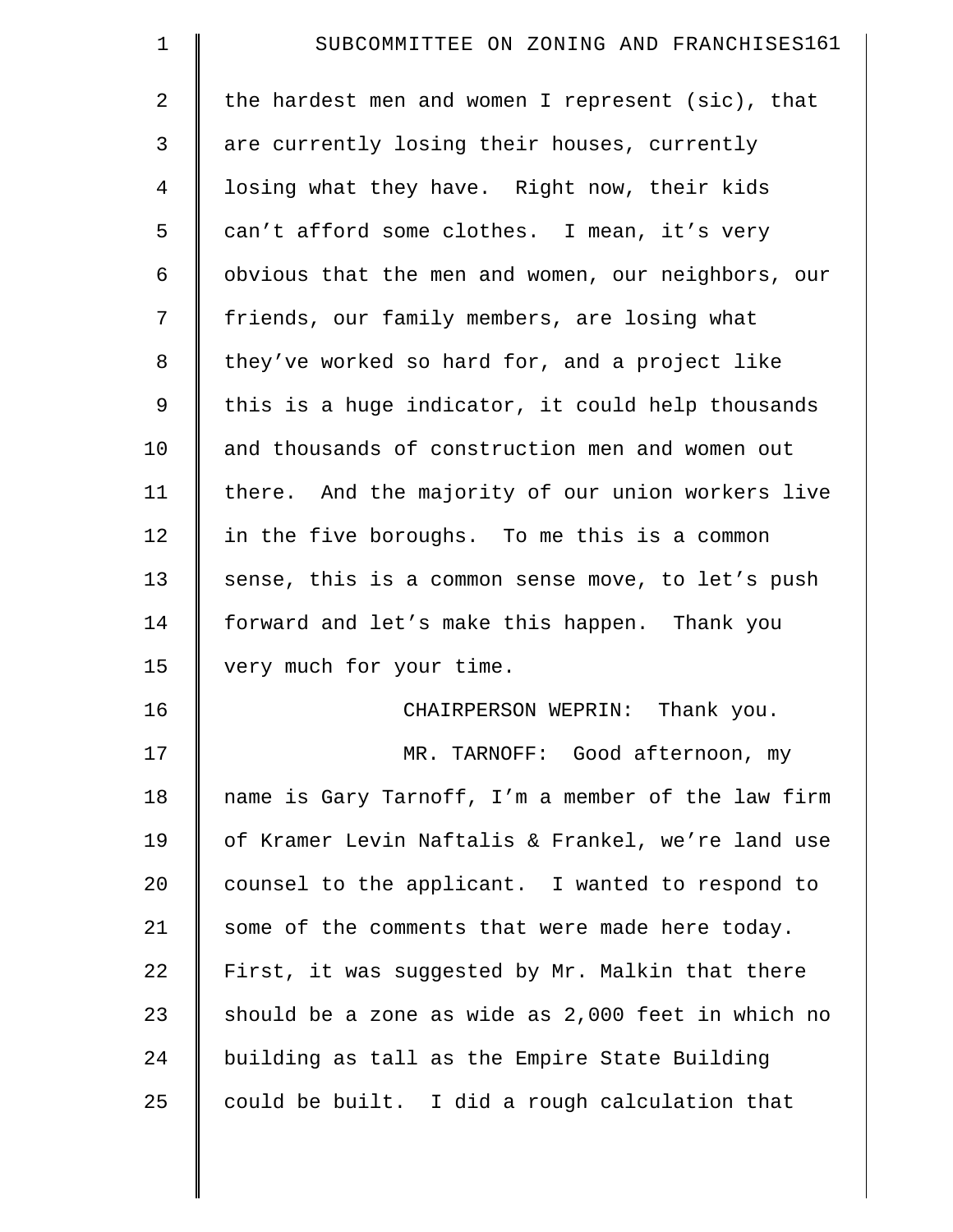the hardest men and women I represent (sic), that are currently losing their houses, currently losing what they have. Right now, their kids can't afford some clothes. I mean, it's very obvious that the men and women, our neighbors, our friends, our family members, are losing what they've worked so hard for, and a project like this is a huge indicator, it could help thousands and thousands of construction men and women out there. And the majority of our union workers live in the five boroughs. To me this is a common sense, this is a common sense move, to let's push forward and let's make this happen. Thank you very much for your time.

CHAIRPERSON WEPRIN: Thank you.

MR. TARNOFF: Good afternoon, my name is Gary Tarnoff, I'm a member of the law firm of Kramer Levin Naftalis & Frankel, we're land use counsel to the applicant. I wanted to respond to some of the comments that were made here today. First, it was suggested by Mr. Malkin that there should be a zone as wide as 2,000 feet in which no building as tall as the Empire State Building could be built. I did a rough calculation that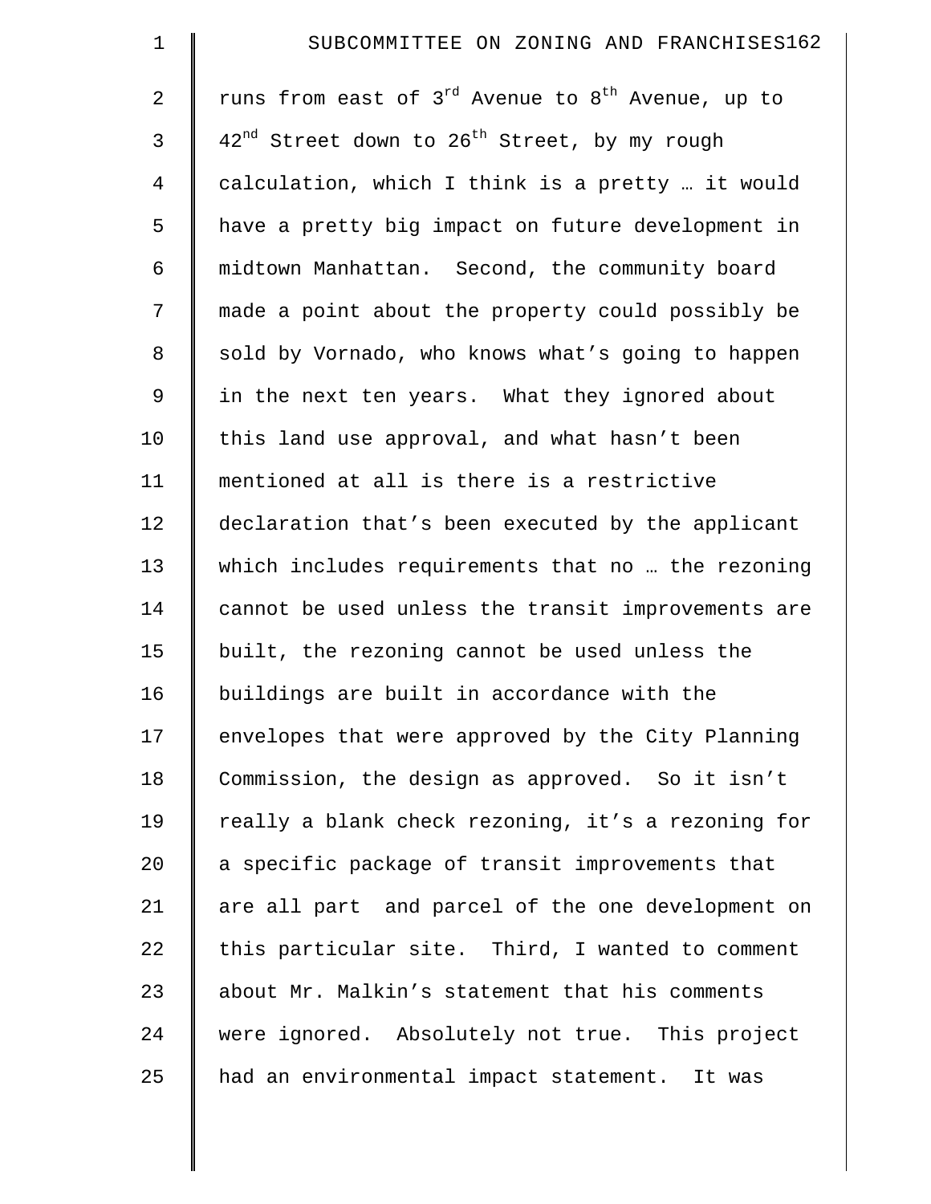runs from east of 3rd Avenue to 8th Avenue, up to 42nd Street down to 26th Street, by my rough calculation, which I think is a pretty … it would have a pretty big impact on future development in midtown Manhattan. Second, the community board made a point about the property could possibly be sold by Vornado, who knows what's going to happen in the next ten years. What they ignored about this land use approval, and what hasn't been mentioned at all is there is a restrictive declaration that's been executed by the applicant which includes requirements that no … the rezoning cannot be used unless the transit improvements are built, the rezoning cannot be used unless the buildings are built in accordance with the envelopes that were approved by the City Planning Commission, the design as approved. So it isn't really a blank check rezoning, it's a rezoning for a specific package of transit improvements that are all part and parcel of the one development on this particular site. Third, I wanted to comment about Mr. Malkin's statement that his comments were ignored. Absolutely not true. This project had an environmental impact statement. It was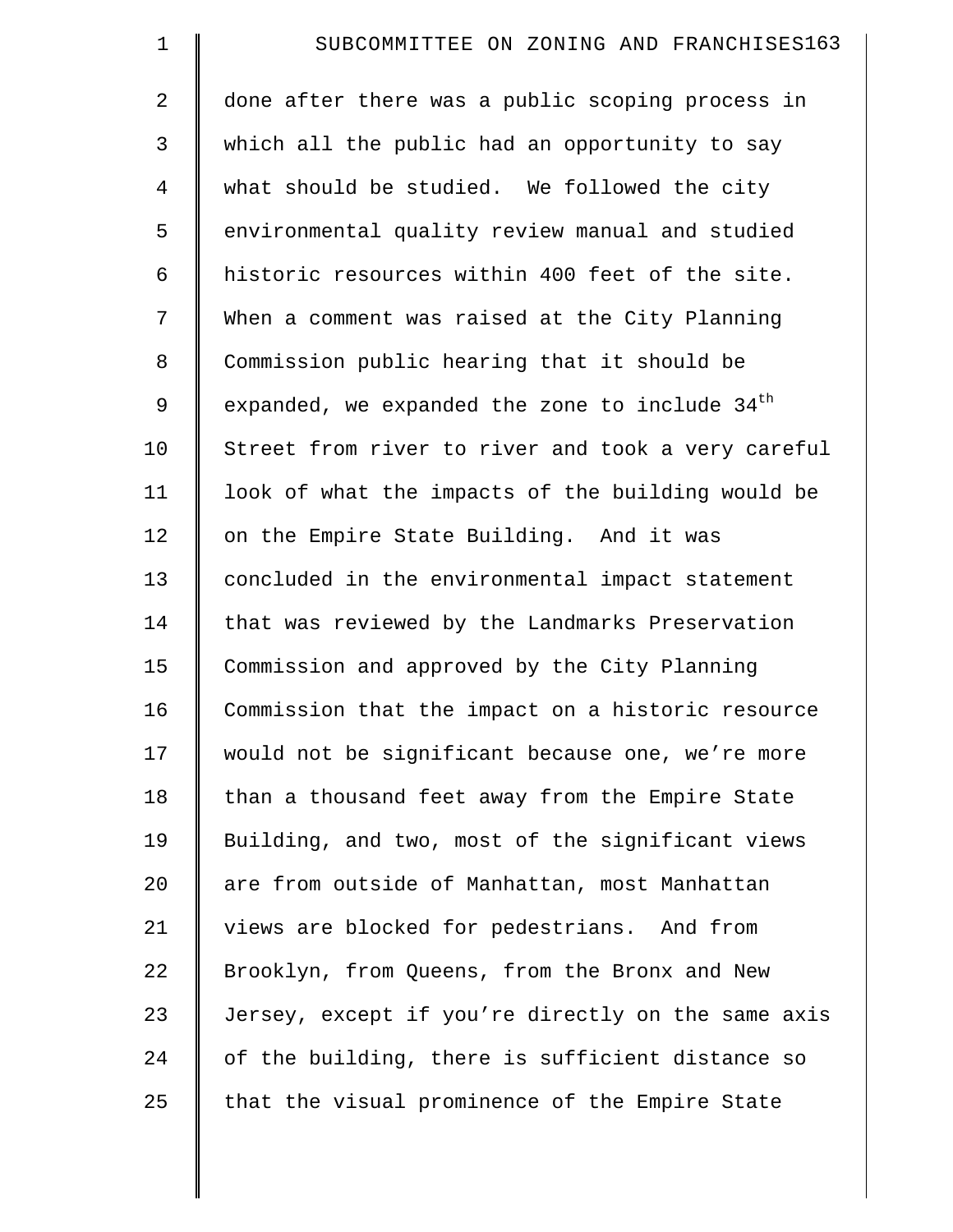done after there was a public scoping process in which all the public had an opportunity to say what should be studied. We followed the city environmental quality review manual and studied historic resources within 400 feet of the site. When a comment was raised at the City Planning Commission public hearing that it should be expanded, we expanded the zone to include 34th Street from river to river and took a very careful look of what the impacts of the building would be on the Empire State Building. And it was concluded in the environmental impact statement that was reviewed by the Landmarks Preservation Commission and approved by the City Planning Commission that the impact on a historic resource would not be significant because one, we're more than a thousand feet away from the Empire State Building, and two, most of the significant views are from outside of Manhattan, most Manhattan views are blocked for pedestrians. And from Brooklyn, from Queens, from the Bronx and New Jersey, except if you're directly on the same axis of the building, there is sufficient distance so that the visual prominence of the Empire State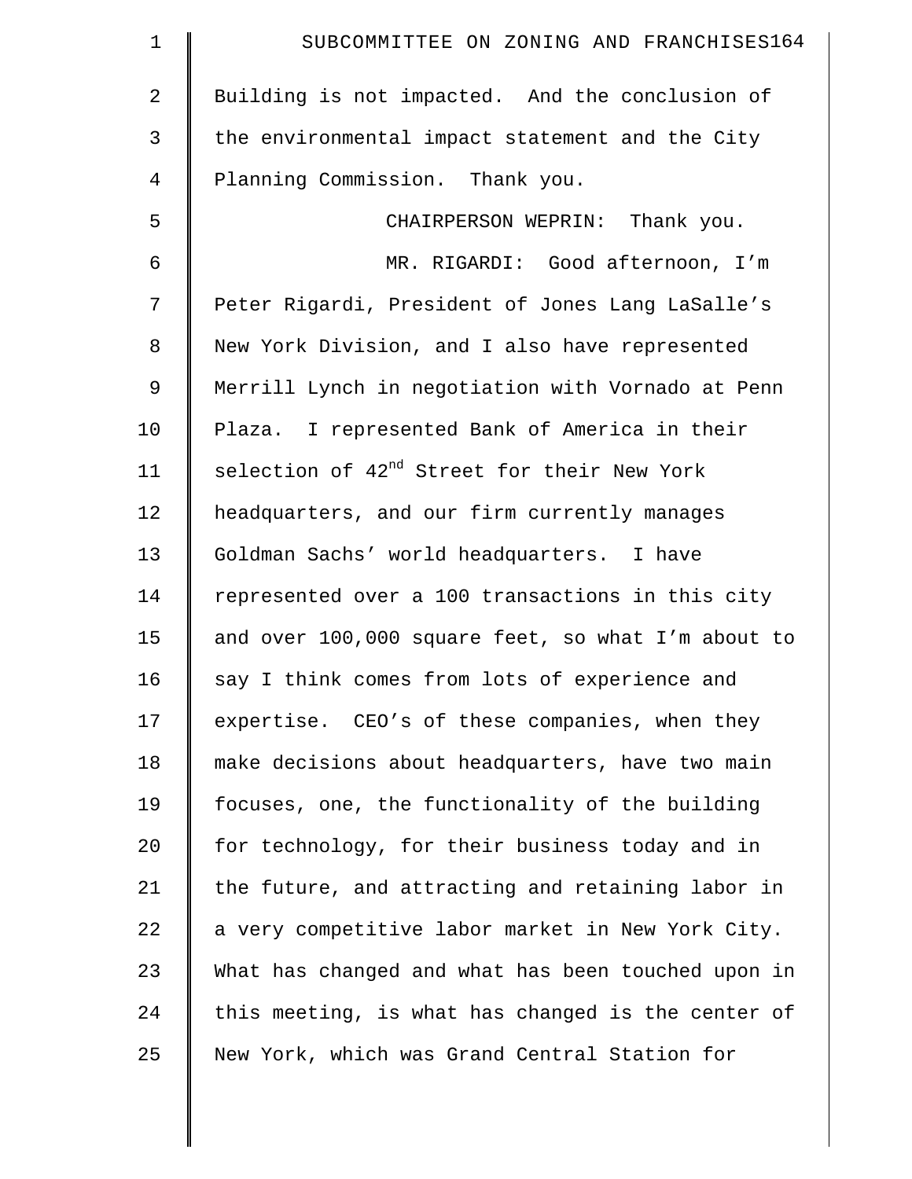Building is not impacted. And the conclusion of the environmental impact statement and the City Planning Commission. Thank you.

CHAIRPERSON WEPRIN: Thank you.

MR. RIGARDI: Good afternoon, I'm Peter Rigardi, President of Jones Lang LaSalle's New York Division, and I also have represented Merrill Lynch in negotiation with Vornado at Penn Plaza. I represented Bank of America in their selection of 42nd Street for their New York headquarters, and our firm currently manages Goldman Sachs' world headquarters. I have represented over a 100 transactions in this city and over 100,000 square feet, so what I'm about to say I think comes from lots of experience and expertise. CEO's of these companies, when they make decisions about headquarters, have two main focuses, one, the functionality of the building for technology, for their business today and in the future, and attracting and retaining labor in a very competitive labor market in New York City. What has changed and what has been touched upon in this meeting, is what has changed is the center of New York, which was Grand Central Station for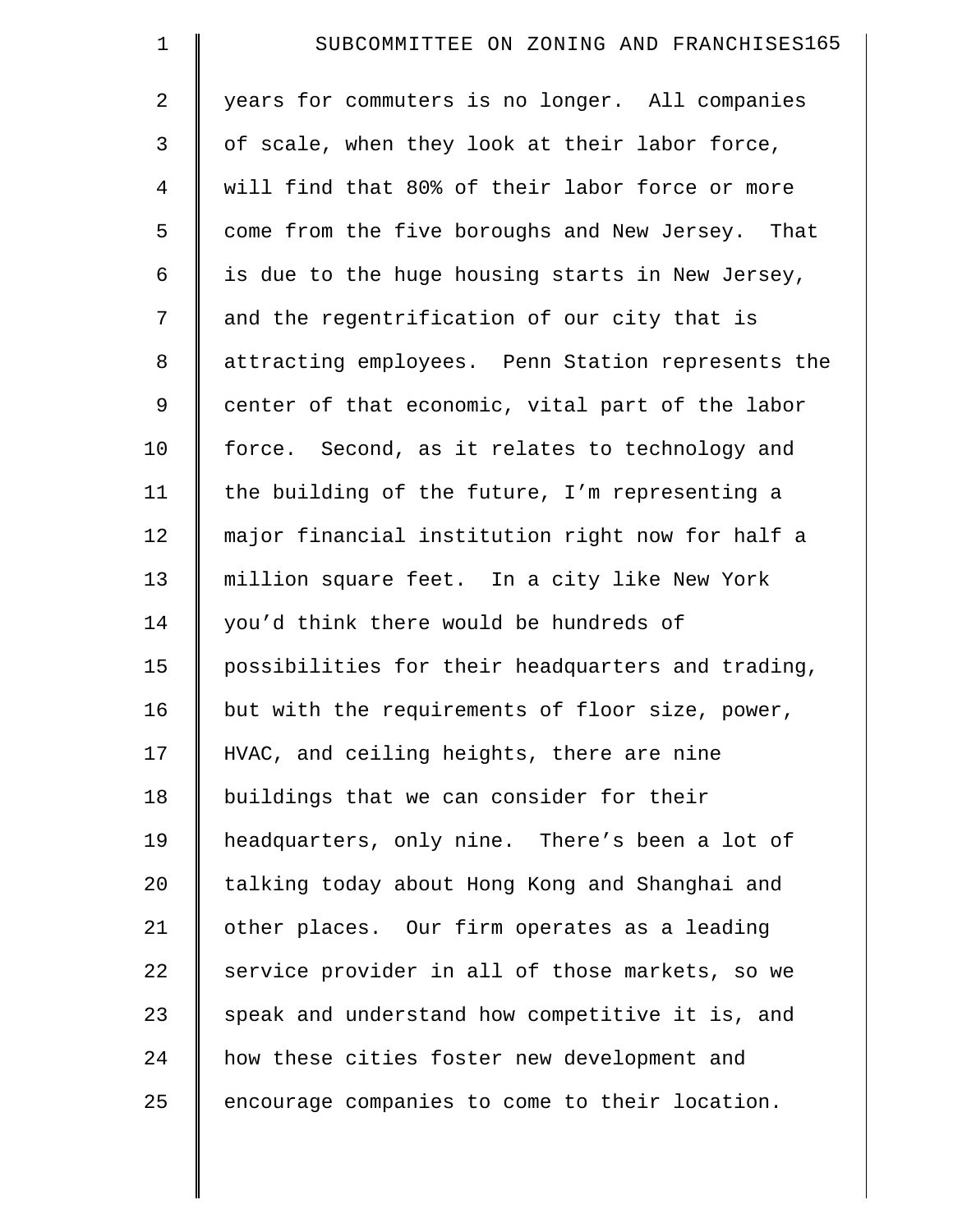years for commuters is no longer. All companies of scale, when they look at their labor force, will find that 80% of their labor force or more come from the five boroughs and New Jersey. That is due to the huge housing starts in New Jersey, and the regentrification of our city that is attracting employees. Penn Station represents the center of that economic, vital part of the labor force. Second, as it relates to technology and the building of the future, I'm representing a major financial institution right now for half a million square feet. In a city like New York you'd think there would be hundreds of possibilities for their headquarters and trading, but with the requirements of floor size, power, HVAC, and ceiling heights, there are nine buildings that we can consider for their headquarters, only nine. There's been a lot of talking today about Hong Kong and Shanghai and other places. Our firm operates as a leading service provider in all of those markets, so we speak and understand how competitive it is, and how these cities foster new development and encourage companies to come to their location.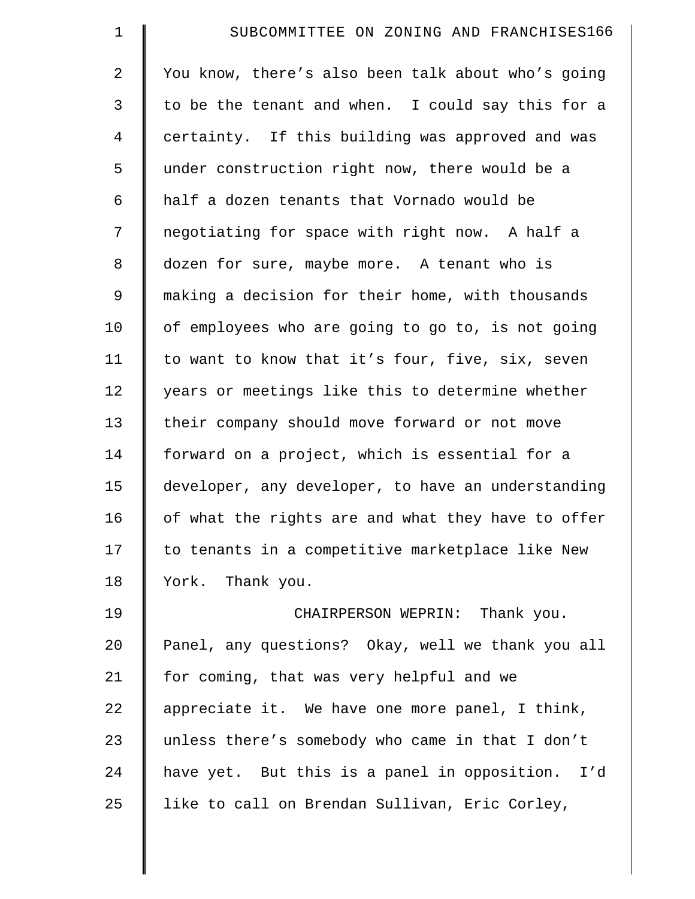You know, there's also been talk about who's going to be the tenant and when. I could say this for a certainty. If this building was approved and was under construction right now, there would be a half a dozen tenants that Vornado would be negotiating for space with right now. A half a dozen for sure, maybe more. A tenant who is making a decision for their home, with thousands of employees who are going to go to, is not going to want to know that it's four, five, six, seven years or meetings like this to determine whether their company should move forward or not move forward on a project, which is essential for a developer, any developer, to have an understanding of what the rights are and what they have to offer to tenants in a competitive marketplace like New York. Thank you.

CHAIRPERSON WEPRIN: Thank you. Panel, any questions? Okay, well we thank you all for coming, that was very helpful and we appreciate it. We have one more panel, I think, unless there's somebody who came in that I don't have yet. But this is a panel in opposition. I'd like to call on Brendan Sullivan, Eric Corley,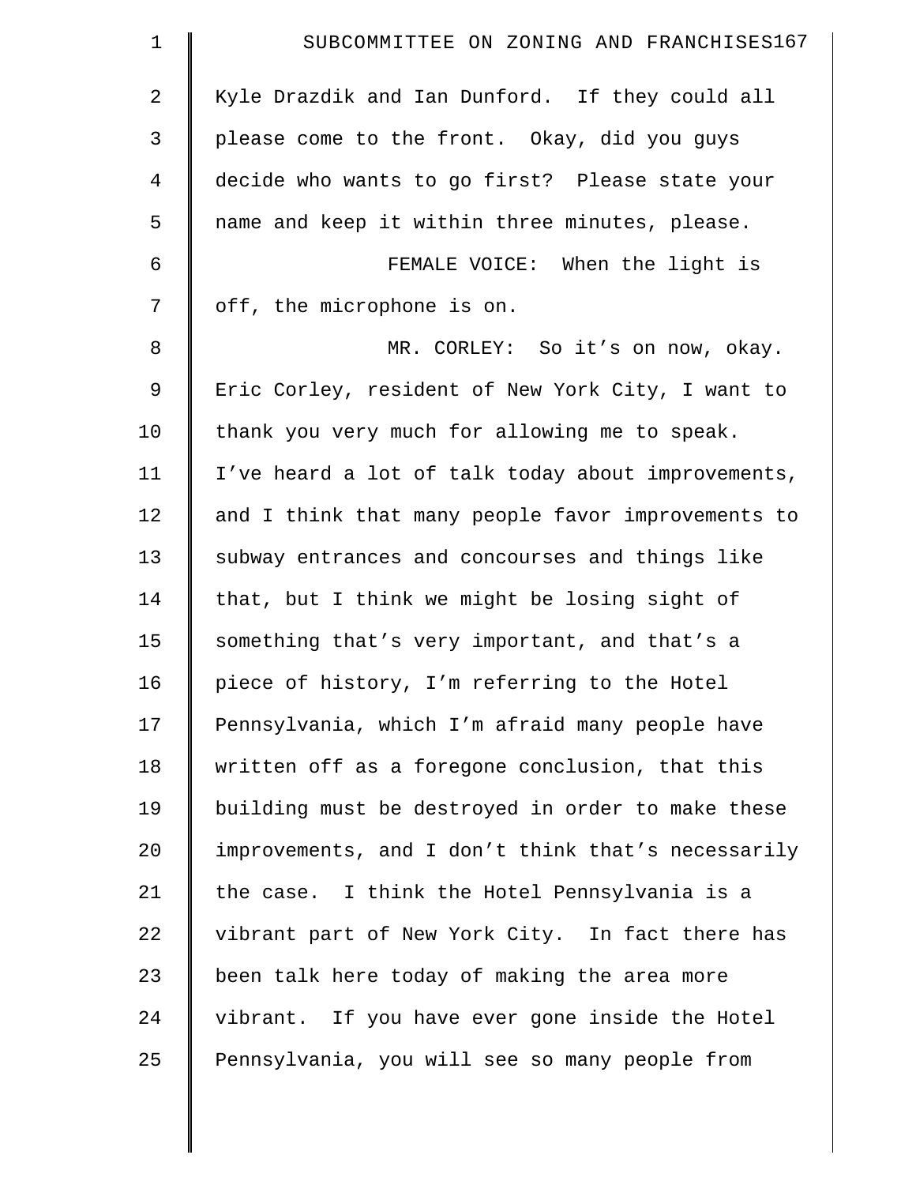Kyle Drazdik and Ian Dunford. If they could all please come to the front. Okay, did you guys decide who wants to go first? Please state your name and keep it within three minutes, please.

FEMALE VOICE: When the light is off, the microphone is on.

MR. CORLEY: So it’s on now, okay. Eric Corley, resident of New York City, I want to thank you very much for allowing me to speak. I’ve heard a lot of talk today about improvements, and I think that many people favor improvements to subway entrances and concourses and things like that, but I think we might be losing sight of something that’s very important, and that’s a piece of history, I’m referring to the Hotel Pennsylvania, which I’m afraid many people have written off as a foregone conclusion, that this building must be destroyed in order to make these improvements, and I don’t think that’s necessarily the case. I think the Hotel Pennsylvania is a vibrant part of New York City. In fact there has been talk here today of making the area more vibrant. If you have ever gone inside the Hotel Pennsylvania, you will see so many people from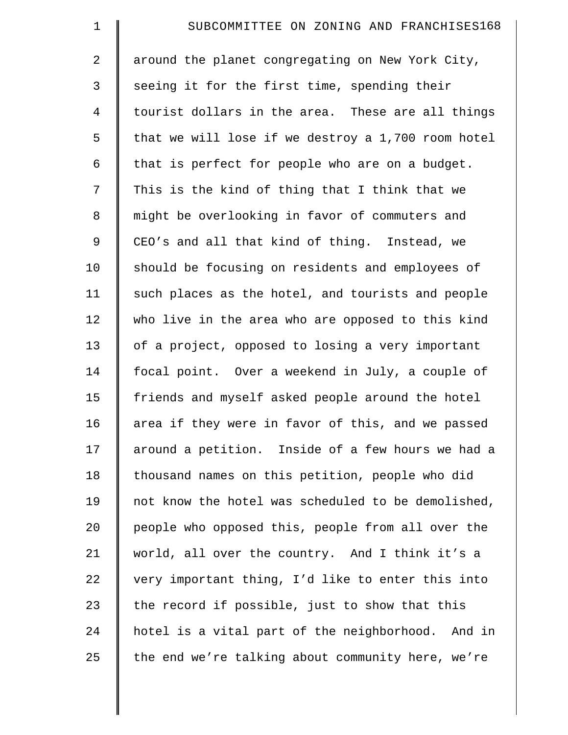around the planet congregating on New York City, seeing it for the first time, spending their tourist dollars in the area. These are all things that we will lose if we destroy a 1,700 room hotel that is perfect for people who are on a budget. This is the kind of thing that I think that we might be overlooking in favor of commuters and CEO's and all that kind of thing. Instead, we should be focusing on residents and employees of such places as the hotel, and tourists and people who live in the area who are opposed to this kind of a project, opposed to losing a very important focal point. Over a weekend in July, a couple of friends and myself asked people around the hotel area if they were in favor of this, and we passed around a petition. Inside of a few hours we had a thousand names on this petition, people who did not know the hotel was scheduled to be demolished, people who opposed this, people from all over the world, all over the country. And I think it's a very important thing, I'd like to enter this into the record if possible, just to show that this hotel is a vital part of the neighborhood. And in the end we're talking about community here, we're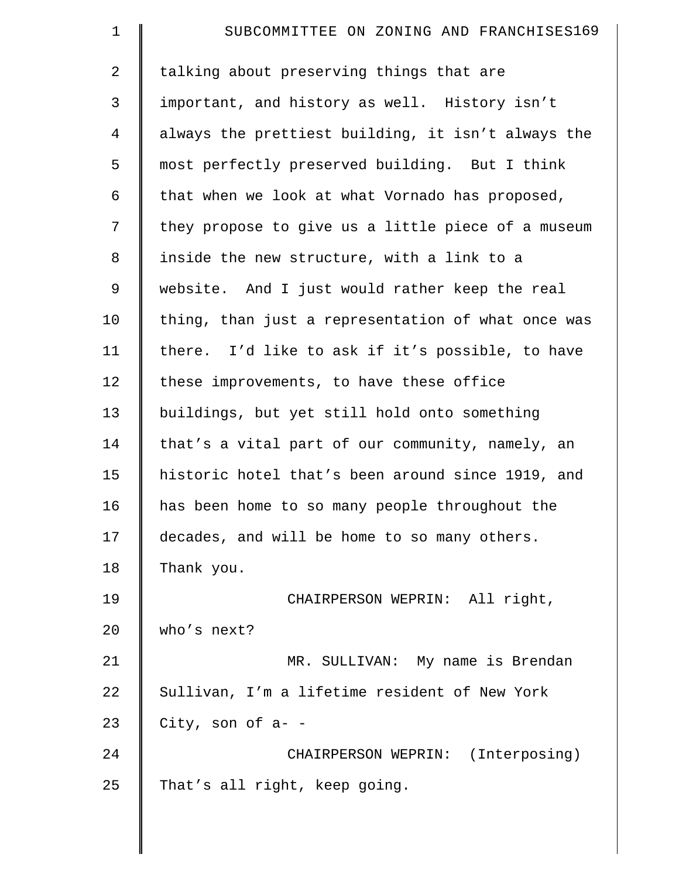talking about preserving things that are important, and history as well. History isn't always the prettiest building, it isn't always the most perfectly preserved building. But I think that when we look at what Vornado has proposed, they propose to give us a little piece of a museum inside the new structure, with a link to a website. And I just would rather keep the real thing, than just a representation of what once was there. I'd like to ask if it's possible, to have these improvements, to have these office buildings, but yet still hold onto something that's a vital part of our community, namely, an historic hotel that's been around since 1919, and has been home to so many people throughout the decades, and will be home to so many others. Thank you.

CHAIRPERSON WEPRIN: All right, who's next?

MR. SULLIVAN: My name is Brendan Sullivan, I'm a lifetime resident of New York City, son of a- -

CHAIRPERSON WEPRIN: (Interposing) That's all right, keep going.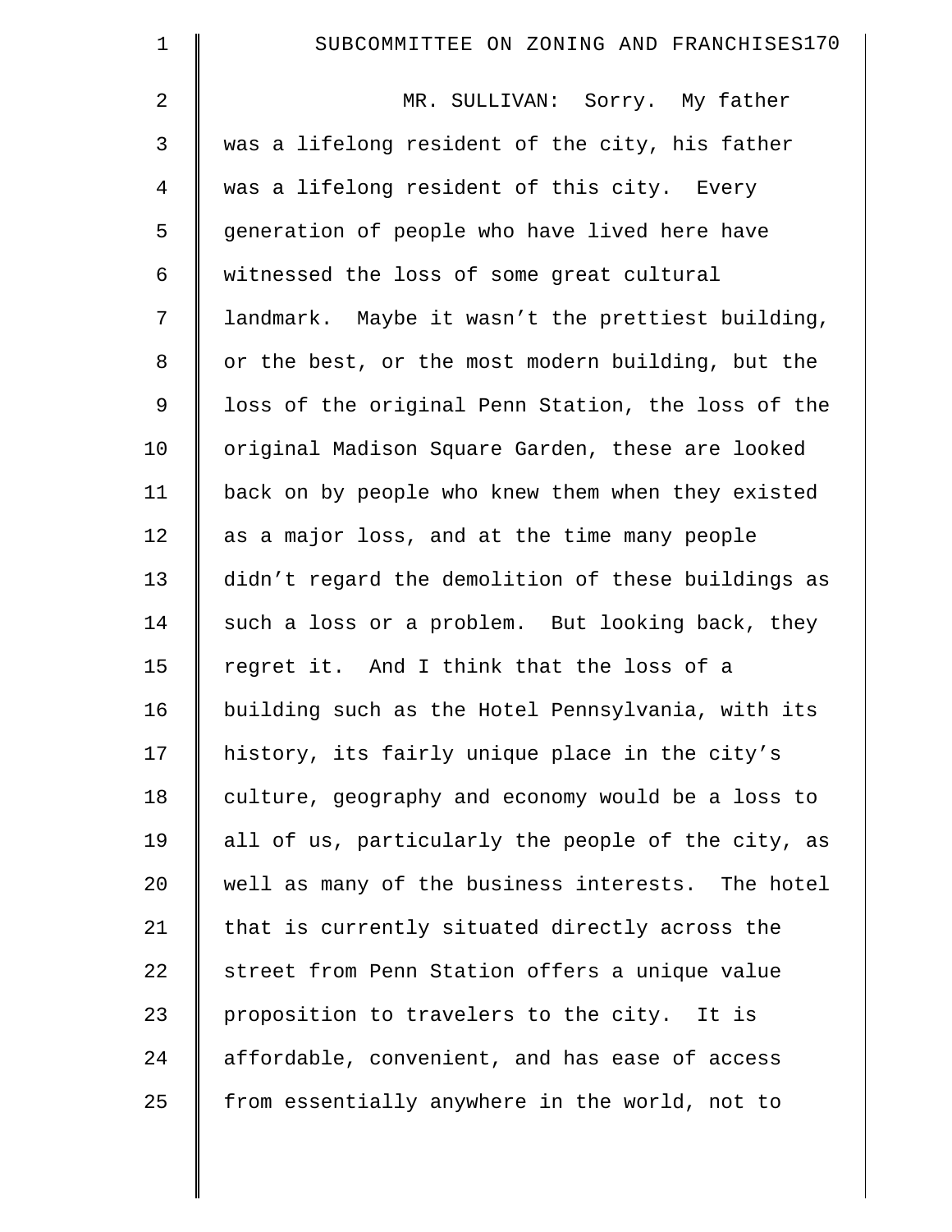MR. SULLIVAN: Sorry. My father was a lifelong resident of the city, his father was a lifelong resident of this city. Every generation of people who have lived here have witnessed the loss of some great cultural landmark. Maybe it wasn't the prettiest building, or the best, or the most modern building, but the loss of the original Penn Station, the loss of the original Madison Square Garden, these are looked back on by people who knew them when they existed as a major loss, and at the time many people didn't regard the demolition of these buildings as such a loss or a problem. But looking back, they regret it. And I think that the loss of a building such as the Hotel Pennsylvania, with its history, its fairly unique place in the city's culture, geography and economy would be a loss to all of us, particularly the people of the city, as well as many of the business interests. The hotel that is currently situated directly across the street from Penn Station offers a unique value proposition to travelers to the city. It is affordable, convenient, and has ease of access from essentially anywhere in the world, not to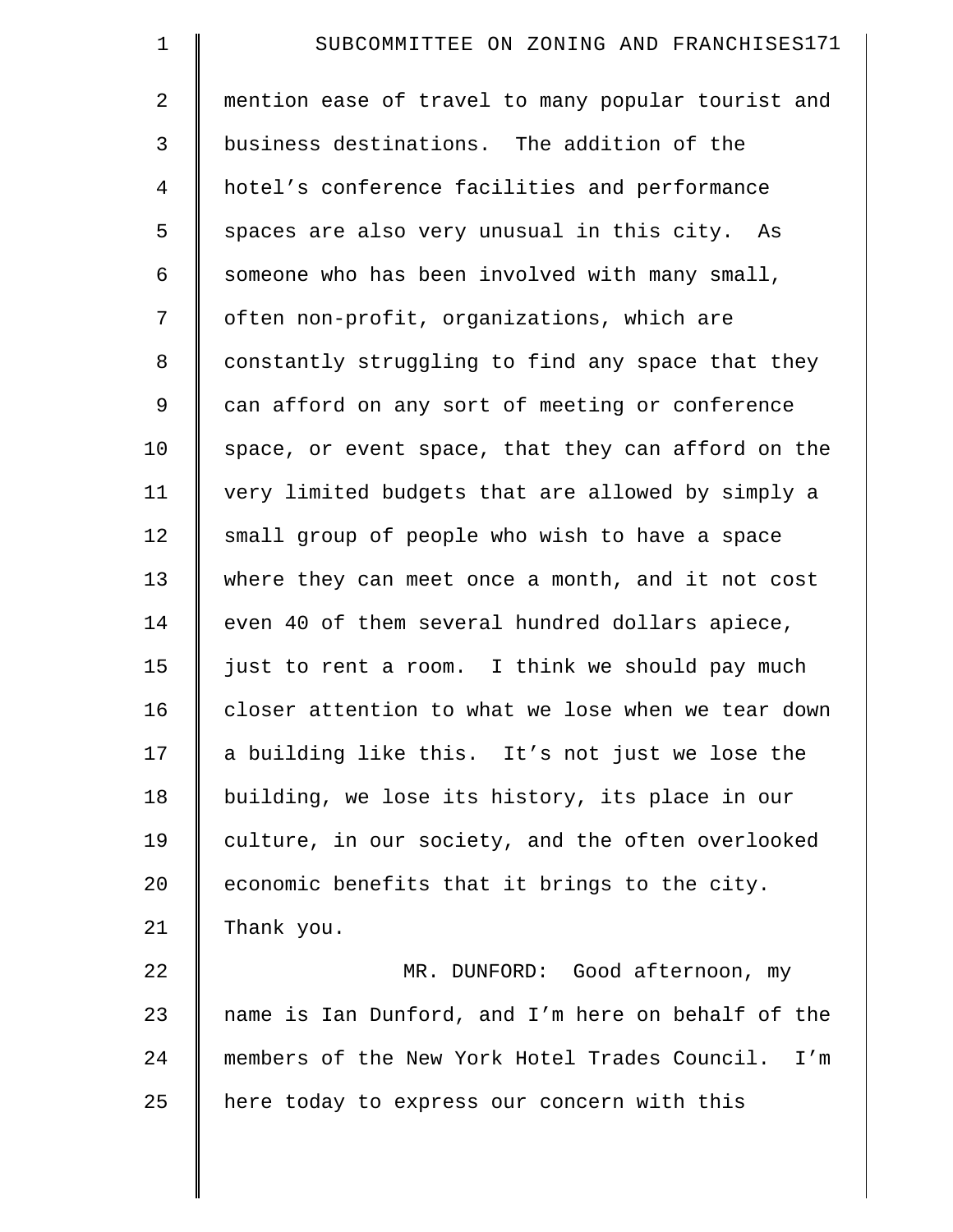mention ease of travel to many popular tourist and business destinations. The addition of the hotel's conference facilities and performance spaces are also very unusual in this city. As someone who has been involved with many small, often non-profit, organizations, which are constantly struggling to find any space that they can afford on any sort of meeting or conference space, or event space, that they can afford on the very limited budgets that are allowed by simply a small group of people who wish to have a space where they can meet once a month, and it not cost even 40 of them several hundred dollars apiece, just to rent a room. I think we should pay much closer attention to what we lose when we tear down a building like this. It's not just we lose the building, we lose its history, its place in our culture, in our society, and the often overlooked economic benefits that it brings to the city. Thank you.

MR. DUNFORD: Good afternoon, my name is Ian Dunford, and I'm here on behalf of the members of the New York Hotel Trades Council. I'm here today to express our concern with this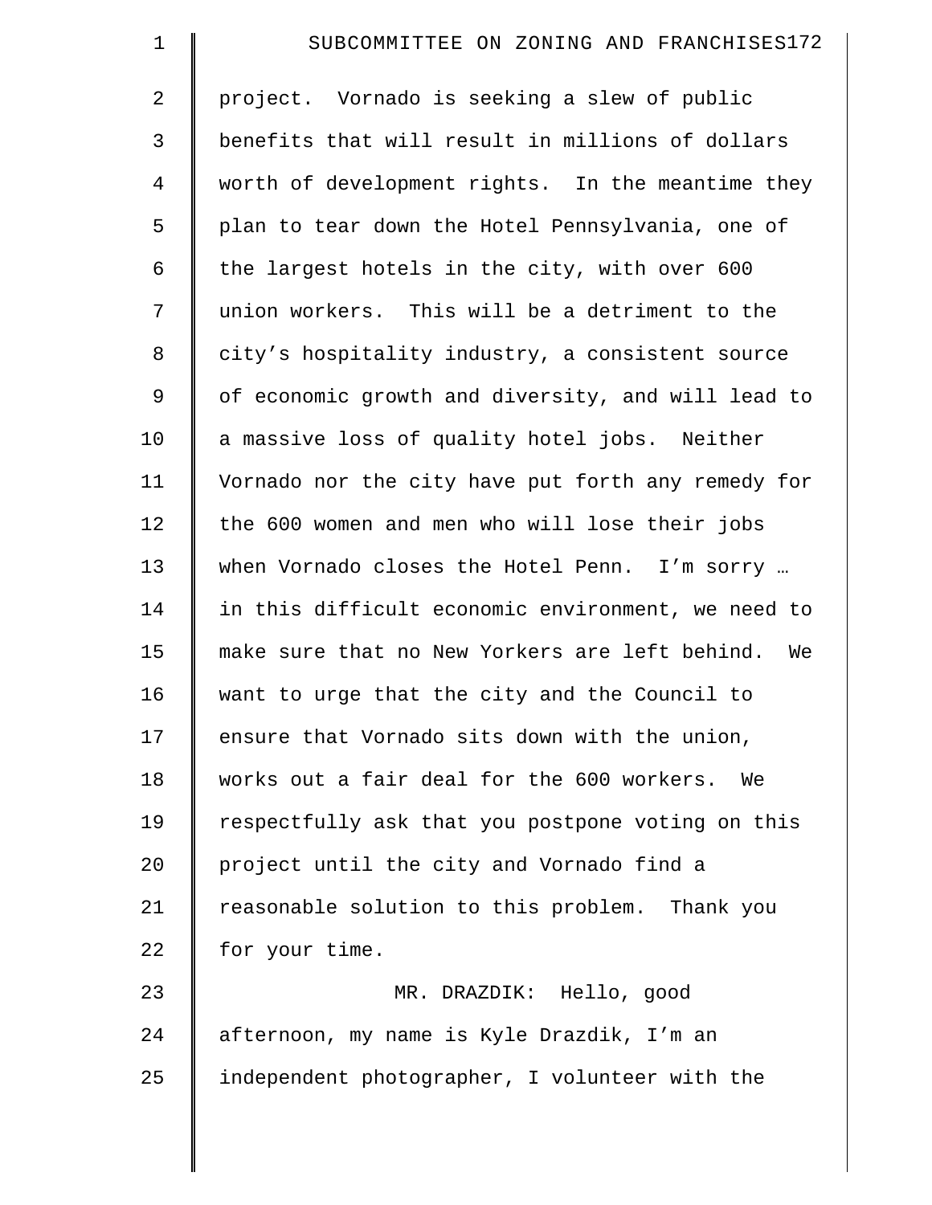project. Vornado is seeking a slew of public benefits that will result in millions of dollars worth of development rights. In the meantime they plan to tear down the Hotel Pennsylvania, one of the largest hotels in the city, with over 600 union workers. This will be a detriment to the city's hospitality industry, a consistent source of economic growth and diversity, and will lead to a massive loss of quality hotel jobs. Neither Vornado nor the city have put forth any remedy for the 600 women and men who will lose their jobs when Vornado closes the Hotel Penn. I'm sorry … in this difficult economic environment, we need to make sure that no New Yorkers are left behind. We want to urge that the city and the Council to ensure that Vornado sits down with the union, works out a fair deal for the 600 workers. We respectfully ask that you postpone voting on this project until the city and Vornado find a reasonable solution to this problem. Thank you for your time.

MR. DRAZDIK: Hello, good afternoon, my name is Kyle Drazdik, I'm an independent photographer, I volunteer with the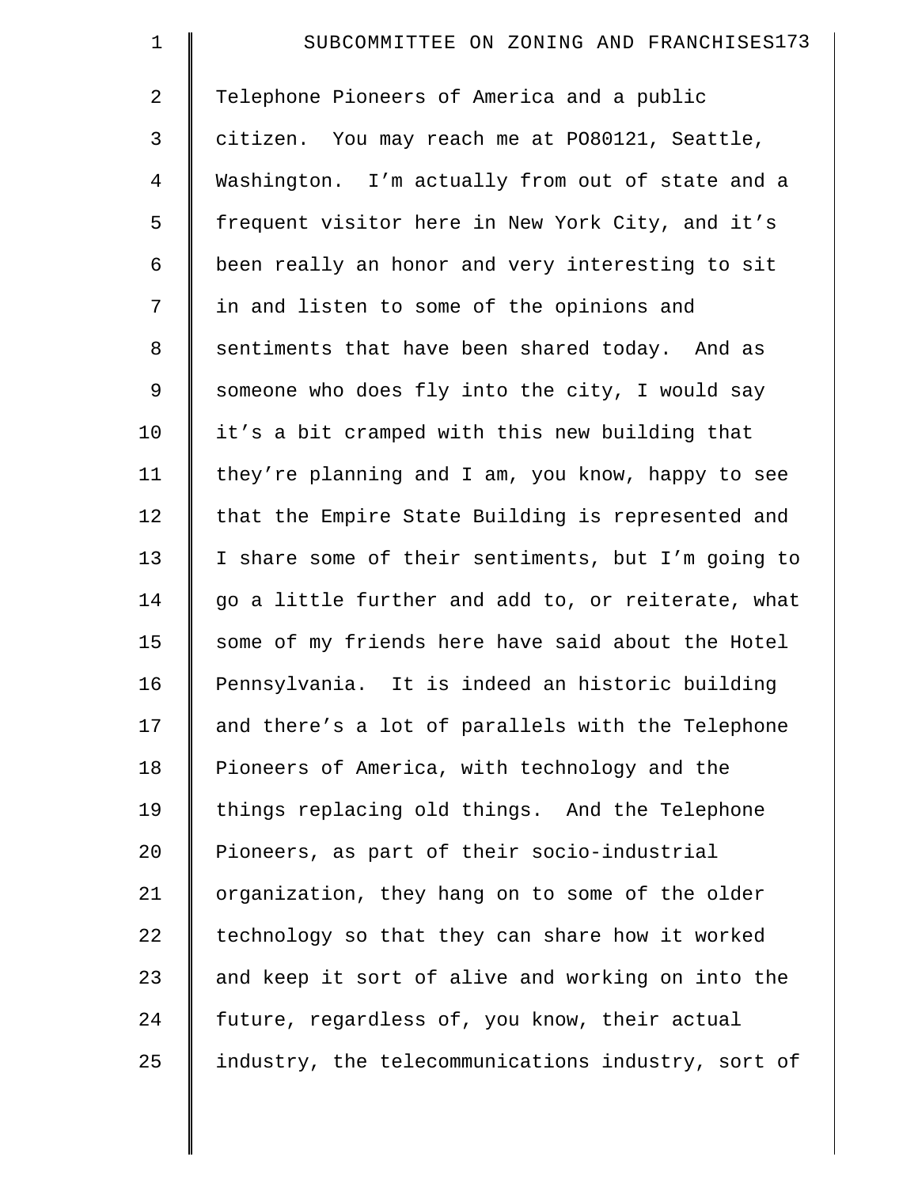Telephone Pioneers of America and a public citizen. You may reach me at PO80121, Seattle, Washington. I'm actually from out of state and a frequent visitor here in New York City, and it's been really an honor and very interesting to sit in and listen to some of the opinions and sentiments that have been shared today. And as someone who does fly into the city, I would say it's a bit cramped with this new building that they're planning and I am, you know, happy to see that the Empire State Building is represented and I share some of their sentiments, but I'm going to go a little further and add to, or reiterate, what some of my friends here have said about the Hotel Pennsylvania. It is indeed an historic building and there's a lot of parallels with the Telephone Pioneers of America, with technology and the things replacing old things. And the Telephone Pioneers, as part of their socio-industrial organization, they hang on to some of the older technology so that they can share how it worked and keep it sort of alive and working on into the future, regardless of, you know, their actual industry, the telecommunications industry, sort of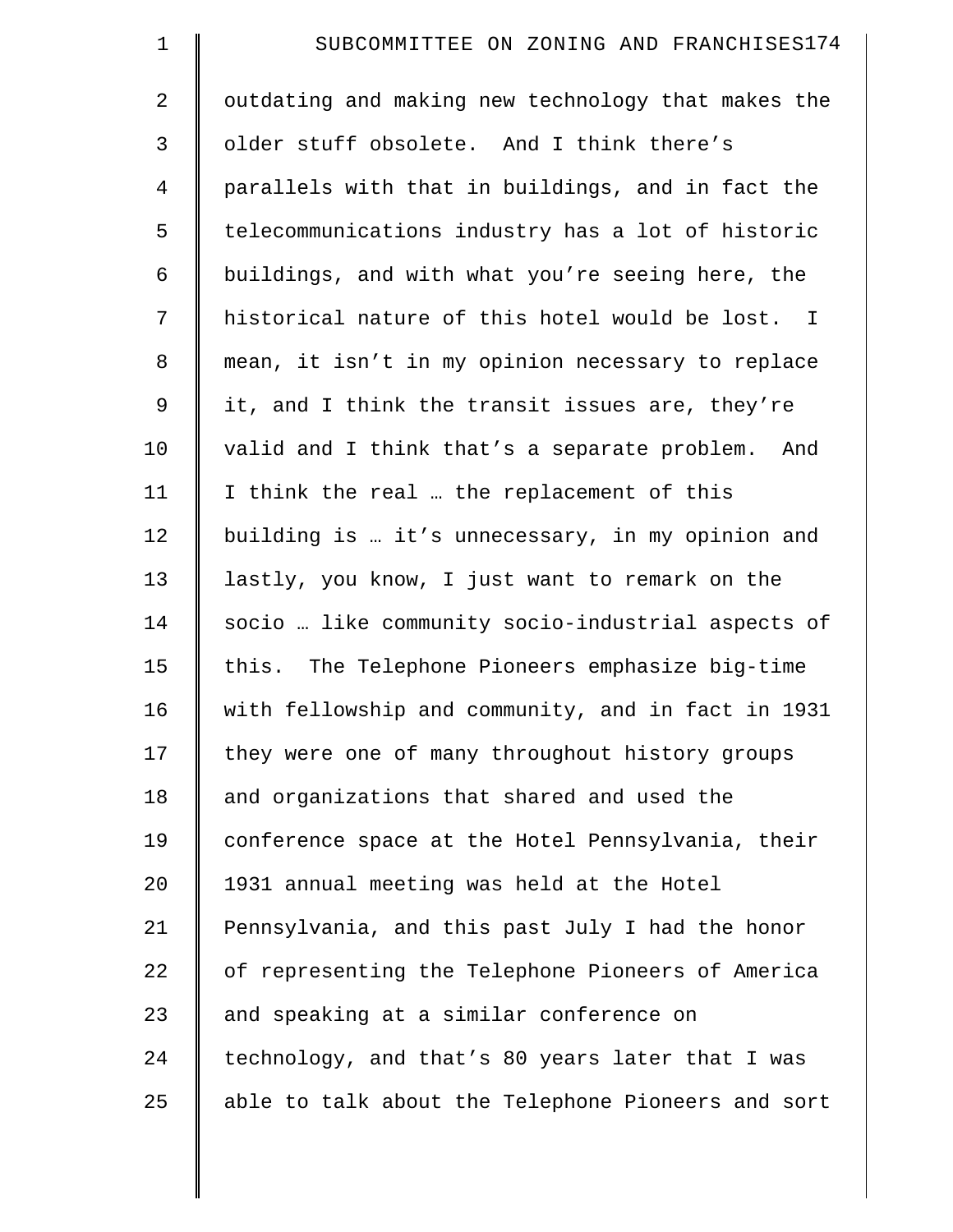outdating and making new technology that makes the older stuff obsolete. And I think there's parallels with that in buildings, and in fact the telecommunications industry has a lot of historic buildings, and with what you're seeing here, the historical nature of this hotel would be lost. I mean, it isn't in my opinion necessary to replace it, and I think the transit issues are, they're valid and I think that's a separate problem. And I think the real … the replacement of this building is … it's unnecessary, in my opinion and lastly, you know, I just want to remark on the socio … like community socio-industrial aspects of this. The Telephone Pioneers emphasize big-time with fellowship and community, and in fact in 1931 they were one of many throughout history groups and organizations that shared and used the conference space at the Hotel Pennsylvania, their 1931 annual meeting was held at the Hotel Pennsylvania, and this past July I had the honor of representing the Telephone Pioneers of America and speaking at a similar conference on technology, and that's 80 years later that I was able to talk about the Telephone Pioneers and sort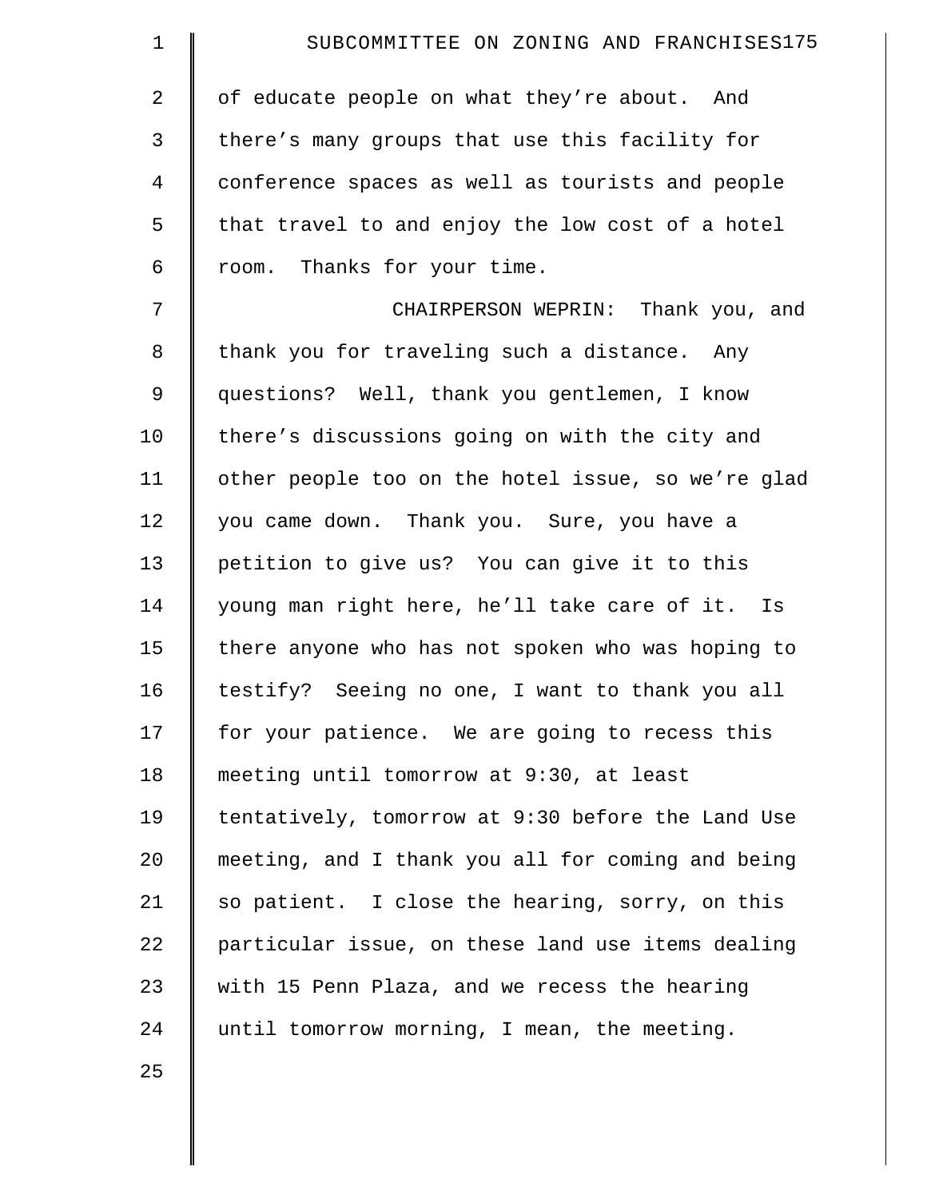of educate people on what they’re about. And there’s many groups that use this facility for conference spaces as well as tourists and people that travel to and enjoy the low cost of a hotel room. Thanks for your time.

CHAIRPERSON WEPRIN: Thank you, and thank you for traveling such a distance. Any questions? Well, thank you gentlemen, I know there’s discussions going on with the city and other people too on the hotel issue, so we’re glad you came down. Thank you. Sure, you have a petition to give us? You can give it to this young man right here, he’ll take care of it. Is there anyone who has not spoken who was hoping to testify? Seeing no one, I want to thank you all for your patience. We are going to recess this meeting until tomorrow at 9:30, at least tentatively, tomorrow at 9:30 before the Land Use meeting, and I thank you all for coming and being so patient. I close the hearing, sorry, on this particular issue, on these land use items dealing with 15 Penn Plaza, and we recess the hearing until tomorrow morning, I mean, the meeting.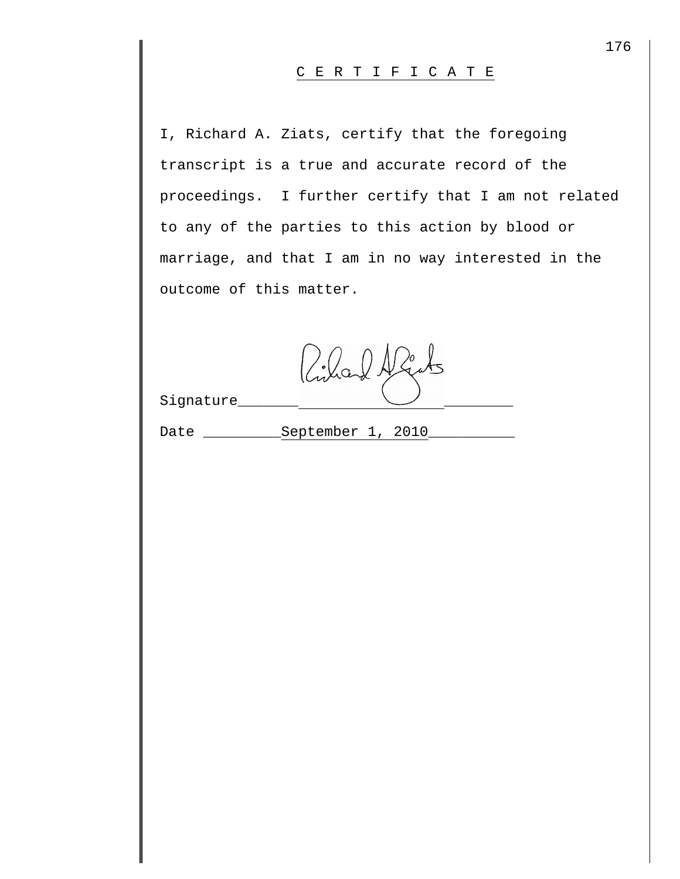# C E R T I F I C A T E

I, Richard A. Ziats, certify that the foregoing transcript is a true and accurate record of the proceedings. I further certify that I am not related to any of the parties to this action by blood or marriage, and that I am in no way interested in the outcome of this matter.

Signature_________________________________

Date _________September 1, 2010__________